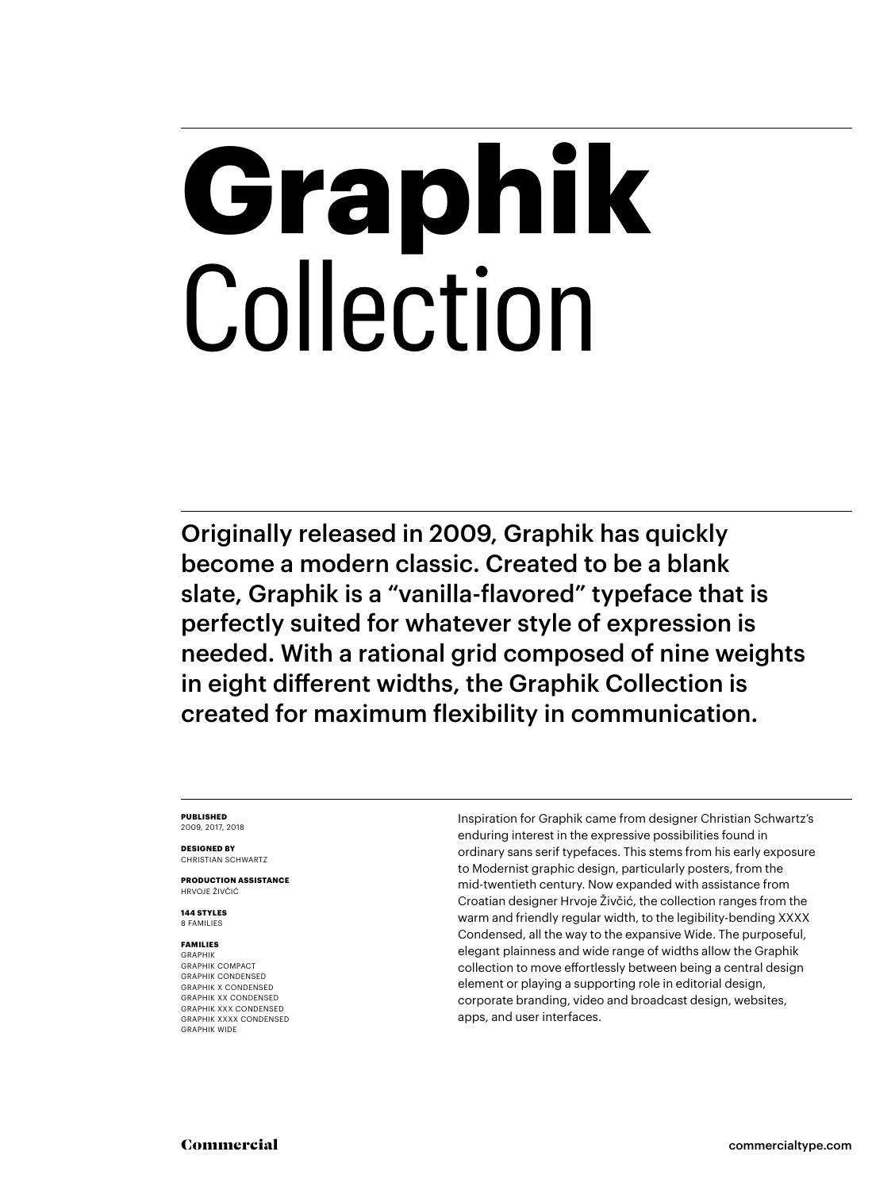# Graphik Collection

Originally released in 2009, Graphik has quickly become a modern classic. Created to be a blank slate, Graphik is a “vanilla-flavored” typeface that is perfectly suited for whatever style of expression is needed. With a rational grid composed of nine weights in eight different widths, the Graphik Collection is created for maximum flexibility in communication.

**PUBLISHED**
2009, 2017, 2018

**DESIGNED BY**
CHRISTIAN SCHWARTZ

**PRODUCTION ASSISTANCE**
HRVOJE ŽIVČIĆ

**144 STYLES**
8 FAMILIES

**FAMILIES**
GRAPHIK
GRAPHIK COMPACT
GRAPHIK CONDENSED
GRAPHIK X CONDENSED
GRAPHIK XX CONDENSED
GRAPHIK XXX CONDENSED
GRAPHIK XXXX CONDENSED
GRAPHIK WIDE

Inspiration for Graphik came from designer Christian Schwartz’s enduring interest in the expressive possibilities found in ordinary sans serif typefaces. This stems from his early exposure to Modernist graphic design, particularly posters, from the mid-twentieth century. Now expanded with assistance from Croatian designer Hrvoje Živčić, the collection ranges from the warm and friendly regular width, to the legibility-bending XXXX Condensed, all the way to the expansive Wide. The purposeful, elegant plainness and wide range of widths allow the Graphik collection to move effortlessly between being a central design element or playing a supporting role in editorial design, corporate branding, video and broadcast design, websites, apps, and user interfaces.

Commercial

commercialtype.com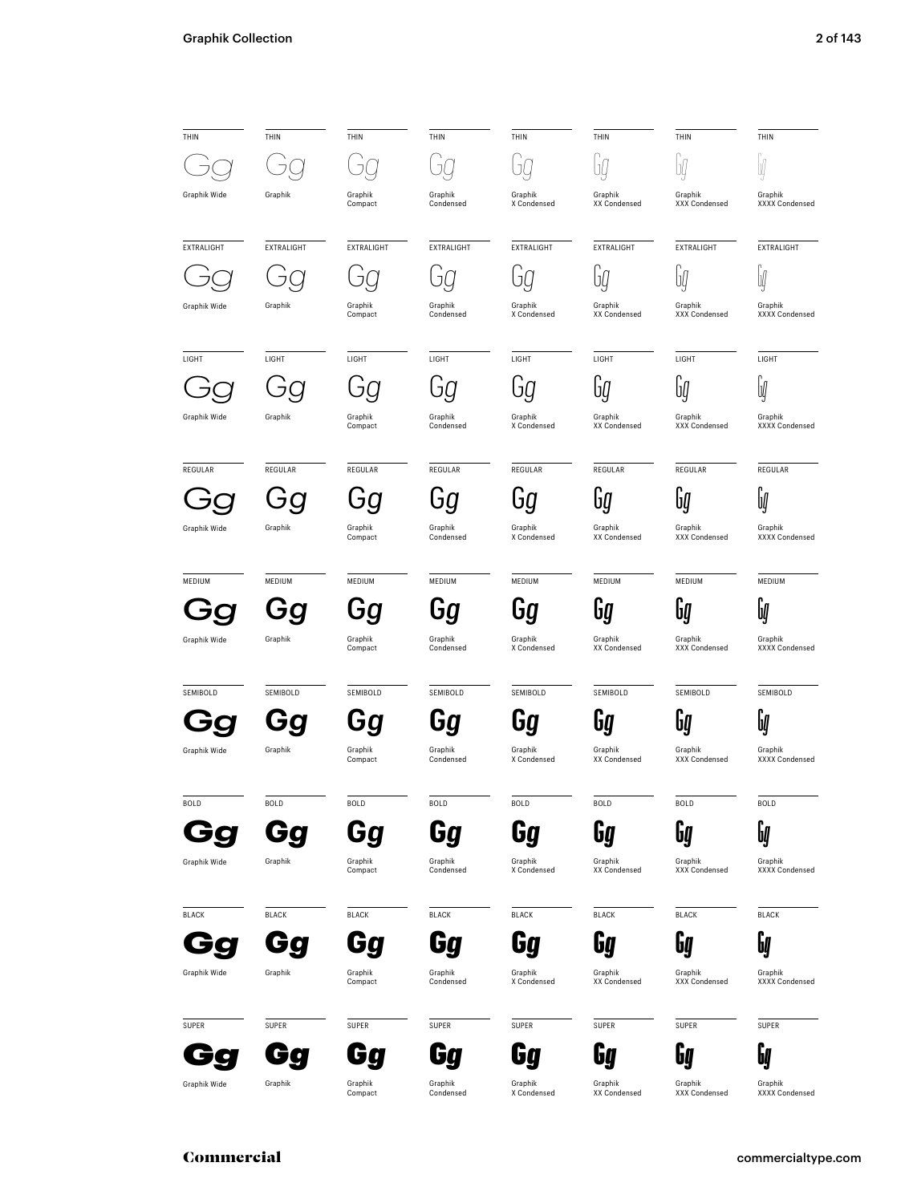| THIN | THIN | THIN | THIN | THIN | THIN | THIN | THIN |
|---|---|---|---|---|---|---|---|
| Gg | Gg | Gg | Gg | Gg | Gg | Gg | Gg |
| Graphik Wide | Graphik | Graphik Compact | Graphik Condensed | Graphik X Condensed | Graphik XX Condensed | Graphik XXX Condensed | Graphik XXXX Condensed |
| EXTRALIGHT | EXTRALIGHT | EXTRALIGHT | EXTRALIGHT | EXTRALIGHT | EXTRALIGHT | EXTRALIGHT | EXTRALIGHT |
| Gg | Gg | Gg | Gg | Gg | Gg | Gg | Gg |
| Graphik Wide | Graphik | Graphik Compact | Graphik Condensed | Graphik X Condensed | Graphik XX Condensed | Graphik XXX Condensed | Graphik XXXX Condensed |
| LIGHT | LIGHT | LIGHT | LIGHT | LIGHT | LIGHT | LIGHT | LIGHT |
| Gg | Gg | Gg | Gg | Gg | Gg | Gg | Gg |
| Graphik Wide | Graphik | Graphik Compact | Graphik Condensed | Graphik X Condensed | Graphik XX Condensed | Graphik XXX Condensed | Graphik XXXX Condensed |
| REGULAR | REGULAR | REGULAR | REGULAR | REGULAR | REGULAR | REGULAR | REGULAR |
| Gg | Gg | Gg | Gg | Gg | Gg | Gg | Gg |
| Graphik Wide | Graphik | Graphik Compact | Graphik Condensed | Graphik X Condensed | Graphik XX Condensed | Graphik XXX Condensed | Graphik XXXX Condensed |
| MEDIUM | MEDIUM | MEDIUM | MEDIUM | MEDIUM | MEDIUM | MEDIUM | MEDIUM |
| Gg | Gg | Gg | Gg | Gg | Gg | Gg | Gg |
| Graphik Wide | Graphik | Graphik Compact | Graphik Condensed | Graphik X Condensed | Graphik XX Condensed | Graphik XXX Condensed | Graphik XXXX Condensed |
| SEMIBOLD | SEMIBOLD | SEMIBOLD | SEMIBOLD | SEMIBOLD | SEMIBOLD | SEMIBOLD | SEMIBOLD |
| Gg | Gg | Gg | Gg | Gg | Gg | Gg | Gg |
| Graphik Wide | Graphik | Graphik Compact | Graphik Condensed | Graphik X Condensed | Graphik XX Condensed | Graphik XXX Condensed | Graphik XXXX Condensed |
| BOLD | BOLD | BOLD | BOLD | BOLD | BOLD | BOLD | BOLD |
| Gg | Gg | Gg | Gg | Gg | Gg | Gg | Gg |
| Graphik Wide | Graphik | Graphik Compact | Graphik Condensed | Graphik X Condensed | Graphik XX Condensed | Graphik XXX Condensed | Graphik XXXX Condensed |
| BLACK | BLACK | BLACK | BLACK | BLACK | BLACK | BLACK | BLACK |
| Gg | Gg | Gg | Gg | Gg | Gg | Gg | Gg |
| Graphik Wide | Graphik | Graphik Compact | Graphik Condensed | Graphik X Condensed | Graphik XX Condensed | Graphik XXX Condensed | Graphik XXXX Condensed |
| SUPER | SUPER | SUPER | SUPER | SUPER | SUPER | SUPER | SUPER |
| Gg | Gg | Gg | Gg | Gg | Gg | Gg | Gg |
| Graphik Wide | Graphik | Graphik Compact | Graphik Condensed | Graphik X Condensed | Graphik XX Condensed | Graphik XXX Condensed | Graphik XXXX Condensed |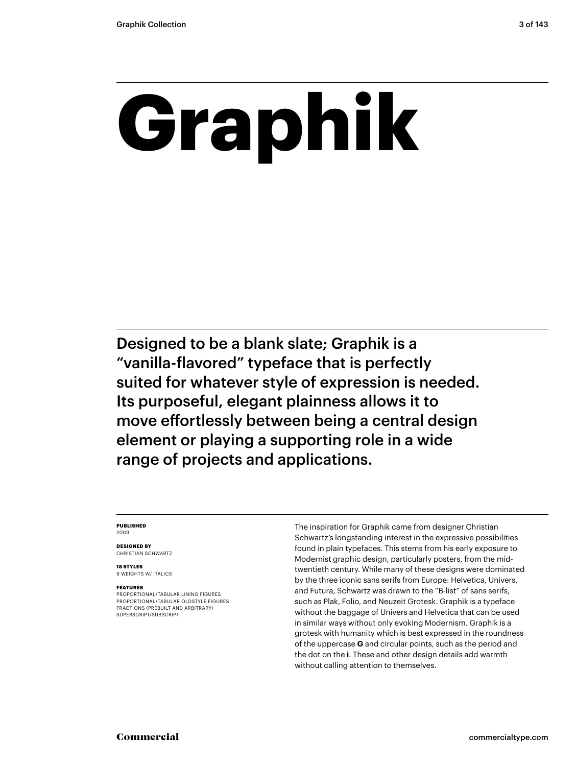# Graphik

Designed to be a blank slate; Graphik is a "vanilla-flavored" typeface that is perfectly suited for whatever style of expression is needed. Its purposeful, elegant plainness allows it to move effortlessly between being a central design element or playing a supporting role in a wide range of projects and applications.

**PUBLISHED**
2009

**DESIGNED BY**
CHRISTIAN SCHWARTZ

**18 STYLES**
9 WEIGHTS W/ ITALICS

**FEATURES**
PROPORTIONAL/TABULAR LINING FIGURES
PROPORTIONAL/TABULAR OLDSTYLE FIGURES
FRACTIONS (PREBUILT AND ARBITRARY)
SUPERSCRIPT/SUBSCRIPT

The inspiration for Graphik came from designer Christian Schwartz's longstanding interest in the expressive possibilities found in plain typefaces. This stems from his early exposure to Modernist graphic design, particularly posters, from the mid-twentieth century. While many of these designs were dominated by the three iconic sans serifs from Europe: Helvetica, Univers, and Futura, Schwartz was drawn to the "B-list" of sans serifs, such as Plak, Folio, and Neuzeit Grotesk. Graphik is a typeface without the baggage of Univers and Helvetica that can be used in similar ways without only evoking Modernism. Graphik is a grotesk with humanity which is best expressed in the roundness of the uppercase **G** and circular points, such as the period and the dot on the **i**. These and other design details add warmth without calling attention to themselves.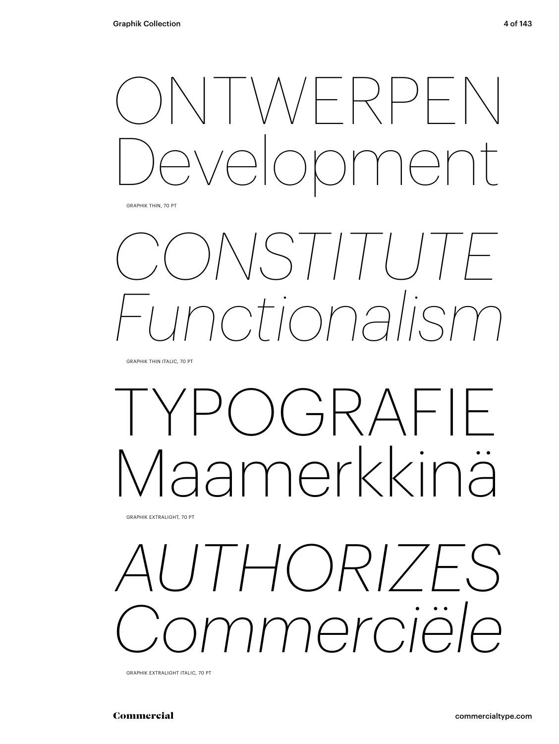ONTWERPEN
Development

GRAPHIK THIN, 70 PT

*CONSTITUTE*
*Functionalism*

GRAPHIK THIN ITALIC, 70 PT

TYPOGRAFIE
Maamerkkinä

GRAPHIK EXTRALIGHT, 70 PT

*AUTHORIZES*
*Commerciële*

GRAPHIK EXTRALIGHT ITALIC, 70 PT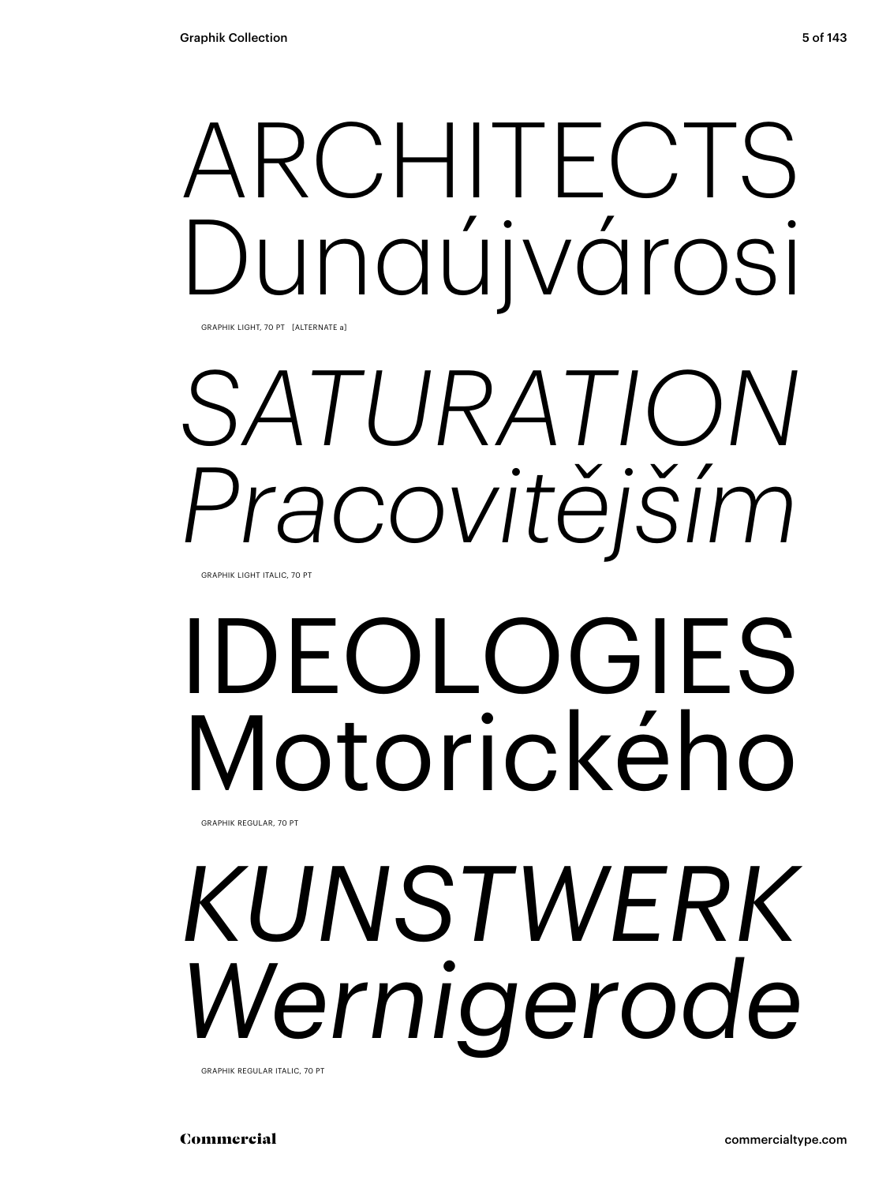ARCHITECTS
Dunaújvárosi

GRAPHIK LIGHT, 70 PT [ALTERNATE a]

*SATURATION*
*Pracovitějším*

GRAPHIK LIGHT ITALIC, 70 PT

IDEOLOGIES
Motorického

GRAPHIK REGULAR, 70 PT

*KUNSTWERK*
*Wernigerode*

GRAPHIK REGULAR ITALIC, 70 PT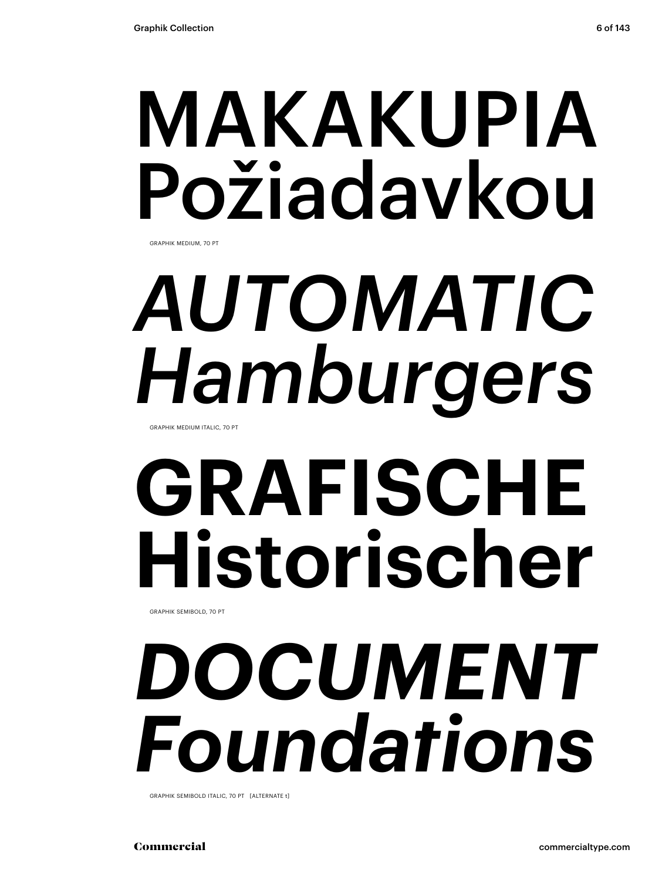MAKAKUPIA
Požiadavkou

GRAPHIK MEDIUM, 70 PT

*AUTOMATIC*
*Hamburgers*

GRAPHIK MEDIUM ITALIC, 70 PT

**GRAFISCHE**
**Historischer**

GRAPHIK SEMIBOLD, 70 PT

***DOCUMENT***
***Foundations***

GRAPHIK SEMIBOLD ITALIC, 70 PT [ALTERNATE t]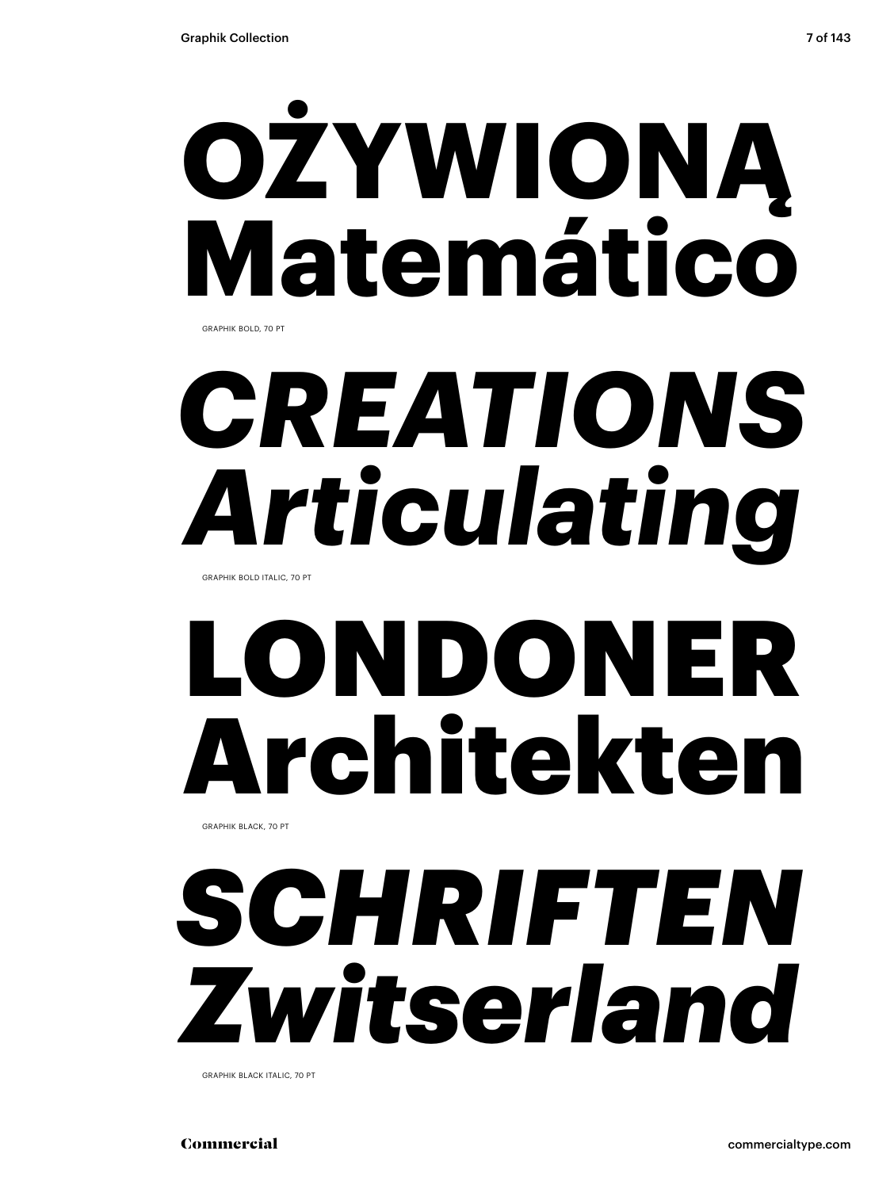# **OŻYWIONĄ Matemático**

GRAPHIK BOLD, 70 PT

# ***CREATIONS Articulating***

GRAPHIK BOLD ITALIC, 70 PT

# **LONDONER Architekten**

GRAPHIK BLACK, 70 PT

# ***SCHRIFTEN Zwitserland***

GRAPHIK BLACK ITALIC, 70 PT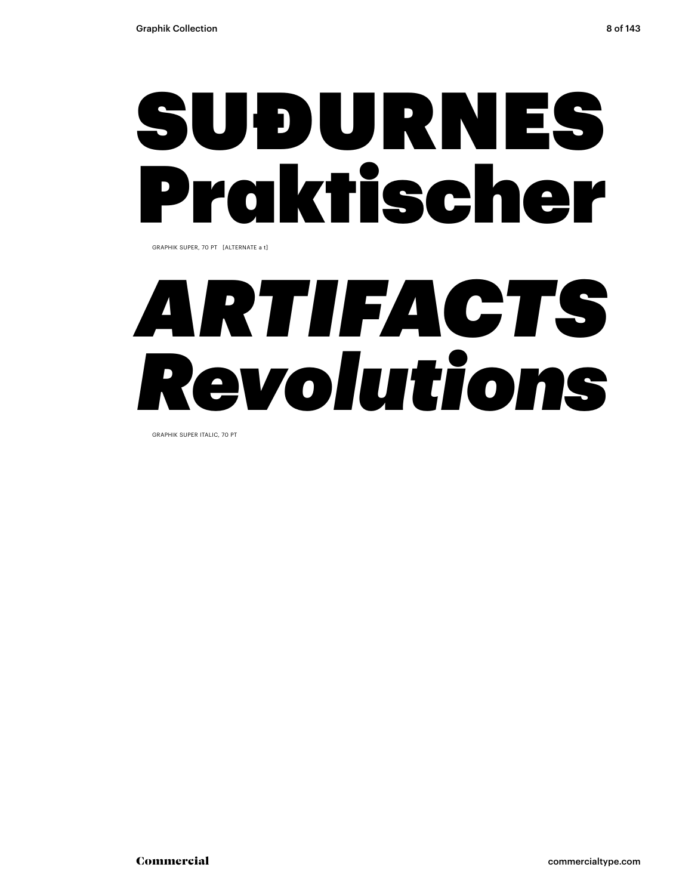# SUÐURNES Praktischer

GRAPHIK SUPER, 70 PT [ALTERNATE a t]

# *ARTIFACTS Revolutions*

GRAPHIK SUPER ITALIC, 70 PT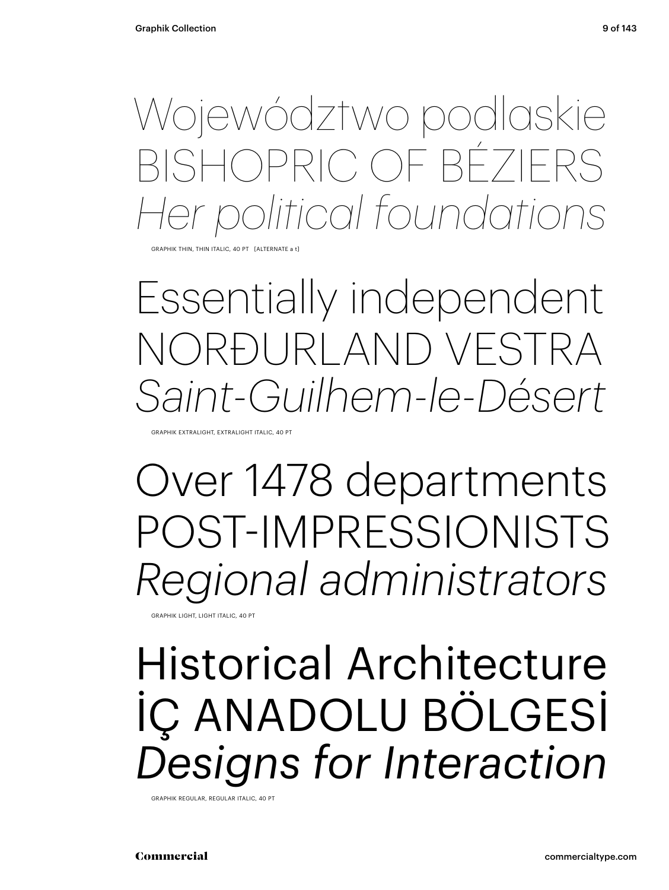Województwo podlaskie
BISHOPRIC OF BÉZIERS
*Her political foundations*

GRAPHIK THIN, THIN ITALIC, 40 PT [ALTERNATE a t]

Essentially independent
NORĐURLAND VESTRA
*Saint-Guilhem-le-Désert*

GRAPHIK EXTRALIGHT, EXTRALIGHT ITALIC, 40 PT

Over 1478 departments
POST-IMPRESSIONISTS
*Regional administrators*

GRAPHIK LIGHT, LIGHT ITALIC, 40 PT

Historical Architecture
İÇ ANADOLU BÖLGESİ
*Designs for Interaction*

GRAPHIK REGULAR, REGULAR ITALIC, 40 PT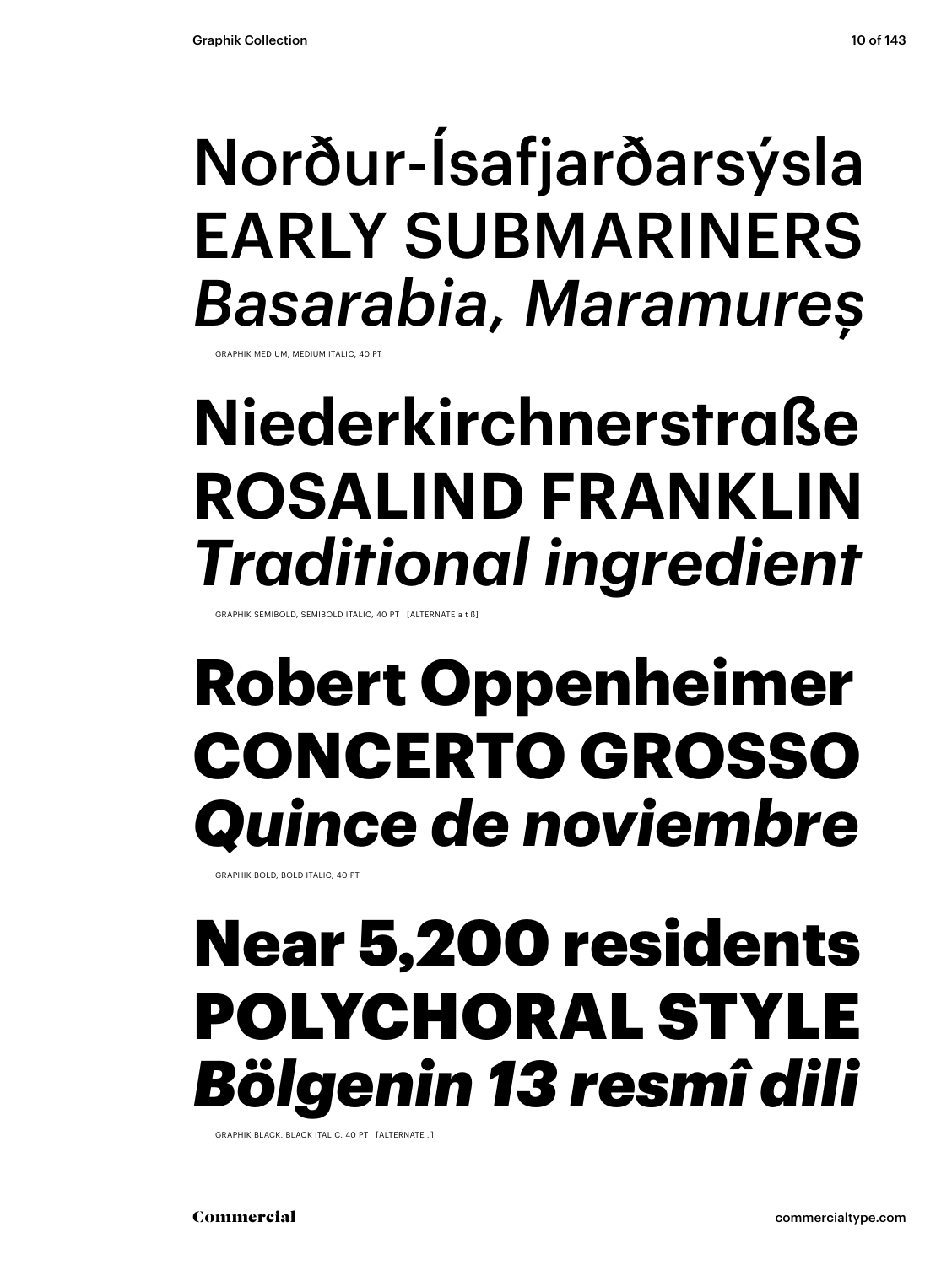Norður-Ísafjarðarsýsla
EARLY SUBMARINERS
*Basarabia, Maramureș*

GRAPHIK MEDIUM, MEDIUM ITALIC, 40 PT

**Niederkirchnerstraße**
**ROSALIND FRANKLIN**
***Traditional ingredient***

GRAPHIK SEMIBOLD, SEMIBOLD ITALIC, 40 PT [ALTERNATE a t ß]

**Robert Oppenheimer**
**CONCERTO GROSSO**
***Quince de noviembre***

GRAPHIK BOLD, BOLD ITALIC, 40 PT

**Near 5,200 residents**
**POLYCHORAL STYLE**
***Bölgenin 13 resmî dili***

GRAPHIK BLACK, BLACK ITALIC, 40 PT [ALTERNATE , ]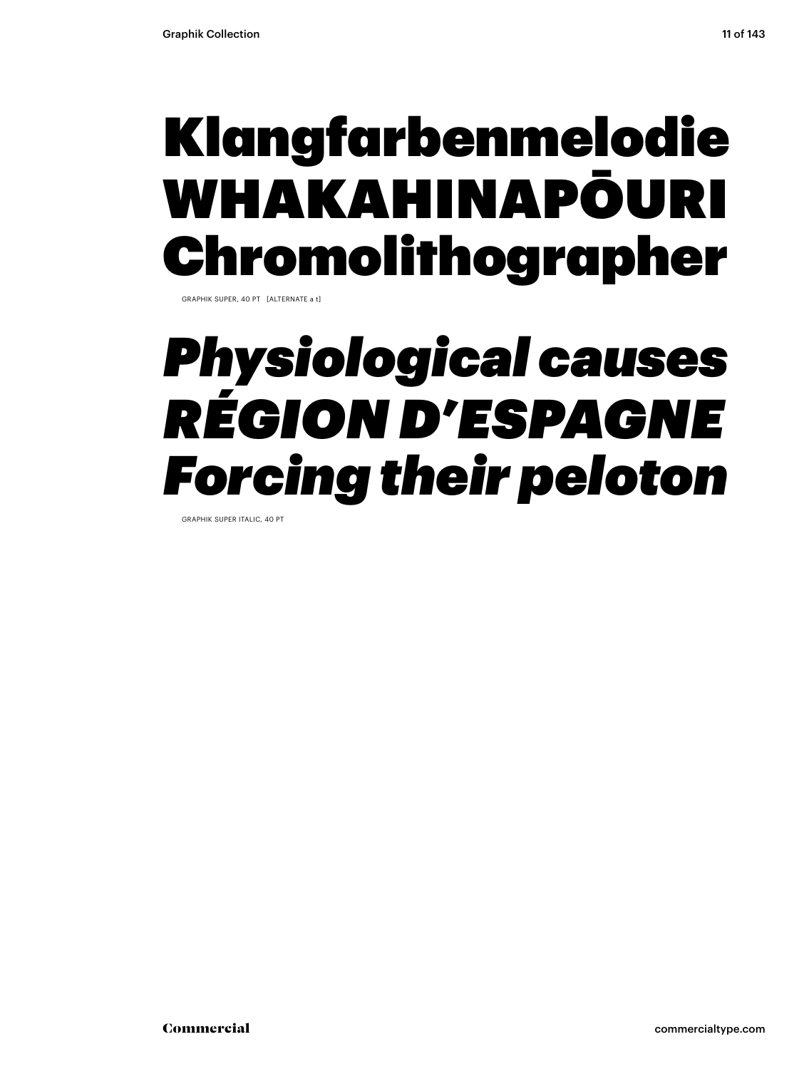# Klangfarbenmelodie WHAKAHINAPŌURI Chromolithographer

GRAPHIK SUPER, 40 PT [ALTERNATE a t]

# *Physiological causes RÉGION D'ESPAGNE Forcing their peloton*

GRAPHIK SUPER ITALIC, 40 PT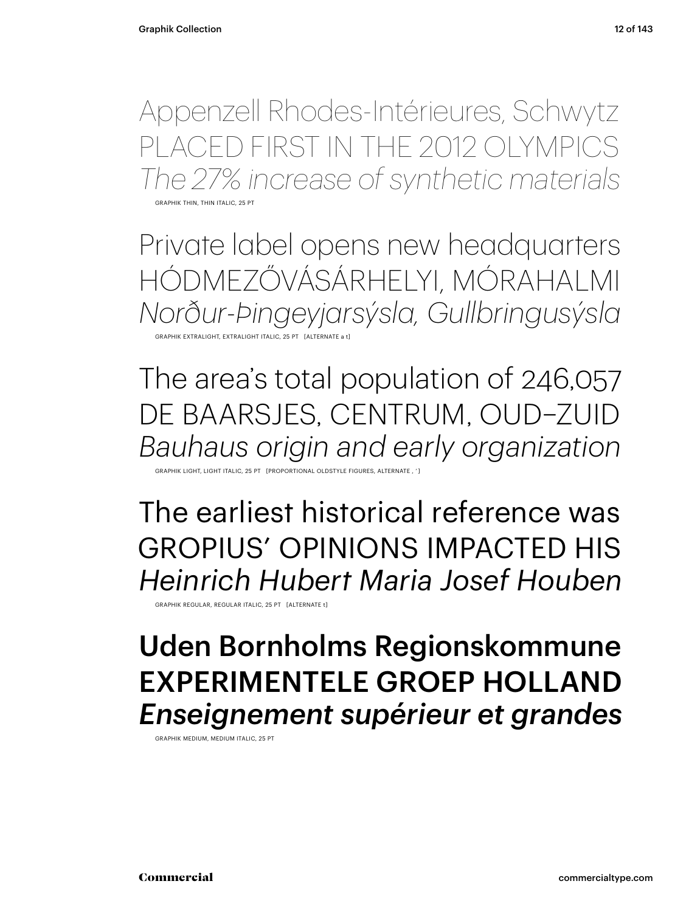Appenzell Rhodes-Intérieures, Schwytz
PLACED FIRST IN THE 2012 OLYMPICS
*The 27% increase of synthetic materials*

GRAPHIK THIN, THIN ITALIC, 25 PT

Private label opens new headquarters
HÓDMEZŐVÁSÁRHELYI, MÓRAHALMI
*Norður-Þingeyjarsýsla, Gullbringusýsla*

GRAPHIK EXTRALIGHT, EXTRALIGHT ITALIC, 25 PT [ALTERNATE a t]

The area’s total population of 246,057
DE BAARSJES, CENTRUM, OUD–ZUID
*Bauhaus origin and early organization*

GRAPHIK LIGHT, LIGHT ITALIC, 25 PT [PROPORTIONAL OLDSTYLE FIGURES, ALTERNATE , ’]

The earliest historical reference was
GROPIUS’ OPINIONS IMPACTED HIS
*Heinrich Hubert Maria Josef Houben*

GRAPHIK REGULAR, REGULAR ITALIC, 25 PT [ALTERNATE t]

**Uden Bornholms Regionskommune**
**EXPERIMENTELE GROEP HOLLAND**
***Enseignement supérieur et grandes***

GRAPHIK MEDIUM, MEDIUM ITALIC, 25 PT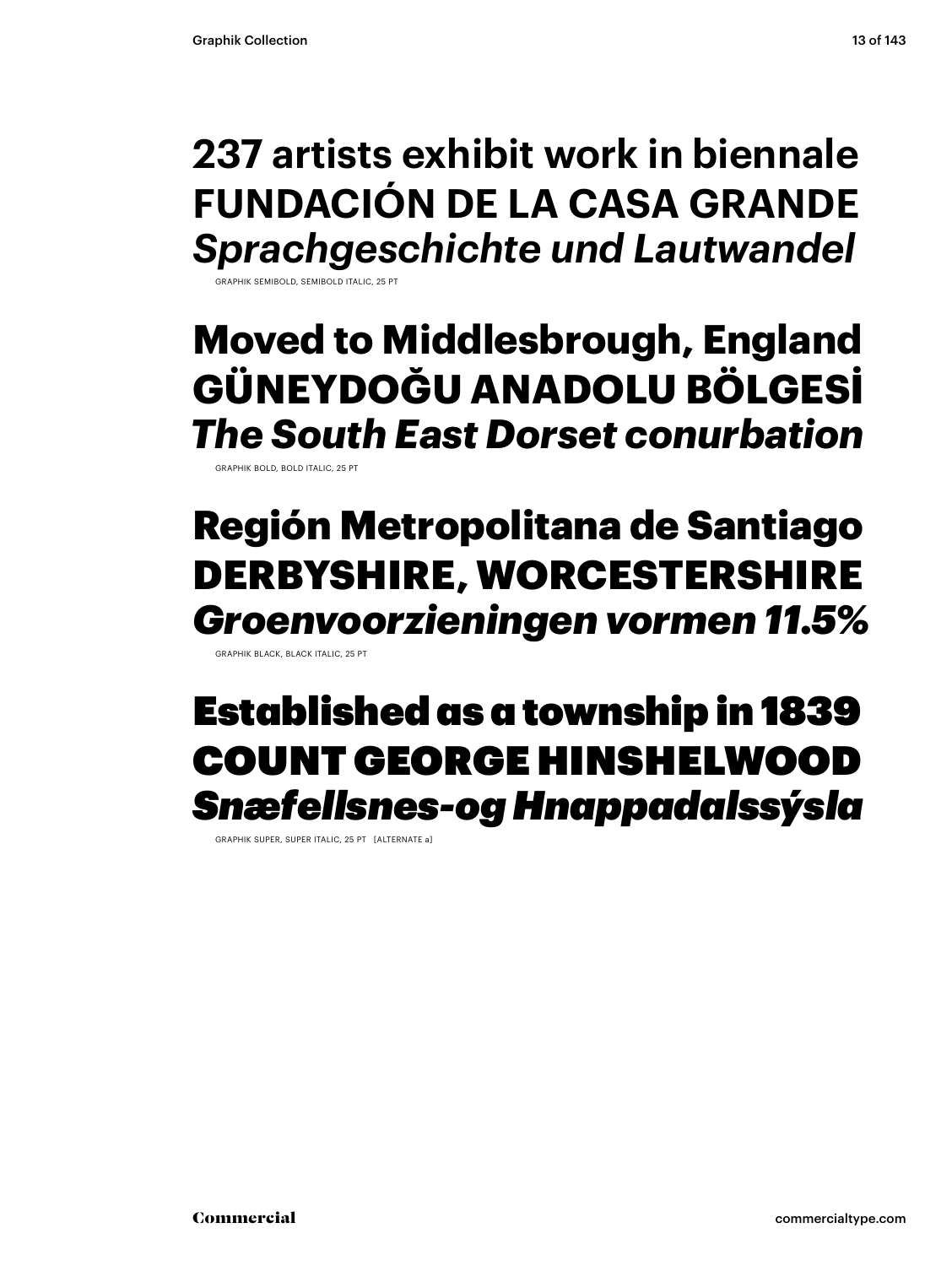**237 artists exhibit work in biennale**
**FUNDACIÓN DE LA CASA GRANDE**
***Sprachgeschichte und Lautwandel***

GRAPHIK SEMIBOLD, SEMIBOLD ITALIC, 25 PT

**Moved to Middlesbrough, England**
**GÜNEYDOĞU ANADOLU BÖLGESİ**
***The South East Dorset conurbation***

GRAPHIK BOLD, BOLD ITALIC, 25 PT

**Región Metropolitana de Santiago**
**DERBYSHIRE, WORCESTERSHIRE**
***Groenvoorzieningen vormen 11.5%***

GRAPHIK BLACK, BLACK ITALIC, 25 PT

**Established as a township in 1839**
**COUNT GEORGE HINSHELWOOD**
***Snæfellsnes-og Hnappadalssýsla***

GRAPHIK SUPER, SUPER ITALIC, 25 PT [ALTERNATE a]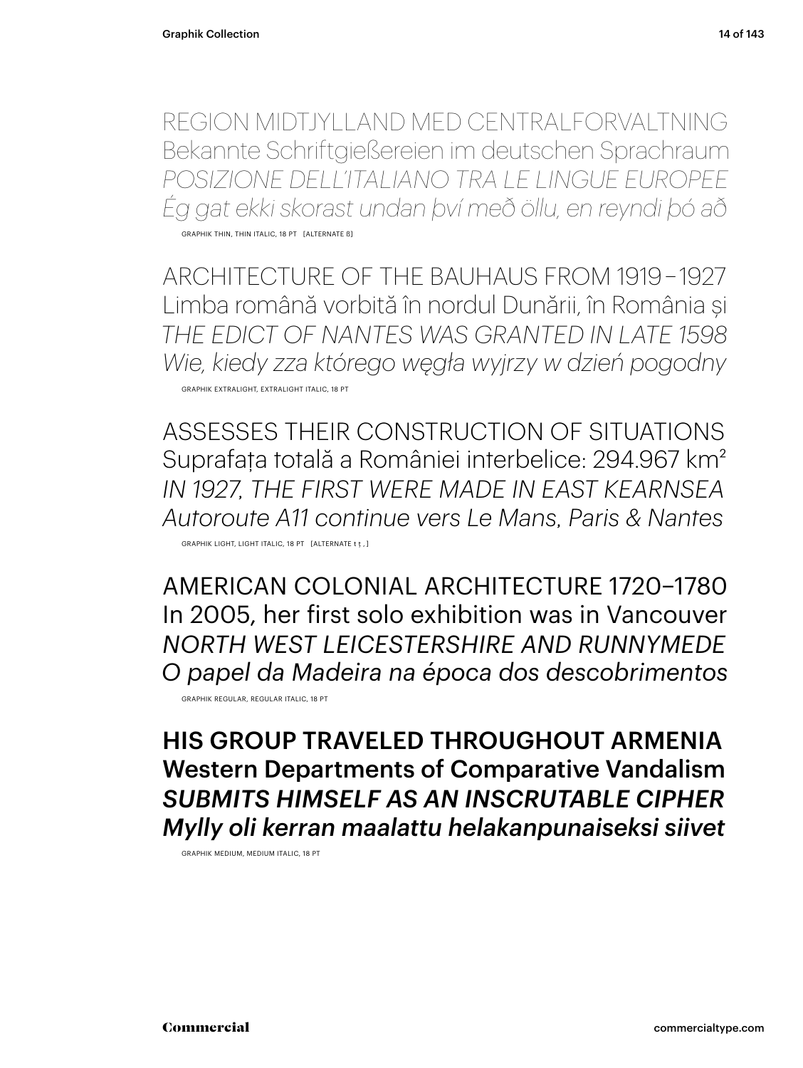REGION MIDTJYLLAND MED CENTRALFORVALTNING
Bekannte Schriftgießereien im deutschen Sprachraum
*POSIZIONE DELL'ITALIANO TRA LE LINGUE EUROPEE*
*Ég gat ekki skorast undan því með öllu, en reyndi þó að*

GRAPHIK THIN, THIN ITALIC, 18 PT [ALTERNATE ß]

ARCHITECTURE OF THE BAUHAUS FROM 1919–1927
Limba română vorbită în nordul Dunării, în România și
*THE EDICT OF NANTES WAS GRANTED IN LATE 1598*
*Wie, kiedy zza którego węgła wyjrzy w dzień pogodny*

GRAPHIK EXTRALIGHT, EXTRALIGHT ITALIC, 18 PT

ASSESSES THEIR CONSTRUCTION OF SITUATIONS
Suprafața totală a României interbelice: 294.967 km²
*IN 1927, THE FIRST WERE MADE IN EAST KEARNSEA*
*Autoroute A11 continue vers Le Mans, Paris & Nantes*

GRAPHIK LIGHT, LIGHT ITALIC, 18 PT [ALTERNATE t ț , ]

AMERICAN COLONIAL ARCHITECTURE 1720–1780
In 2005, her first solo exhibition was in Vancouver
*NORTH WEST LEICESTERSHIRE AND RUNNYMEDE*
*O papel da Madeira na época dos descobrimentos*

GRAPHIK REGULAR, REGULAR ITALIC, 18 PT

**HIS GROUP TRAVELED THROUGHOUT ARMENIA**
**Western Departments of Comparative Vandalism**
***SUBMITS HIMSELF AS AN INSCRUTABLE CIPHER***
***Mylly oli kerran maalattu helakanpunaiseksi siivet***

GRAPHIK MEDIUM, MEDIUM ITALIC, 18 PT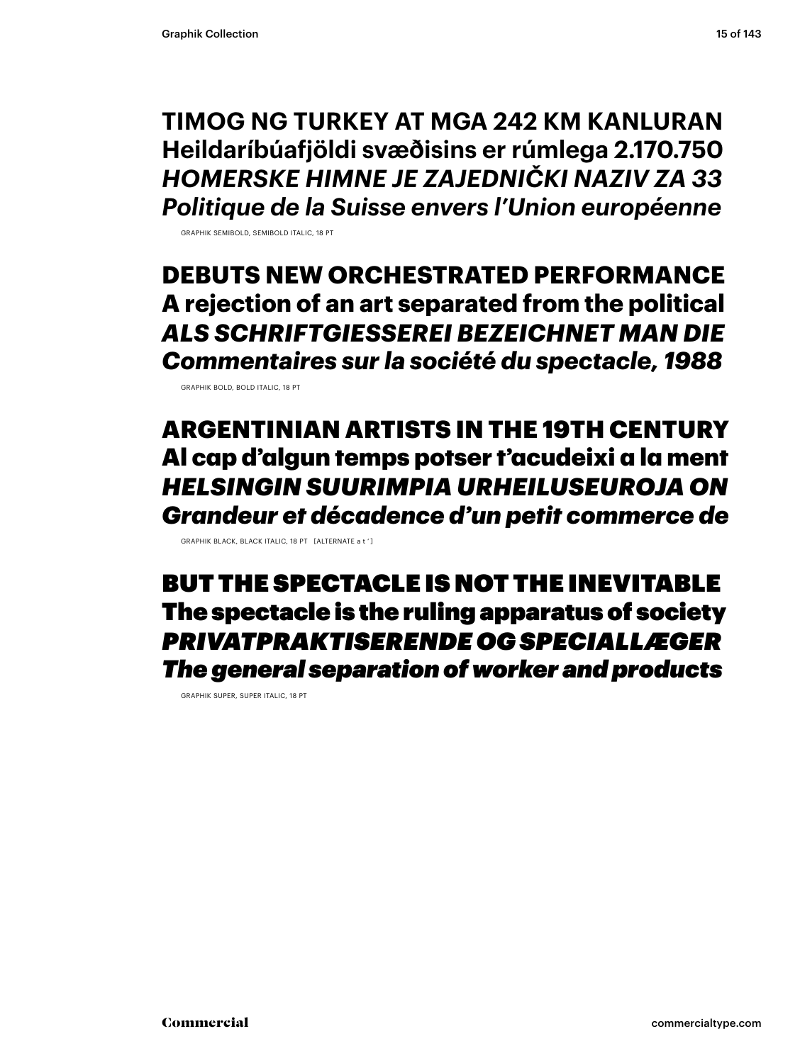TIMOG NG TURKEY AT MGA 242 KM KANLURAN
Heildaríbúafjöldi svæðisins er rúmlega 2.170.750
*HOMERSKE HIMNE JE ZAJEDNIČKI NAZIV ZA 33*
*Politique de la Suisse envers l'Union européenne*

GRAPHIK SEMIBOLD, SEMIBOLD ITALIC, 18 PT

**DEBUTS NEW ORCHESTRATED PERFORMANCE**
**A rejection of an art separated from the political**
***ALS SCHRIFTGIESSEREI BEZEICHNET MAN DIE***
***Commentaires sur la société du spectacle, 1988***

GRAPHIK BOLD, BOLD ITALIC, 18 PT

**ARGENTINIAN ARTISTS IN THE 19TH CENTURY**
**Al cap d'algun temps potser t'acudeixi a la ment**
***HELSINGIN SUURIMPIA URHEILUSEUROJA ON***
***Grandeur et décadence d'un petit commerce de***

GRAPHIK BLACK, BLACK ITALIC, 18 PT [ALTERNATE a t ' ]

**BUT THE SPECTACLE IS NOT THE INEVITABLE**
**The spectacle is the ruling apparatus of society**
***PRIVATPRAKTISERENDE OG SPECIALLÆGER***
***The general separation of worker and products***

GRAPHIK SUPER, SUPER ITALIC, 18 PT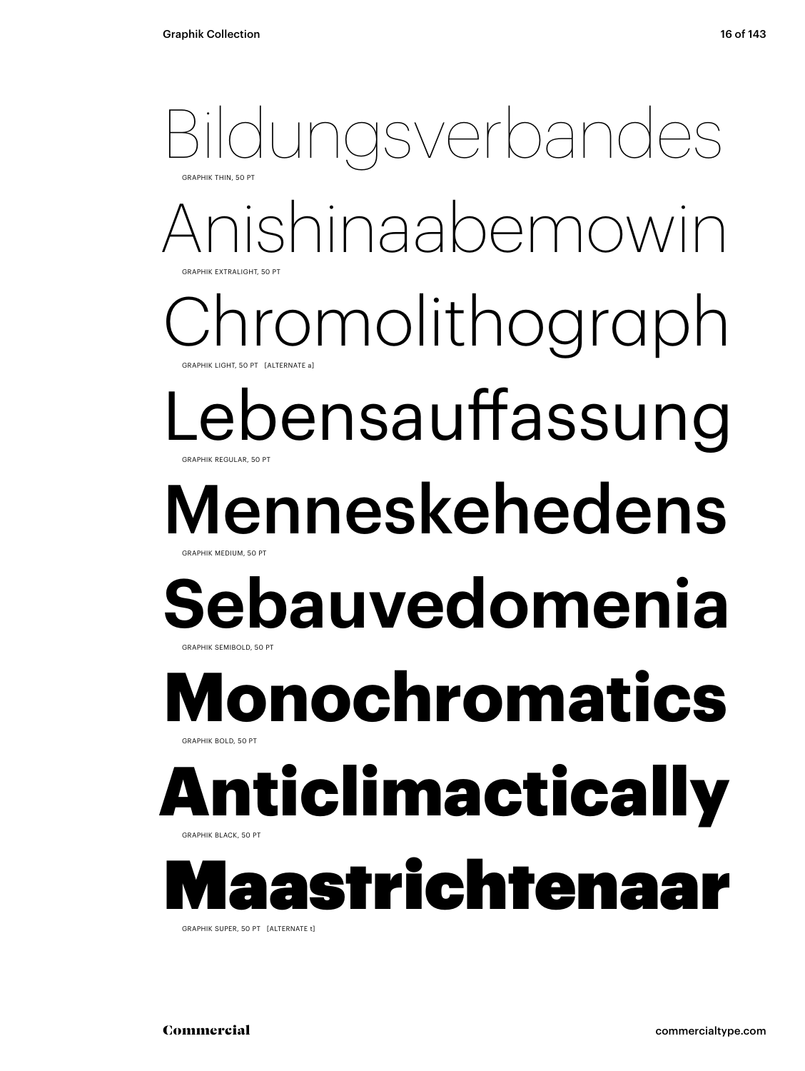Bildungsverbandes

GRAPHIK THIN, 50 PT

Anishinaabemowin

GRAPHIK EXTRALIGHT, 50 PT

Chromolithograph

GRAPHIK LIGHT, 50 PT [ALTERNATE a]

Lebensauffassung

GRAPHIK REGULAR, 50 PT

Menneskehedens

GRAPHIK MEDIUM, 50 PT

**Sebauvedomenia**

GRAPHIK SEMIBOLD, 50 PT

**Monochromatics**

GRAPHIK BOLD, 50 PT

**Anticlimactically**

GRAPHIK BLACK, 50 PT

**Maastrichtenaar**

GRAPHIK SUPER, 50 PT [ALTERNATE t]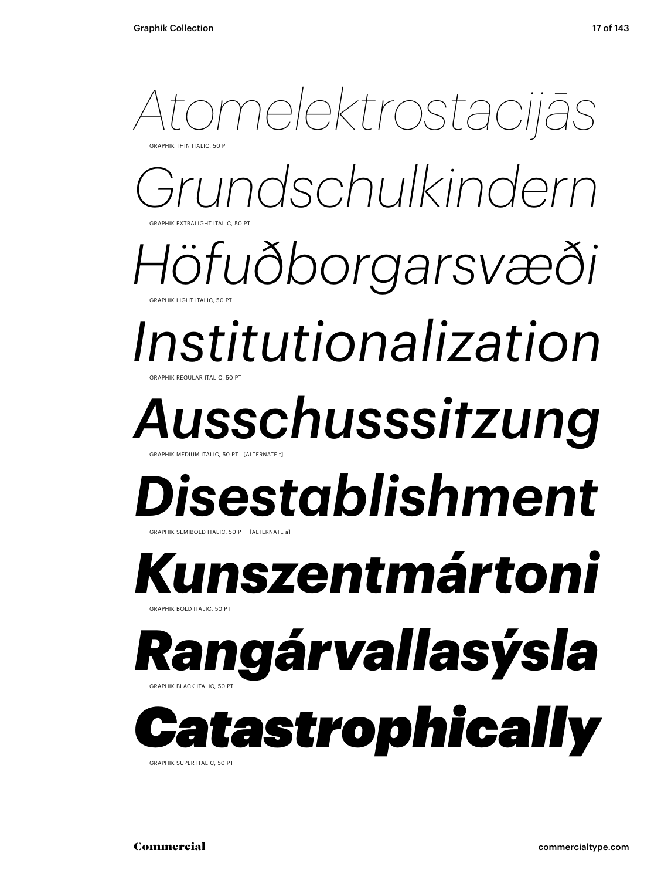*Atomelektrostacijās*

GRAPHIK THIN ITALIC, 50 PT

*Grundschulkindern*

GRAPHIK EXTRALIGHT ITALIC, 50 PT

*Höfuðborgarsvæði*

GRAPHIK LIGHT ITALIC, 50 PT

*Institutionalization*

GRAPHIK REGULAR ITALIC, 50 PT

***Ausschusssitzung***

GRAPHIK MEDIUM ITALIC, 50 PT [ALTERNATE t]

***Disestablishment***

GRAPHIK SEMIBOLD ITALIC, 50 PT [ALTERNATE a]

***Kunszentmártoni***

GRAPHIK BOLD ITALIC, 50 PT

***Rangárvallasýsla***

GRAPHIK BLACK ITALIC, 50 PT

***Catastrophically***

GRAPHIK SUPER ITALIC, 50 PT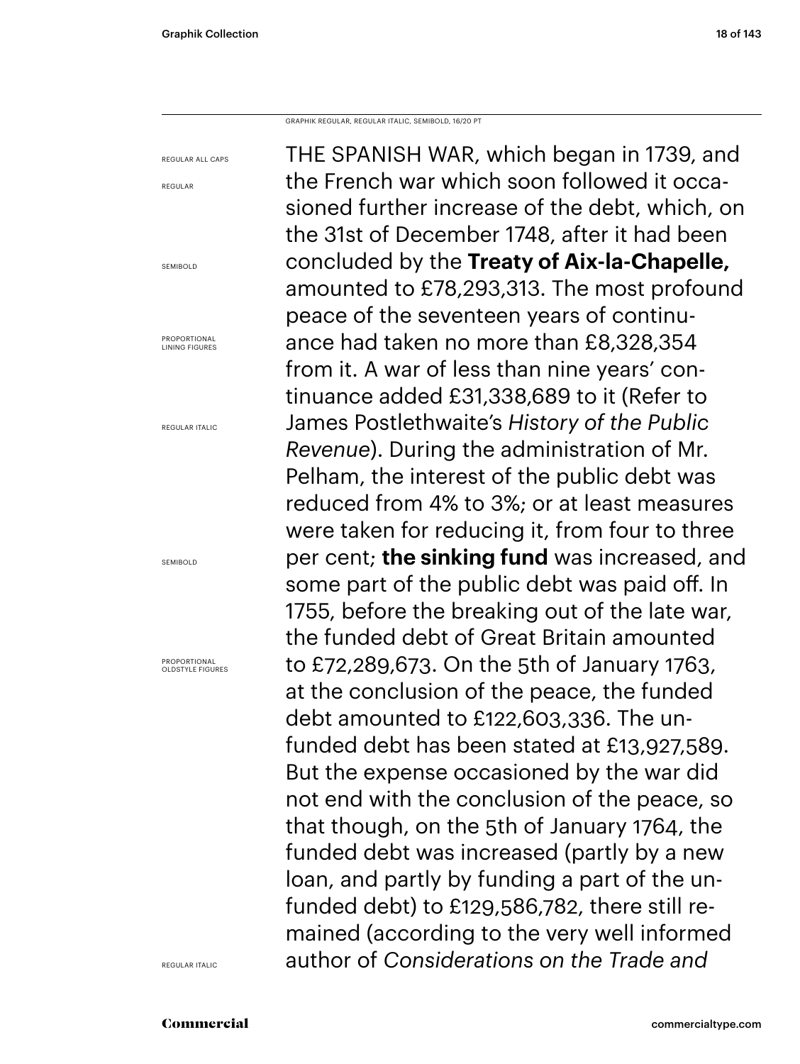GRAPHIK REGULAR, REGULAR ITALIC, SEMIBOLD, 16/20 PT

REGULAR ALL CAPS

REGULAR

SEMIBOLD

PROPORTIONAL LINING FIGURES

REGULAR ITALIC

SEMIBOLD

PROPORTIONAL OLDSTYLE FIGURES

REGULAR ITALIC

THE SPANISH WAR, which began in 1739, and the French war which soon followed it occasioned further increase of the debt, which, on the 31st of December 1748, after it had been concluded by the **Treaty of Aix-la-Chapelle,** amounted to £78,293,313. The most profound peace of the seventeen years of continuance had taken no more than £8,328,354 from it. A war of less than nine years' continuance added £31,338,689 to it (Refer to James Postlethwaite's *History of the Public Revenue*). During the administration of Mr. Pelham, the interest of the public debt was reduced from 4% to 3%; or at least measures were taken for reducing it, from four to three per cent; **the sinking fund** was increased, and some part of the public debt was paid off. In 1755, before the breaking out of the late war, the funded debt of Great Britain amounted to £72,289,673. On the 5th of January 1763, at the conclusion of the peace, the funded debt amounted to £122,603,336. The unfunded debt has been stated at £13,927,589. But the expense occasioned by the war did not end with the conclusion of the peace, so that though, on the 5th of January 1764, the funded debt was increased (partly by a new loan, and partly by funding a part of the unfunded debt) to £129,586,782, there still remained (according to the very well informed author of *Considerations on the Trade and*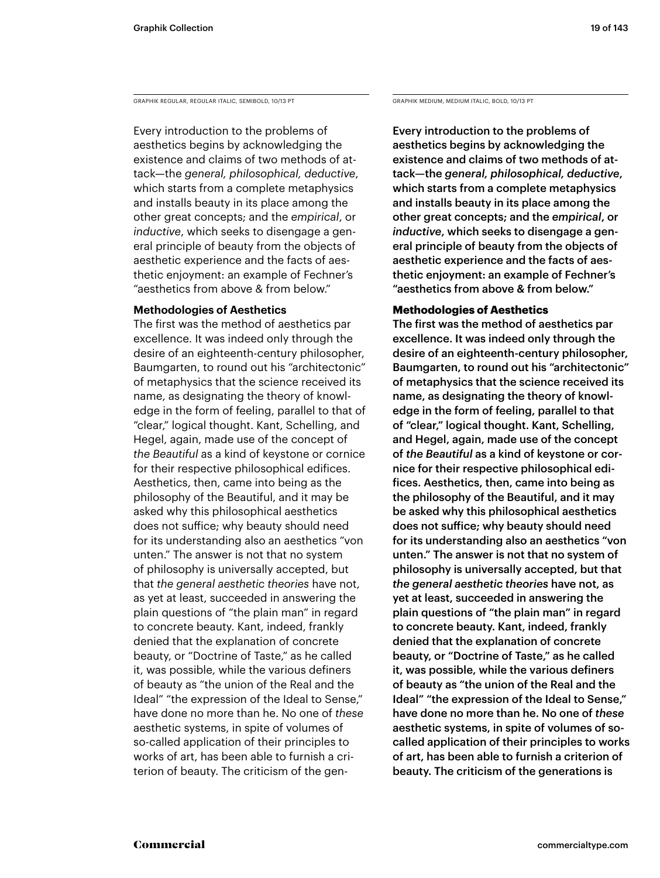GRAPHIK REGULAR, REGULAR ITALIC, SEMIBOLD, 10/13 PT

Every introduction to the problems of aesthetics begins by acknowledging the existence and claims of two methods of attack—the *general, philosophical, deductive*, which starts from a complete metaphysics and installs beauty in its place among the other great concepts; and the *empirical*, or *inductive*, which seeks to disengage a general principle of beauty from the objects of aesthetic experience and the facts of aesthetic enjoyment: an example of Fechner's "aesthetics from above & from below."

**Methodologies of Aesthetics**

The first was the method of aesthetics par excellence. It was indeed only through the desire of an eighteenth-century philosopher, Baumgarten, to round out his "architectonic" of metaphysics that the science received its name, as designating the theory of knowledge in the form of feeling, parallel to that of "clear," logical thought. Kant, Schelling, and Hegel, again, made use of the concept of *the Beautiful* as a kind of keystone or cornice for their respective philosophical edifices. Aesthetics, then, came into being as the philosophy of the Beautiful, and it may be asked why this philosophical aesthetics does not suffice; why beauty should need for its understanding also an aesthetics "von unten." The answer is not that no system of philosophy is universally accepted, but that *the general aesthetic theories* have not, as yet at least, succeeded in answering the plain questions of "the plain man" in regard to concrete beauty. Kant, indeed, frankly denied that the explanation of concrete beauty, or "Doctrine of Taste," as he called it, was possible, while the various definers of beauty as "the union of the Real and the Ideal" "the expression of the Ideal to Sense," have done no more than he. No one of *these* aesthetic systems, in spite of volumes of so-called application of their principles to works of art, has been able to furnish a criterion of beauty. The criticism of the gen-

GRAPHIK MEDIUM, MEDIUM ITALIC, BOLD, 10/13 PT

Every introduction to the problems of aesthetics begins by acknowledging the existence and claims of two methods of attack—the *general, philosophical, deductive*, which starts from a complete metaphysics and installs beauty in its place among the other great concepts; and the *empirical*, or *inductive*, which seeks to disengage a general principle of beauty from the objects of aesthetic experience and the facts of aesthetic enjoyment: an example of Fechner's "aesthetics from above & from below."

**Methodologies of Aesthetics**

The first was the method of aesthetics par excellence. It was indeed only through the desire of an eighteenth-century philosopher, Baumgarten, to round out his "architectonic" of metaphysics that the science received its name, as designating the theory of knowledge in the form of feeling, parallel to that of "clear," logical thought. Kant, Schelling, and Hegel, again, made use of the concept of *the Beautiful* as a kind of keystone or cornice for their respective philosophical edifices. Aesthetics, then, came into being as the philosophy of the Beautiful, and it may be asked why this philosophical aesthetics does not suffice; why beauty should need for its understanding also an aesthetics "von unten." The answer is not that no system of philosophy is universally accepted, but that *the general aesthetic theories* have not, as yet at least, succeeded in answering the plain questions of "the plain man" in regard to concrete beauty. Kant, indeed, frankly denied that the explanation of concrete beauty, or "Doctrine of Taste," as he called it, was possible, while the various definers of beauty as "the union of the Real and the Ideal" "the expression of the Ideal to Sense," have done no more than he. No one of *these* aesthetic systems, in spite of volumes of so-called application of their principles to works of art, has been able to furnish a criterion of beauty. The criticism of the generations is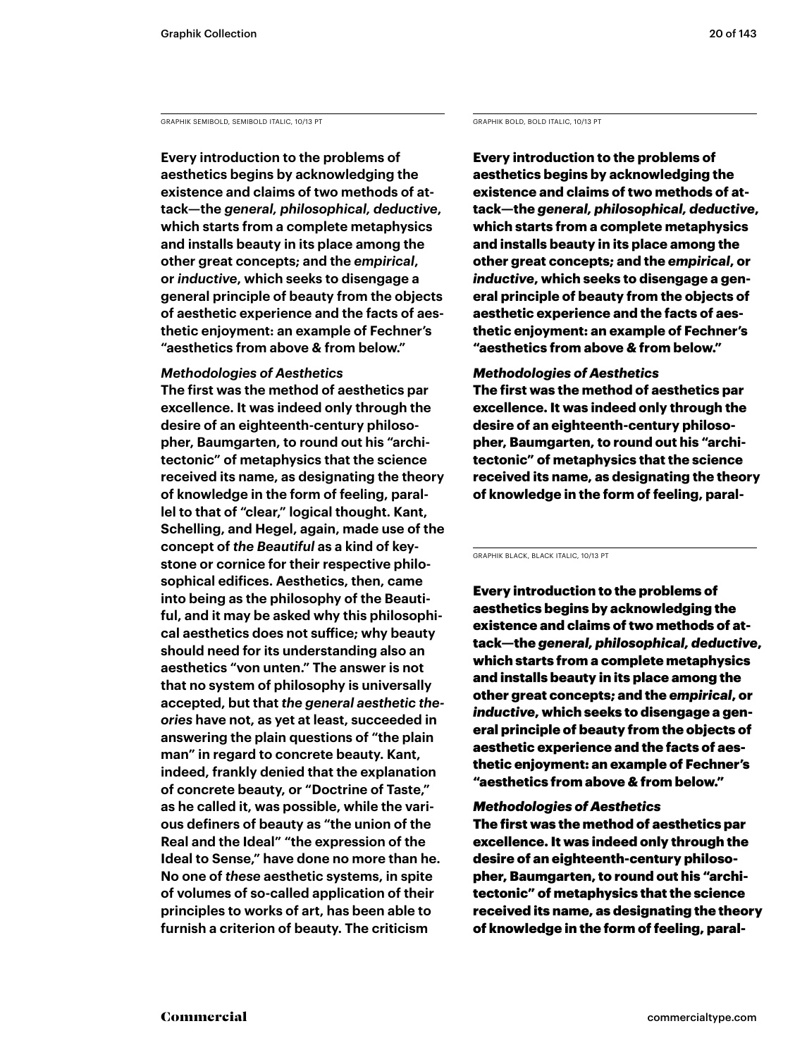GRAPHIK SEMIBOLD, SEMIBOLD ITALIC, 10/13 PT

**Every introduction to the problems of aesthetics begins by acknowledging the existence and claims of two methods of attack—the *general, philosophical, deductive*, which starts from a complete metaphysics and installs beauty in its place among the other great concepts; and the *empirical*, or *inductive*, which seeks to disengage a general principle of beauty from the objects of aesthetic experience and the facts of aesthetic enjoyment: an example of Fechner's "aesthetics from above & from below."**

***Methodologies of Aesthetics***

**The first was the method of aesthetics par excellence. It was indeed only through the desire of an eighteenth-century philosopher, Baumgarten, to round out his "architectonic" of metaphysics that the science received its name, as designating the theory of knowledge in the form of feeling, parallel to that of "clear," logical thought. Kant, Schelling, and Hegel, again, made use of the concept of *the Beautiful* as a kind of keystone or cornice for their respective philosophical edifices. Aesthetics, then, came into being as the philosophy of the Beautiful, and it may be asked why this philosophical aesthetics does not suffice; why beauty should need for its understanding also an aesthetics "von unten." The answer is not that no system of philosophy is universally accepted, but that *the general aesthetic theories* have not, as yet at least, succeeded in answering the plain questions of "the plain man" in regard to concrete beauty. Kant, indeed, frankly denied that the explanation of concrete beauty, or "Doctrine of Taste," as he called it, was possible, while the various definers of beauty as "the union of the Real and the Ideal" "the expression of the Ideal to Sense," have done no more than he. No one of *these* aesthetic systems, in spite of volumes of so-called application of their principles to works of art, has been able to furnish a criterion of beauty. The criticism**

GRAPHIK BOLD, BOLD ITALIC, 10/13 PT

**Every introduction to the problems of aesthetics begins by acknowledging the existence and claims of two methods of attack—the *general, philosophical, deductive*, which starts from a complete metaphysics and installs beauty in its place among the other great concepts; and the *empirical*, or *inductive*, which seeks to disengage a general principle of beauty from the objects of aesthetic experience and the facts of aesthetic enjoyment: an example of Fechner's "aesthetics from above & from below."**

***Methodologies of Aesthetics***

**The first was the method of aesthetics par excellence. It was indeed only through the desire of an eighteenth-century philosopher, Baumgarten, to round out his "architectonic" of metaphysics that the science received its name, as designating the theory of knowledge in the form of feeling, paral-**

GRAPHIK BLACK, BLACK ITALIC, 10/13 PT

**Every introduction to the problems of aesthetics begins by acknowledging the existence and claims of two methods of attack—the *general, philosophical, deductive*, which starts from a complete metaphysics and installs beauty in its place among the other great concepts; and the *empirical*, or *inductive*, which seeks to disengage a general principle of beauty from the objects of aesthetic experience and the facts of aesthetic enjoyment: an example of Fechner's "aesthetics from above & from below."**

***Methodologies of Aesthetics***

**The first was the method of aesthetics par excellence. It was indeed only through the desire of an eighteenth-century philosopher, Baumgarten, to round out his "architectonic" of metaphysics that the science received its name, as designating the theory of knowledge in the form of feeling, paral-**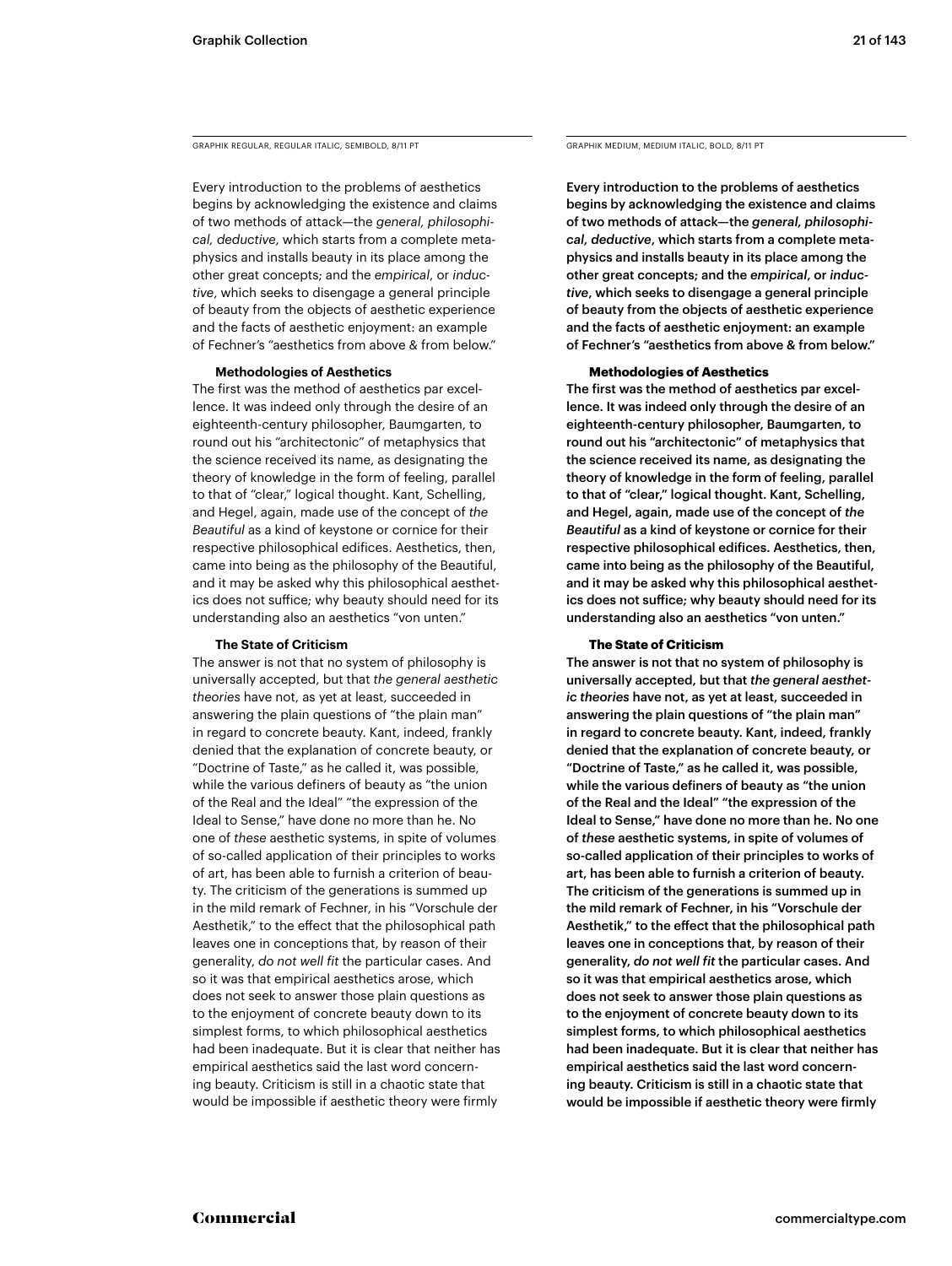GRAPHIK REGULAR, REGULAR ITALIC, SEMIBOLD, 8/11 PT

Every introduction to the problems of aesthetics begins by acknowledging the existence and claims of two methods of attack—the *general, philosophical, deductive*, which starts from a complete metaphysics and installs beauty in its place among the other great concepts; and the *empirical*, or *inductive*, which seeks to disengage a general principle of beauty from the objects of aesthetic experience and the facts of aesthetic enjoyment: an example of Fechner's "aesthetics from above & from below."

**Methodologies of Aesthetics**

The first was the method of aesthetics par excellence. It was indeed only through the desire of an eighteenth-century philosopher, Baumgarten, to round out his "architectonic" of metaphysics that the science received its name, as designating the theory of knowledge in the form of feeling, parallel to that of "clear," logical thought. Kant, Schelling, and Hegel, again, made use of the concept of *the Beautiful* as a kind of keystone or cornice for their respective philosophical edifices. Aesthetics, then, came into being as the philosophy of the Beautiful, and it may be asked why this philosophical aesthetics does not suffice; why beauty should need for its understanding also an aesthetics "von unten."

**The State of Criticism**

The answer is not that no system of philosophy is universally accepted, but that *the general aesthetic theories* have not, as yet at least, succeeded in answering the plain questions of "the plain man" in regard to concrete beauty. Kant, indeed, frankly denied that the explanation of concrete beauty, or "Doctrine of Taste," as he called it, was possible, while the various definers of beauty as "the union of the Real and the Ideal" "the expression of the Ideal to Sense," have done no more than he. No one of *these* aesthetic systems, in spite of volumes of so-called application of their principles to works of art, has been able to furnish a criterion of beauty. The criticism of the generations is summed up in the mild remark of Fechner, in his "Vorschule der Aesthetik," to the effect that the philosophical path leaves one in conceptions that, by reason of their generality, *do not well fit* the particular cases. And so it was that empirical aesthetics arose, which does not seek to answer those plain questions as to the enjoyment of concrete beauty down to its simplest forms, to which philosophical aesthetics had been inadequate. But it is clear that neither has empirical aesthetics said the last word concerning beauty. Criticism is still in a chaotic state that would be impossible if aesthetic theory were firmly

GRAPHIK MEDIUM, MEDIUM ITALIC, BOLD, 8/11 PT

Every introduction to the problems of aesthetics begins by acknowledging the existence and claims of two methods of attack—the *general, philosophical, deductive*, which starts from a complete metaphysics and installs beauty in its place among the other great concepts; and the *empirical*, or *inductive*, which seeks to disengage a general principle of beauty from the objects of aesthetic experience and the facts of aesthetic enjoyment: an example of Fechner's "aesthetics from above & from below."

**Methodologies of Aesthetics**

The first was the method of aesthetics par excellence. It was indeed only through the desire of an eighteenth-century philosopher, Baumgarten, to round out his "architectonic" of metaphysics that the science received its name, as designating the theory of knowledge in the form of feeling, parallel to that of "clear," logical thought. Kant, Schelling, and Hegel, again, made use of the concept of *the Beautiful* as a kind of keystone or cornice for their respective philosophical edifices. Aesthetics, then, came into being as the philosophy of the Beautiful, and it may be asked why this philosophical aesthetics does not suffice; why beauty should need for its understanding also an aesthetics "von unten."

**The State of Criticism**

The answer is not that no system of philosophy is universally accepted, but that *the general aesthetic theories* have not, as yet at least, succeeded in answering the plain questions of "the plain man" in regard to concrete beauty. Kant, indeed, frankly denied that the explanation of concrete beauty, or "Doctrine of Taste," as he called it, was possible, while the various definers of beauty as "the union of the Real and the Ideal" "the expression of the Ideal to Sense," have done no more than he. No one of *these* aesthetic systems, in spite of volumes of so-called application of their principles to works of art, has been able to furnish a criterion of beauty. The criticism of the generations is summed up in the mild remark of Fechner, in his "Vorschule der Aesthetik," to the effect that the philosophical path leaves one in conceptions that, by reason of their generality, *do not well fit* the particular cases. And so it was that empirical aesthetics arose, which does not seek to answer those plain questions as to the enjoyment of concrete beauty down to its simplest forms, to which philosophical aesthetics had been inadequate. But it is clear that neither has empirical aesthetics said the last word concerning beauty. Criticism is still in a chaotic state that would be impossible if aesthetic theory were firmly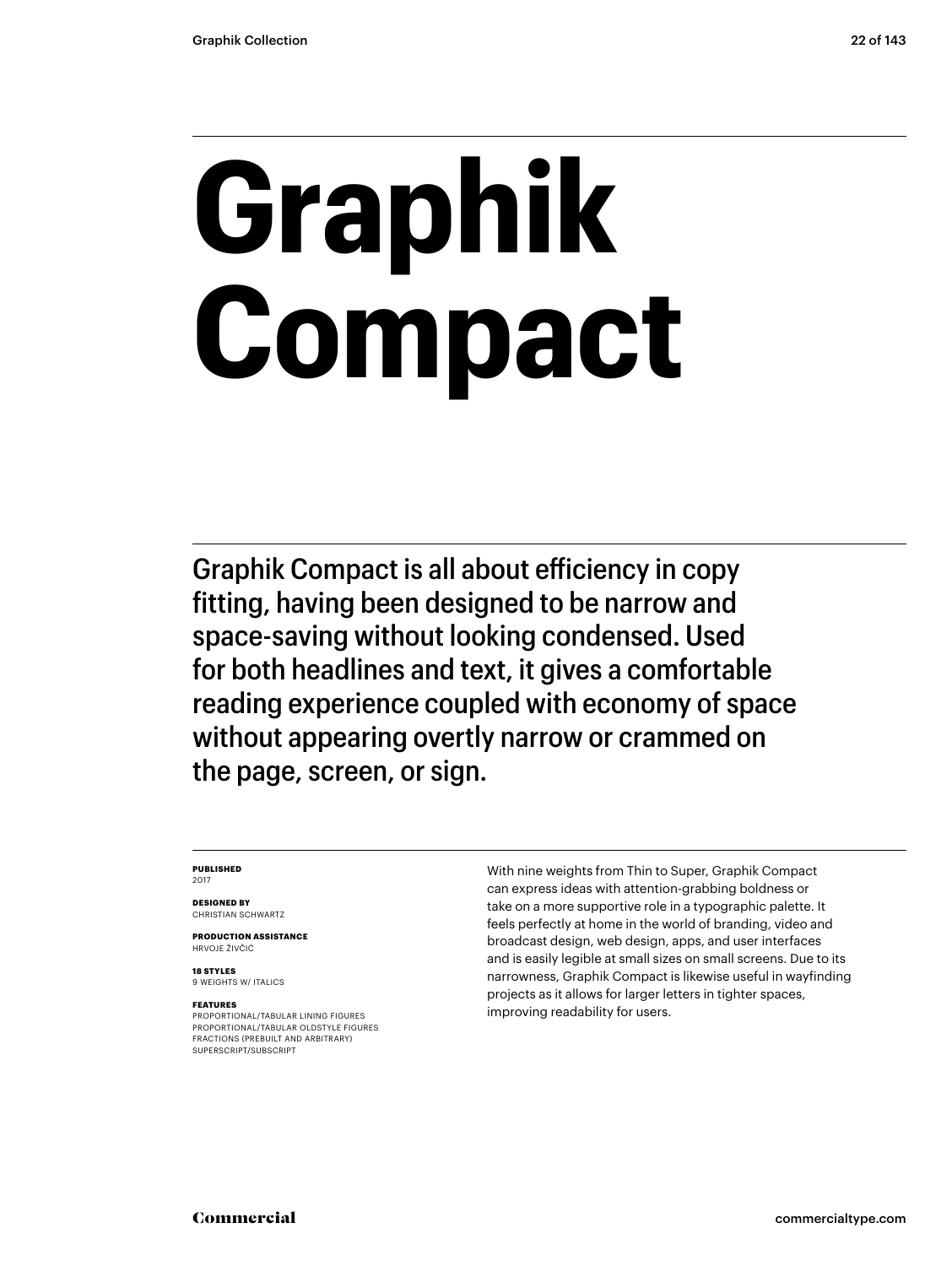# Graphik Compact

Graphik Compact is all about efficiency in copy fitting, having been designed to be narrow and space-saving without looking condensed. Used for both headlines and text, it gives a comfortable reading experience coupled with economy of space without appearing overtly narrow or crammed on the page, screen, or sign.

**PUBLISHED**
2017

**DESIGNED BY**
CHRISTIAN SCHWARTZ

**PRODUCTION ASSISTANCE**
HRVOJE ŽIVČIĆ

**18 STYLES**
9 WEIGHTS W/ ITALICS

**FEATURES**
PROPORTIONAL/TABULAR LINING FIGURES
PROPORTIONAL/TABULAR OLDSTYLE FIGURES
FRACTIONS (PREBUILT AND ARBITRARY)
SUPERSCRIPT/SUBSCRIPT

With nine weights from Thin to Super, Graphik Compact can express ideas with attention-grabbing boldness or take on a more supportive role in a typographic palette. It feels perfectly at home in the world of branding, video and broadcast design, web design, apps, and user interfaces and is easily legible at small sizes on small screens. Due to its narrowness, Graphik Compact is likewise useful in wayfinding projects as it allows for larger letters in tighter spaces, improving readability for users.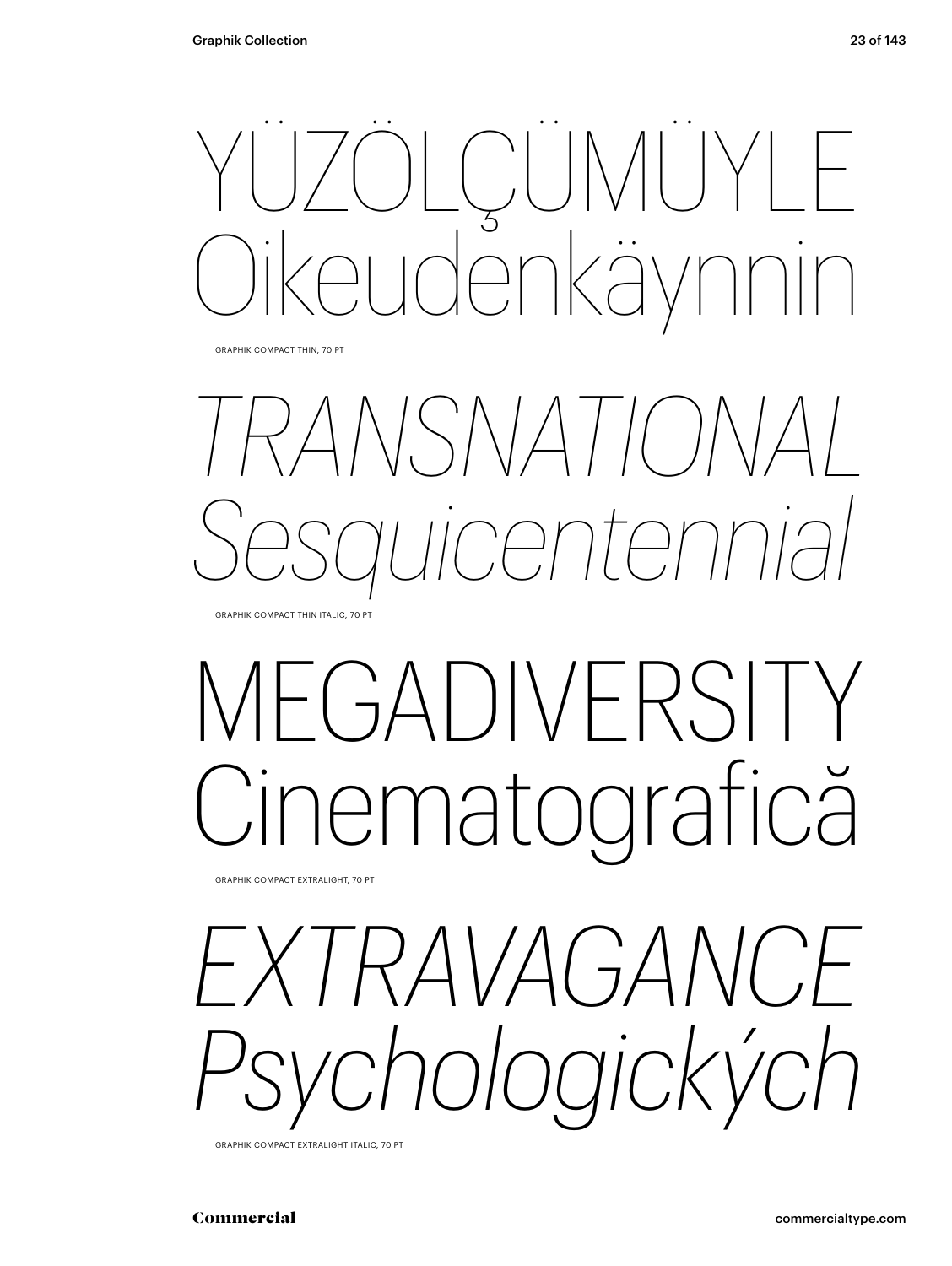YÜZÖLÇÜMÜYLE
Oikeudenkäynnin

GRAPHIK COMPACT THIN, 70 PT

*TRANSNATIONAL*
*Sesquicentennial*

GRAPHIK COMPACT THIN ITALIC, 70 PT

MEGADIVERSITY
Cinematografică

GRAPHIK COMPACT EXTRALIGHT, 70 PT

*EXTRAVAGANCE*
*Psychologických*

GRAPHIK COMPACT EXTRALIGHT ITALIC, 70 PT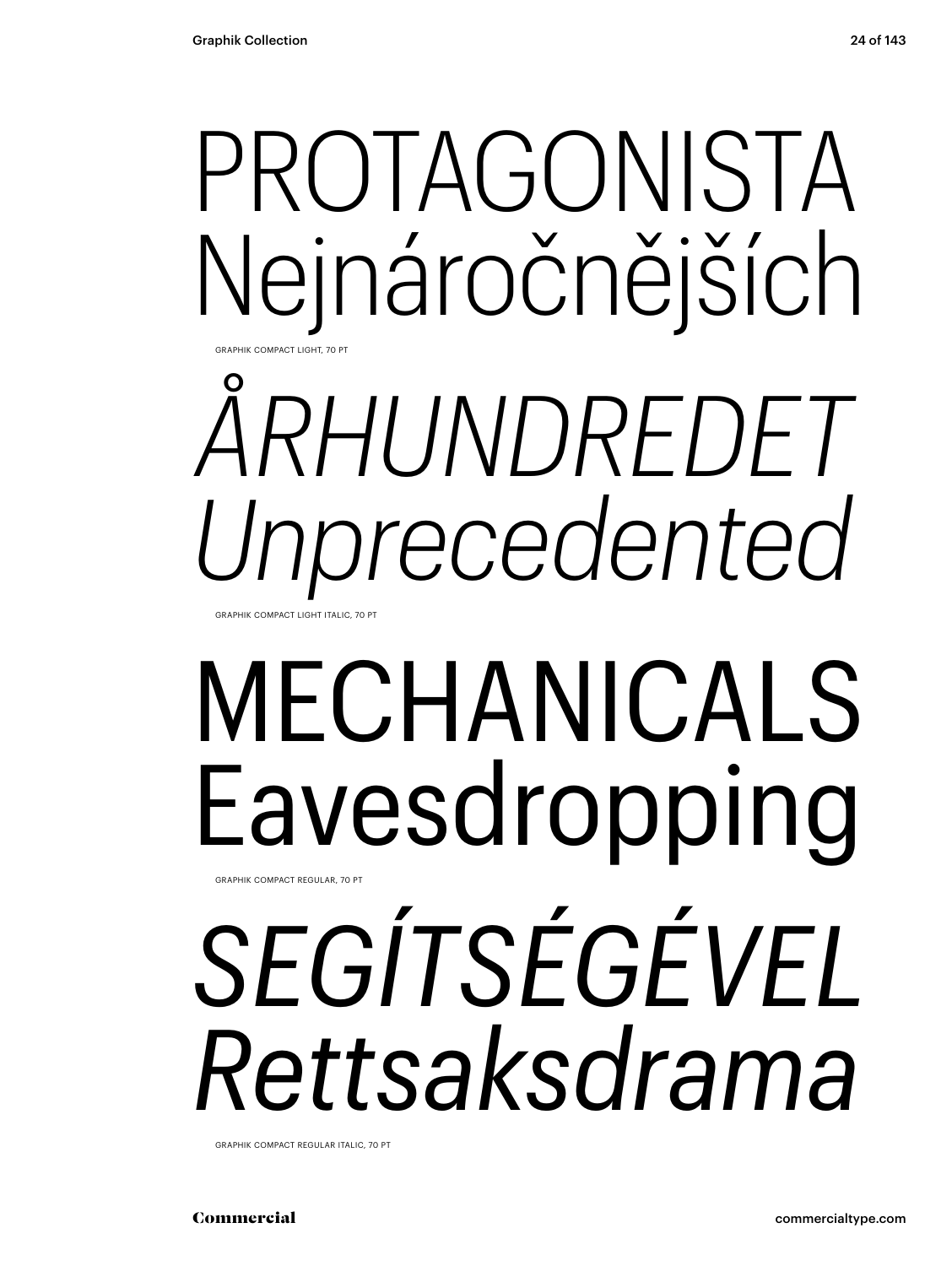PROTAGONISTA
Nejnáročnějších

GRAPHIK COMPACT LIGHT, 70 PT

*ÅRHUNDREDET*
*Unprecedented*

GRAPHIK COMPACT LIGHT ITALIC, 70 PT

MECHANICALS
Eavesdropping

GRAPHIK COMPACT REGULAR, 70 PT

*SEGÍTSÉGÉVEL*
*Rettsaksdrama*

GRAPHIK COMPACT REGULAR ITALIC, 70 PT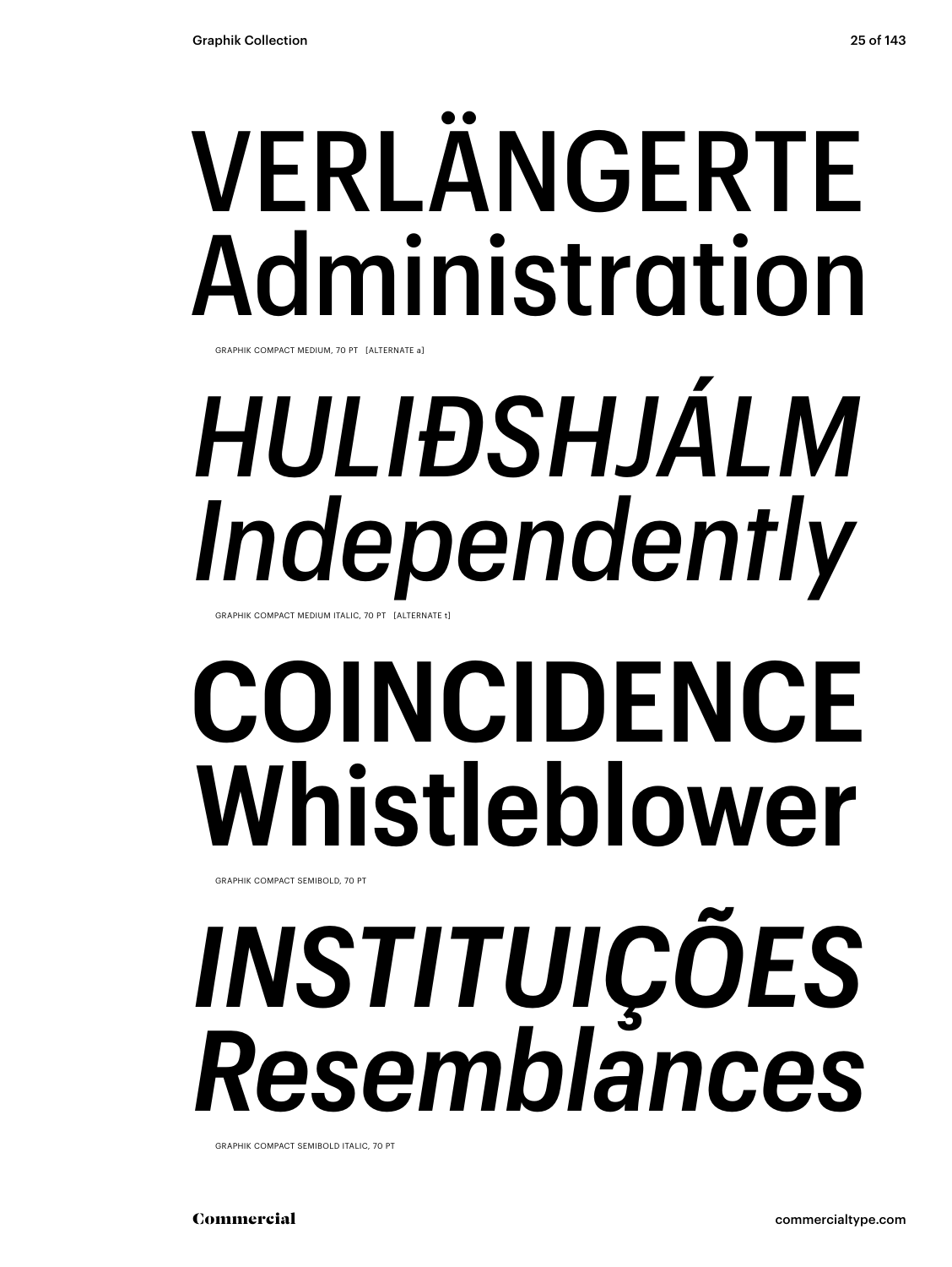VERLÄNGERTE
Administration

GRAPHIK COMPACT MEDIUM, 70 PT [ALTERNATE a]

*HULIÐSHJÁLM*
*Independently*

GRAPHIK COMPACT MEDIUM ITALIC, 70 PT [ALTERNATE t]

**COINCIDENCE**
**Whistleblower**

GRAPHIK COMPACT SEMIBOLD, 70 PT

***INSTITUIÇÕES***
***Resemblances***

GRAPHIK COMPACT SEMIBOLD ITALIC, 70 PT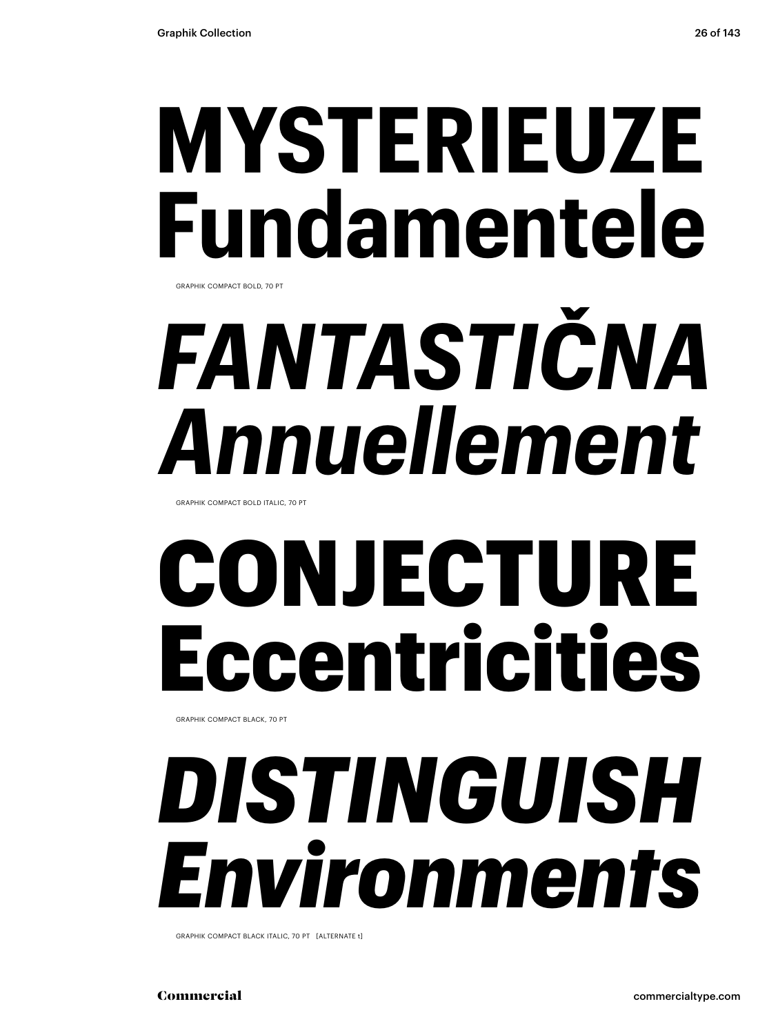**MYSTERIEUZE Fundamentele**

GRAPHIK COMPACT BOLD, 70 PT

***FANTASTIČNA Annuellement***

GRAPHIK COMPACT BOLD ITALIC, 70 PT

**CONJECTURE Eccentricities**

GRAPHIK COMPACT BLACK, 70 PT

***DISTINGUISH Environments***

GRAPHIK COMPACT BLACK ITALIC, 70 PT [ALTERNATE t]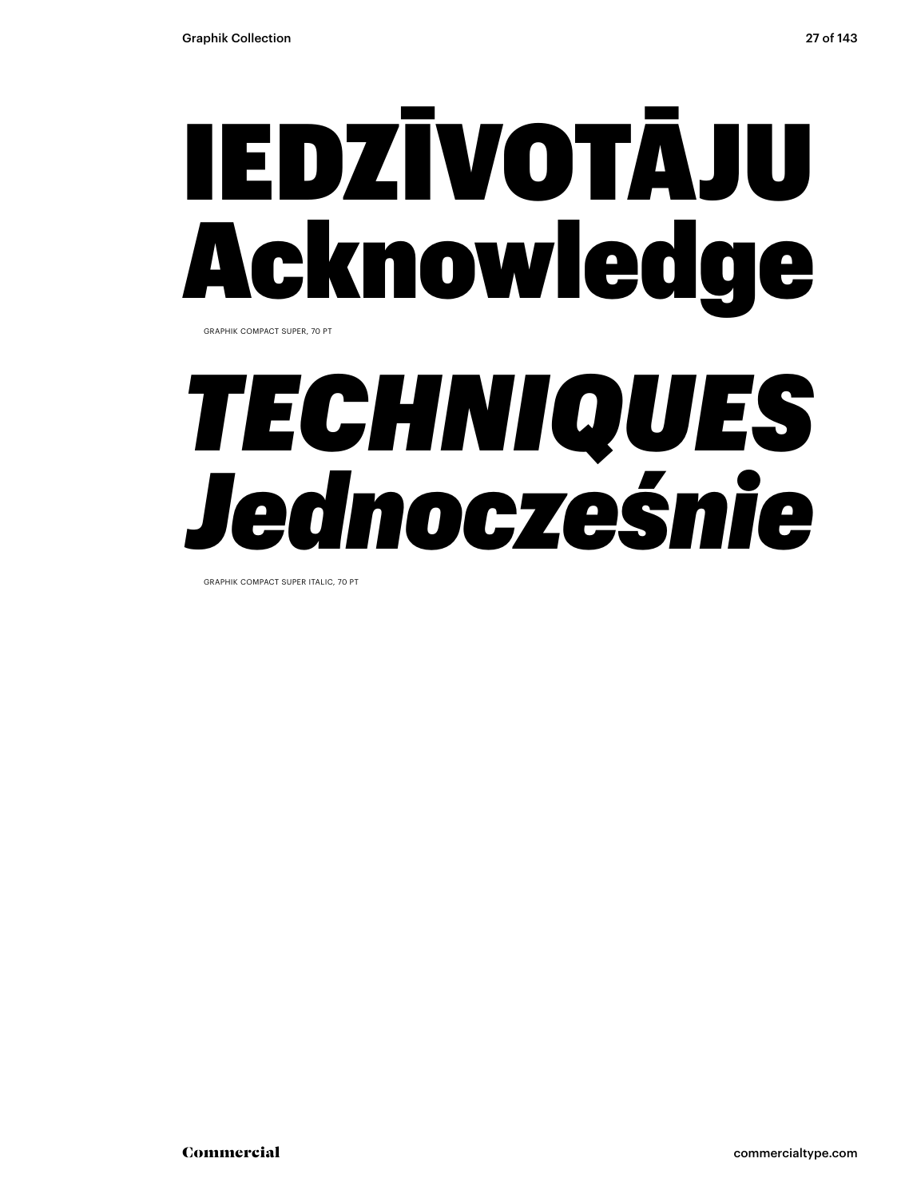# IEDZĪVOTĀJU Acknowledge

GRAPHIK COMPACT SUPER, 70 PT

# *TECHNIQUES Jednocześnie*

GRAPHIK COMPACT SUPER ITALIC, 70 PT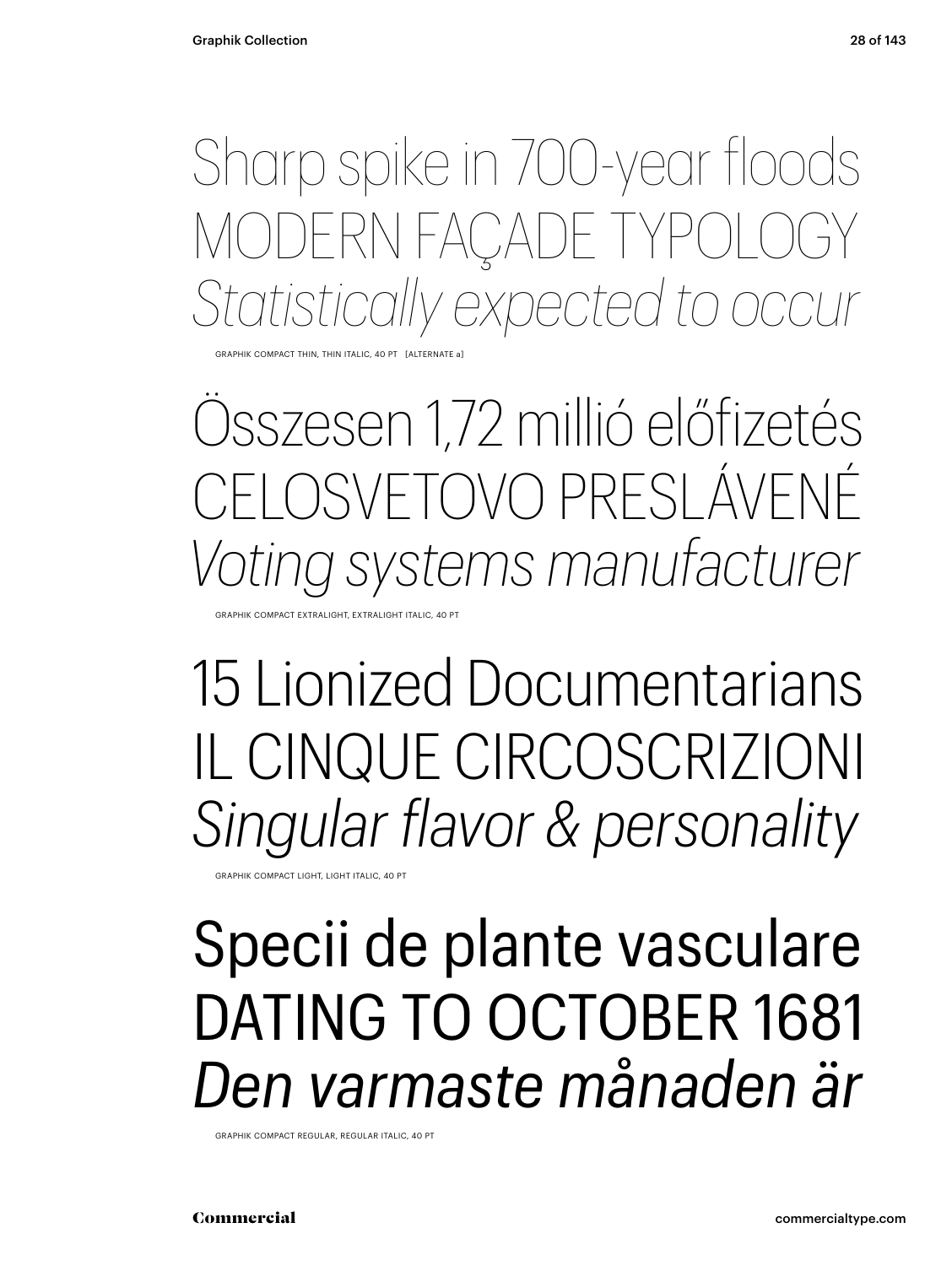Sharp spike in 700-year floods
MODERN FAÇADE TYPOLOGY
*Statistically expected to occur*

GRAPHIK COMPACT THIN, THIN ITALIC, 40 PT [ALTERNATE a]

Összesen 1,72 millió előfizetés
CELOSVETOVO PRESLÁVENÉ
*Voting systems manufacturer*

GRAPHIK COMPACT EXTRALIGHT, EXTRALIGHT ITALIC, 40 PT

15 Lionized Documentarians
IL CINQUE CIRCOSCRIZIONI
*Singular flavor & personality*

GRAPHIK COMPACT LIGHT, LIGHT ITALIC, 40 PT

Specii de plante vasculare
DATING TO OCTOBER 1681
*Den varmaste månaden är*

GRAPHIK COMPACT REGULAR, REGULAR ITALIC, 40 PT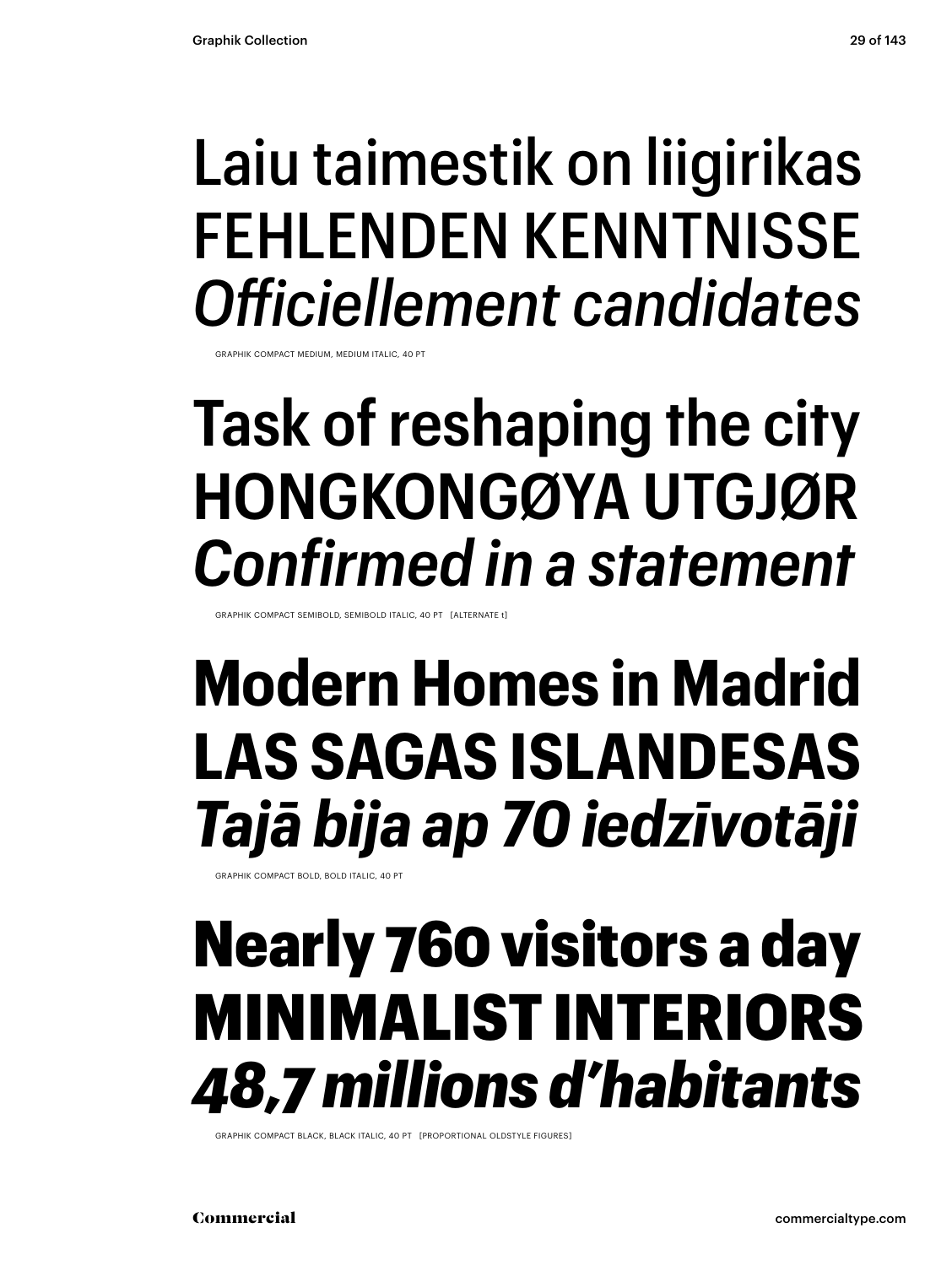Laiu taimestik on liigirikas
FEHLENDEN KENNTNISSE
*Officiellement candidates*

GRAPHIK COMPACT MEDIUM, MEDIUM ITALIC, 40 PT

**Task of reshaping the city**
**HONGKONGØYA UTGJØR**
***Confirmed in a statement***

GRAPHIK COMPACT SEMIBOLD, SEMIBOLD ITALIC, 40 PT [ALTERNATE t]

**Modern Homes in Madrid**
**LAS SAGAS ISLANDESAS**
***Tajā bija ap 70 iedzīvotāji***

GRAPHIK COMPACT BOLD, BOLD ITALIC, 40 PT

**Nearly 760 visitors a day**
**MINIMALIST INTERIORS**
***48,7 millions d'habitants***

GRAPHIK COMPACT BLACK, BLACK ITALIC, 40 PT [PROPORTIONAL OLDSTYLE FIGURES]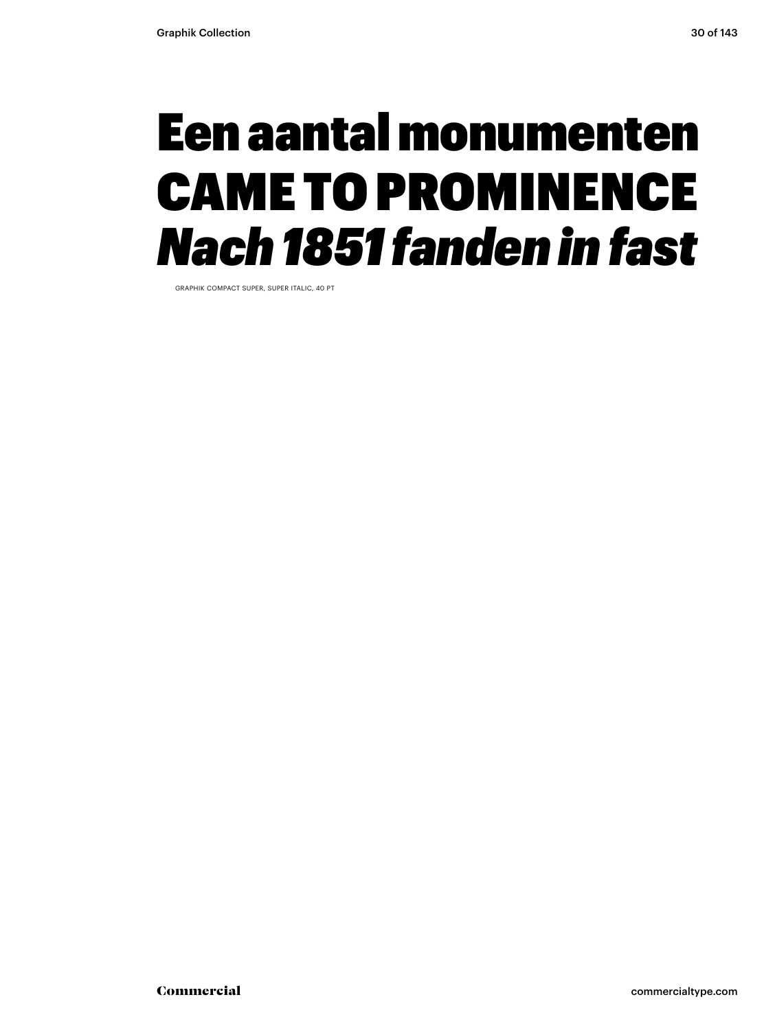# Een aantal monumenten
# CAME TO PROMINENCE
# *Nach 1851 fanden in fast*

GRAPHIK COMPACT SUPER, SUPER ITALIC, 40 PT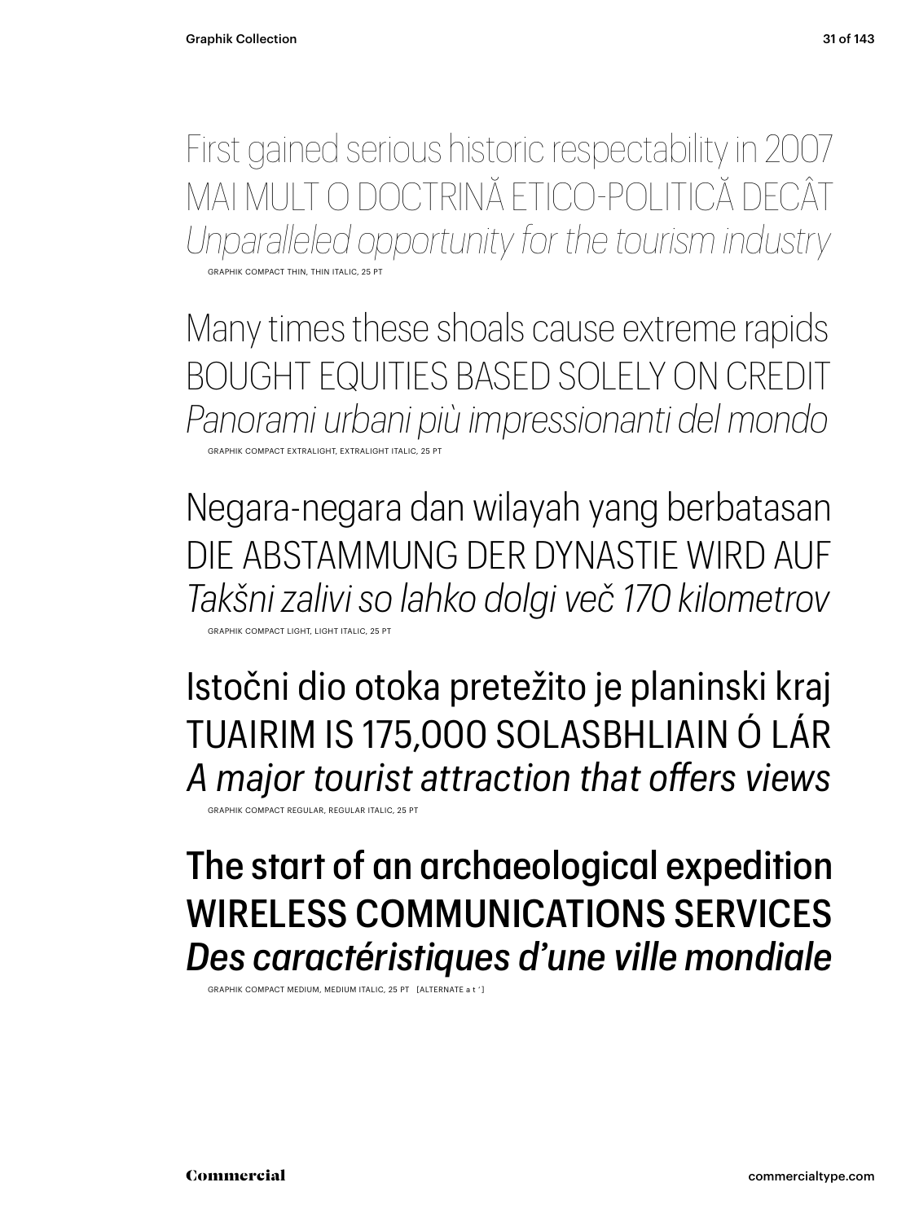First gained serious historic respectability in 2007
MAI MULT O DOCTRINĂ ETICO-POLITICĂ DECÂT
*Unparalleled opportunity for the tourism industry*

GRAPHIK COMPACT THIN, THIN ITALIC, 25 PT

Many times these shoals cause extreme rapids
BOUGHT EQUITIES BASED SOLELY ON CREDIT
*Panorami urbani più impressionanti del mondo*

GRAPHIK COMPACT EXTRALIGHT, EXTRALIGHT ITALIC, 25 PT

Negara-negara dan wilayah yang berbatasan
DIE ABSTAMMUNG DER DYNASTIE WIRD AUF
*Takšni zalivi so lahko dolgi več 170 kilometrov*

GRAPHIK COMPACT LIGHT, LIGHT ITALIC, 25 PT

Istočni dio otoka pretežito je planinski kraj
TUAIRIM IS 175,000 SOLASBHLIAIN Ó LÁR
*A major tourist attraction that offers views*

GRAPHIK COMPACT REGULAR, REGULAR ITALIC, 25 PT

**The start of an archaeological expedition**
**WIRELESS COMMUNICATIONS SERVICES**
***Des caractéristiques d'une ville mondiale***

GRAPHIK COMPACT MEDIUM, MEDIUM ITALIC, 25 PT [ALTERNATE a t ' ]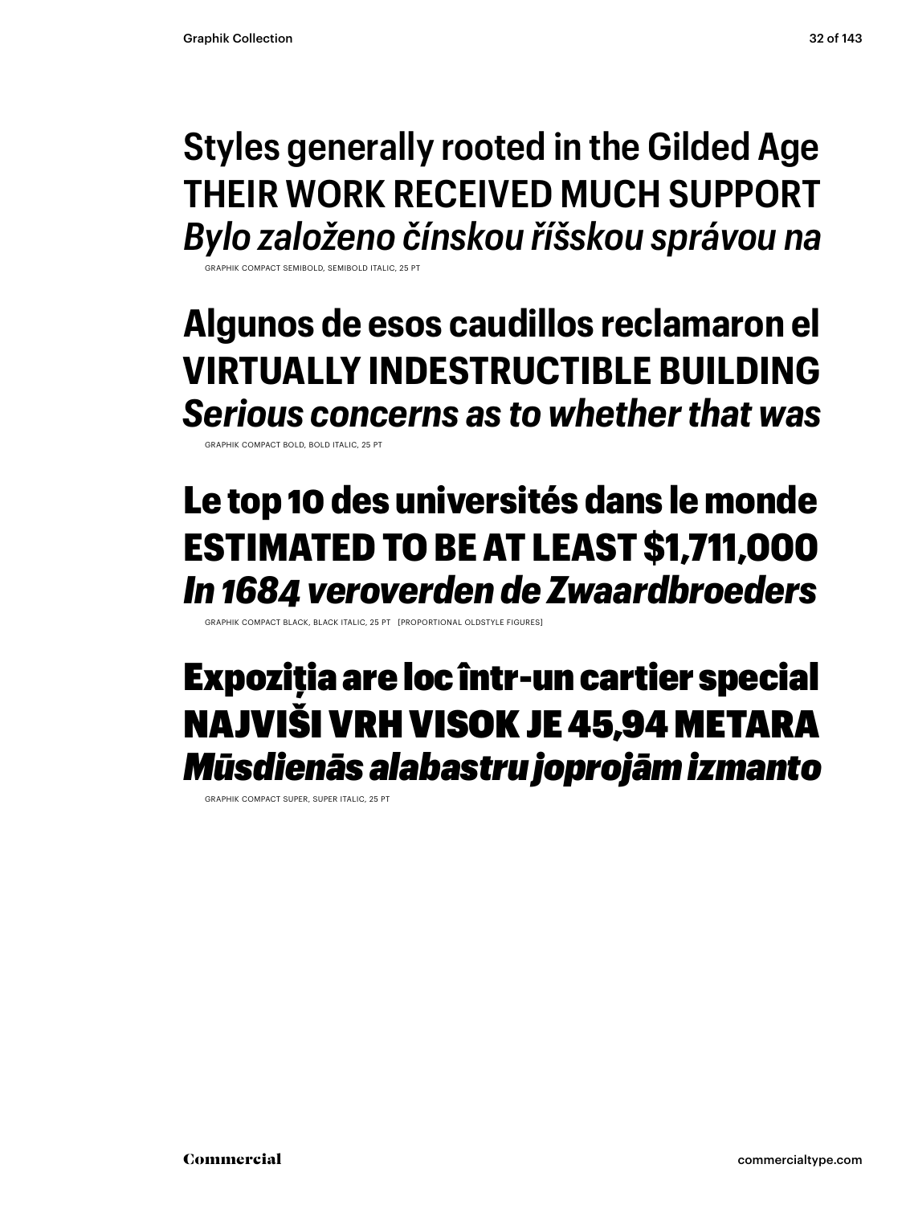Styles generally rooted in the Gilded Age
THEIR WORK RECEIVED MUCH SUPPORT
*Bylo založeno čínskou říšskou správou na*

GRAPHIK COMPACT SEMIBOLD, SEMIBOLD ITALIC, 25 PT

**Algunos de esos caudillos reclamaron el**
**VIRTUALLY INDESTRUCTIBLE BUILDING**
***Serious concerns as to whether that was***

GRAPHIK COMPACT BOLD, BOLD ITALIC, 25 PT

**Le top 10 des universités dans le monde**
**ESTIMATED TO BE AT LEAST $1,711,000**
***In 1684 veroverden de Zwaardbroeders***

GRAPHIK COMPACT BLACK, BLACK ITALIC, 25 PT [PROPORTIONAL OLDSTYLE FIGURES]

**Expoziția are loc într-un cartier special**
**NAJVIŠI VRH VISOK JE 45,94 METARA**
***Mūsdienās alabastru joprojām izmanto***

GRAPHIK COMPACT SUPER, SUPER ITALIC, 25 PT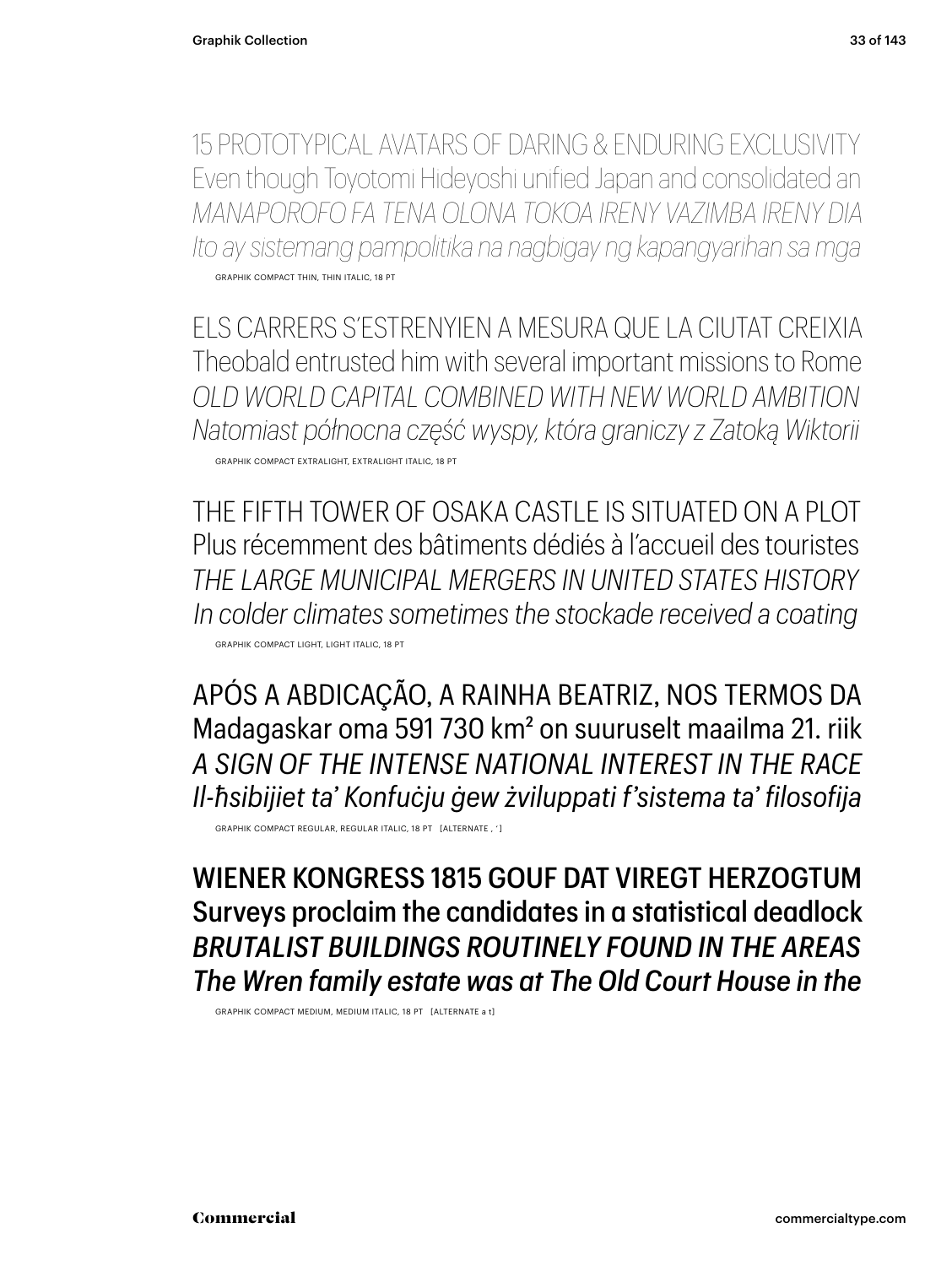15 PROTOTYPICAL AVATARS OF DARING & ENDURING EXCLUSIVITY
Even though Toyotomi Hideyoshi unified Japan and consolidated an
*MANAPOROFO FA TENA OLONA TOKOA IRENY VAZIMBA IRENY DIA*
*Ito ay sistemang pampolitika na nagbigay ng kapangyarihan sa mga*

GRAPHIK COMPACT THIN, THIN ITALIC, 18 PT

ELS CARRERS S'ESTRENYIEN A MESURA QUE LA CIUTAT CREIXIA
Theobald entrusted him with several important missions to Rome
*OLD WORLD CAPITAL COMBINED WITH NEW WORLD AMBITION*
*Natomiast północna część wyspy, która graniczy z Zatoką Wiktorii*

GRAPHIK COMPACT EXTRALIGHT, EXTRALIGHT ITALIC, 18 PT

THE FIFTH TOWER OF OSAKA CASTLE IS SITUATED ON A PLOT
Plus récemment des bâtiments dédiés à l'accueil des touristes
*THE LARGE MUNICIPAL MERGERS IN UNITED STATES HISTORY*
*In colder climates sometimes the stockade received a coating*

GRAPHIK COMPACT LIGHT, LIGHT ITALIC, 18 PT

APÓS A ABDICAÇÃO, A RAINHA BEATRIZ, NOS TERMOS DA
Madagaskar oma 591 730 km² on suuruselt maailma 21. riik
*A SIGN OF THE INTENSE NATIONAL INTEREST IN THE RACE*
*Il-ħsibijiet ta' Konfuċju ġew żviluppati f'sistema ta' filosofija*

GRAPHIK COMPACT REGULAR, REGULAR ITALIC, 18 PT [ALTERNATE , ' ]

WIENER KONGRESS 1815 GOUF DAT VIREGT HERZOGTUM
Surveys proclaim the candidates in a statistical deadlock
*BRUTALIST BUILDINGS ROUTINELY FOUND IN THE AREAS*
*The Wren family estate was at The Old Court House in the*

GRAPHIK COMPACT MEDIUM, MEDIUM ITALIC, 18 PT [ALTERNATE a t]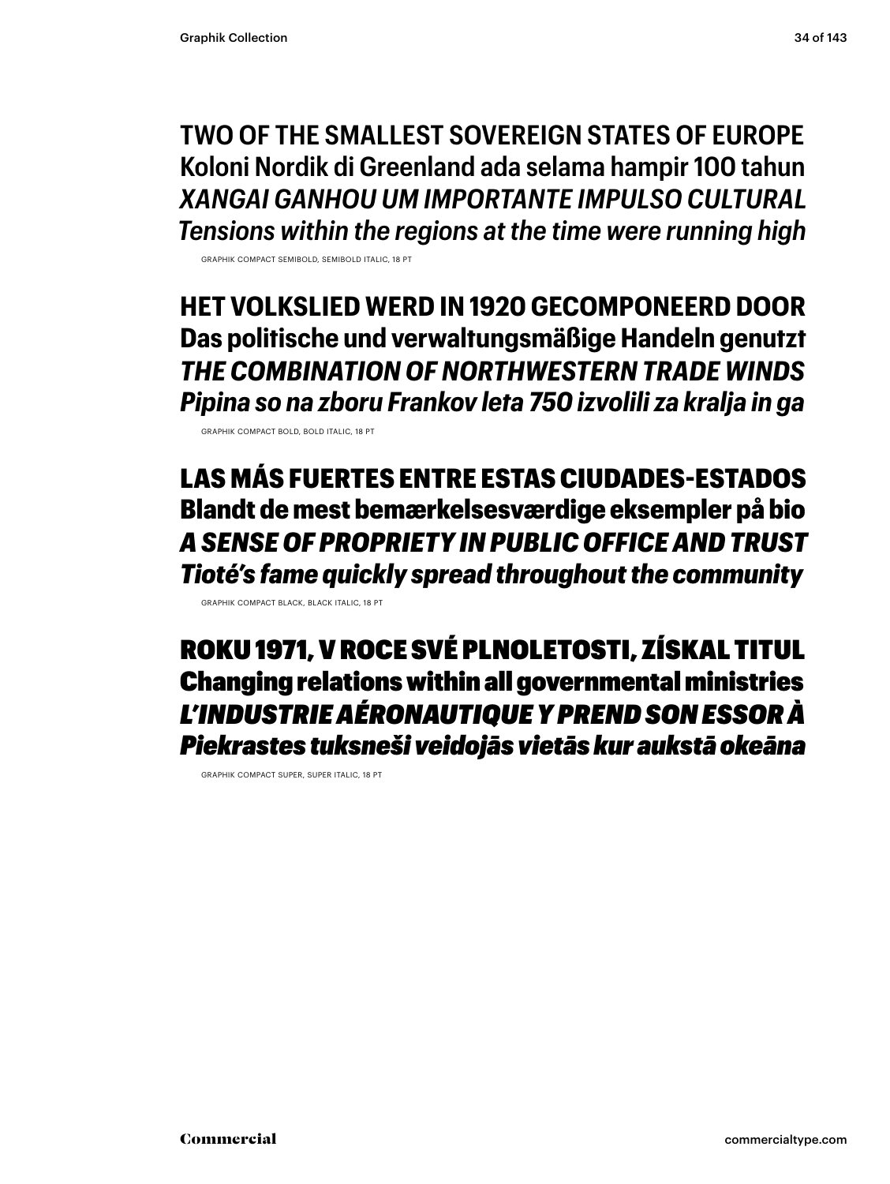TWO OF THE SMALLEST SOVEREIGN STATES OF EUROPE
Koloni Nordik di Greenland ada selama hampir 100 tahun
*XANGAI GANHOU UM IMPORTANTE IMPULSO CULTURAL*
*Tensions within the regions at the time were running high*

GRAPHIK COMPACT SEMIBOLD, SEMIBOLD ITALIC, 18 PT

**HET VOLKSLIED WERD IN 1920 GECOMPONEERD DOOR**
**Das politische und verwaltungsmäßige Handeln genutzt**
***THE COMBINATION OF NORTHWESTERN TRADE WINDS***
***Pipina so na zboru Frankov leta 750 izvolili za kralja in ga***

GRAPHIK COMPACT BOLD, BOLD ITALIC, 18 PT

**LAS MÁS FUERTES ENTRE ESTAS CIUDADES-ESTADOS**
**Blandt de mest bemærkelsesværdige eksempler på bio**
***A SENSE OF PROPRIETY IN PUBLIC OFFICE AND TRUST***
***Tioté's fame quickly spread throughout the community***

GRAPHIK COMPACT BLACK, BLACK ITALIC, 18 PT

**ROKU 1971, V ROCE SVÉ PLNOLETOSTI, ZÍSKAL TITUL**
**Changing relations within all governmental ministries**
***L'INDUSTRIE AÉRONAUTIQUE Y PREND SON ESSOR À***
***Piekrastes tuksneši veidojās vietās kur aukstā okeāna***

GRAPHIK COMPACT SUPER, SUPER ITALIC, 18 PT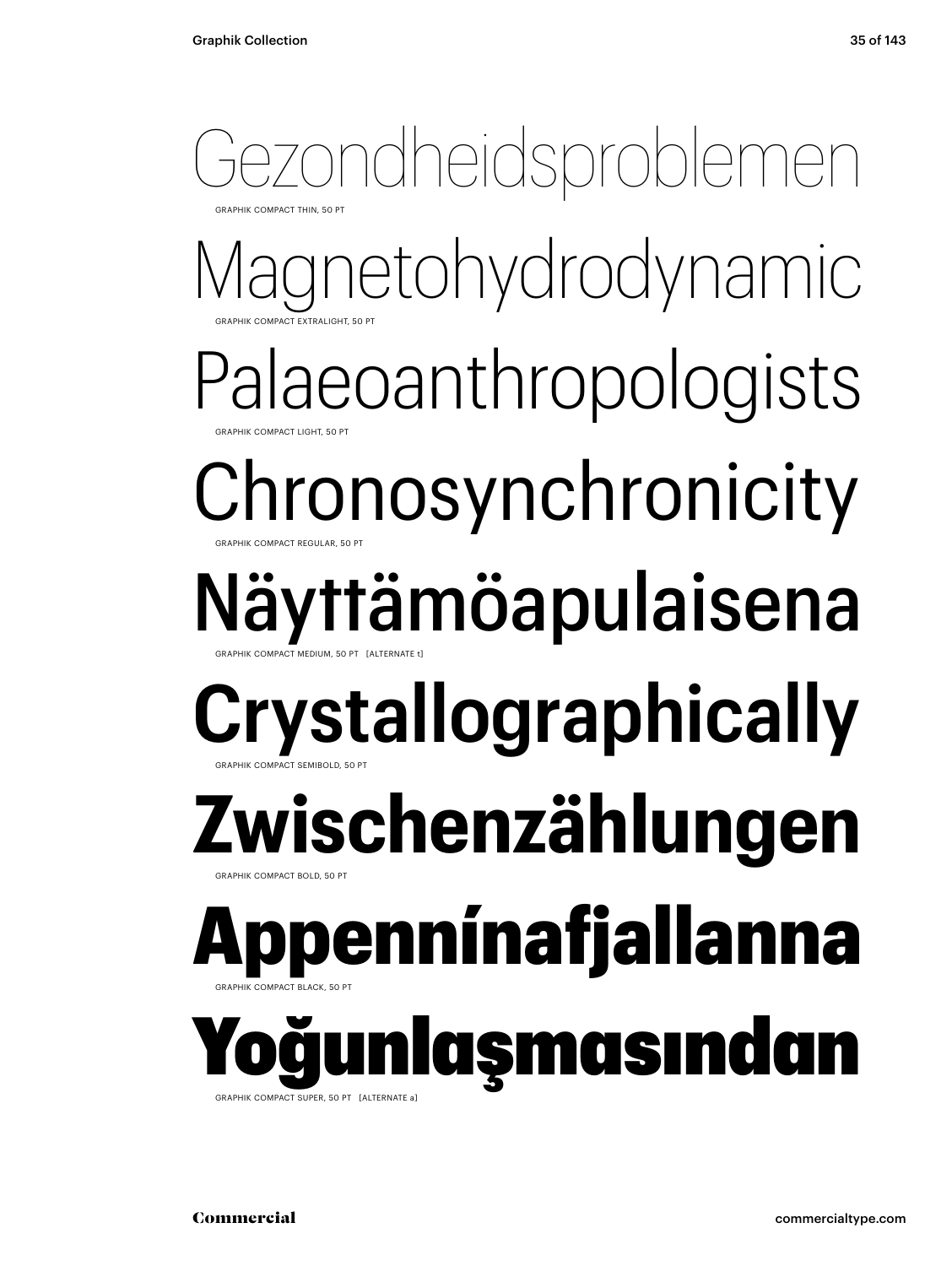Gezondheidsproblemen

GRAPHIK COMPACT THIN, 50 PT

Magnetohydrodynamic

GRAPHIK COMPACT EXTRALIGHT, 50 PT

Palaeoanthropologists

GRAPHIK COMPACT LIGHT, 50 PT

Chronosynchronicity

GRAPHIK COMPACT REGULAR, 50 PT

Näyttämöapulaisena

GRAPHIK COMPACT MEDIUM, 50 PT [ALTERNATE t]

**Crystallographically**

GRAPHIK COMPACT SEMIBOLD, 50 PT

**Zwischenzählungen**

GRAPHIK COMPACT BOLD, 50 PT

**Appennínafjallanna**

GRAPHIK COMPACT BLACK, 50 PT

**Yoğunlaşmasından**

GRAPHIK COMPACT SUPER, 50 PT [ALTERNATE a]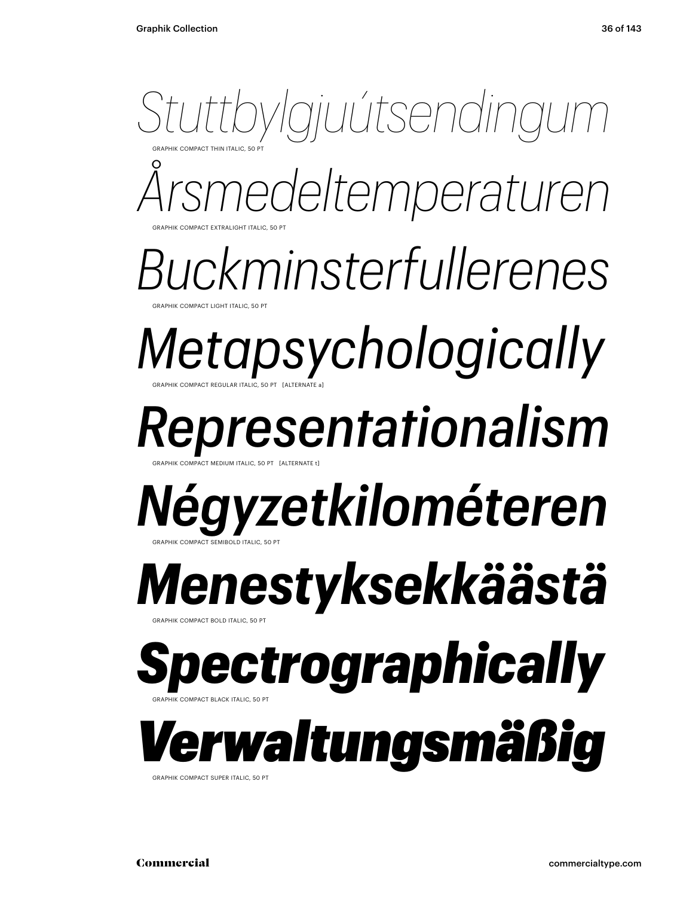*Stuttbylgjuútsendingum*

GRAPHIK COMPACT THIN ITALIC, 50 PT

*Årsmedeltemperaturen*

GRAPHIK COMPACT EXTRALIGHT ITALIC, 50 PT

*Buckminsterfullerenes*

GRAPHIK COMPACT LIGHT ITALIC, 50 PT

*Metapsychologically*

GRAPHIK COMPACT REGULAR ITALIC, 50 PT [ALTERNATE a]

***Representationalism***

GRAPHIK COMPACT MEDIUM ITALIC, 50 PT [ALTERNATE t]

***Négyzetkilométeren***

GRAPHIK COMPACT SEMIBOLD ITALIC, 50 PT

***Menestyksekkäästä***

GRAPHIK COMPACT BOLD ITALIC, 50 PT

***Spectrographically***

GRAPHIK COMPACT BLACK ITALIC, 50 PT

***Verwaltungsmäßig***

GRAPHIK COMPACT SUPER ITALIC, 50 PT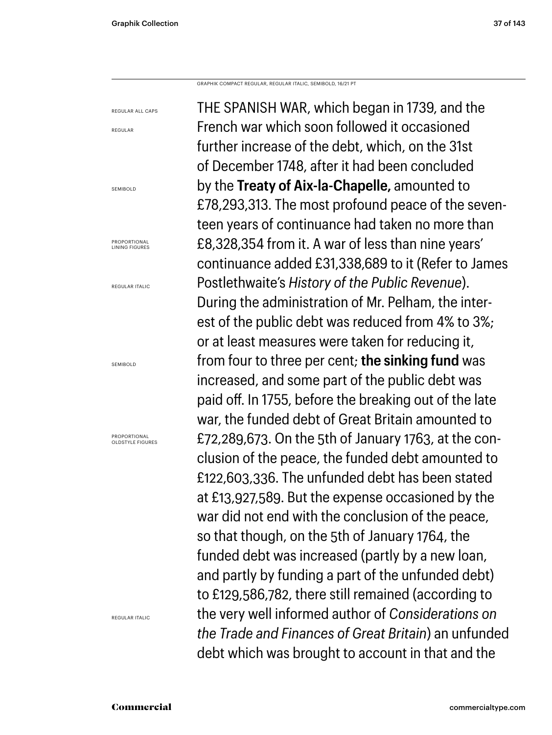GRAPHIK COMPACT REGULAR, REGULAR ITALIC, SEMIBOLD, 16/21 PT

REGULAR ALL CAPS

REGULAR

SEMIBOLD

PROPORTIONAL LINING FIGURES

REGULAR ITALIC

SEMIBOLD

PROPORTIONAL OLDSTYLE FIGURES

REGULAR ITALIC

THE SPANISH WAR, which began in 1739, and the French war which soon followed it occasioned further increase of the debt, which, on the 31st of December 1748, after it had been concluded by the **Treaty of Aix-la-Chapelle,** amounted to £78,293,313. The most profound peace of the seventeen years of continuance had taken no more than £8,328,354 from it. A war of less than nine years' continuance added £31,338,689 to it (Refer to James Postlethwaite's *History of the Public Revenue*). During the administration of Mr. Pelham, the interest of the public debt was reduced from 4% to 3%; or at least measures were taken for reducing it, from four to three per cent; **the sinking fund** was increased, and some part of the public debt was paid off. In 1755, before the breaking out of the late war, the funded debt of Great Britain amounted to £72,289,673. On the 5th of January 1763, at the conclusion of the peace, the funded debt amounted to £122,603,336. The unfunded debt has been stated at £13,927,589. But the expense occasioned by the war did not end with the conclusion of the peace, so that though, on the 5th of January 1764, the funded debt was increased (partly by a new loan, and partly by funding a part of the unfunded debt) to £129,586,782, there still remained (according to the very well informed author of *Considerations on the Trade and Finances of Great Britain*) an unfunded debt which was brought to account in that and the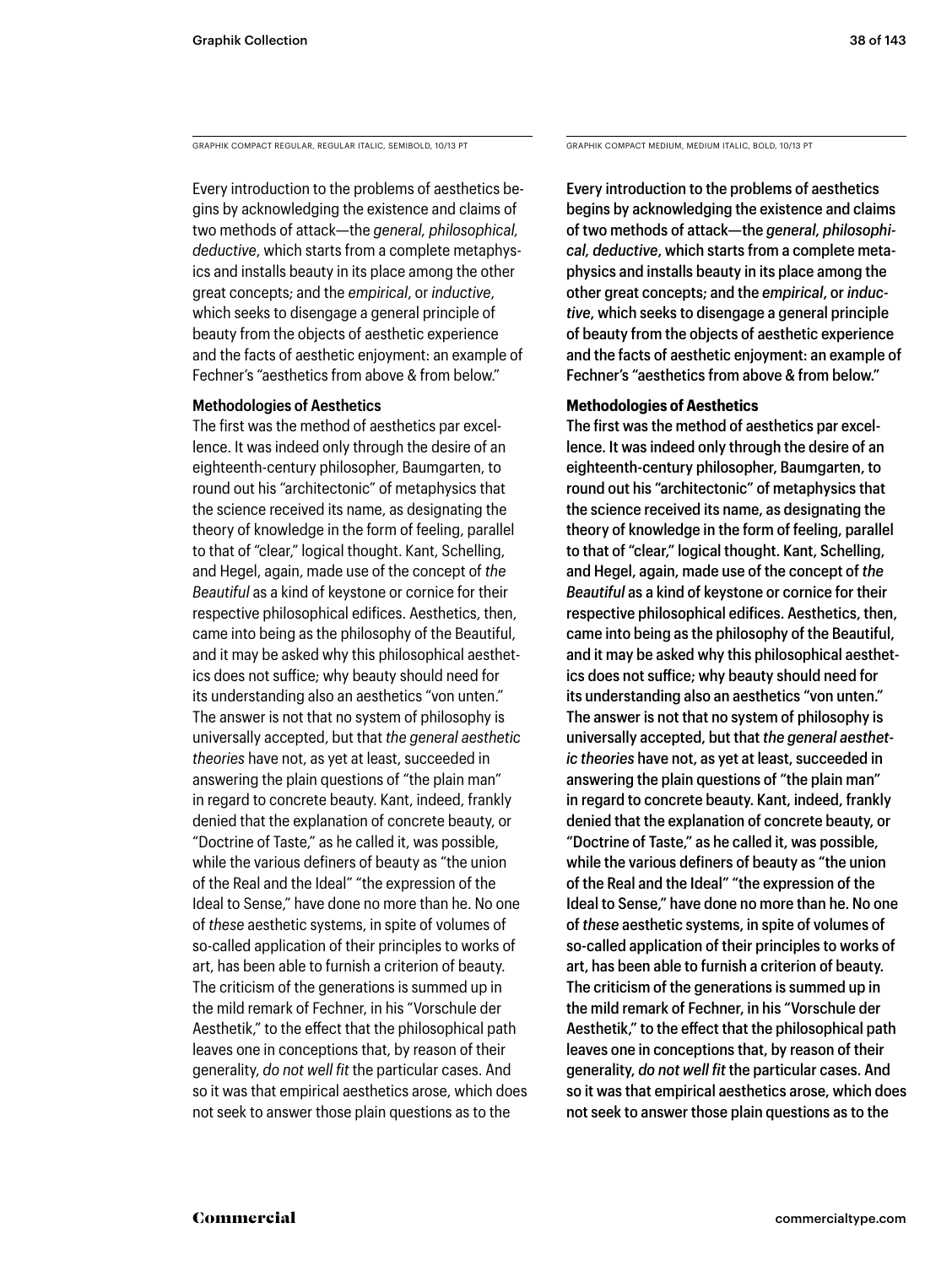GRAPHIK COMPACT REGULAR, REGULAR ITALIC, SEMIBOLD, 10/13 PT

Every introduction to the problems of aesthetics begins by acknowledging the existence and claims of two methods of attack—the *general, philosophical, deductive*, which starts from a complete metaphysics and installs beauty in its place among the other great concepts; and the *empirical*, or *inductive*, which seeks to disengage a general principle of beauty from the objects of aesthetic experience and the facts of aesthetic enjoyment: an example of Fechner's "aesthetics from above & from below."

**Methodologies of Aesthetics**

The first was the method of aesthetics par excellence. It was indeed only through the desire of an eighteenth-century philosopher, Baumgarten, to round out his "architectonic" of metaphysics that the science received its name, as designating the theory of knowledge in the form of feeling, parallel to that of "clear," logical thought. Kant, Schelling, and Hegel, again, made use of the concept of *the Beautiful* as a kind of keystone or cornice for their respective philosophical edifices. Aesthetics, then, came into being as the philosophy of the Beautiful, and it may be asked why this philosophical aesthetics does not suffice; why beauty should need for its understanding also an aesthetics "von unten." The answer is not that no system of philosophy is universally accepted, but that *the general aesthetic theories* have not, as yet at least, succeeded in answering the plain questions of "the plain man" in regard to concrete beauty. Kant, indeed, frankly denied that the explanation of concrete beauty, or "Doctrine of Taste," as he called it, was possible, while the various definers of beauty as "the union of the Real and the Ideal" "the expression of the Ideal to Sense," have done no more than he. No one of *these* aesthetic systems, in spite of volumes of so-called application of their principles to works of art, has been able to furnish a criterion of beauty. The criticism of the generations is summed up in the mild remark of Fechner, in his "Vorschule der Aesthetik," to the effect that the philosophical path leaves one in conceptions that, by reason of their generality, *do not well fit* the particular cases. And so it was that empirical aesthetics arose, which does not seek to answer those plain questions as to the

GRAPHIK COMPACT MEDIUM, MEDIUM ITALIC, BOLD, 10/13 PT

Every introduction to the problems of aesthetics begins by acknowledging the existence and claims of two methods of attack—the *general, philosophical, deductive*, which starts from a complete metaphysics and installs beauty in its place among the other great concepts; and the *empirical*, or *inductive*, which seeks to disengage a general principle of beauty from the objects of aesthetic experience and the facts of aesthetic enjoyment: an example of Fechner's "aesthetics from above & from below."

**Methodologies of Aesthetics**

The first was the method of aesthetics par excellence. It was indeed only through the desire of an eighteenth-century philosopher, Baumgarten, to round out his "architectonic" of metaphysics that the science received its name, as designating the theory of knowledge in the form of feeling, parallel to that of "clear," logical thought. Kant, Schelling, and Hegel, again, made use of the concept of *the Beautiful* as a kind of keystone or cornice for their respective philosophical edifices. Aesthetics, then, came into being as the philosophy of the Beautiful, and it may be asked why this philosophical aesthetics does not suffice; why beauty should need for its understanding also an aesthetics "von unten." The answer is not that no system of philosophy is universally accepted, but that *the general aesthetic theories* have not, as yet at least, succeeded in answering the plain questions of "the plain man" in regard to concrete beauty. Kant, indeed, frankly denied that the explanation of concrete beauty, or "Doctrine of Taste," as he called it, was possible, while the various definers of beauty as "the union of the Real and the Ideal" "the expression of the Ideal to Sense," have done no more than he. No one of *these* aesthetic systems, in spite of volumes of so-called application of their principles to works of art, has been able to furnish a criterion of beauty. The criticism of the generations is summed up in the mild remark of Fechner, in his "Vorschule der Aesthetik," to the effect that the philosophical path leaves one in conceptions that, by reason of their generality, *do not well fit* the particular cases. And so it was that empirical aesthetics arose, which does not seek to answer those plain questions as to the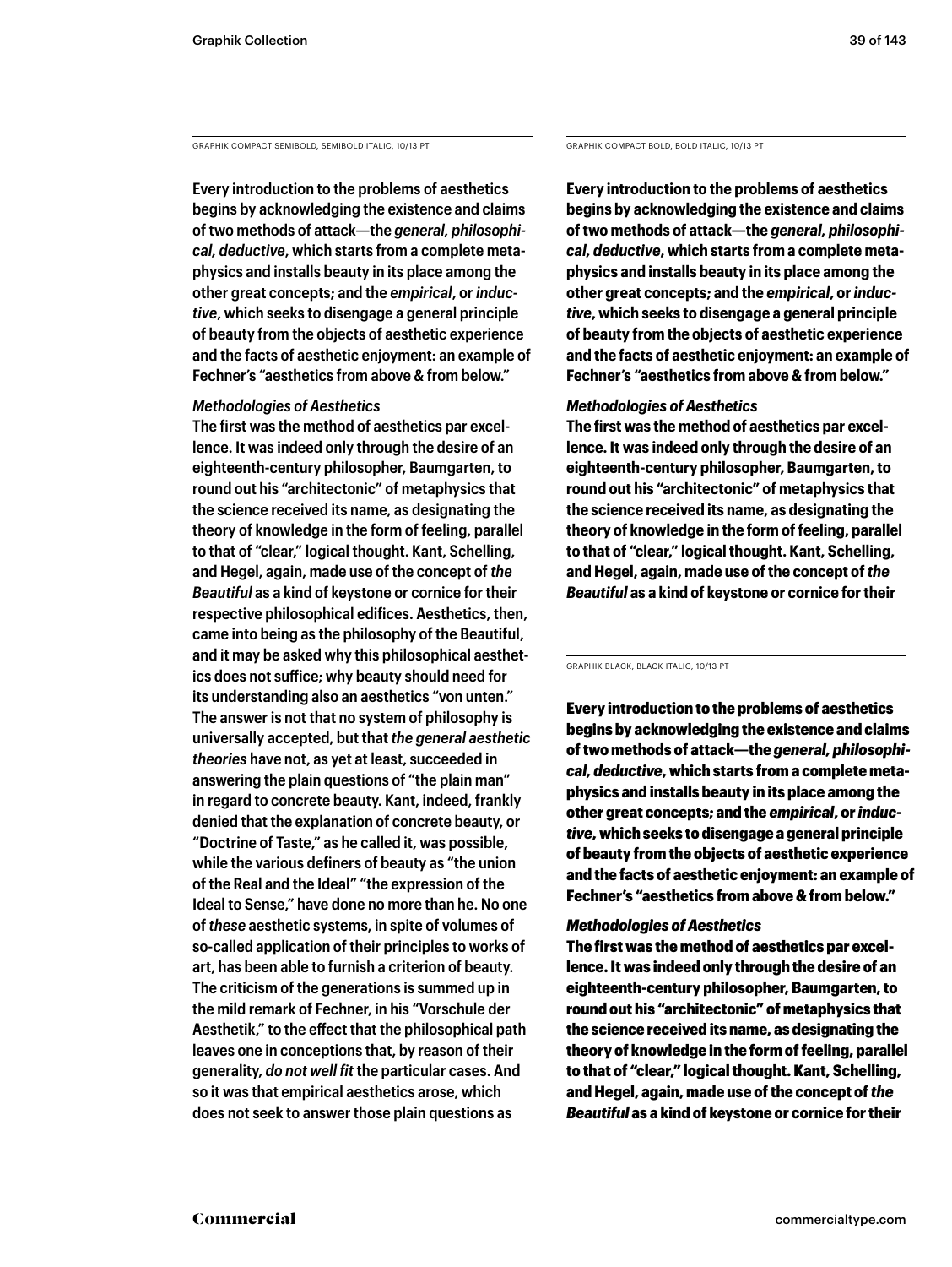GRAPHIK COMPACT SEMIBOLD, SEMIBOLD ITALIC, 10/13 PT

Every introduction to the problems of aesthetics begins by acknowledging the existence and claims of two methods of attack—the *general, philosophical, deductive*, which starts from a complete metaphysics and installs beauty in its place among the other great concepts; and the *empirical*, or *inductive*, which seeks to disengage a general principle of beauty from the objects of aesthetic experience and the facts of aesthetic enjoyment: an example of Fechner's "aesthetics from above & from below."

*Methodologies of Aesthetics*

The first was the method of aesthetics par excellence. It was indeed only through the desire of an eighteenth-century philosopher, Baumgarten, to round out his "architectonic" of metaphysics that the science received its name, as designating the theory of knowledge in the form of feeling, parallel to that of "clear," logical thought. Kant, Schelling, and Hegel, again, made use of the concept of *the Beautiful* as a kind of keystone or cornice for their respective philosophical edifices. Aesthetics, then, came into being as the philosophy of the Beautiful, and it may be asked why this philosophical aesthetics does not suffice; why beauty should need for its understanding also an aesthetics "von unten." The answer is not that no system of philosophy is universally accepted, but that *the general aesthetic theories* have not, as yet at least, succeeded in answering the plain questions of "the plain man" in regard to concrete beauty. Kant, indeed, frankly denied that the explanation of concrete beauty, or "Doctrine of Taste," as he called it, was possible, while the various definers of beauty as "the union of the Real and the Ideal" "the expression of the Ideal to Sense," have done no more than he. No one of *these* aesthetic systems, in spite of volumes of so-called application of their principles to works of art, has been able to furnish a criterion of beauty. The criticism of the generations is summed up in the mild remark of Fechner, in his "Vorschule der Aesthetik," to the effect that the philosophical path leaves one in conceptions that, by reason of their generality, *do not well fit* the particular cases. And so it was that empirical aesthetics arose, which does not seek to answer those plain questions as

GRAPHIK COMPACT BOLD, BOLD ITALIC, 10/13 PT

**Every introduction to the problems of aesthetics begins by acknowledging the existence and claims of two methods of attack—the *general, philosophical, deductive*, which starts from a complete metaphysics and installs beauty in its place among the other great concepts; and the *empirical*, or *inductive*, which seeks to disengage a general principle of beauty from the objects of aesthetic experience and the facts of aesthetic enjoyment: an example of Fechner's "aesthetics from above & from below."**

***Methodologies of Aesthetics***

**The first was the method of aesthetics par excellence. It was indeed only through the desire of an eighteenth-century philosopher, Baumgarten, to round out his "architectonic" of metaphysics that the science received its name, as designating the theory of knowledge in the form of feeling, parallel to that of "clear," logical thought. Kant, Schelling, and Hegel, again, made use of the concept of *the Beautiful* as a kind of keystone or cornice for their**

GRAPHIK BLACK, BLACK ITALIC, 10/13 PT

**Every introduction to the problems of aesthetics begins by acknowledging the existence and claims of two methods of attack—the *general, philosophical, deductive*, which starts from a complete metaphysics and installs beauty in its place among the other great concepts; and the *empirical*, or *inductive*, which seeks to disengage a general principle of beauty from the objects of aesthetic experience and the facts of aesthetic enjoyment: an example of Fechner's "aesthetics from above & from below."**

***Methodologies of Aesthetics***

**The first was the method of aesthetics par excellence. It was indeed only through the desire of an eighteenth-century philosopher, Baumgarten, to round out his "architectonic" of metaphysics that the science received its name, as designating the theory of knowledge in the form of feeling, parallel to that of "clear," logical thought. Kant, Schelling, and Hegel, again, made use of the concept of *the Beautiful* as a kind of keystone or cornice for their**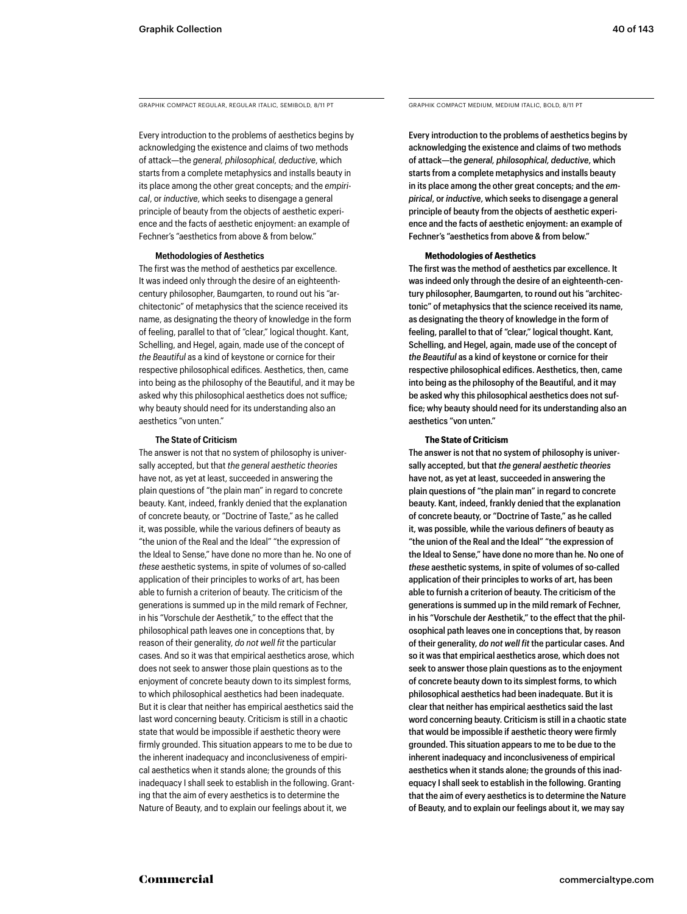GRAPHIK COMPACT REGULAR, REGULAR ITALIC, SEMIBOLD, 8/11 PT

Every introduction to the problems of aesthetics begins by acknowledging the existence and claims of two methods of attack—the *general, philosophical, deductive*, which starts from a complete metaphysics and installs beauty in its place among the other great concepts; and the *empirical*, or *inductive*, which seeks to disengage a general principle of beauty from the objects of aesthetic experience and the facts of aesthetic enjoyment: an example of Fechner's "aesthetics from above & from below."

**Methodologies of Aesthetics**

The first was the method of aesthetics par excellence. It was indeed only through the desire of an eighteenth-century philosopher, Baumgarten, to round out his "architectonic" of metaphysics that the science received its name, as designating the theory of knowledge in the form of feeling, parallel to that of "clear," logical thought. Kant, Schelling, and Hegel, again, made use of the concept of *the Beautiful* as a kind of keystone or cornice for their respective philosophical edifices. Aesthetics, then, came into being as the philosophy of the Beautiful, and it may be asked why this philosophical aesthetics does not suffice; why beauty should need for its understanding also an aesthetics "von unten."

**The State of Criticism**

The answer is not that no system of philosophy is universally accepted, but that *the general aesthetic theories* have not, as yet at least, succeeded in answering the plain questions of "the plain man" in regard to concrete beauty. Kant, indeed, frankly denied that the explanation of concrete beauty, or "Doctrine of Taste," as he called it, was possible, while the various definers of beauty as "the union of the Real and the Ideal" "the expression of the Ideal to Sense," have done no more than he. No one of *these* aesthetic systems, in spite of volumes of so-called application of their principles to works of art, has been able to furnish a criterion of beauty. The criticism of the generations is summed up in the mild remark of Fechner, in his "Vorschule der Aesthetik," to the effect that the philosophical path leaves one in conceptions that, by reason of their generality, *do not well fit* the particular cases. And so it was that empirical aesthetics arose, which does not seek to answer those plain questions as to the enjoyment of concrete beauty down to its simplest forms, to which philosophical aesthetics had been inadequate. But it is clear that neither has empirical aesthetics said the last word concerning beauty. Criticism is still in a chaotic state that would be impossible if aesthetic theory were firmly grounded. This situation appears to me to be due to the inherent inadequacy and inconclusiveness of empirical aesthetics when it stands alone; the grounds of this inadequacy I shall seek to establish in the following. Granting that the aim of every aesthetics is to determine the Nature of Beauty, and to explain our feelings about it, we

GRAPHIK COMPACT MEDIUM, MEDIUM ITALIC, BOLD, 8/11 PT

Every introduction to the problems of aesthetics begins by acknowledging the existence and claims of two methods of attack—the *general, philosophical, deductive*, which starts from a complete metaphysics and installs beauty in its place among the other great concepts; and the *empirical*, or *inductive*, which seeks to disengage a general principle of beauty from the objects of aesthetic experience and the facts of aesthetic enjoyment: an example of Fechner's "aesthetics from above & from below."

**Methodologies of Aesthetics**

The first was the method of aesthetics par excellence. It was indeed only through the desire of an eighteenth-century philosopher, Baumgarten, to round out his "architectonic" of metaphysics that the science received its name, as designating the theory of knowledge in the form of feeling, parallel to that of "clear," logical thought. Kant, Schelling, and Hegel, again, made use of the concept of *the Beautiful* as a kind of keystone or cornice for their respective philosophical edifices. Aesthetics, then, came into being as the philosophy of the Beautiful, and it may be asked why this philosophical aesthetics does not suffice; why beauty should need for its understanding also an aesthetics "von unten."

**The State of Criticism**

The answer is not that no system of philosophy is universally accepted, but that *the general aesthetic theories* have not, as yet at least, succeeded in answering the plain questions of "the plain man" in regard to concrete beauty. Kant, indeed, frankly denied that the explanation of concrete beauty, or "Doctrine of Taste," as he called it, was possible, while the various definers of beauty as "the union of the Real and the Ideal" "the expression of the Ideal to Sense," have done no more than he. No one of *these* aesthetic systems, in spite of volumes of so-called application of their principles to works of art, has been able to furnish a criterion of beauty. The criticism of the generations is summed up in the mild remark of Fechner, in his "Vorschule der Aesthetik," to the effect that the philosophical path leaves one in conceptions that, by reason of their generality, *do not well fit* the particular cases. And so it was that empirical aesthetics arose, which does not seek to answer those plain questions as to the enjoyment of concrete beauty down to its simplest forms, to which philosophical aesthetics had been inadequate. But it is clear that neither has empirical aesthetics said the last word concerning beauty. Criticism is still in a chaotic state that would be impossible if aesthetic theory were firmly grounded. This situation appears to me to be due to the inherent inadequacy and inconclusiveness of empirical aesthetics when it stands alone; the grounds of this inadequacy I shall seek to establish in the following. Granting that the aim of every aesthetics is to determine the Nature of Beauty, and to explain our feelings about it, we may say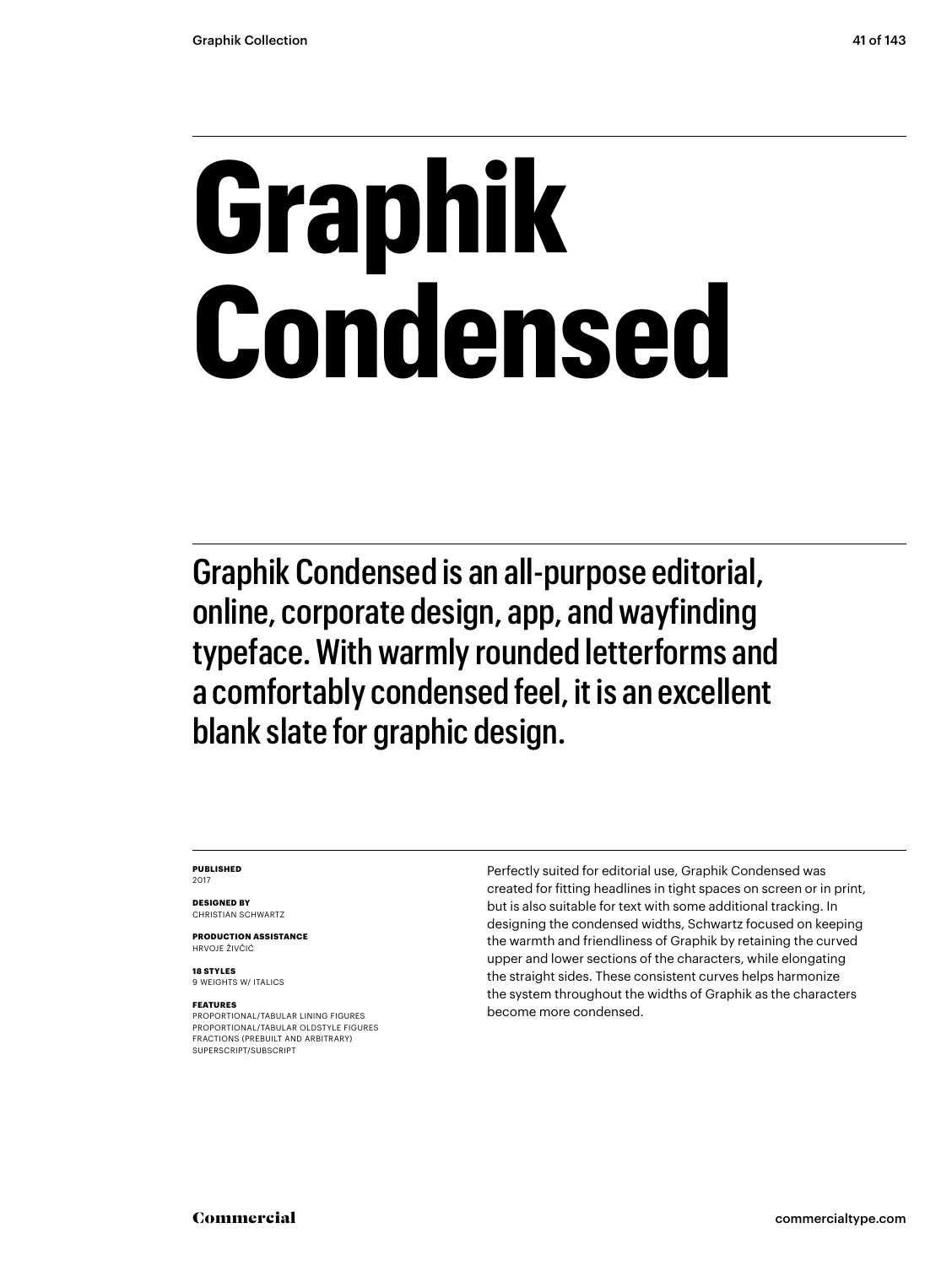# Graphik Condensed

Graphik Condensed is an all-purpose editorial, online, corporate design, app, and wayfinding typeface. With warmly rounded letterforms and a comfortably condensed feel, it is an excellent blank slate for graphic design.

**PUBLISHED**
2017

**DESIGNED BY**
CHRISTIAN SCHWARTZ

**PRODUCTION ASSISTANCE**
HRVOJE ŽIVČIĆ

**18 STYLES**
9 WEIGHTS W/ ITALICS

**FEATURES**
PROPORTIONAL/TABULAR LINING FIGURES
PROPORTIONAL/TABULAR OLDSTYLE FIGURES
FRACTIONS (PREBUILT AND ARBITRARY)
SUPERSCRIPT/SUBSCRIPT

Perfectly suited for editorial use, Graphik Condensed was created for fitting headlines in tight spaces on screen or in print, but is also suitable for text with some additional tracking. In designing the condensed widths, Schwartz focused on keeping the warmth and friendliness of Graphik by retaining the curved upper and lower sections of the characters, while elongating the straight sides. These consistent curves helps harmonize the system throughout the widths of Graphik as the characters become more condensed.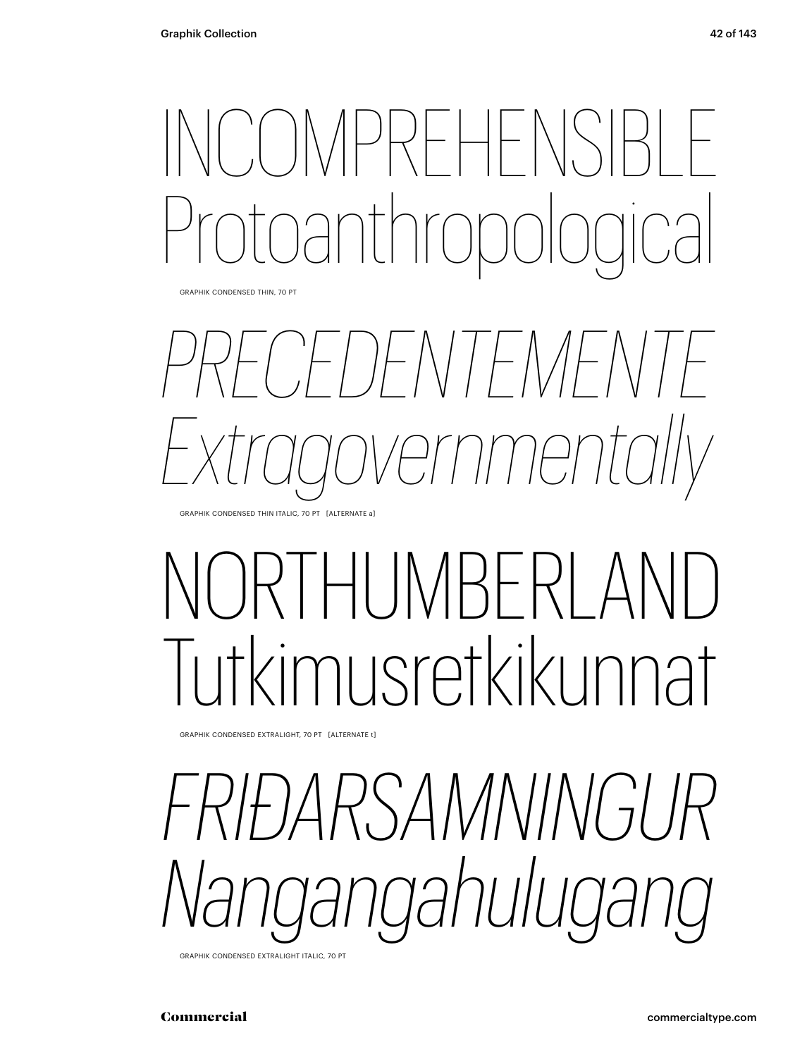INCOMPREHENSIBLE
Protoanthropological

GRAPHIK CONDENSED THIN, 70 PT

*PRECEDENTEMENTE*
*Extragovernmentally*

GRAPHIK CONDENSED THIN ITALIC, 70 PT [ALTERNATE a]

NORTHUMBERLAND
Tutkimusretkikunnat

GRAPHIK CONDENSED EXTRALIGHT, 70 PT [ALTERNATE t]

*FRIÐARSAMNINGUR*
*Nangangahulugang*

GRAPHIK CONDENSED EXTRALIGHT ITALIC, 70 PT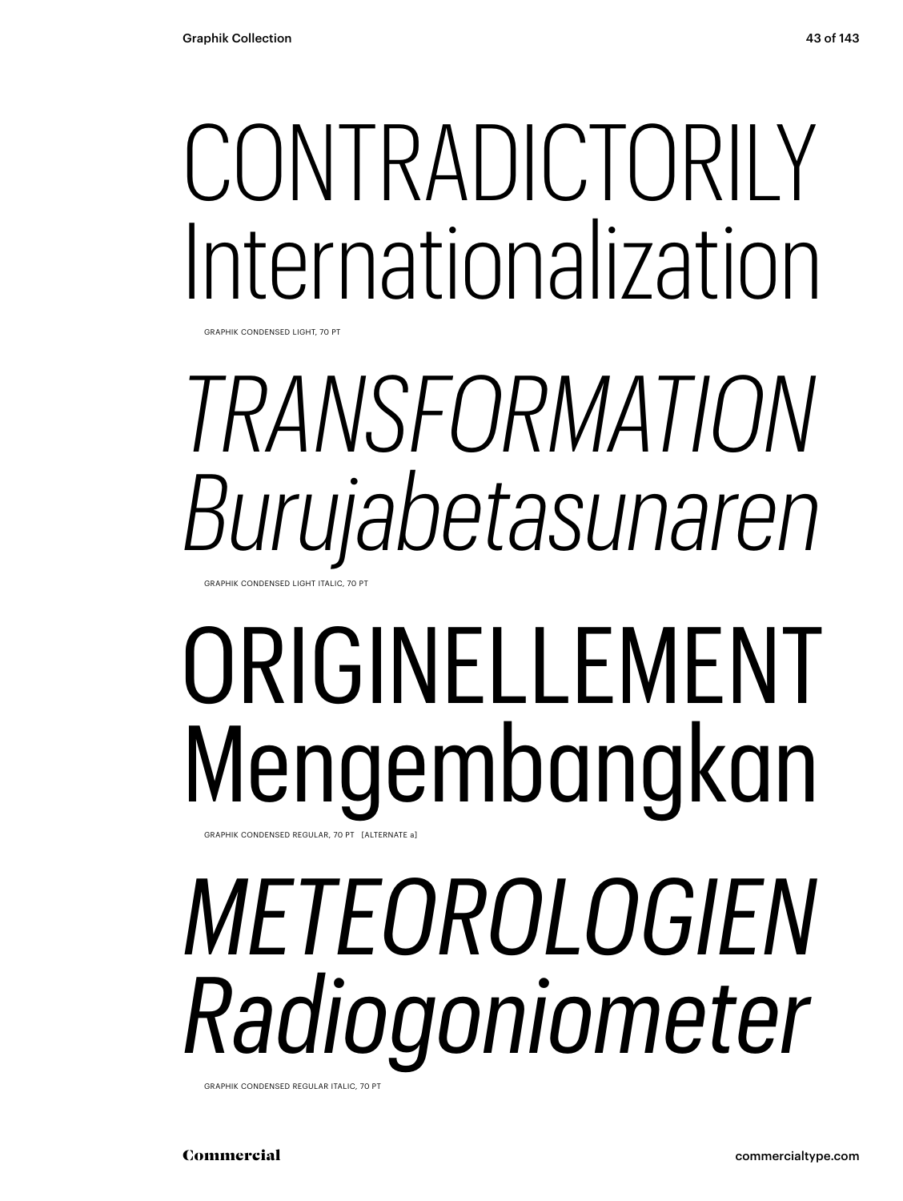CONTRADICTORILY
Internationalization

GRAPHIK CONDENSED LIGHT, 70 PT

*TRANSFORMATION*
*Burujabetasunaren*

GRAPHIK CONDENSED LIGHT ITALIC, 70 PT

ORIGINELLEMENT
Mengembangkan

GRAPHIK CONDENSED REGULAR, 70 PT [ALTERNATE a]

*METEOROLOGIEN*
*Radiogoniometer*

GRAPHIK CONDENSED REGULAR ITALIC, 70 PT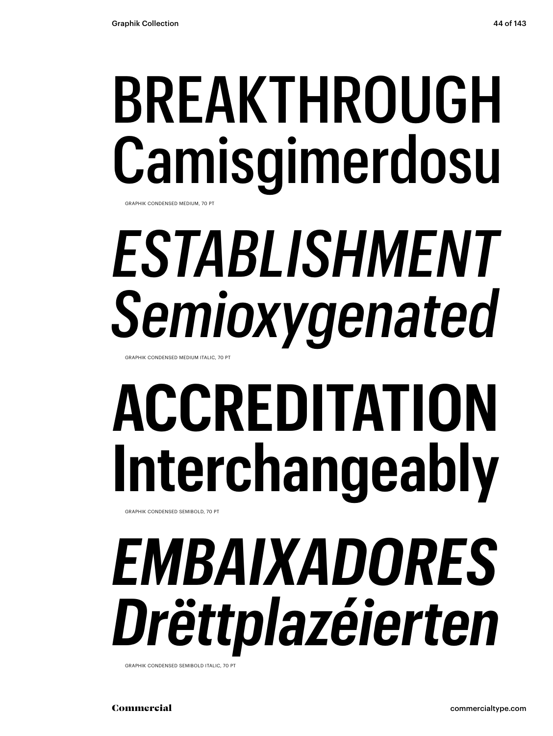BREAKTHROUGH
Camisgimerdosu

GRAPHIK CONDENSED MEDIUM, 70 PT

*ESTABLISHMENT*
*Semioxygenated*

GRAPHIK CONDENSED MEDIUM ITALIC, 70 PT

**ACCREDITATION**
**Interchangeably**

GRAPHIK CONDENSED SEMIBOLD, 70 PT

***EMBAIXADORES***
***Drëttplazéierten***

GRAPHIK CONDENSED SEMIBOLD ITALIC, 70 PT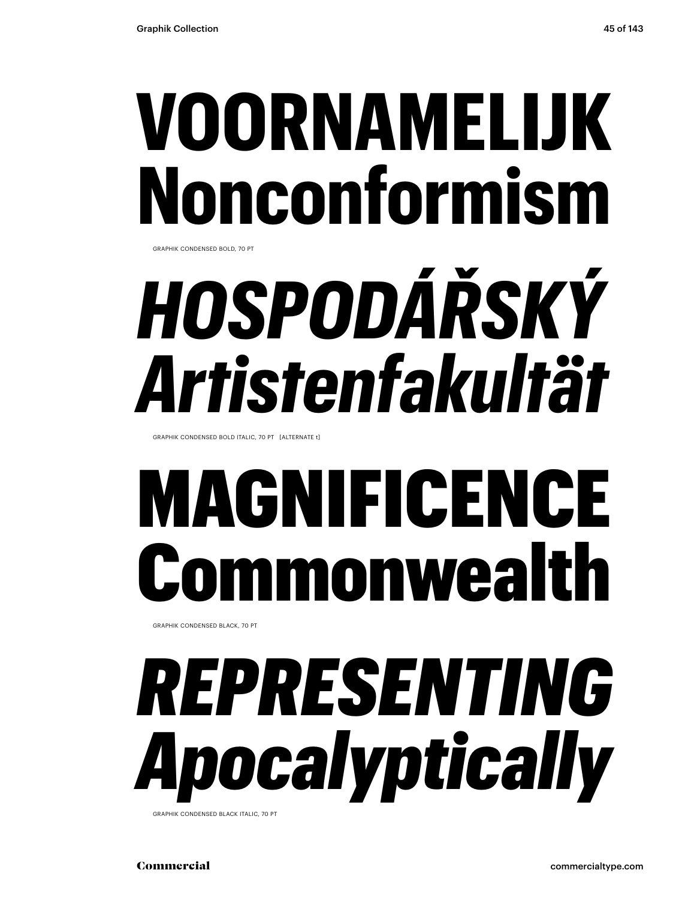# VOORNAMELIJK Nonconformism

GRAPHIK CONDENSED BOLD, 70 PT

# *HOSPODÁŘSKÝ Artistenfakultät*

GRAPHIK CONDENSED BOLD ITALIC, 70 PT [ALTERNATE t]

# MAGNIFICENCE Commonwealth

GRAPHIK CONDENSED BLACK, 70 PT

# *REPRESENTING Apocalyptically*

GRAPHIK CONDENSED BLACK ITALIC, 70 PT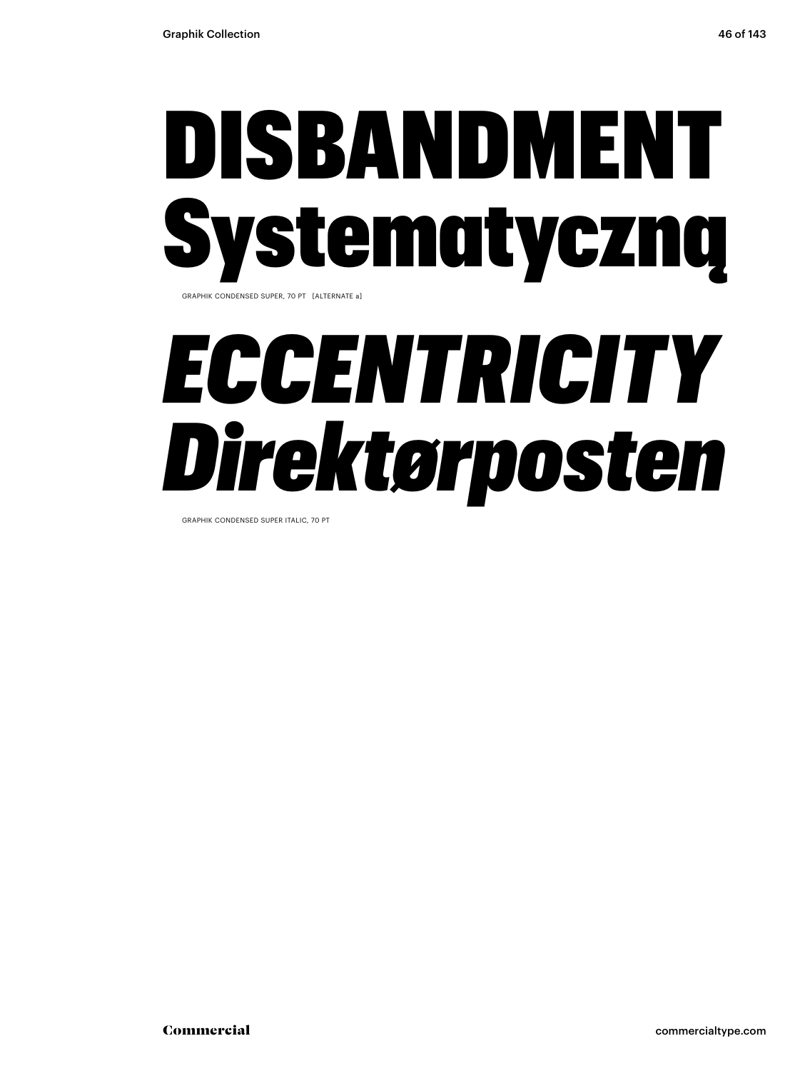# DISBANDMENT Systematyczną

GRAPHIK CONDENSED SUPER, 70 PT [ALTERNATE a]

# *ECCENTRICITY Direktørposten*

GRAPHIK CONDENSED SUPER ITALIC, 70 PT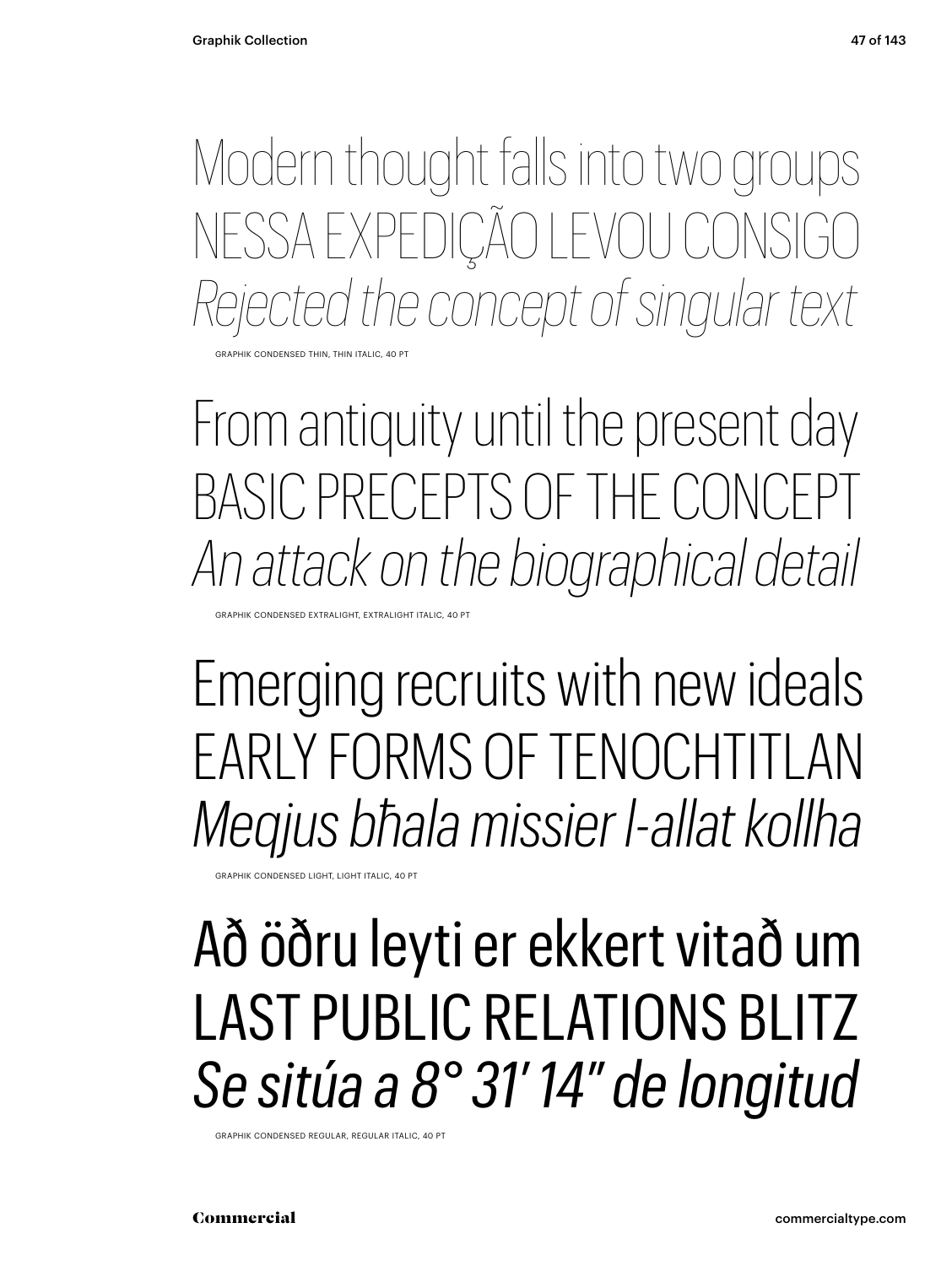Modern thought falls into two groups
NESSA EXPEDIÇÃO LEVOU CONSIGO
*Rejected the concept of singular text*

GRAPHIK CONDENSED THIN, THIN ITALIC, 40 PT

From antiquity until the present day
BASIC PRECEPTS OF THE CONCEPT
*An attack on the biographical detail*

GRAPHIK CONDENSED EXTRALIGHT, EXTRALIGHT ITALIC, 40 PT

Emerging recruits with new ideals
EARLY FORMS OF TENOCHTITLAN
*Meqjus bħala missier l-allat kollha*

GRAPHIK CONDENSED LIGHT, LIGHT ITALIC, 40 PT

Að öðru leyti er ekkert vitað um
LAST PUBLIC RELATIONS BLITZ
*Se sitúa a 8° 31′ 14″ de longitud*

GRAPHIK CONDENSED REGULAR, REGULAR ITALIC, 40 PT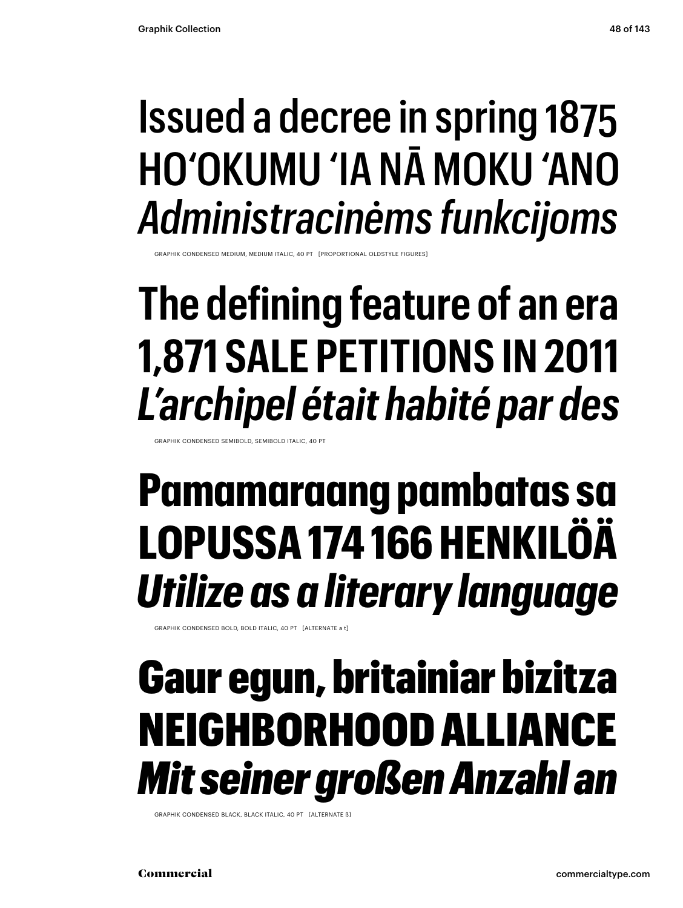Issued a decree in spring 1875
HO‘OKUMU ‘IA NĀ MOKU ‘ANO
*Administracinėms funkcijoms*

GRAPHIK CONDENSED MEDIUM, MEDIUM ITALIC, 40 PT [PROPORTIONAL OLDSTYLE FIGURES]

**The defining feature of an era**
**1,871 SALE PETITIONS IN 2011**
***L’archipel était habité par des***

GRAPHIK CONDENSED SEMIBOLD, SEMIBOLD ITALIC, 40 PT

**Pamamaraang pambatas sa**
**LOPUSSA 174 166 HENKILÖÄ**
***Utilize as a literary language***

GRAPHIK CONDENSED BOLD, BOLD ITALIC, 40 PT [ALTERNATE a t]

**Gaur egun, britainiar bizitza**
**NEIGHBORHOOD ALLIANCE**
***Mit seiner großen Anzahl an***

GRAPHIK CONDENSED BLACK, BLACK ITALIC, 40 PT [ALTERNATE ß]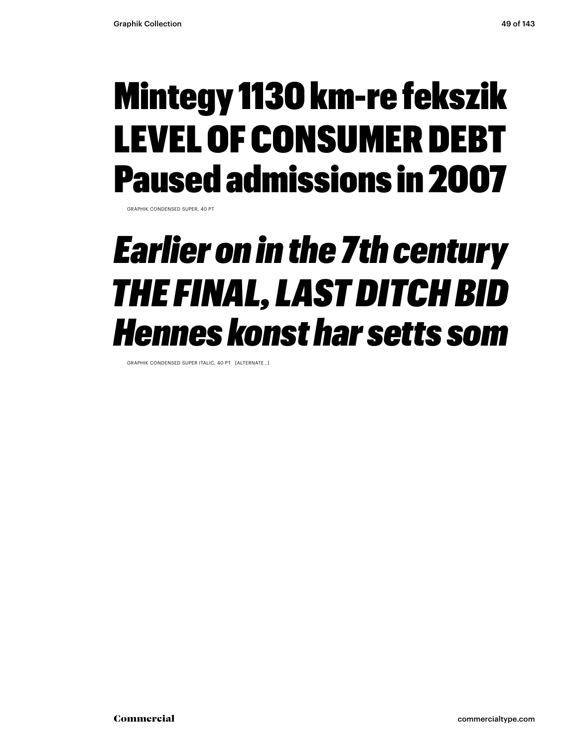Mintegy 1130 km-re fekszik
LEVEL OF CONSUMER DEBT
Paused admissions in 2007

GRAPHIK CONDENSED SUPER, 40 PT

*Earlier on in the 7th century*
*THE FINAL, LAST DITCH BID*
*Hennes konst har setts som*

GRAPHIK CONDENSED SUPER ITALIC, 40 PT [ALTERNATE ,]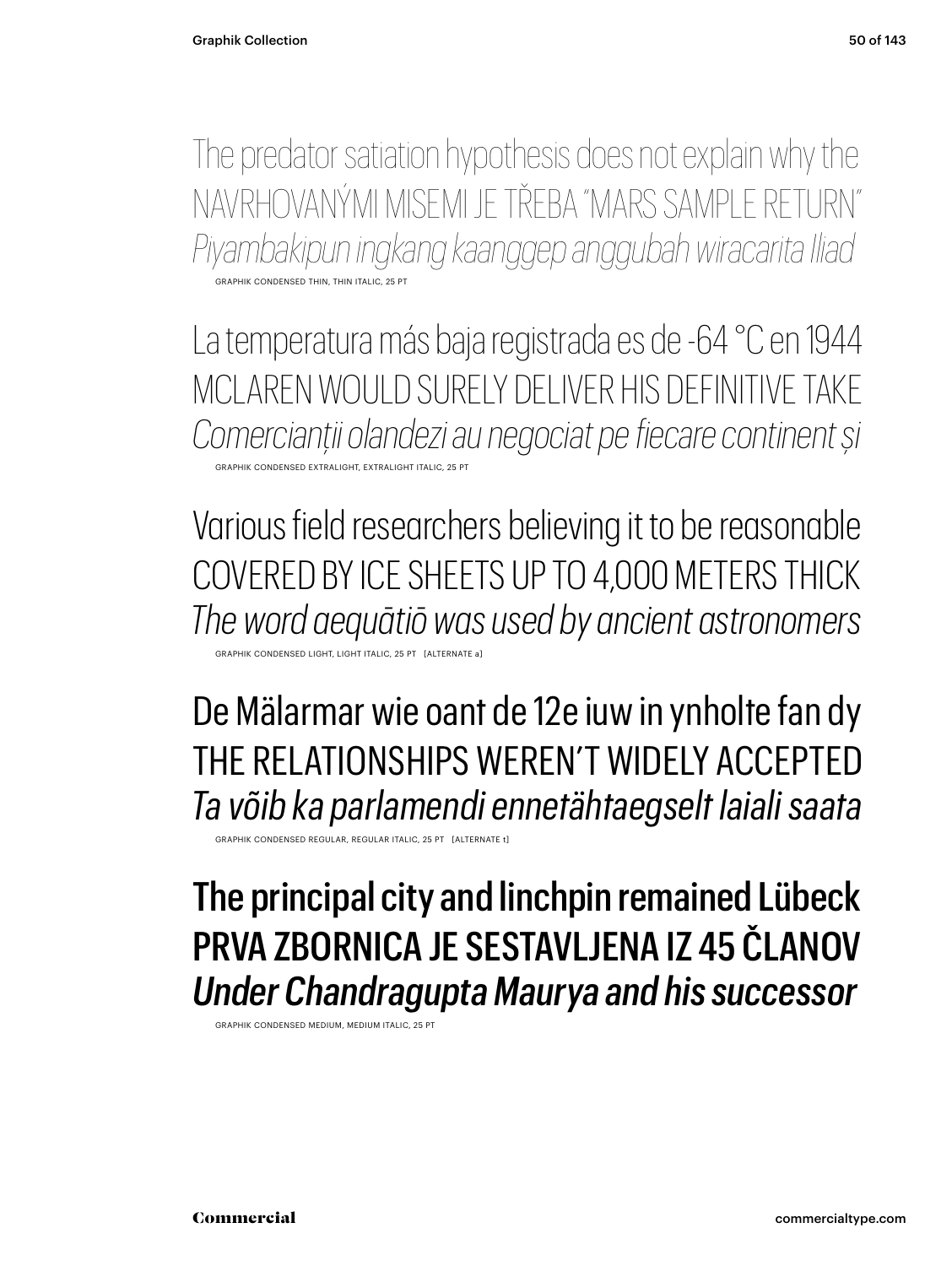The predator satiation hypothesis does not explain why the
NAVRHOVANÝMI MISEMI JE TŘEBA "MARS SAMPLE RETURN"
*Piyambakipun ingkang kaanggep anggubah wiracarita Iliad*

GRAPHIK CONDENSED THIN, THIN ITALIC, 25 PT

La temperatura más baja registrada es de -64 °C en 1944
MCLAREN WOULD SURELY DELIVER HIS DEFINITIVE TAKE
*Comercianții olandezi au negociat pe fiecare continent și*

GRAPHIK CONDENSED EXTRALIGHT, EXTRALIGHT ITALIC, 25 PT

Various field researchers believing it to be reasonable
COVERED BY ICE SHEETS UP TO 4,000 METERS THICK
*The word aequātiō was used by ancient astronomers*

GRAPHIK CONDENSED LIGHT, LIGHT ITALIC, 25 PT [ALTERNATE a]

De Mälarmar wie oant de 12e iuw in ynholte fan dy
THE RELATIONSHIPS WEREN'T WIDELY ACCEPTED
*Ta võib ka parlamendi ennetähtaegselt laiali saata*

GRAPHIK CONDENSED REGULAR, REGULAR ITALIC, 25 PT [ALTERNATE t]

The principal city and linchpin remained Lübeck
PRVA ZBORNICA JE SESTAVLJENA IZ 45 ČLANOV
*Under Chandragupta Maurya and his successor*

GRAPHIK CONDENSED MEDIUM, MEDIUM ITALIC, 25 PT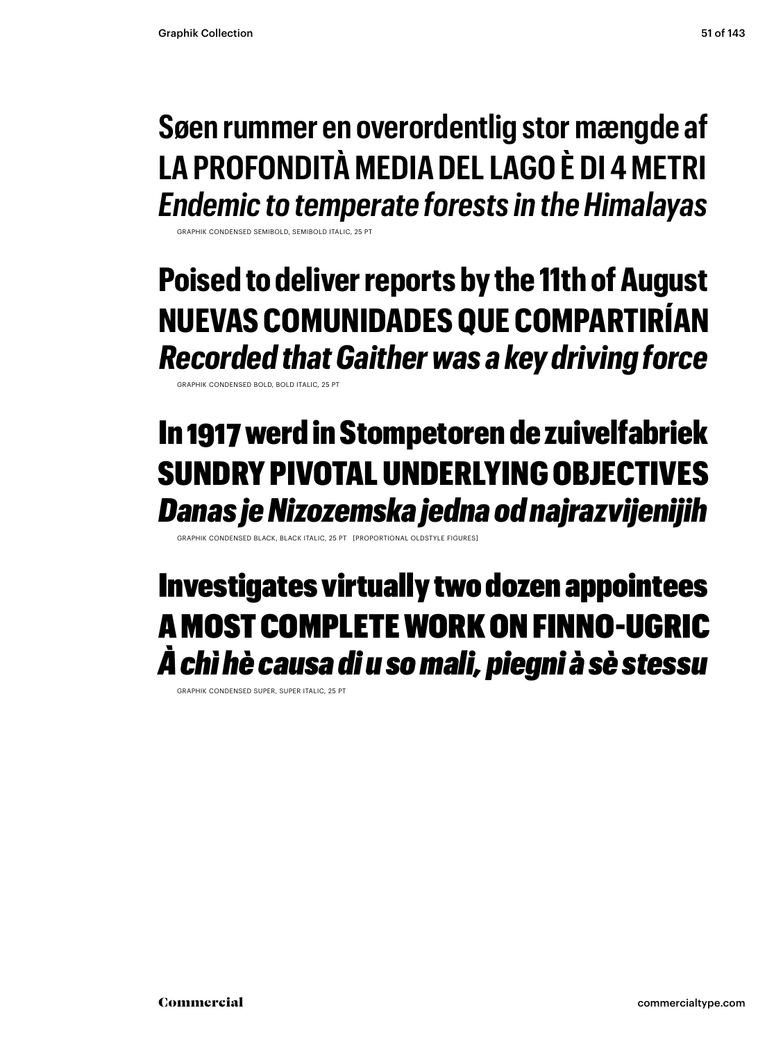Søen rummer en overordentlig stor mængde af
LA PROFONDITÀ MEDIA DEL LAGO È DI 4 METRI
*Endemic to temperate forests in the Himalayas*

GRAPHIK CONDENSED SEMIBOLD, SEMIBOLD ITALIC, 25 PT

**Poised to deliver reports by the 11th of August**
**NUEVAS COMUNIDADES QUE COMPARTIRÍAN**
***Recorded that Gaither was a key driving force***

GRAPHIK CONDENSED BOLD, BOLD ITALIC, 25 PT

**In 1917 werd in Stompetoren de zuivelfabriek**
**SUNDRY PIVOTAL UNDERLYING OBJECTIVES**
***Danas je Nizozemska jedna od najrazvijenijih***

GRAPHIK CONDENSED BLACK, BLACK ITALIC, 25 PT [PROPORTIONAL OLDSTYLE FIGURES]

**Investigates virtually two dozen appointees**
**A MOST COMPLETE WORK ON FINNO-UGRIC**
***À chì hè causa di u so mali, piegni à sè stessu***

GRAPHIK CONDENSED SUPER, SUPER ITALIC, 25 PT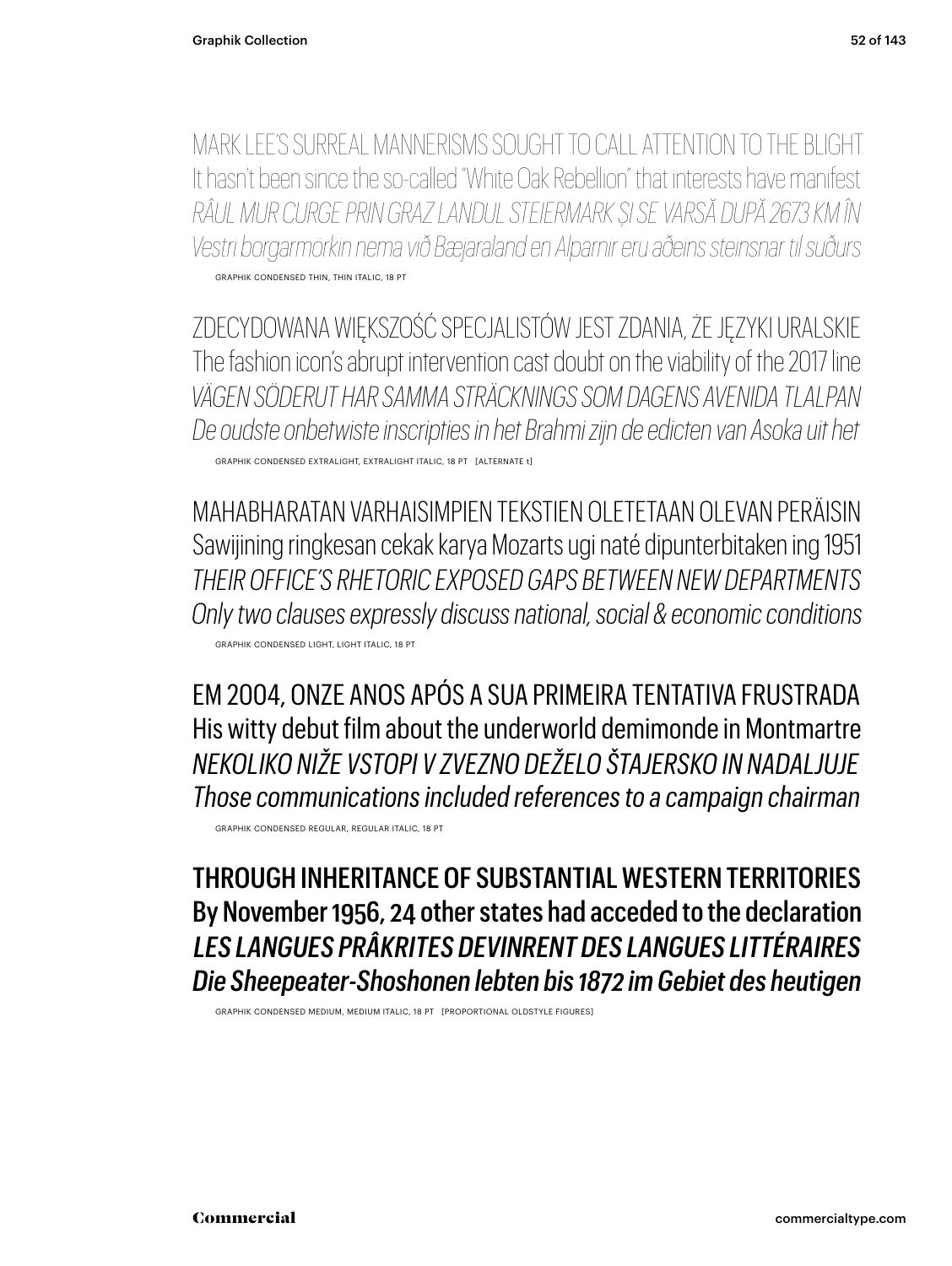MARK LEE'S SURREAL MANNERISMS SOUGHT TO CALL ATTENTION TO THE BLIGHT
It hasn't been since the so-called "White Oak Rebellion" that interests have manifest
*RÂUL MUR CURGE PRIN GRAZ LANDUL STEIERMARK ȘI SE VARSĂ DUPĂ 2673 KM ÎN*
*Vestri borgarmörkin nema við Bæjaraland en Alparnir eru aðeins steinsnar til suðurs*

GRAPHIK CONDENSED THIN, THIN ITALIC, 18 PT

ZDECYDOWANA WIĘKSZOŚĆ SPECJALISTÓW JEST ZDANIA, ŻE JĘZYKI URALSKIE
The fashion icon's abrupt intervention cast doubt on the viability of the 2017 line
*VÄGEN SÖDERUT HAR SAMMA STRÄCKNINGS SOM DAGENS AVENIDA TLALPAN*
*De oudste onbetwiste inscripties in het Brahmi zijn de edicten van Asoka uit het*

GRAPHIK CONDENSED EXTRALIGHT, EXTRALIGHT ITALIC, 18 PT [ALTERNATE t]

MAHABHARATAN VARHAISIMPIEN TEKSTIEN OLETETAAN OLEVAN PERÄISIN
Sawijining ringkesan cekak karya Mozarts ugi naté dipunterbitaken ing 1951
*THEIR OFFICE'S RHETORIC EXPOSED GAPS BETWEEN NEW DEPARTMENTS*
*Only two clauses expressly discuss national, social & economic conditions*

GRAPHIK CONDENSED LIGHT, LIGHT ITALIC, 18 PT

EM 2004, ONZE ANOS APÓS A SUA PRIMEIRA TENTATIVA FRUSTRADA
His witty debut film about the underworld demimonde in Montmartre
*NEKOLIKO NIŽE VSTOPI V ZVEZNO DEŽELO ŠTAJERSKO IN NADALJUJE*
*Those communications included references to a campaign chairman*

GRAPHIK CONDENSED REGULAR, REGULAR ITALIC, 18 PT

**THROUGH INHERITANCE OF SUBSTANTIAL WESTERN TERRITORIES**
**By November 1956, 24 other states had acceded to the declaration**
***LES LANGUES PRÂKRITES DEVINRENT DES LANGUES LITTÉRAIRES***
***Die Sheepeater-Shoshonen lebten bis 1872 im Gebiet des heutigen***

GRAPHIK CONDENSED MEDIUM, MEDIUM ITALIC, 18 PT [PROPORTIONAL OLDSTYLE FIGURES]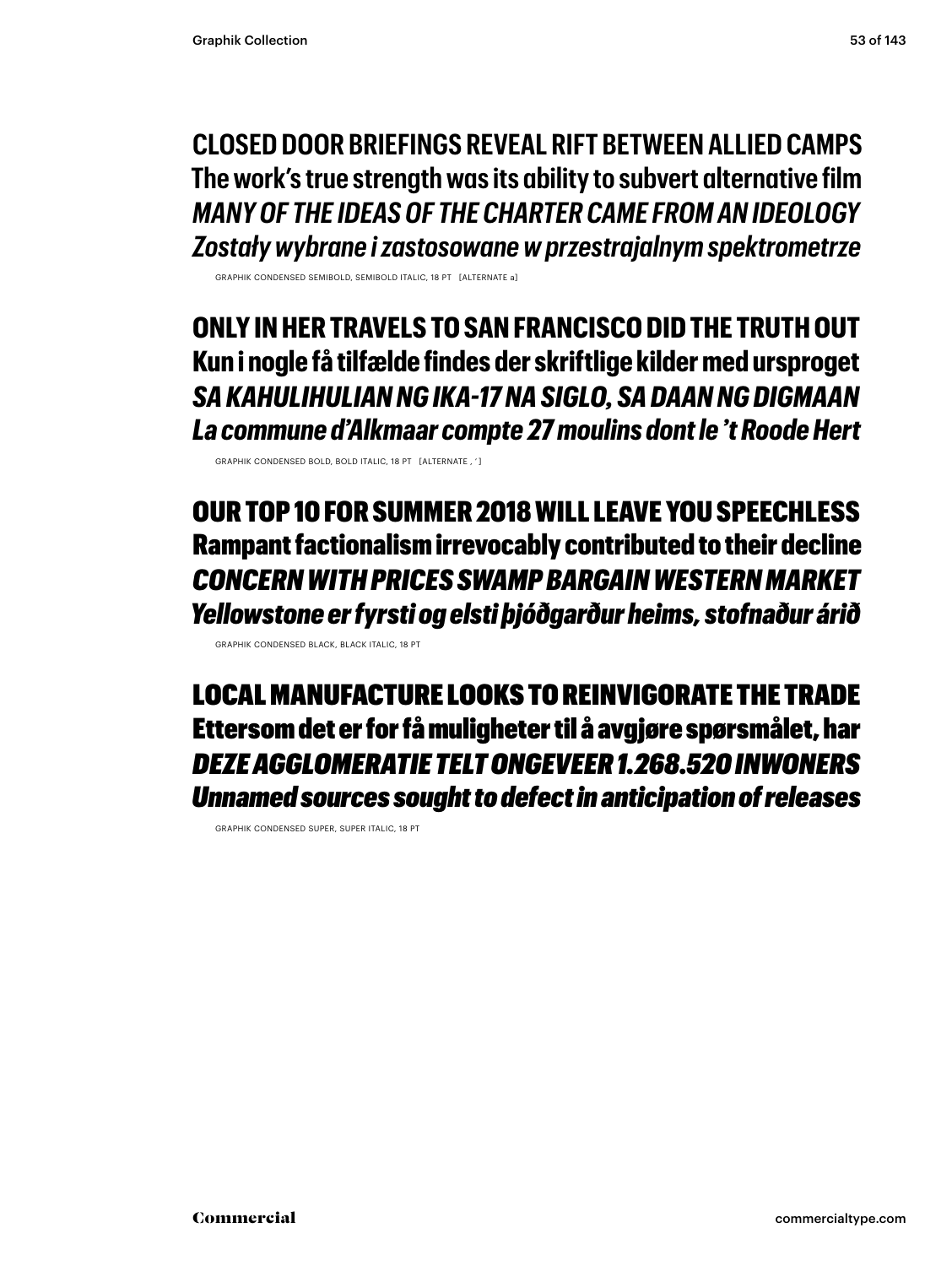CLOSED DOOR BRIEFINGS REVEAL RIFT BETWEEN ALLIED CAMPS
The work's true strength was its ability to subvert alternative film
*MANY OF THE IDEAS OF THE CHARTER CAME FROM AN IDEOLOGY*
*Zostały wybrane i zastosowane w przestrajalnym spektrometrze*

GRAPHIK CONDENSED SEMIBOLD, SEMIBOLD ITALIC, 18 PT [ALTERNATE a]

**ONLY IN HER TRAVELS TO SAN FRANCISCO DID THE TRUTH OUT**
**Kun i nogle få tilfælde findes der skriftlige kilder med ursproget**
***SA KAHULIHULIAN NG IKA-17 NA SIGLO, SA DAAN NG DIGMAAN***
***La commune d'Alkmaar compte 27 moulins dont le 't Roode Hert***

GRAPHIK CONDENSED BOLD, BOLD ITALIC, 18 PT [ALTERNATE , ' ]

**OUR TOP 10 FOR SUMMER 2018 WILL LEAVE YOU SPEECHLESS**
**Rampant factionalism irrevocably contributed to their decline**
***CONCERN WITH PRICES SWAMP BARGAIN WESTERN MARKET***
***Yellowstone er fyrsti og elsti þjóðgarður heims, stofnaður árið***

GRAPHIK CONDENSED BLACK, BLACK ITALIC, 18 PT

**LOCAL MANUFACTURE LOOKS TO REINVIGORATE THE TRADE**
**Ettersom det er for få muligheter til å avgjøre spørsmålet, har**
***DEZE AGGLOMERATIE TELT ONGEVEER 1.268.520 INWONERS***
***Unnamed sources sought to defect in anticipation of releases***

GRAPHIK CONDENSED SUPER, SUPER ITALIC, 18 PT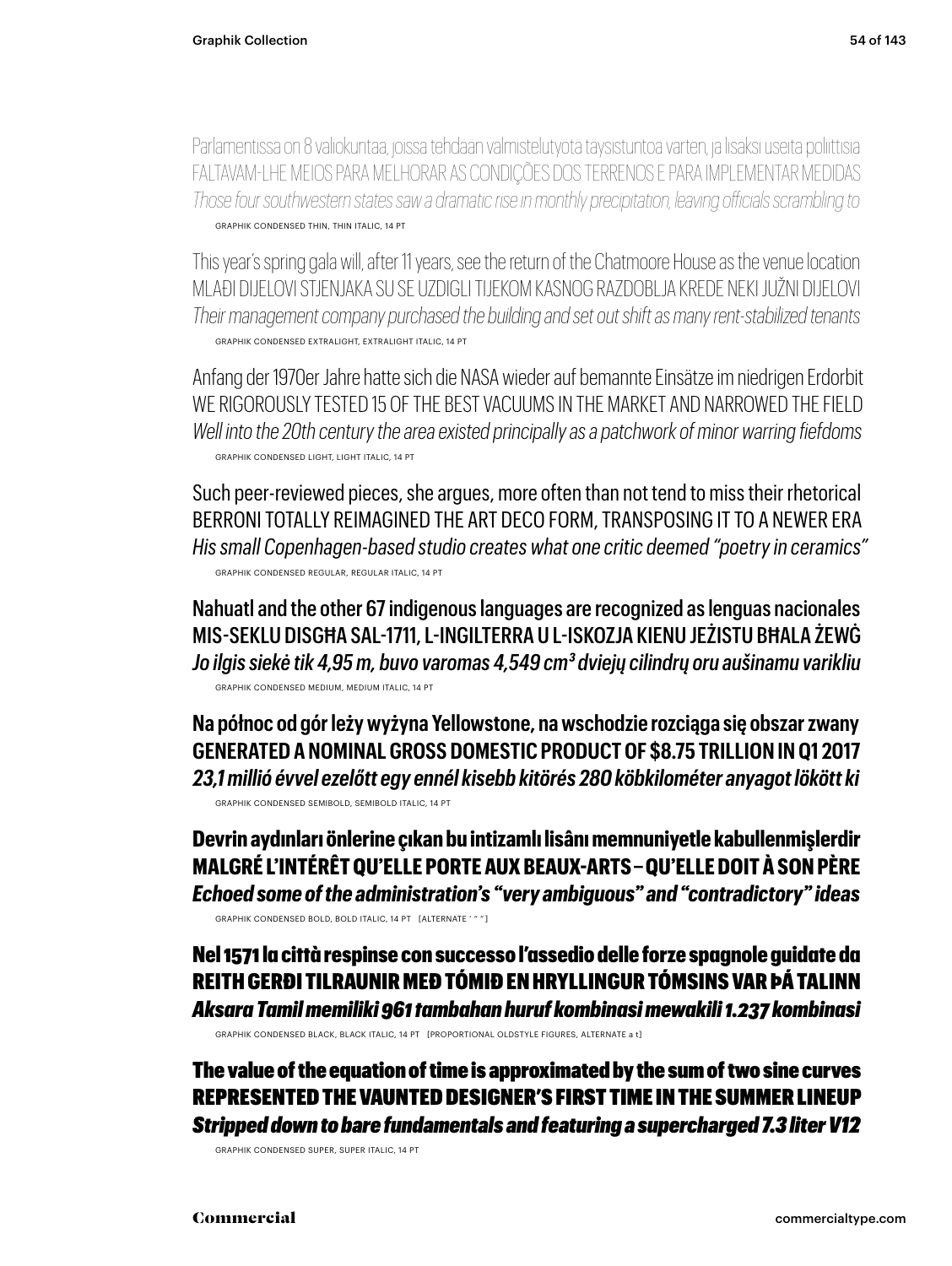Parlamentissa on 8 valiokuntaa, joissa tehdään valmistelutyötä täysistuntoa varten, ja lisäksi useita poliittisia
FALTAVAM-LHE MEIOS PARA MELHORAR AS CONDIÇÕES DOS TERRENOS E PARA IMPLEMENTAR MEDIDAS
*Those four southwestern states saw a dramatic rise in monthly precipitation, leaving officials scrambling to*

GRAPHIK CONDENSED THIN, THIN ITALIC, 14 PT

This year's spring gala will, after 11 years, see the return of the Chatmoore House as the venue location
MLAĐI DIJELOVI STJENJAKA SU SE UZDIGLI TIJEKOM KASNOG RAZDOBLJA KREDE NEKI JUŽNI DIJELOVI
*Their management company purchased the building and set out shift as many rent-stabilized tenants*

GRAPHIK CONDENSED EXTRALIGHT, EXTRALIGHT ITALIC, 14 PT

Anfang der 1970er Jahre hatte sich die NASA wieder auf bemannte Einsätze im niedrigen Erdorbit
WE RIGOROUSLY TESTED 15 OF THE BEST VACUUMS IN THE MARKET AND NARROWED THE FIELD
*Well into the 20th century the area existed principally as a patchwork of minor warring fiefdoms*

GRAPHIK CONDENSED LIGHT, LIGHT ITALIC, 14 PT

Such peer-reviewed pieces, she argues, more often than not tend to miss their rhetorical
BERRONI TOTALLY REIMAGINED THE ART DECO FORM, TRANSPOSING IT TO A NEWER ERA
*His small Copenhagen-based studio creates what one critic deemed "poetry in ceramics"*

GRAPHIK CONDENSED REGULAR, REGULAR ITALIC, 14 PT

Nahuatl and the other 67 indigenous languages are recognized as lenguas nacionales
MIS-SEKLU DISGĦA SAL-1711, L-INGILTERRA U L-ISKOZJA KIENU JEŻISTU BĦALA ŻEWĠ
*Jo ilgis siekė tik 4,95 m, buvo varomas 4,549 cm³ dviejų cilindrų oru aušinamu varikliu*

GRAPHIK CONDENSED MEDIUM, MEDIUM ITALIC, 14 PT

Na północ od gór leży wyżyna Yellowstone, na wschodzie rozciąga się obszar zwany
GENERATED A NOMINAL GROSS DOMESTIC PRODUCT OF $8.75 TRILLION IN Q1 2017
*23,1 millió évvel ezelőtt egy ennél kisebb kitörés 280 köbkilométer anyagot lökött ki*

GRAPHIK CONDENSED SEMIBOLD, SEMIBOLD ITALIC, 14 PT

**Devrin aydınları önlerine çıkan bu intizamlı lisânı memnuniyetle kabullenmişlerdir**
**MALGRÉ L'INTÉRÊT QU'ELLE PORTE AUX BEAUX-ARTS – QU'ELLE DOIT À SON PÈRE**
***Echoed some of the administration's "very ambiguous" and "contradictory" ideas***

GRAPHIK CONDENSED BOLD, BOLD ITALIC, 14 PT [ALTERNATE ' " "]

**Nel 1571 la città respinse con successo l'assedio delle forze spagnole guidate da**
**REITH GERÐI TILRAUNIR MEÐ TÓMIÐ EN HRYLLINGUR TÓMSINS VAR ÞÁ TALINN**
***Aksara Tamil memiliki 961 tambahan huruf kombinasi mewakili 1.237 kombinasi***

GRAPHIK CONDENSED BLACK, BLACK ITALIC, 14 PT [PROPORTIONAL OLDSTYLE FIGURES, ALTERNATE a t]

**The value of the equation of time is approximated by the sum of two sine curves**
**REPRESENTED THE VAUNTED DESIGNER'S FIRST TIME IN THE SUMMER LINEUP**
***Stripped down to bare fundamentals and featuring a supercharged 7.3 liter V12***

GRAPHIK CONDENSED SUPER, SUPER ITALIC, 14 PT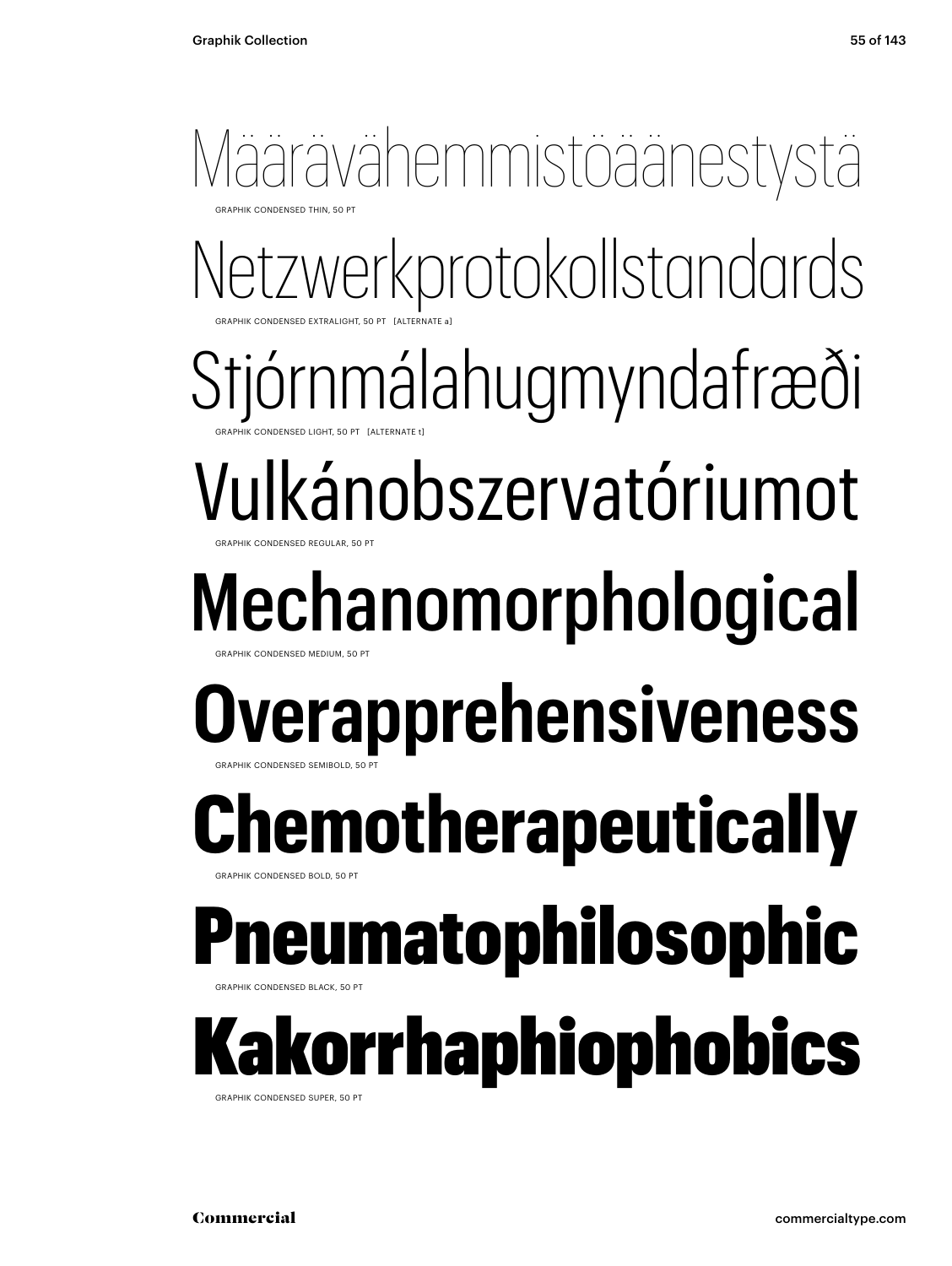Määrävähemmistöäänestystä

GRAPHIK CONDENSED THIN, 50 PT

Netzwerkprotokollstandards

GRAPHIK CONDENSED EXTRALIGHT, 50 PT [ALTERNATE a]

Stjórnmálahugmyndafræði

GRAPHIK CONDENSED LIGHT, 50 PT [ALTERNATE t]

Vulkánobszervatóriumot

GRAPHIK CONDENSED REGULAR, 50 PT

Mechanomorphological

GRAPHIK CONDENSED MEDIUM, 50 PT

**Overapprehensiveness**

GRAPHIK CONDENSED SEMIBOLD, 50 PT

**Chemotherapeutically**

GRAPHIK CONDENSED BOLD, 50 PT

**Pneumatophilosophic**

GRAPHIK CONDENSED BLACK, 50 PT

**Kakorrhaphiophobics**

GRAPHIK CONDENSED SUPER, 50 PT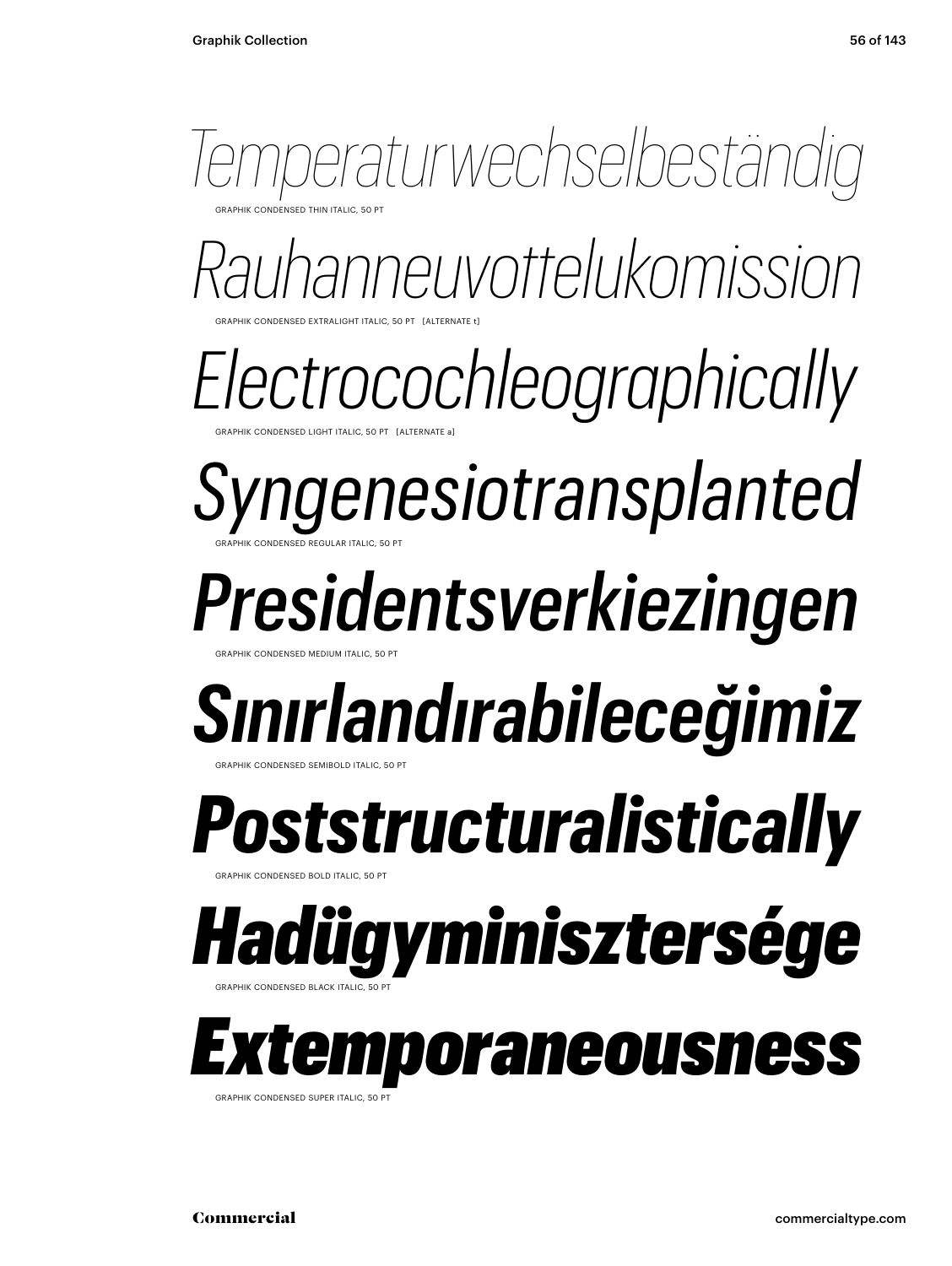*Temperaturwechselbeständig*

GRAPHIK CONDENSED THIN ITALIC, 50 PT

*Rauhanneuvottelukomission*

GRAPHIK CONDENSED EXTRALIGHT ITALIC, 50 PT [ALTERNATE t]

*Electrocochleographically*

GRAPHIK CONDENSED LIGHT ITALIC, 50 PT [ALTERNATE a]

*Syngenesiotransplanted*

GRAPHIK CONDENSED REGULAR ITALIC, 50 PT

*Presidentsverkiezingen*

GRAPHIK CONDENSED MEDIUM ITALIC, 50 PT

***Sınırlandırabileceğimiz***

GRAPHIK CONDENSED SEMIBOLD ITALIC, 50 PT

***Poststructuralistically***

GRAPHIK CONDENSED BOLD ITALIC, 50 PT

***Hadügyminisztersége***

GRAPHIK CONDENSED BLACK ITALIC, 50 PT

***Extemporaneousness***

GRAPHIK CONDENSED SUPER ITALIC, 50 PT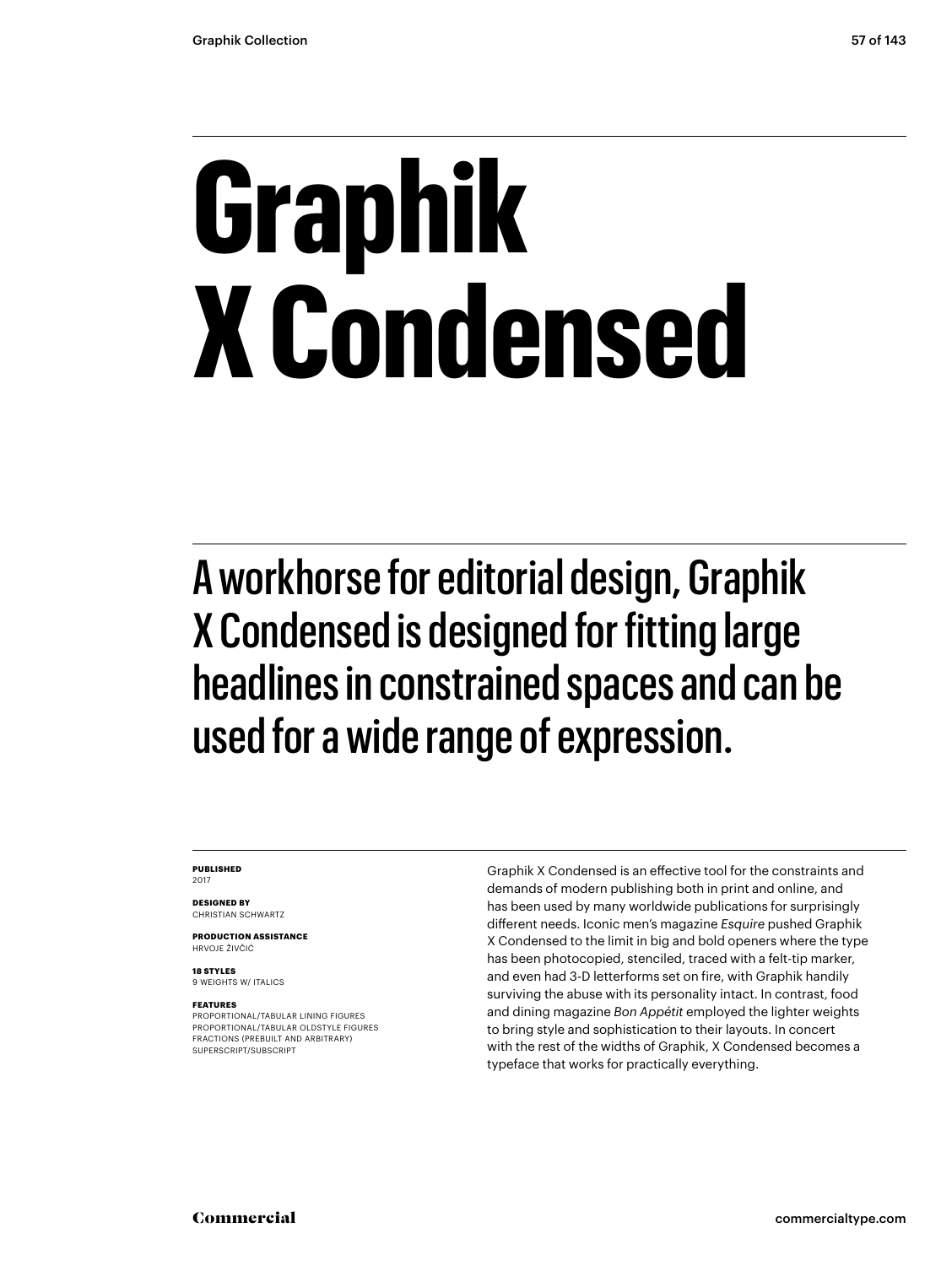# Graphik X Condensed

## A workhorse for editorial design, Graphik X Condensed is designed for fitting large headlines in constrained spaces and can be used for a wide range of expression.

**PUBLISHED**
2017

**DESIGNED BY**
CHRISTIAN SCHWARTZ

**PRODUCTION ASSISTANCE**
HRVOJE ŽIVČIĆ

**18 STYLES**
9 WEIGHTS W/ ITALICS

**FEATURES**
PROPORTIONAL/TABULAR LINING FIGURES
PROPORTIONAL/TABULAR OLDSTYLE FIGURES
FRACTIONS (PREBUILT AND ARBITRARY)
SUPERSCRIPT/SUBSCRIPT

Graphik X Condensed is an effective tool for the constraints and demands of modern publishing both in print and online, and has been used by many worldwide publications for surprisingly different needs. Iconic men's magazine *Esquire* pushed Graphik X Condensed to the limit in big and bold openers where the type has been photocopied, stenciled, traced with a felt-tip marker, and even had 3-D letterforms set on fire, with Graphik handily surviving the abuse with its personality intact. In contrast, food and dining magazine *Bon Appétit* employed the lighter weights to bring style and sophistication to their layouts. In concert with the rest of the widths of Graphik, X Condensed becomes a typeface that works for practically everything.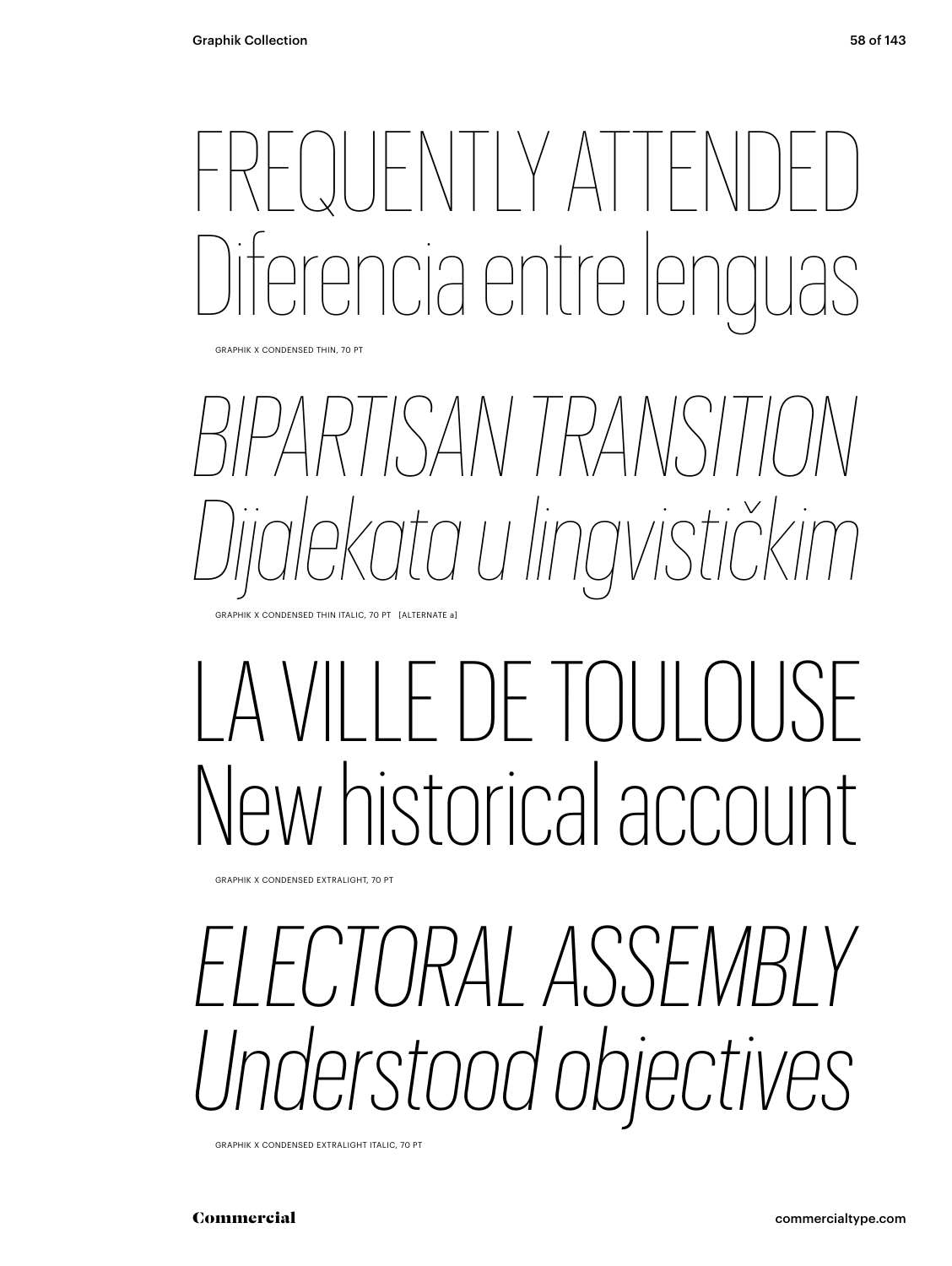FREQUENTLY ATTENDED
Diferencia entre lenguas

GRAPHIK X CONDENSED THIN, 70 PT

*BIPARTISAN TRANSITION*
*Dijalekata u lingvističkim*

GRAPHIK X CONDENSED THIN ITALIC, 70 PT [ALTERNATE a]

LA VILLE DE TOULOUSE
New historical account

GRAPHIK X CONDENSED EXTRALIGHT, 70 PT

*ELECTORAL ASSEMBLY*
*Understood objectives*

GRAPHIK X CONDENSED EXTRALIGHT ITALIC, 70 PT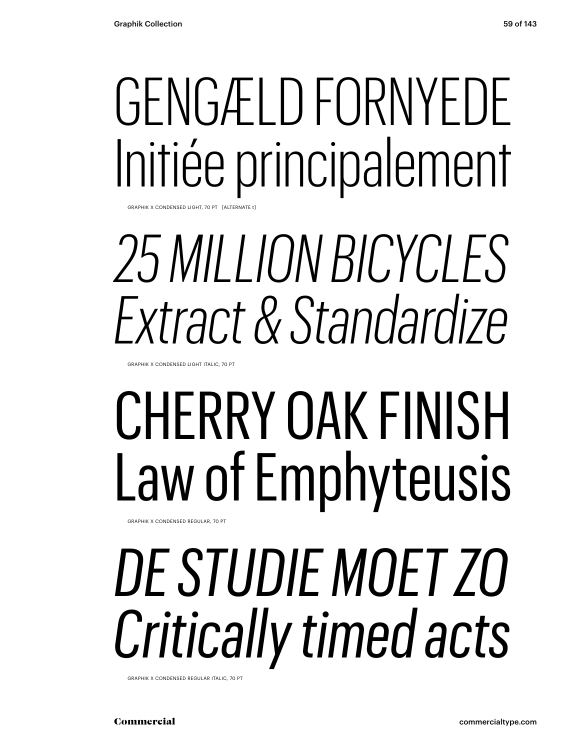GENGÆLD FORNYEDE
Initiée principalement

GRAPHIK X CONDENSED LIGHT, 70 PT [ALTERNATE t]

*25 MILLION BICYCLES*
*Extract & Standardize*

GRAPHIK X CONDENSED LIGHT ITALIC, 70 PT

CHERRY OAK FINISH
Law of Emphyteusis

GRAPHIK X CONDENSED REGULAR, 70 PT

*DE STUDIE MOET ZO*
*Critically timed acts*

GRAPHIK X CONDENSED REGULAR ITALIC, 70 PT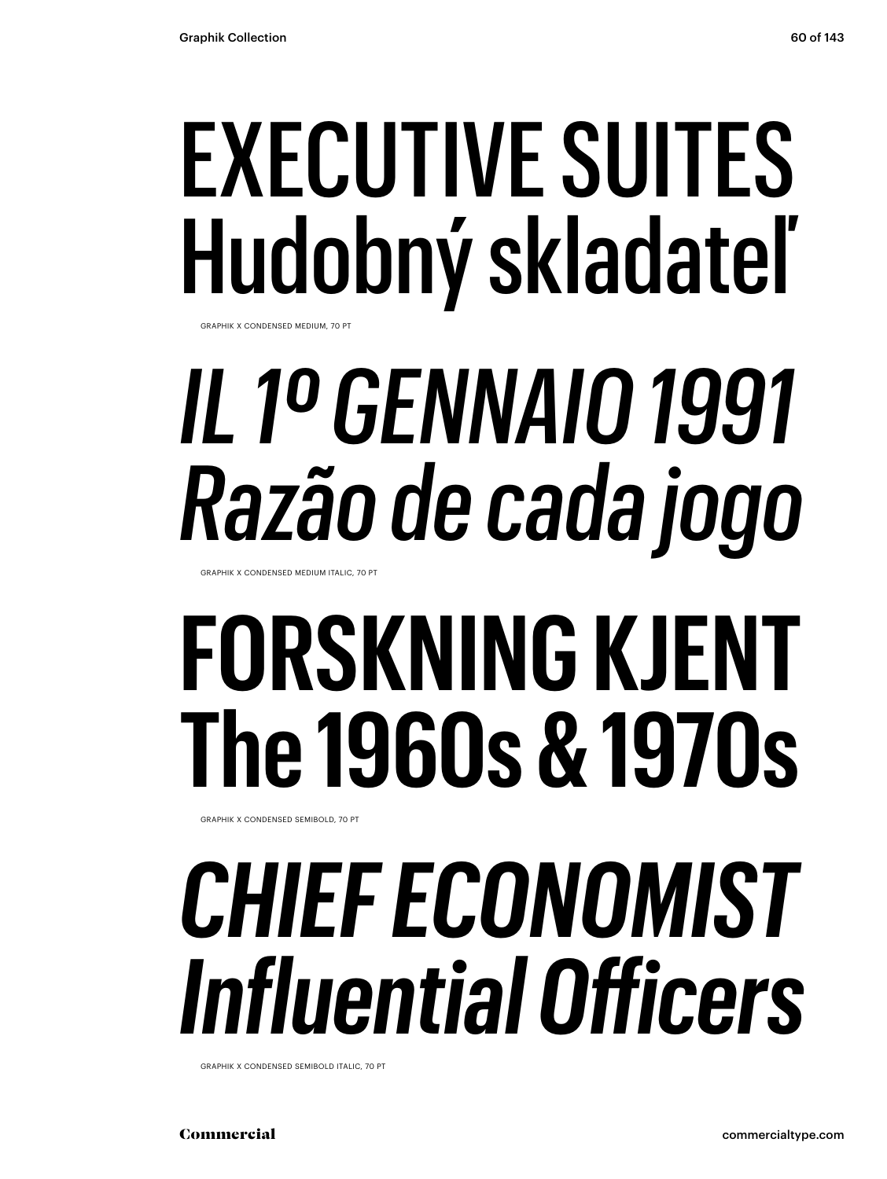EXECUTIVE SUITES
Hudobný skladateľ

GRAPHIK X CONDENSED MEDIUM, 70 PT

*IL 1º GENNAIO 1991*
*Razão de cada jogo*

GRAPHIK X CONDENSED MEDIUM ITALIC, 70 PT

**FORSKNING KJENT**
**The 1960s & 1970s**

GRAPHIK X CONDENSED SEMIBOLD, 70 PT

***CHIEF ECONOMIST***
***Influential Officers***

GRAPHIK X CONDENSED SEMIBOLD ITALIC, 70 PT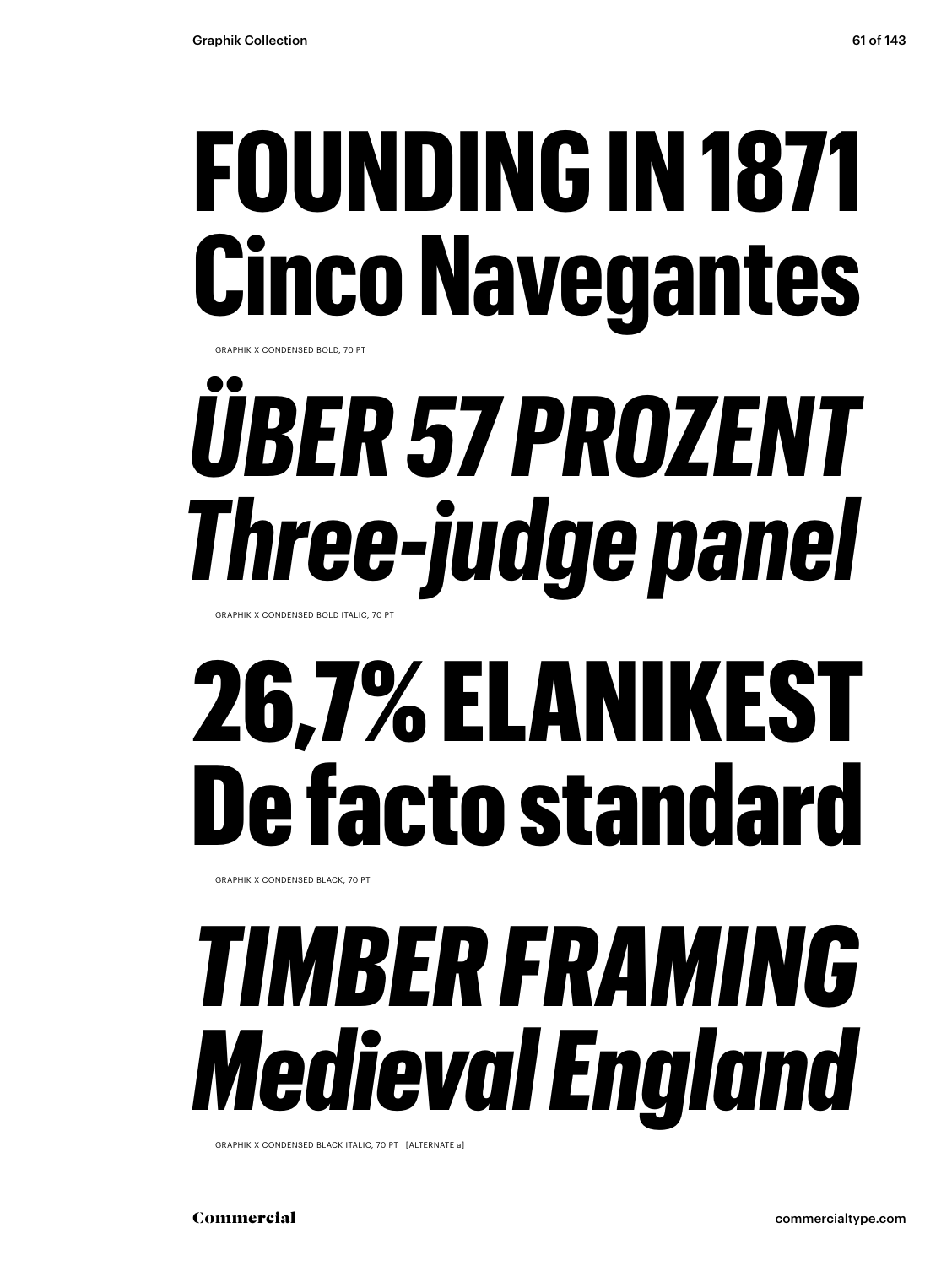# FOUNDING IN 1871 Cinco Navegantes

GRAPHIK X CONDENSED BOLD, 70 PT

# *ÜBER 57 PROZENT Three-judge panel*

GRAPHIK X CONDENSED BOLD ITALIC, 70 PT

# 26,7% ELANIKEST De facto standard

GRAPHIK X CONDENSED BLACK, 70 PT

# *TIMBER FRAMING Medieval England*

GRAPHIK X CONDENSED BLACK ITALIC, 70 PT [ALTERNATE a]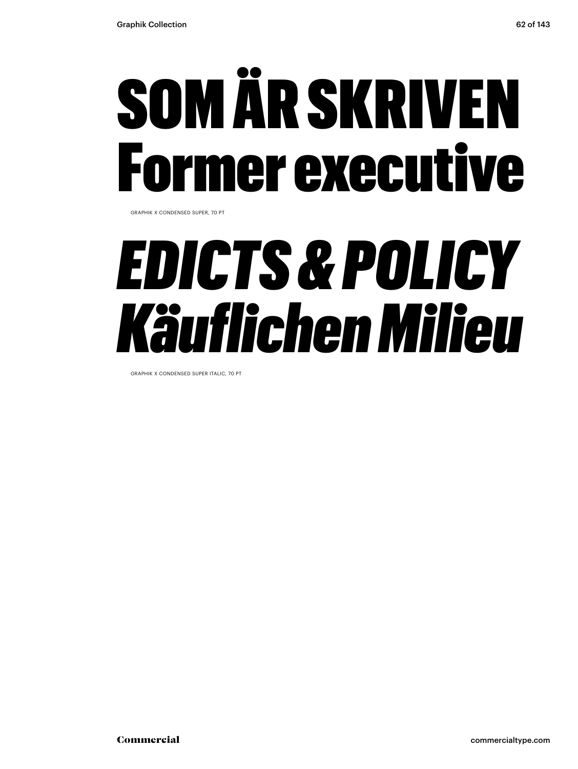# SOM ÄR SKRIVEN
# Former executive

GRAPHIK X CONDENSED SUPER, 70 PT

# *EDICTS & POLICY*
# *Käuflichen Milieu*

GRAPHIK X CONDENSED SUPER ITALIC, 70 PT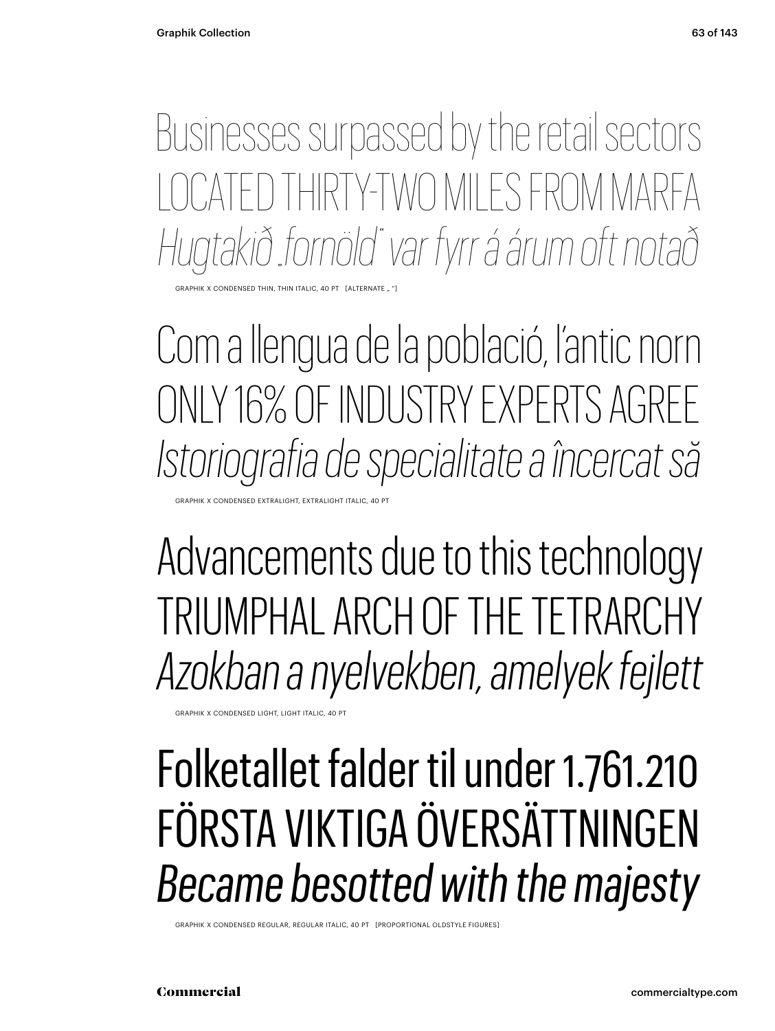Businesses surpassed by the retail sectors
LOCATED THIRTY-TWO MILES FROM MARFA
*Hugtakið „fornöld" var fyrr á árum oft notað*

GRAPHIK X CONDENSED THIN, THIN ITALIC, 40 PT [ALTERNATE „ "]

Com a llengua de la població, l'antic norn
ONLY 16% OF INDUSTRY EXPERTS AGREE
*Istoriografia de specialitate a încercat să*

GRAPHIK X CONDENSED EXTRALIGHT, EXTRALIGHT ITALIC, 40 PT

Advancements due to this technology
TRIUMPHAL ARCH OF THE TETRARCHY
*Azokban a nyelvekben, amelyek fejlett*

GRAPHIK X CONDENSED LIGHT, LIGHT ITALIC, 40 PT

Folketallet falder til under 1.761.210
FÖRSTA VIKTIGA ÖVERSÄTTNINGEN
*Became besotted with the majesty*

GRAPHIK X CONDENSED REGULAR, REGULAR ITALIC, 40 PT [PROPORTIONAL OLDSTYLE FIGURES]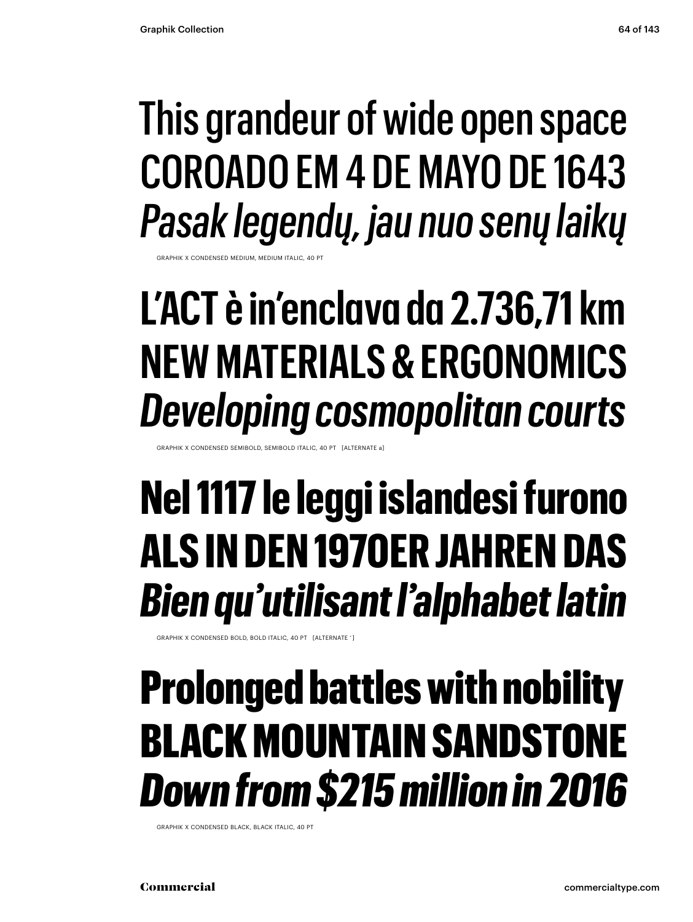This grandeur of wide open space
COROADO EM 4 DE MAYO DE 1643
*Pasak legendų, jau nuo senų laikų*

GRAPHIK X CONDENSED MEDIUM, MEDIUM ITALIC, 40 PT

L'ACT è in'enclava da 2.736,71 km
NEW MATERIALS & ERGONOMICS
*Developing cosmopolitan courts*

GRAPHIK X CONDENSED SEMIBOLD, SEMIBOLD ITALIC, 40 PT [ALTERNATE a]

**Nel 1117 le leggi islandesi furono**
**ALS IN DEN 1970ER JAHREN DAS**
***Bien qu'utilisant l'alphabet latin***

GRAPHIK X CONDENSED BOLD, BOLD ITALIC, 40 PT [ALTERNATE ' ]

**Prolonged battles with nobility**
**BLACK MOUNTAIN SANDSTONE**
***Down from $215 million in 2016***

GRAPHIK X CONDENSED BLACK, BLACK ITALIC, 40 PT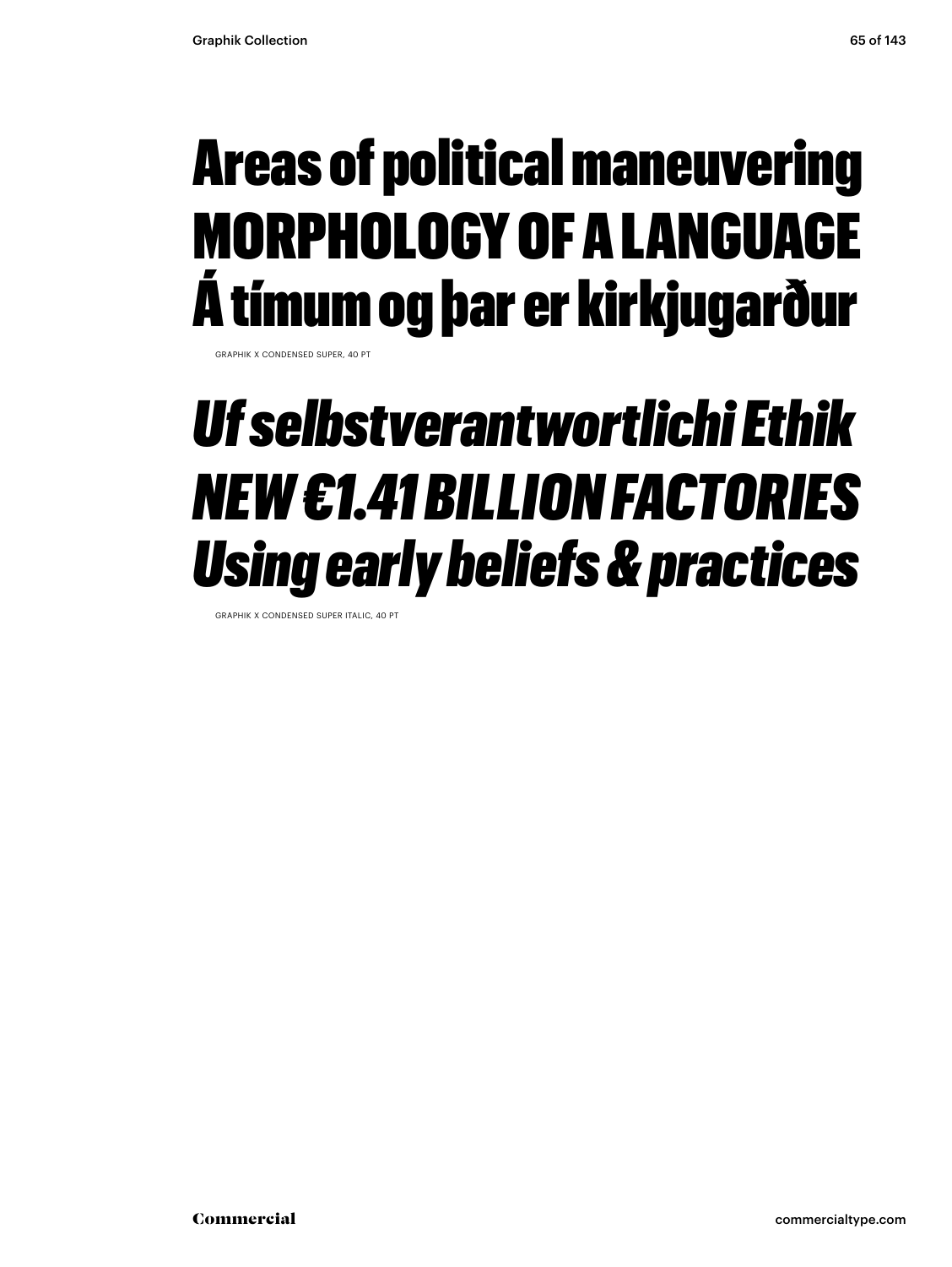Areas of political maneuvering
MORPHOLOGY OF A LANGUAGE
Á tímum og þar er kirkjugarður

GRAPHIK X CONDENSED SUPER, 40 PT

*Uf selbstverantwortlichi Ethik*
*NEW €1.41 BILLION FACTORIES*
*Using early beliefs & practices*

GRAPHIK X CONDENSED SUPER ITALIC, 40 PT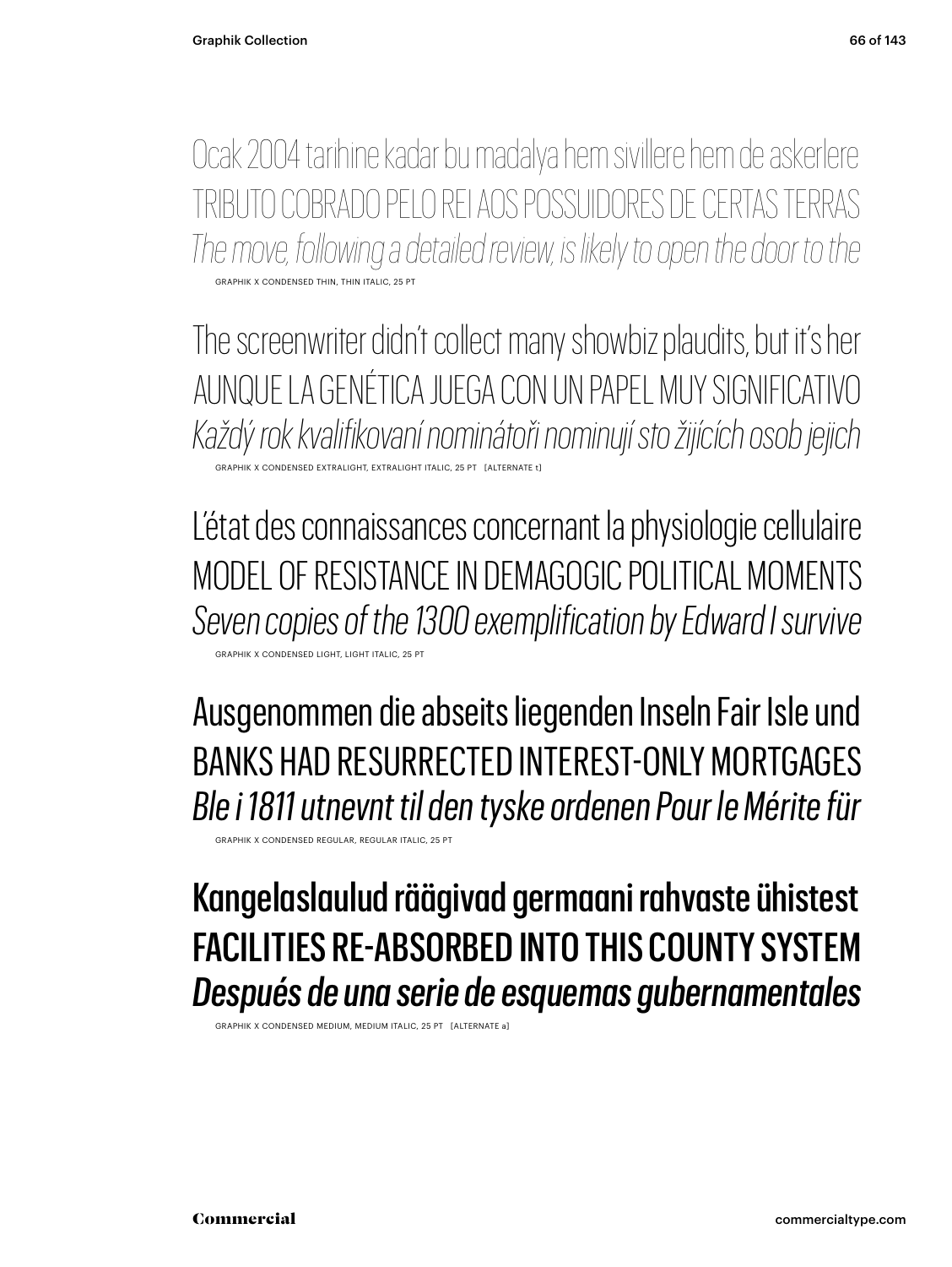Ocak 2004 tarihine kadar bu madalya hem sivillere hem de askerlere
TRIBUTO COBRADO PELO REI AOS POSSUIDORES DE CERTAS TERRAS
*The move, following a detailed review, is likely to open the door to the*

GRAPHIK X CONDENSED THIN, THIN ITALIC, 25 PT

The screenwriter didn't collect many showbiz plaudits, but it's her
AUNQUE LA GENÉTICA JUEGA CON UN PAPEL MUY SIGNIFICATIVO
*Každý rok kvalifikovaní nominátoři nominují sto žijících osob jejich*

GRAPHIK X CONDENSED EXTRALIGHT, EXTRALIGHT ITALIC, 25 PT [ALTERNATE t]

L'état des connaissances concernant la physiologie cellulaire
MODEL OF RESISTANCE IN DEMAGOGIC POLITICAL MOMENTS
*Seven copies of the 1300 exemplification by Edward I survive*

GRAPHIK X CONDENSED LIGHT, LIGHT ITALIC, 25 PT

Ausgenommen die abseits liegenden Inseln Fair Isle und
BANKS HAD RESURRECTED INTEREST-ONLY MORTGAGES
*Ble i 1811 utnevnt til den tyske ordenen Pour le Mérite für*

GRAPHIK X CONDENSED REGULAR, REGULAR ITALIC, 25 PT

Kangelaslaulud räägivad germaani rahvaste ühistest
FACILITIES RE-ABSORBED INTO THIS COUNTY SYSTEM
*Después de una serie de esquemas gubernamentales*

GRAPHIK X CONDENSED MEDIUM, MEDIUM ITALIC, 25 PT [ALTERNATE a]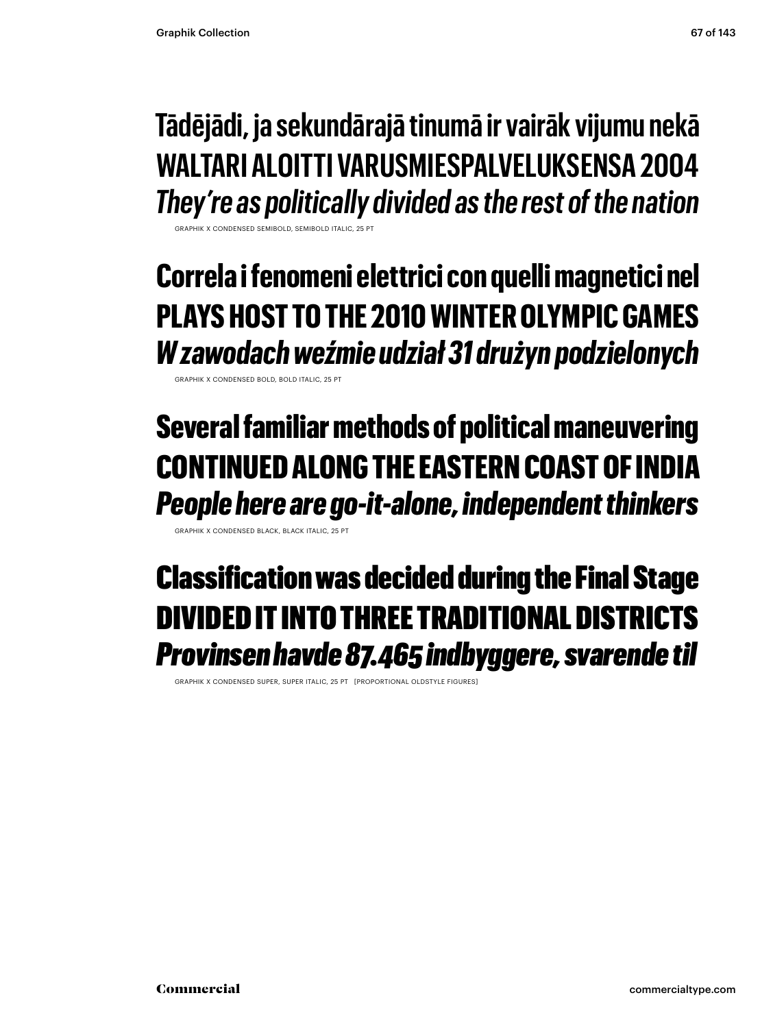Tādējādi, ja sekundārajā tinumā ir vairāk vijumu nekā

WALTARI ALOITTI VARUSMIESPALVELUKSENSA 2004

*They're as politically divided as the rest of the nation*

GRAPHIK X CONDENSED SEMIBOLD, SEMIBOLD ITALIC, 25 PT

**Correla i fenomeni elettrici con quelli magnetici nel**

**PLAYS HOST TO THE 2010 WINTER OLYMPIC GAMES**

***W zawodach weźmie udział 31 drużyn podzielonych***

GRAPHIK X CONDENSED BOLD, BOLD ITALIC, 25 PT

**Several familiar methods of political maneuvering**

**CONTINUED ALONG THE EASTERN COAST OF INDIA**

***People here are go-it-alone, independent thinkers***

GRAPHIK X CONDENSED BLACK, BLACK ITALIC, 25 PT

**Classification was decided during the Final Stage**

**DIVIDED IT INTO THREE TRADITIONAL DISTRICTS**

***Provinsen havde 87.465 indbyggere, svarende til***

GRAPHIK X CONDENSED SUPER, SUPER ITALIC, 25 PT [PROPORTIONAL OLDSTYLE FIGURES]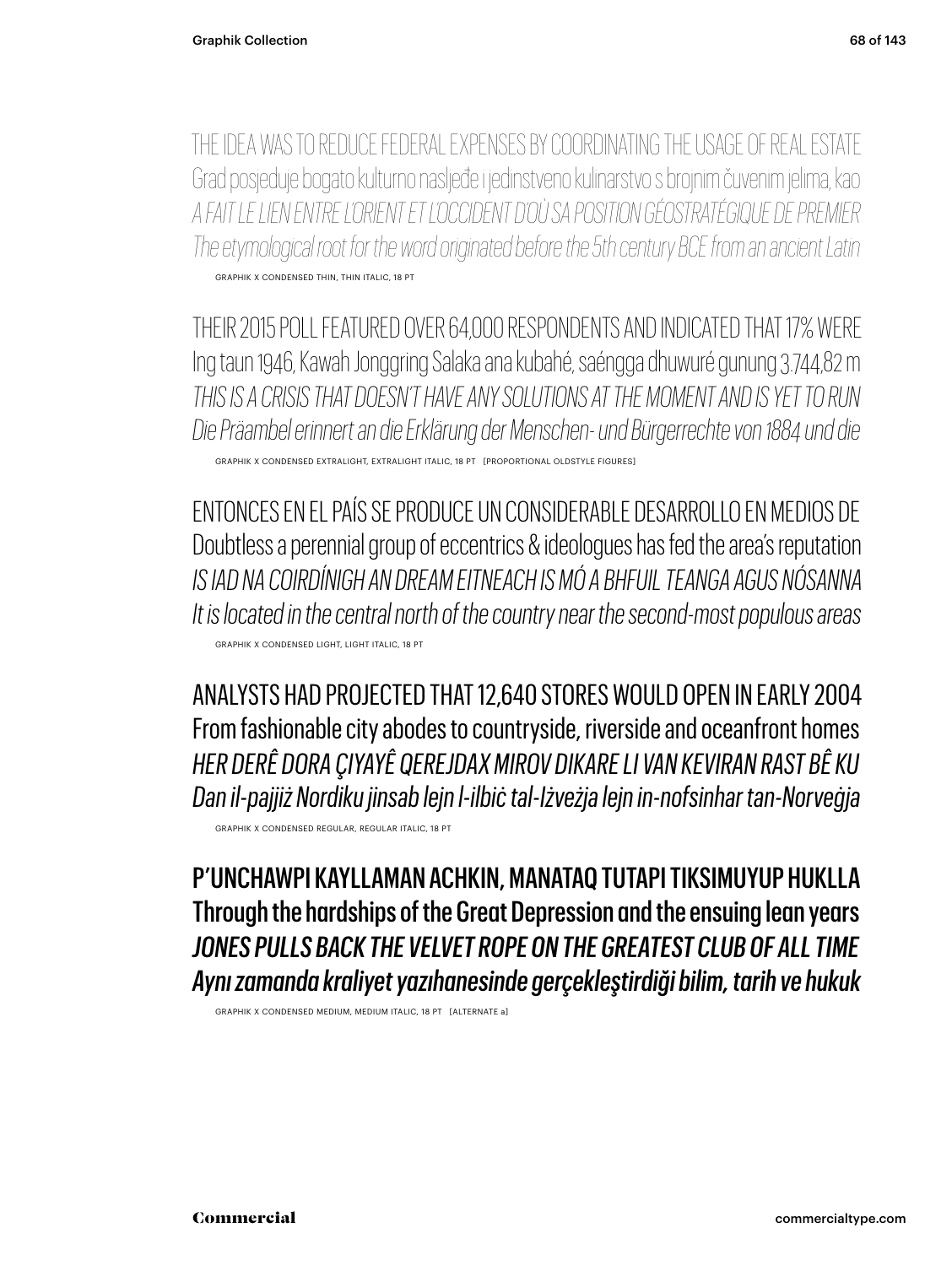THE IDEA WAS TO REDUCE FEDERAL EXPENSES BY COORDINATING THE USAGE OF REAL ESTATE
Grad posjeduje bogato kulturno nasljeđe i jedinstveno kulinarstvo s brojnim čuvenim jelima, kao
*A FAIT LE LIEN ENTRE L'ORIENT ET L'OCCIDENT D'OÙ SA POSITION GÉOSTRATÉGIQUE DE PREMIER*
*The etymological root for the word originated before the 5th century BCE from an ancient Latin*

GRAPHIK X CONDENSED THIN, THIN ITALIC, 18 PT

THEIR 2015 POLL FEATURED OVER 64,000 RESPONDENTS AND INDICATED THAT 17% WERE
Ing taun 1946, Kawah Jonggring Salaka ana kubahé, saéngga dhuwuré gunung 3.744,82 m
*THIS IS A CRISIS THAT DOESN'T HAVE ANY SOLUTIONS AT THE MOMENT AND IS YET TO RUN*
*Die Präambel erinnert an die Erklärung der Menschen- und Bürgerrechte von 1884 und die*

GRAPHIK X CONDENSED EXTRALIGHT, EXTRALIGHT ITALIC, 18 PT [PROPORTIONAL OLDSTYLE FIGURES]

ENTONCES EN EL PAÍS SE PRODUCE UN CONSIDERABLE DESARROLLO EN MEDIOS DE
Doubtless a perennial group of eccentrics & ideologues has fed the area's reputation
*IS IAD NA COIRDÍNIGH AN DREAM EITNEACH IS MÓ A BHFUIL TEANGA AGUS NÓSANNA*
*It is located in the central north of the country near the second-most populous areas*

GRAPHIK X CONDENSED LIGHT, LIGHT ITALIC, 18 PT

ANALYSTS HAD PROJECTED THAT 12,640 STORES WOULD OPEN IN EARLY 2004
From fashionable city abodes to countryside, riverside and oceanfront homes
*HER DERÊ DORA ÇIYAYÊ QEREJDAX MIROV DIKARE LI VAN KEVIRAN RAST BÊ KU*
*Dan il-pajjiż Nordiku jinsab lejn l-ilbiċ tal-Iżvezja lejn in-nofsinhar tan-Norveġja*

GRAPHIK X CONDENSED REGULAR, REGULAR ITALIC, 18 PT

P'UNCHAWPI KAYLLAMAN ACHKIN, MANATAQ TUTAPI TIKSIMUYUP HUKLLA
Through the hardships of the Great Depression and the ensuing lean years
*JONES PULLS BACK THE VELVET ROPE ON THE GREATEST CLUB OF ALL TIME*
*Aynı zamanda kraliyet yazıhanesinde gerçekleştirdiği bilim, tarih ve hukuk*

GRAPHIK X CONDENSED MEDIUM, MEDIUM ITALIC, 18 PT [ALTERNATE a]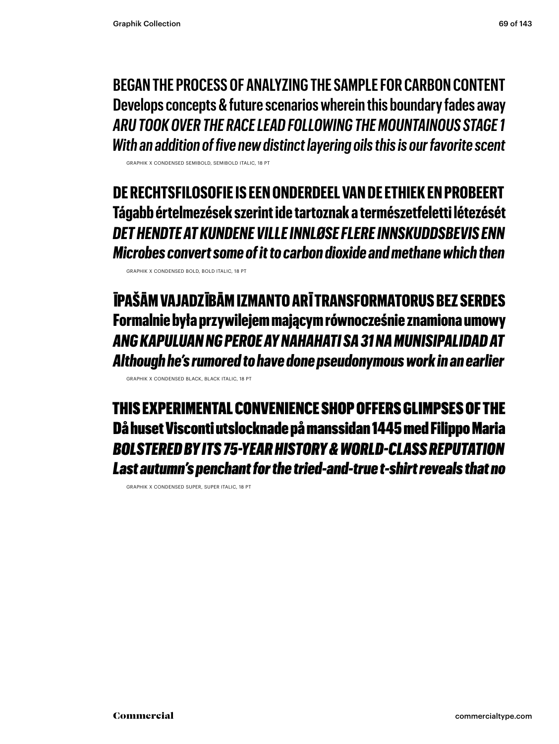BEGAN THE PROCESS OF ANALYZING THE SAMPLE FOR CARBON CONTENT
Develops concepts & future scenarios wherein this boundary fades away
*ARU TOOK OVER THE RACE LEAD FOLLOWING THE MOUNTAINOUS STAGE 1*
*With an addition of five new distinct layering oils this is our favorite scent*

GRAPHIK X CONDENSED SEMIBOLD, SEMIBOLD ITALIC, 18 PT

**DE RECHTSFILOSOFIE IS EEN ONDERDEEL VAN DE ETHIEK EN PROBEERT**
**Tágabb értelmezések szerint ide tartoznak a természetfeletti létezését**
***DET HENDTE AT KUNDENE VILLE INNLØSE FLERE INNSKUDDSBEVIS ENN***
***Microbes convert some of it to carbon dioxide and methane which then***

GRAPHIK X CONDENSED BOLD, BOLD ITALIC, 18 PT

**ĪPAŠĀM VAJADZĪBĀM IZMANTO ARĪ TRANSFORMATORUS BEZ SERDES**
**Formalnie była przywilejem mającym równocześnie znamiona umowy**
***ANG KAPULUAN NG PEROE AY NAHAHATI SA 31 NA MUNISIPALIDAD AT***
***Although he's rumored to have done pseudonymous work in an earlier***

GRAPHIK X CONDENSED BLACK, BLACK ITALIC, 18 PT

**THIS EXPERIMENTAL CONVENIENCE SHOP OFFERS GLIMPSES OF THE**
**Då huset Visconti utslocknade på manssidan 1445 med Filippo Maria**
***BOLSTERED BY ITS 75-YEAR HISTORY & WORLD-CLASS REPUTATION***
***Last autumn's penchant for the tried-and-true t-shirt reveals that no***

GRAPHIK X CONDENSED SUPER, SUPER ITALIC, 18 PT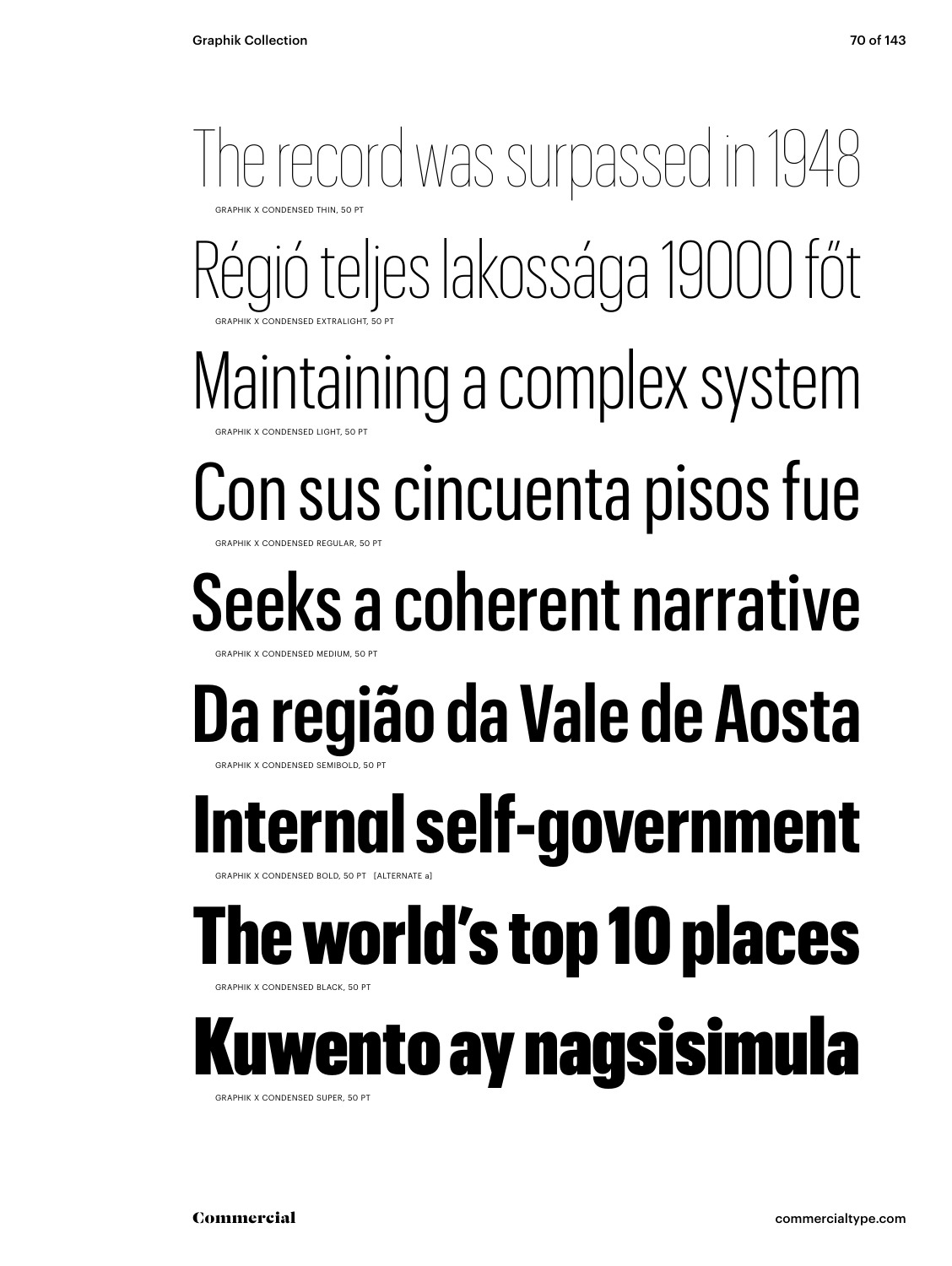The record was surpassed in 1948

GRAPHIK X CONDENSED THIN, 50 PT

Régió teljes lakossága 19000 főt

GRAPHIK X CONDENSED EXTRALIGHT, 50 PT

Maintaining a complex system

GRAPHIK X CONDENSED LIGHT, 50 PT

Con sus cincuenta pisos fue

GRAPHIK X CONDENSED REGULAR, 50 PT

Seeks a coherent narrative

GRAPHIK X CONDENSED MEDIUM, 50 PT

Da região da Vale de Aosta

GRAPHIK X CONDENSED SEMIBOLD, 50 PT

Internal self-government

GRAPHIK X CONDENSED BOLD, 50 PT [ALTERNATE a]

The world's top 10 places

GRAPHIK X CONDENSED BLACK, 50 PT

Kuwento ay nagsisimula

GRAPHIK X CONDENSED SUPER, 50 PT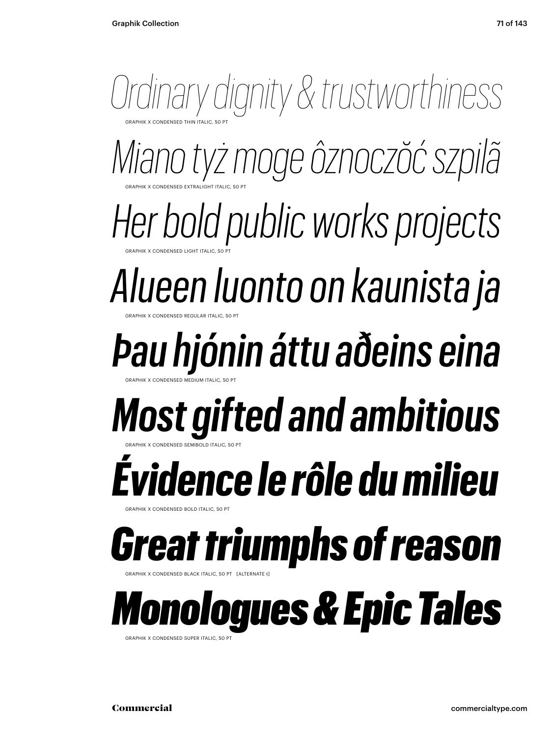*Ordinary dignity & trustworthiness*

GRAPHIK X CONDENSED THIN ITALIC, 50 PT

*Miano tyż moge ôznoczŏć szpilã*

GRAPHIK X CONDENSED EXTRALIGHT ITALIC, 50 PT

*Her bold public works projects*

GRAPHIK X CONDENSED LIGHT ITALIC, 50 PT

*Alueen luonto on kaunista ja*

GRAPHIK X CONDENSED REGULAR ITALIC, 50 PT

*Þau hjónin áttu aðeins eina*

GRAPHIK X CONDENSED MEDIUM ITALIC, 50 PT

***Most gifted and ambitious***

GRAPHIK X CONDENSED SEMIBOLD ITALIC, 50 PT

***Évidence le rôle du milieu***

GRAPHIK X CONDENSED BOLD ITALIC, 50 PT

***Great triumphs of reason***

GRAPHIK X CONDENSED BLACK ITALIC, 50 PT [ALTERNATE t]

***Monologues & Epic Tales***

GRAPHIK X CONDENSED SUPER ITALIC, 50 PT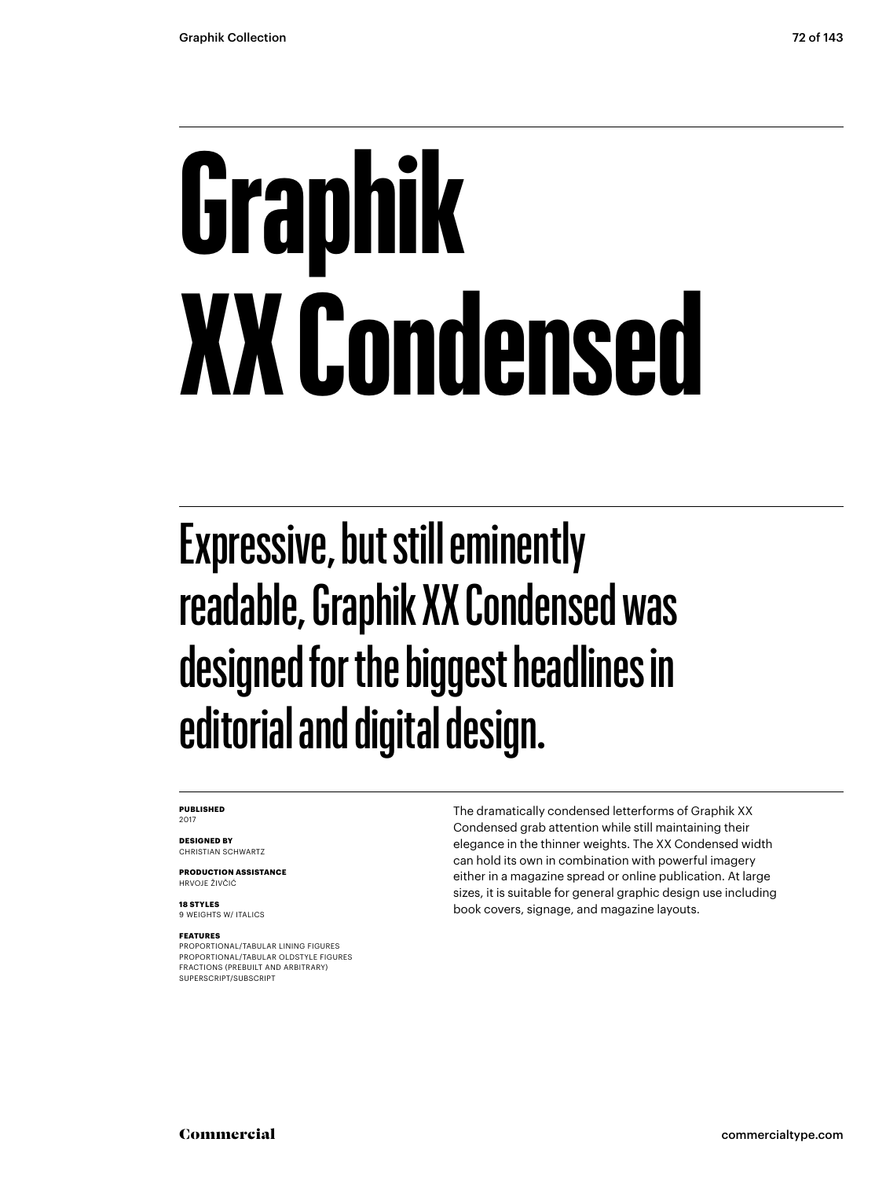# Graphik XX Condensed

## Expressive, but still eminently readable, Graphik XX Condensed was designed for the biggest headlines in editorial and digital design.

**PUBLISHED**
2017

**DESIGNED BY**
CHRISTIAN SCHWARTZ

**PRODUCTION ASSISTANCE**
HRVOJE ŽIVČIĆ

**18 STYLES**
9 WEIGHTS W/ ITALICS

**FEATURES**
PROPORTIONAL/TABULAR LINING FIGURES
PROPORTIONAL/TABULAR OLDSTYLE FIGURES
FRACTIONS (PREBUILT AND ARBITRARY)
SUPERSCRIPT/SUBSCRIPT

The dramatically condensed letterforms of Graphik XX Condensed grab attention while still maintaining their elegance in the thinner weights. The XX Condensed width can hold its own in combination with powerful imagery either in a magazine spread or online publication. At large sizes, it is suitable for general graphic design use including book covers, signage, and magazine layouts.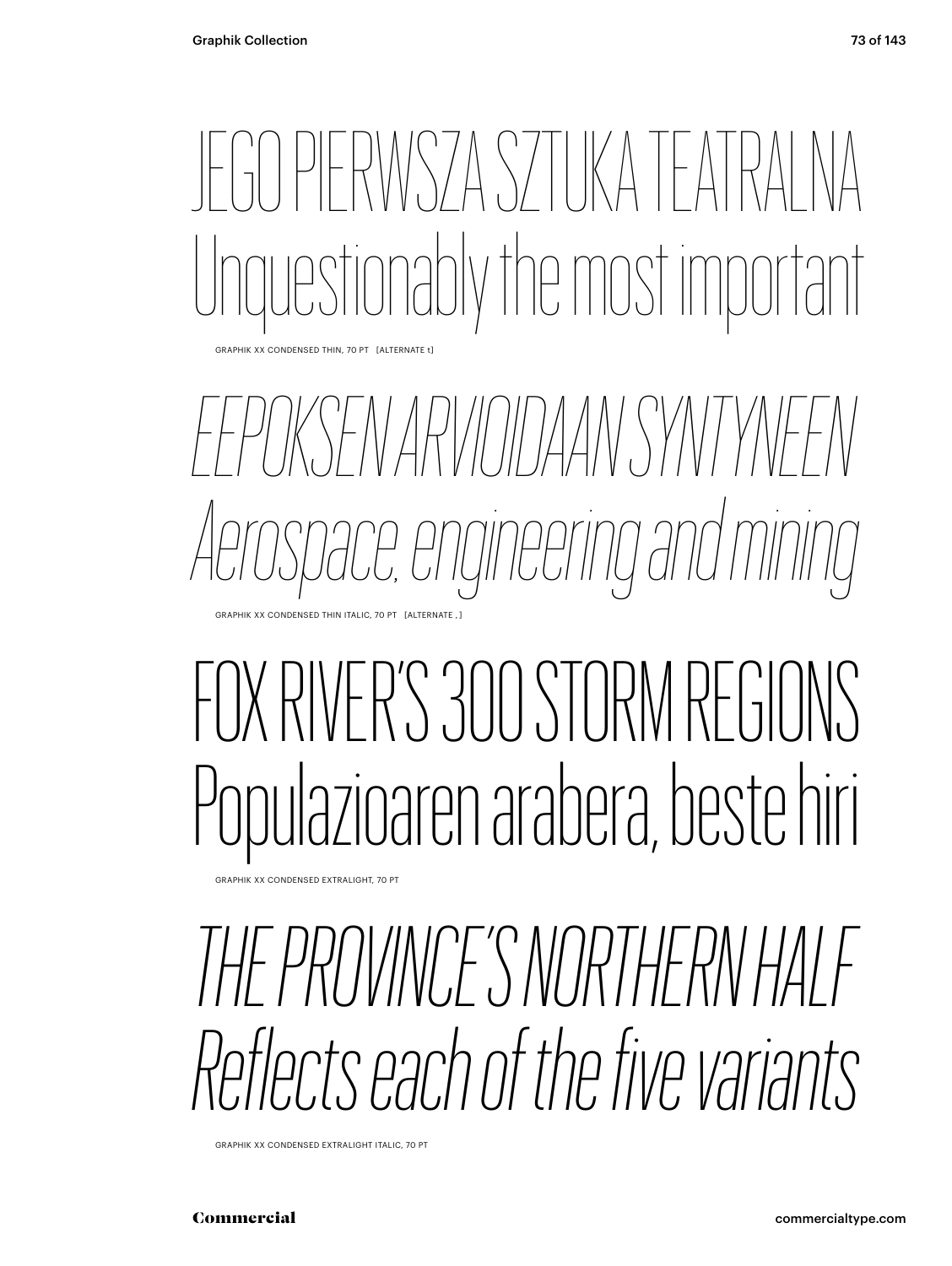JEGO PIERWSZA SZTUKA TEATRALNA
Unquestionably the most important

GRAPHIK XX CONDENSED THIN, 70 PT [ALTERNATE t]

*EEPOKSEN ARVIOIDAAN SYNTYNEEN*
*Aerospace, engineering and mining*

GRAPHIK XX CONDENSED THIN ITALIC, 70 PT [ALTERNATE , ]

FOX RIVER'S 300 STORM REGIONS
Populazioaren arabera, beste hiri

GRAPHIK XX CONDENSED EXTRALIGHT, 70 PT

*THE PROVINCE'S NORTHERN HALF*
*Reflects each of the five variants*

GRAPHIK XX CONDENSED EXTRALIGHT ITALIC, 70 PT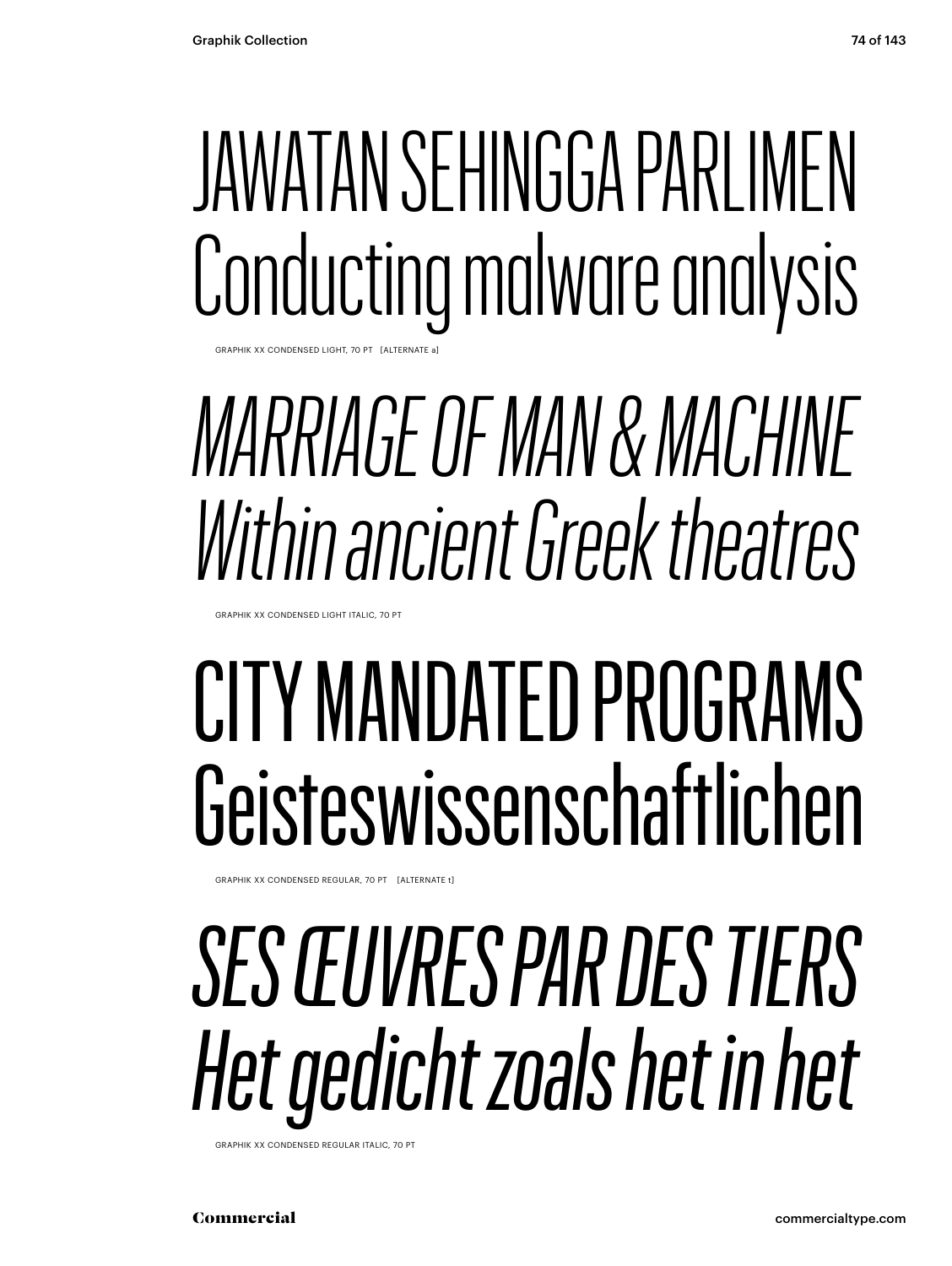JAWATAN SEHINGGA PARLIMEN
Conducting malware analysis

GRAPHIK XX CONDENSED LIGHT, 70 PT [ALTERNATE a]

*MARRIAGE OF MAN & MACHINE*
*Within ancient Greek theatres*

GRAPHIK XX CONDENSED LIGHT ITALIC, 70 PT

CITY MANDATED PROGRAMS
Geisteswissenschaftlichen

GRAPHIK XX CONDENSED REGULAR, 70 PT [ALTERNATE t]

*SES ŒUVRES PAR DES TIERS*
*Het gedicht zoals het in het*

GRAPHIK XX CONDENSED REGULAR ITALIC, 70 PT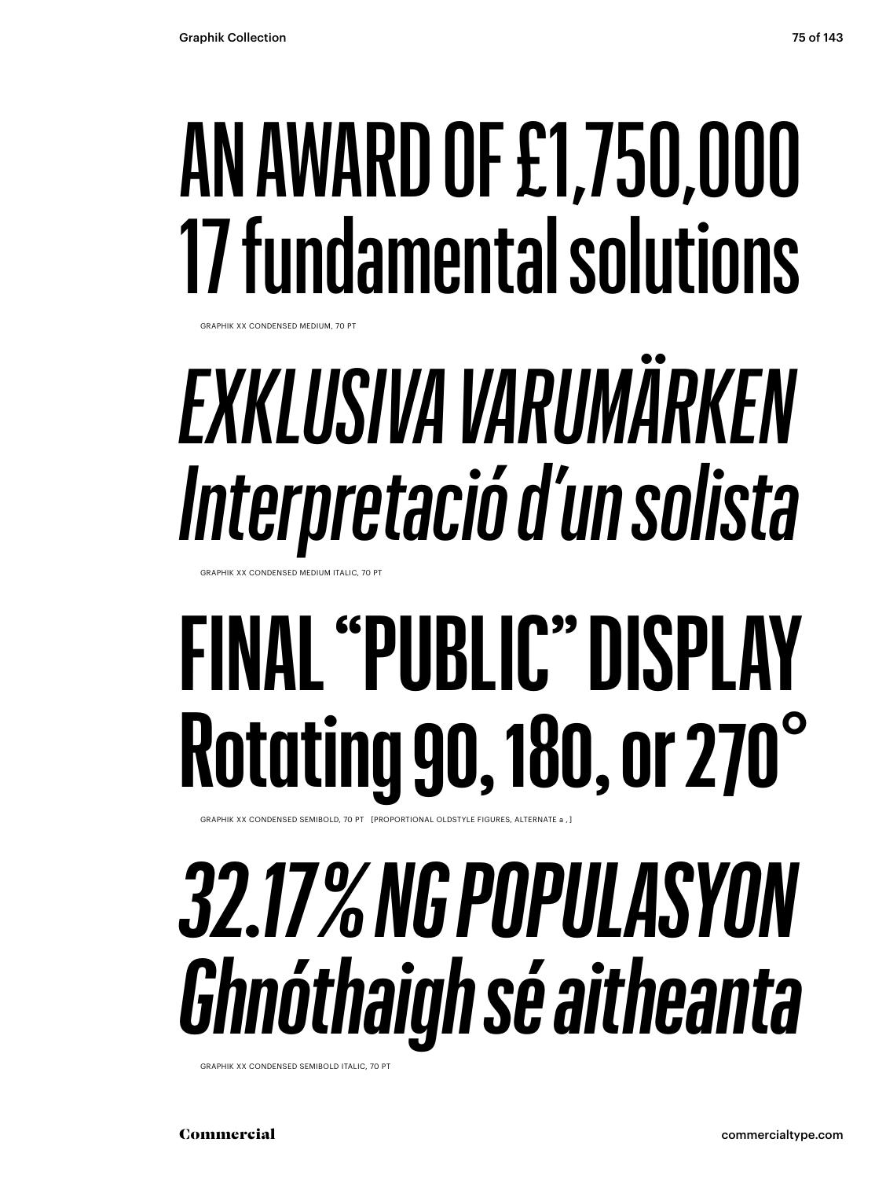AN AWARD OF £1,750,000
17 fundamental solutions

GRAPHIK XX CONDENSED MEDIUM, 70 PT

*EXKLUSIVA VARUMÄRKEN*
*Interpretació d'un solista*

GRAPHIK XX CONDENSED MEDIUM ITALIC, 70 PT

**FINAL "PUBLIC" DISPLAY**
**Rotating 90, 180, or 270°**

GRAPHIK XX CONDENSED SEMIBOLD, 70 PT [PROPORTIONAL OLDSTYLE FIGURES, ALTERNATE a , ]

***32.17% NG POPULASYON***
***Ghnóthaigh sé aitheanta***

GRAPHIK XX CONDENSED SEMIBOLD ITALIC, 70 PT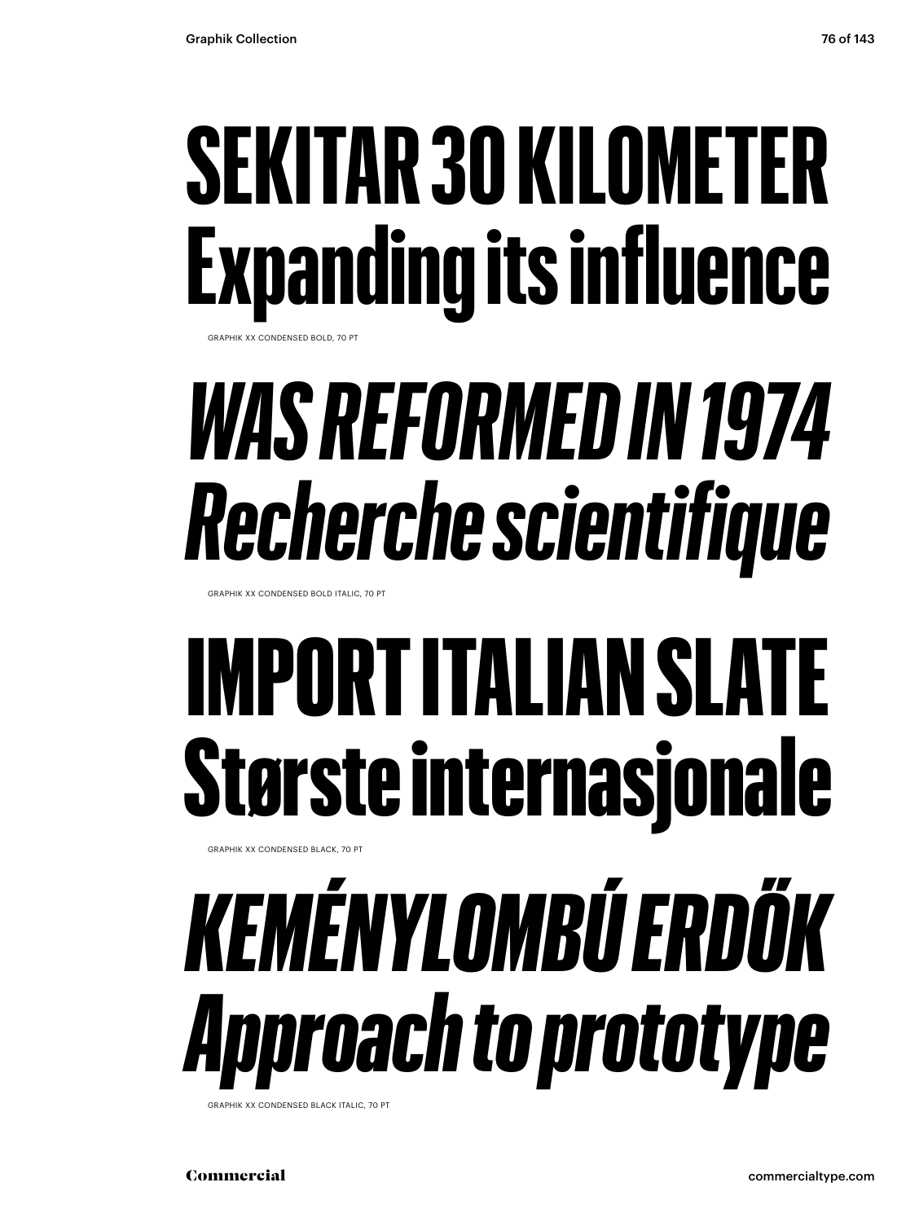**SEKITAR 30 KILOMETER**
**Expanding its influence**

GRAPHIK XX CONDENSED BOLD, 70 PT

***WAS REFORMED IN 1974***
***Recherche scientifique***

GRAPHIK XX CONDENSED BOLD ITALIC, 70 PT

**IMPORT ITALIAN SLATE**
**Største internasjonale**

GRAPHIK XX CONDENSED BLACK, 70 PT

***KEMÉNYLOMBÚ ERDŐK***
***Approach to prototype***

GRAPHIK XX CONDENSED BLACK ITALIC, 70 PT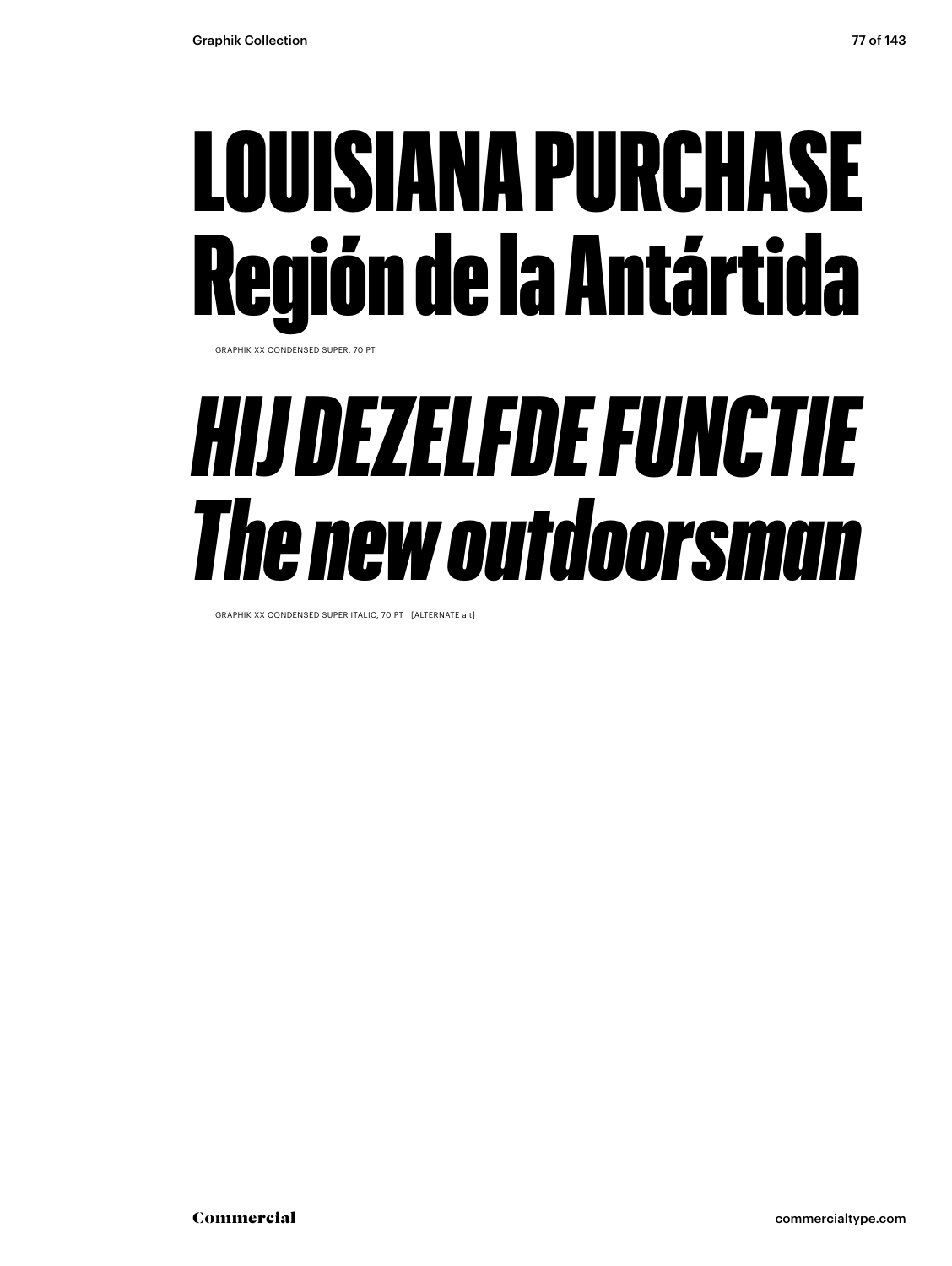# LOUISIANA PURCHASE Región de la Antártida

GRAPHIK XX CONDENSED SUPER, 70 PT

# *HIJ DEZELFDE FUNCTIE The new outdoorsman*

GRAPHIK XX CONDENSED SUPER ITALIC, 70 PT [ALTERNATE a t]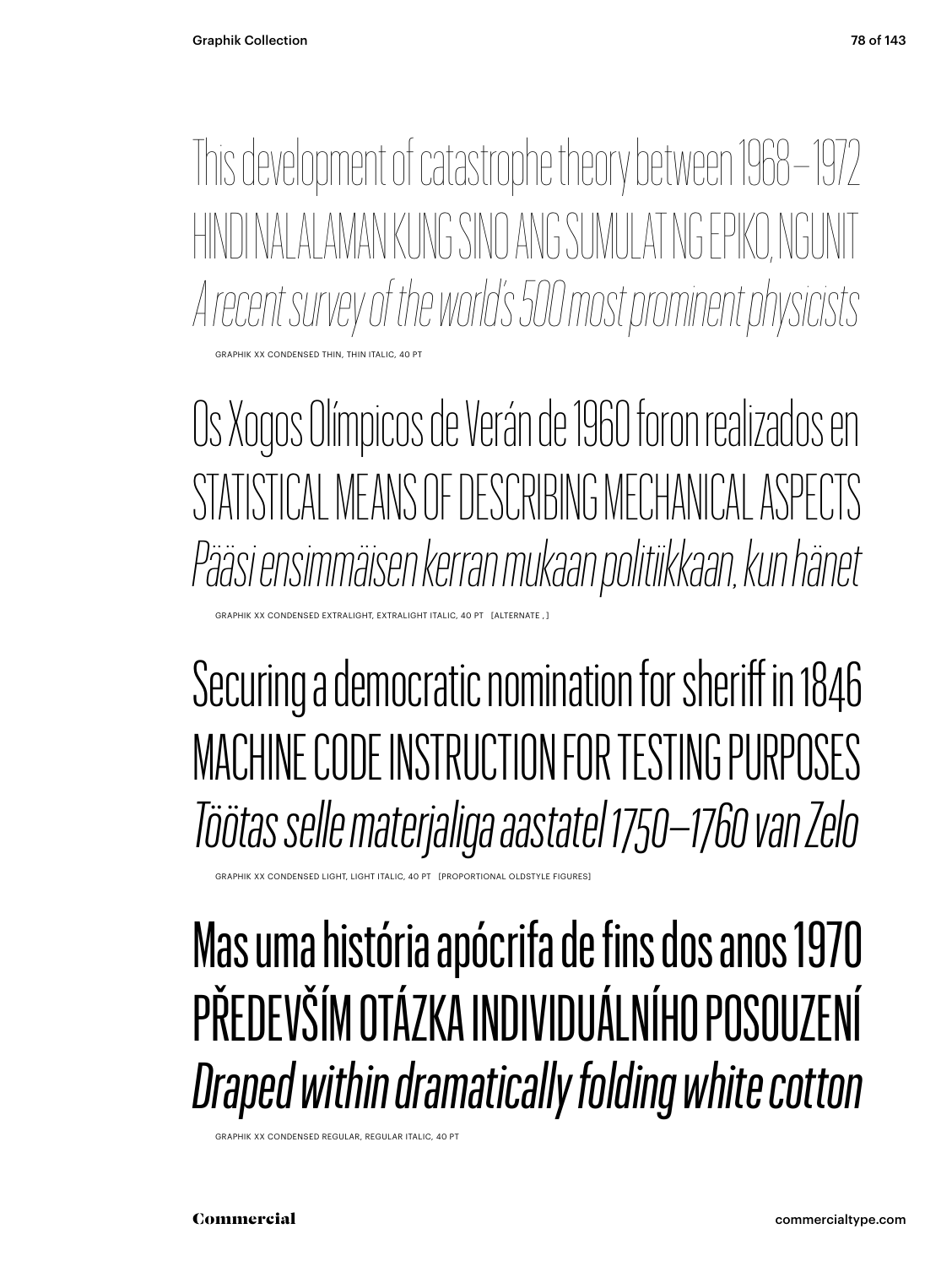This development of catastrophe theory between 1968 – 1972

HINDI NALALAMAN KUNG SINO ANG SUMULAT NG EPIKO, NGUNIT

*A recent survey of the world's 500 most prominent physicists*

GRAPHIK XX CONDENSED THIN, THIN ITALIC, 40 PT

Os Xogos Olímpicos de Verán de 1960 foron realizados en

STATISTICAL MEANS OF DESCRIBING MECHANICAL ASPECTS

*Pääsi ensimmäisen kerran mukaan politiikkaan, kun hänet*

GRAPHIK XX CONDENSED EXTRALIGHT, EXTRALIGHT ITALIC, 40 PT [ALTERNATE , ]

Securing a democratic nomination for sheriff in 1846

MACHINE CODE INSTRUCTION FOR TESTING PURPOSES

*Töötas selle materjaliga aastatel 1750–1760 van Zelo*

GRAPHIK XX CONDENSED LIGHT, LIGHT ITALIC, 40 PT [PROPORTIONAL OLDSTYLE FIGURES]

Mas uma história apócrifa de fins dos anos 1970

PŘEDEVŠÍM OTÁZKA INDIVIDUÁLNÍHO POSOUZENÍ

*Draped within dramatically folding white cotton*

GRAPHIK XX CONDENSED REGULAR, REGULAR ITALIC, 40 PT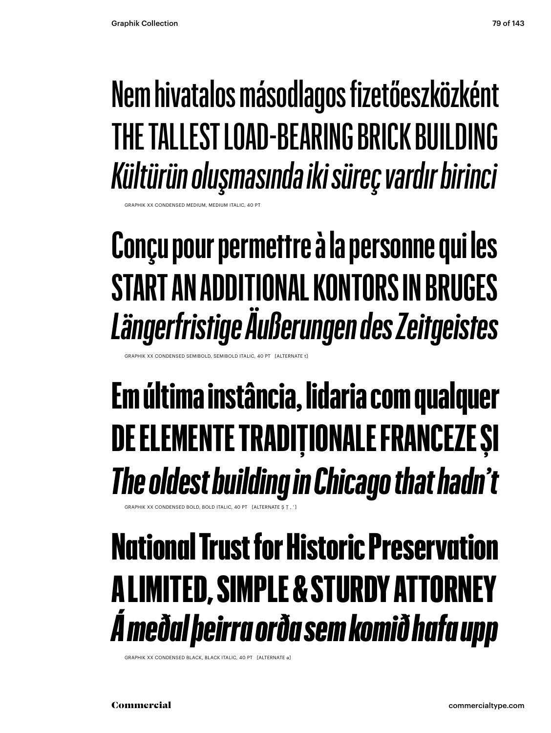Nem hivatalos másodlagos fizetőeszközként
THE TALLEST LOAD-BEARING BRICK BUILDING
*Kültürün oluşmasında iki süreç vardır birinci*

GRAPHIK XX CONDENSED MEDIUM, MEDIUM ITALIC, 40 PT

**Conçu pour permettre à la personne qui les**
**START AN ADDITIONAL KONTORS IN BRUGES**
***Längerfristige Äußerungen des Zeitgeistes***

GRAPHIK XX CONDENSED SEMIBOLD, SEMIBOLD ITALIC, 40 PT [ALTERNATE t]

**Em última instância, lidaria com qualquer**
**DE ELEMENTE TRADIȚIONALE FRANCEZE ȘI**
***The oldest building in Chicago that hadn't***

GRAPHIK XX CONDENSED BOLD, BOLD ITALIC, 40 PT [ALTERNATE Ș Ț , ' ]

**National Trust for Historic Preservation**
**A LIMITED, SIMPLE & STURDY ATTORNEY**
***Á meðal þeirra orða sem komið hafa upp***

GRAPHIK XX CONDENSED BLACK, BLACK ITALIC, 40 PT [ALTERNATE a]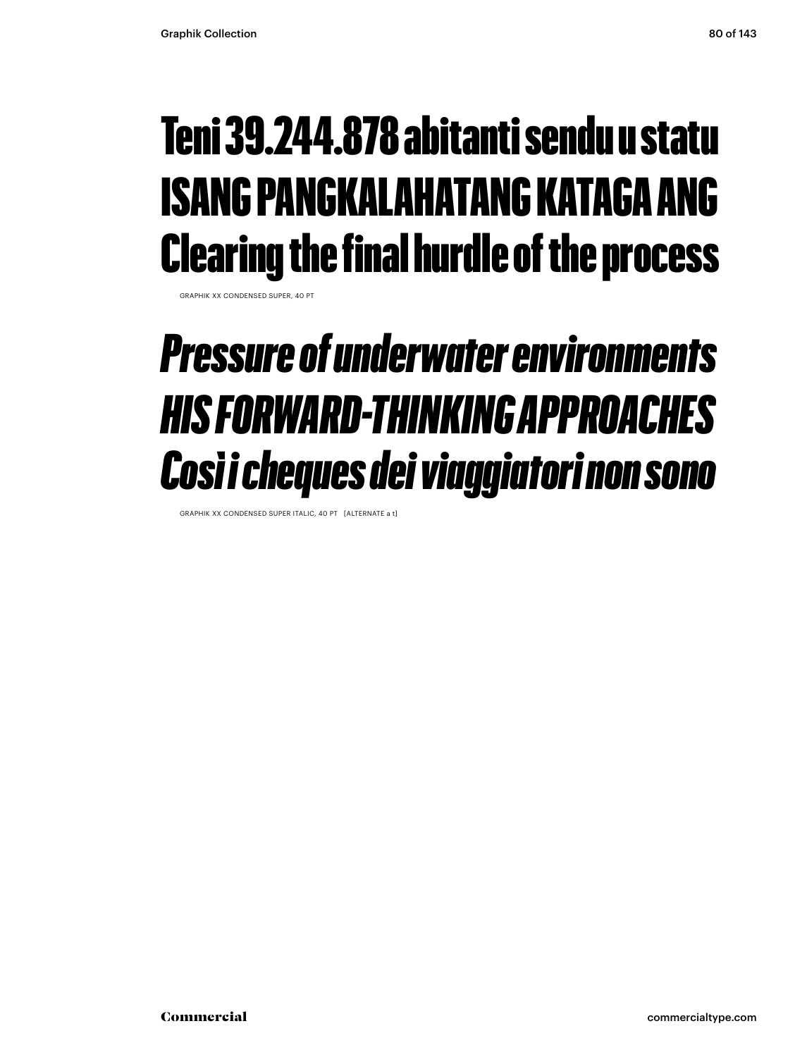Teni 39.244.878 abitanti sendu u statu
ISANG PANGKALAHATANG KATAGA ANG
Clearing the final hurdle of the process

GRAPHIK XX CONDENSED SUPER, 40 PT

*Pressure of underwater environments*
*HIS FORWARD-THINKING APPROACHES*
*Così i cheques dei viaggiatori non sono*

GRAPHIK XX CONDENSED SUPER ITALIC, 40 PT [ALTERNATE a t]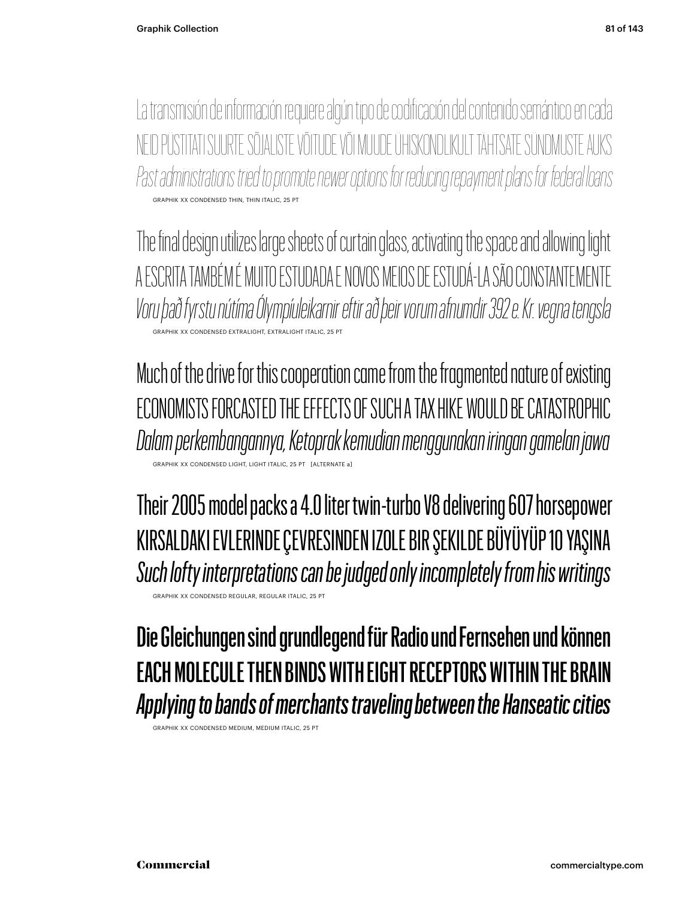La transmisión de información requiere algún tipo de codificación del contenido semántico en cada

NEID PÜSTITATI SUURTE SÕJALISTE VÕITUDE VÕI MUUDE ÜHISKONDLIKULT TÄHTSATE SÜNDMUSTE AUKS

*Past administrations tried to promote newer options for reducing repayment plans for federal loans*

GRAPHIK XX CONDENSED THIN, THIN ITALIC, 25 PT

The final design utilizes large sheets of curtain glass, activating the space and allowing light

A ESCRITA TAMBÉM É MUITO ESTUDADA E NOVOS MEIOS DE ESTUDÁ-LA SÃO CONSTANTEMENTE

*Voru það fyrstu nútíma Ólympíuleikarnir eftir að þeir vorum afnumdir 392 e. Kr. vegna tengsla*

GRAPHIK XX CONDENSED EXTRALIGHT, EXTRALIGHT ITALIC, 25 PT

Much of the drive for this cooperation came from the fragmented nature of existing

ECONOMISTS FORCASTED THE EFFECTS OF SUCH A TAX HIKE WOULD BE CATASTROPHIC

*Dalam perkembangannya, Ketoprak kemudian menggunakan iringan gamelan jawa*

GRAPHIK XX CONDENSED LIGHT, LIGHT ITALIC, 25 PT [ALTERNATE a]

Their 2005 model packs a 4.0 liter twin-turbo V8 delivering 607 horsepower

KIRSALDAKI EVLERINDE ÇEVRESINDEN IZOLE BIR ŞEKILDE BÜYÜYÜP 10 YAŞINA

*Such lofty interpretations can be judged only incompletely from his writings*

GRAPHIK XX CONDENSED REGULAR, REGULAR ITALIC, 25 PT

Die Gleichungen sind grundlegend für Radio und Fernsehen und können

EACH MOLECULE THEN BINDS WITH EIGHT RECEPTORS WITHIN THE BRAIN

*Applying to bands of merchants traveling between the Hanseatic cities*

GRAPHIK XX CONDENSED MEDIUM, MEDIUM ITALIC, 25 PT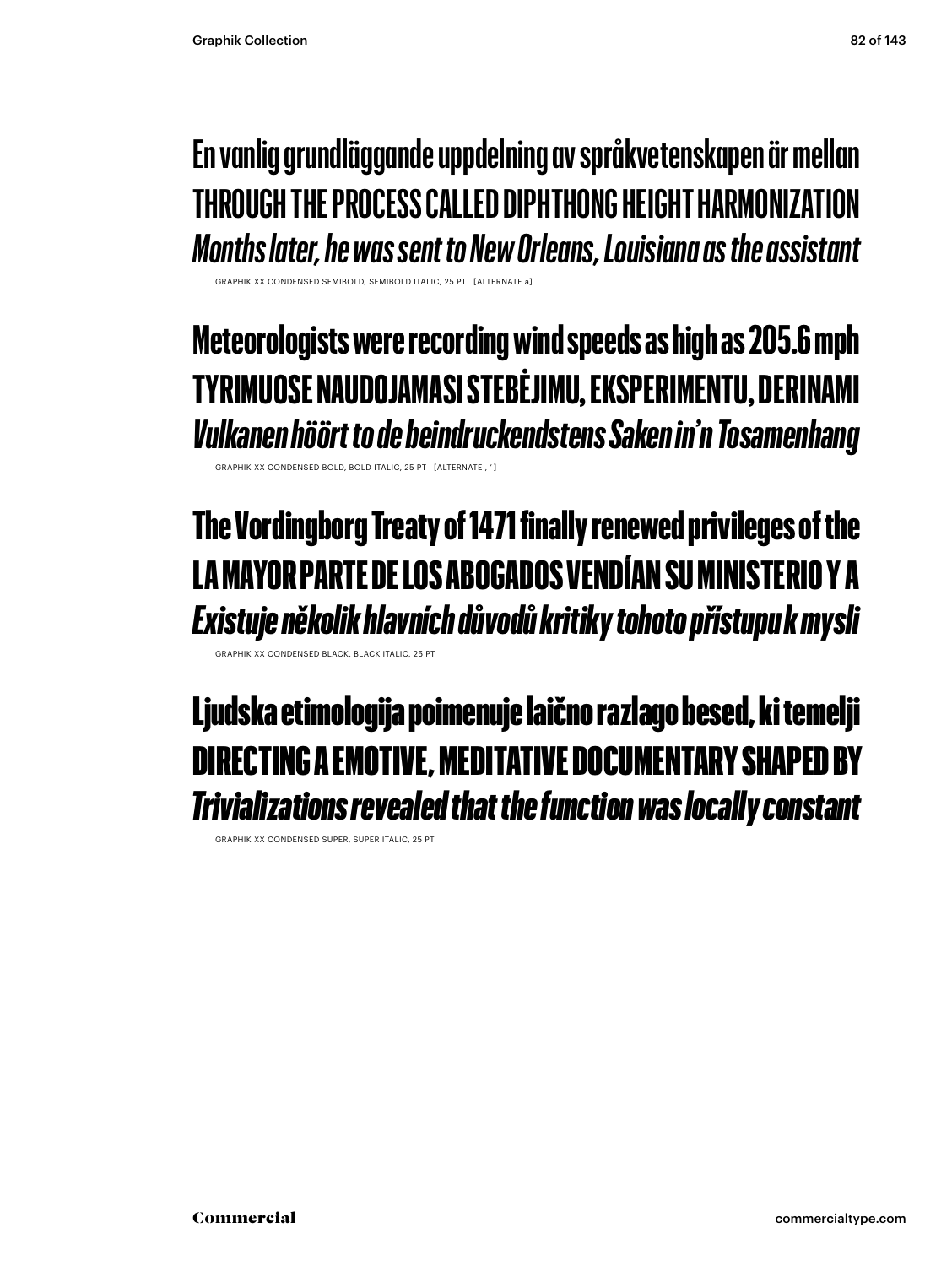En vanlig grundläggande uppdelning av språkvetenskapen är mellan
THROUGH THE PROCESS CALLED DIPHTHONG HEIGHT HARMONIZATION
*Months later, he was sent to New Orleans, Louisiana as the assistant*

GRAPHIK XX CONDENSED SEMIBOLD, SEMIBOLD ITALIC, 25 PT [ALTERNATE a]

**Meteorologists were recording wind speeds as high as 205.6 mph**
**TYRIMUOSE NAUDOJAMASI STEBĖJIMU, EKSPERIMENTU, DERINAMI**
***Vulkanen höört to de beindruckendstens Saken in'n Tosamenhang***

GRAPHIK XX CONDENSED BOLD, BOLD ITALIC, 25 PT [ALTERNATE , ']

**The Vordingborg Treaty of 1471 finally renewed privileges of the**
**LA MAYOR PARTE DE LOS ABOGADOS VENDÍAN SU MINISTERIO Y A**
***Existuje několik hlavních důvodů kritiky tohoto přístupu k mysli***

GRAPHIK XX CONDENSED BLACK, BLACK ITALIC, 25 PT

**Ljudska etimologija poimenuje laično razlago besed, ki temelji**
**DIRECTING A EMOTIVE, MEDITATIVE DOCUMENTARY SHAPED BY**
***Trivializations revealed that the function was locally constant***

GRAPHIK XX CONDENSED SUPER, SUPER ITALIC, 25 PT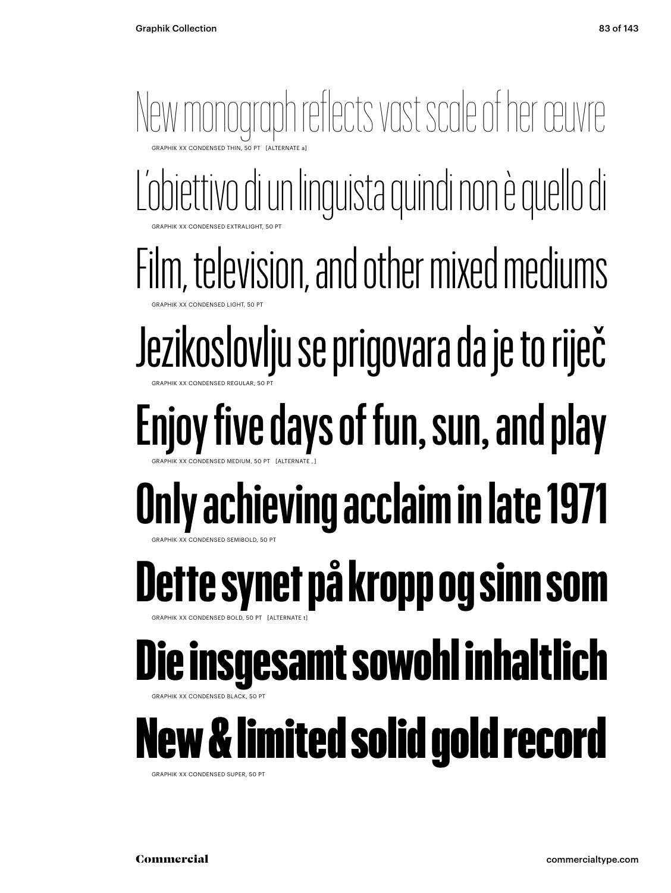New monograph reflects vast scale of her œuvre

GRAPHIK XX CONDENSED THIN, 50 PT [ALTERNATE a]

L'obiettivo di un linguista quindi non è quello di

GRAPHIK XX CONDENSED EXTRALIGHT, 50 PT

Film, television, and other mixed mediums

GRAPHIK XX CONDENSED LIGHT, 50 PT

Jezikoslovlju se prigovara da je to riječ

GRAPHIK XX CONDENSED REGULAR, 50 PT

Enjoy five days of fun, sun, and play

GRAPHIK XX CONDENSED MEDIUM, 50 PT [ALTERNATE , ]

**Only achieving acclaim in late 1971**

GRAPHIK XX CONDENSED SEMIBOLD, 50 PT

**Dette synet på kropp og sinn som**

GRAPHIK XX CONDENSED BOLD, 50 PT [ALTERNATE t]

**Die insgesamt sowohl inhaltlich**

GRAPHIK XX CONDENSED BLACK, 50 PT

**New & limited solid gold record**

GRAPHIK XX CONDENSED SUPER, 50 PT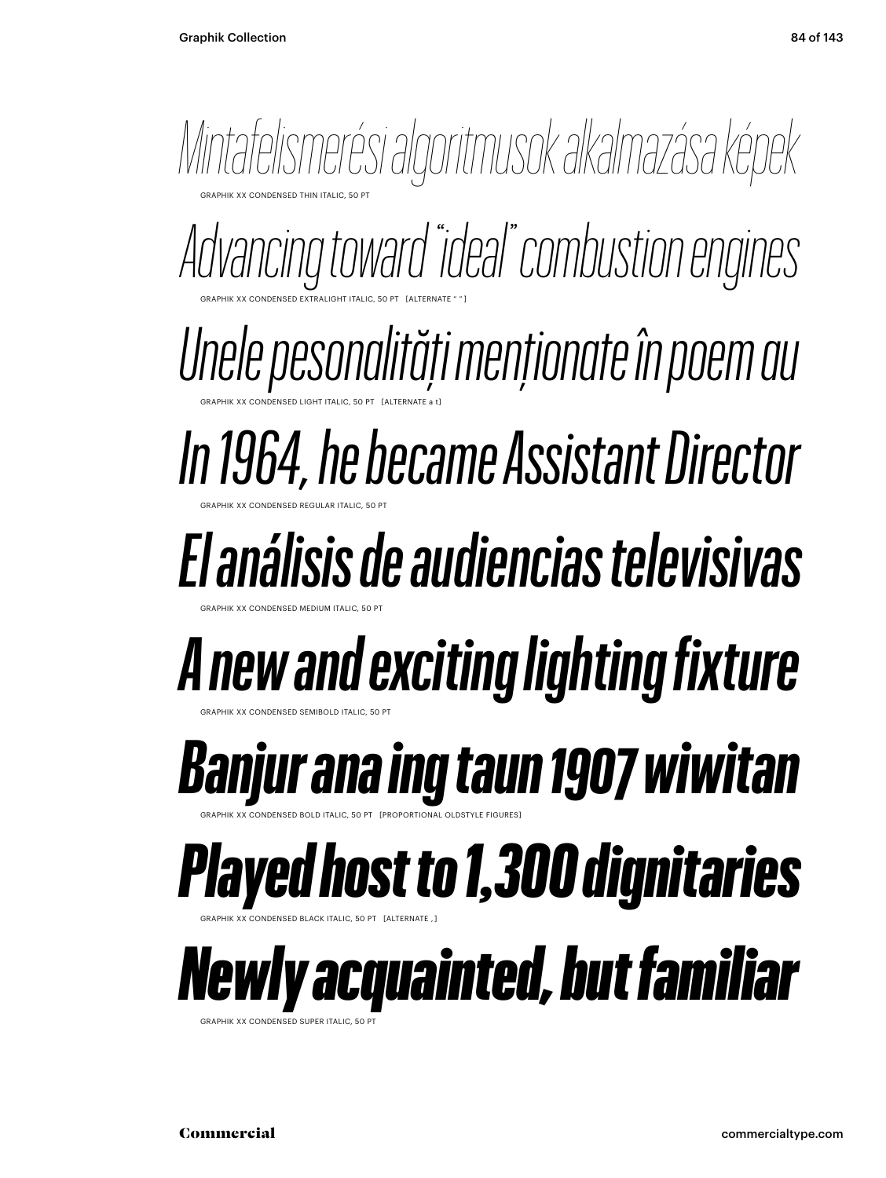*Mintafelismerési algoritmusok alkalmazása képek*

GRAPHIK XX CONDENSED THIN ITALIC, 50 PT

*Advancing toward “ideal” combustion engines*

GRAPHIK XX CONDENSED EXTRALIGHT ITALIC, 50 PT [ALTERNATE “ ”]

*Unele pesonalităţi menţionate în poem au*

GRAPHIK XX CONDENSED LIGHT ITALIC, 50 PT [ALTERNATE a t]

*In 1964, he became Assistant Director*

GRAPHIK XX CONDENSED REGULAR ITALIC, 50 PT

*El análisis de audiencias televisivas*

GRAPHIK XX CONDENSED MEDIUM ITALIC, 50 PT

***A new and exciting lighting fixture***

GRAPHIK XX CONDENSED SEMIBOLD ITALIC, 50 PT

***Banjur ana ing taun 1907 wiwitan***

GRAPHIK XX CONDENSED BOLD ITALIC, 50 PT [PROPORTIONAL OLDSTYLE FIGURES]

***Played host to 1,300 dignitaries***

GRAPHIK XX CONDENSED BLACK ITALIC, 50 PT [ALTERNATE , ]

***Newly acquainted, but familiar***

GRAPHIK XX CONDENSED SUPER ITALIC, 50 PT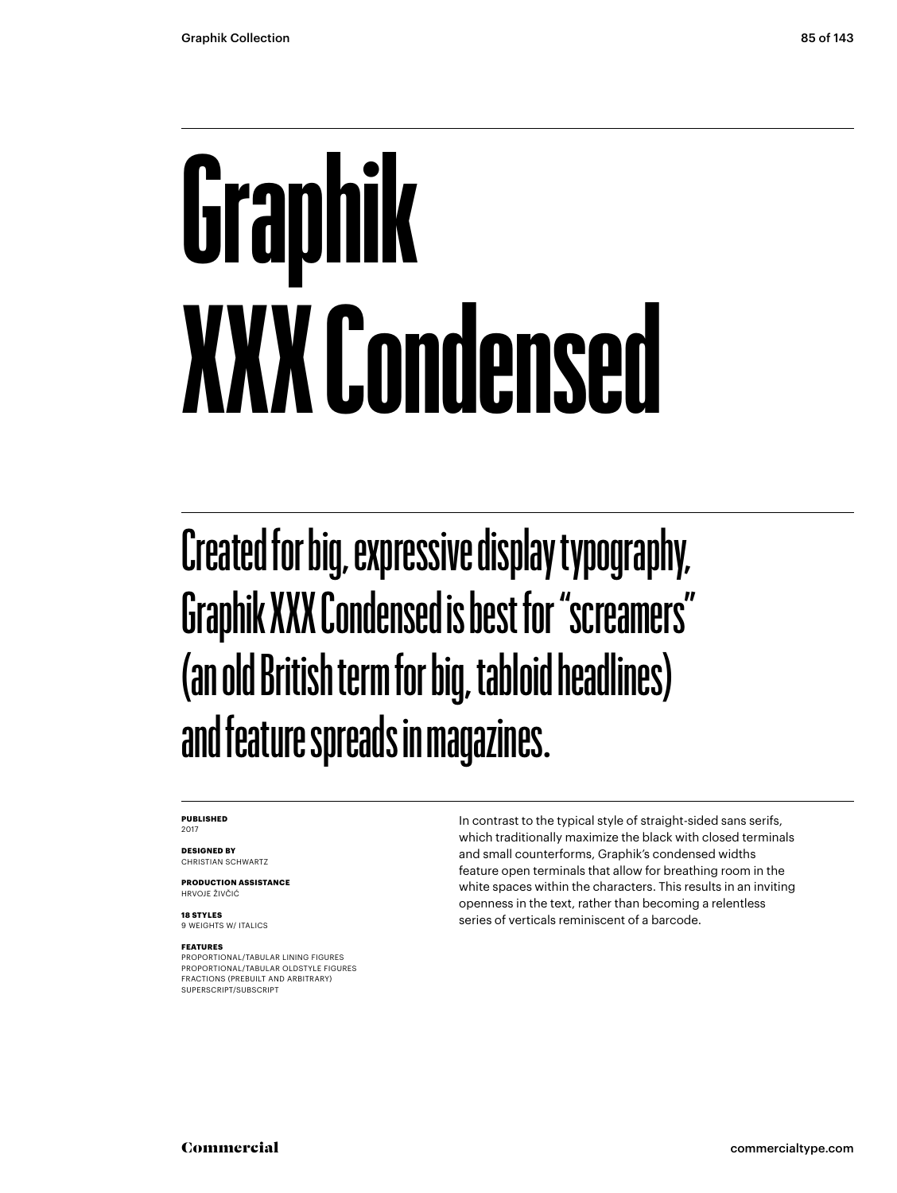# Graphik XXX Condensed

Created for big, expressive display typography, Graphik XXX Condensed is best for "screamers" (an old British term for big, tabloid headlines) and feature spreads in magazines.

**PUBLISHED**
2017

**DESIGNED BY**
CHRISTIAN SCHWARTZ

**PRODUCTION ASSISTANCE**
HRVOJE ŽIVČIĆ

**18 STYLES**
9 WEIGHTS W/ ITALICS

**FEATURES**
PROPORTIONAL/TABULAR LINING FIGURES
PROPORTIONAL/TABULAR OLDSTYLE FIGURES
FRACTIONS (PREBUILT AND ARBITRARY)
SUPERSCRIPT/SUBSCRIPT

In contrast to the typical style of straight-sided sans serifs, which traditionally maximize the black with closed terminals and small counterforms, Graphik's condensed widths feature open terminals that allow for breathing room in the white spaces within the characters. This results in an inviting openness in the text, rather than becoming a relentless series of verticals reminiscent of a barcode.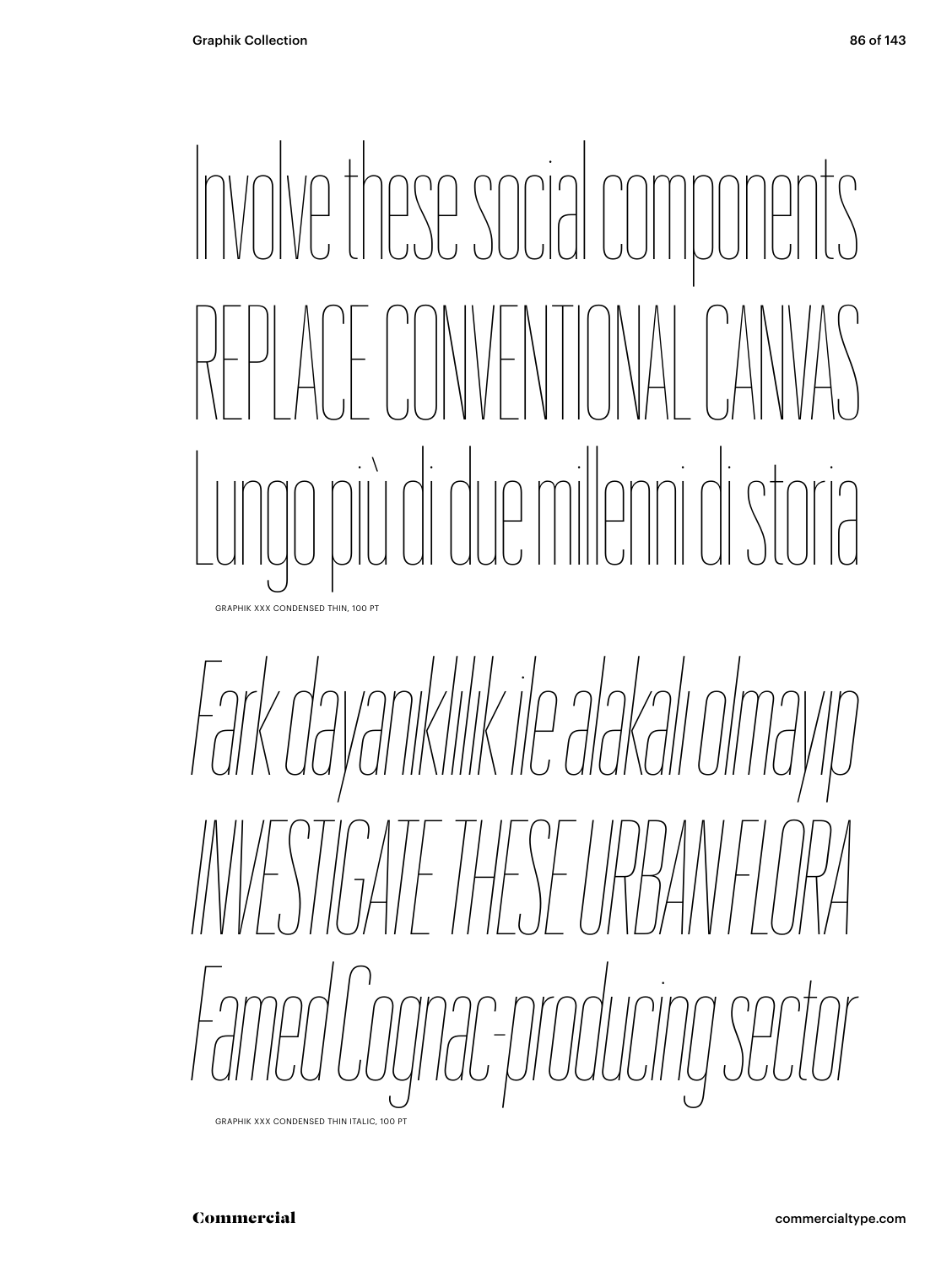Involve these social components
REPLACE CONVENTIONAL CANVAS
Lungo più di due millenni di storia

GRAPHIK XXX CONDENSED THIN, 100 PT

*Fark dayanıklılık ile alakalı olmayıp*
*INVESTIGATE THESE URBAN FLORA*
*Famed Cognac-producing sector*

GRAPHIK XXX CONDENSED THIN ITALIC, 100 PT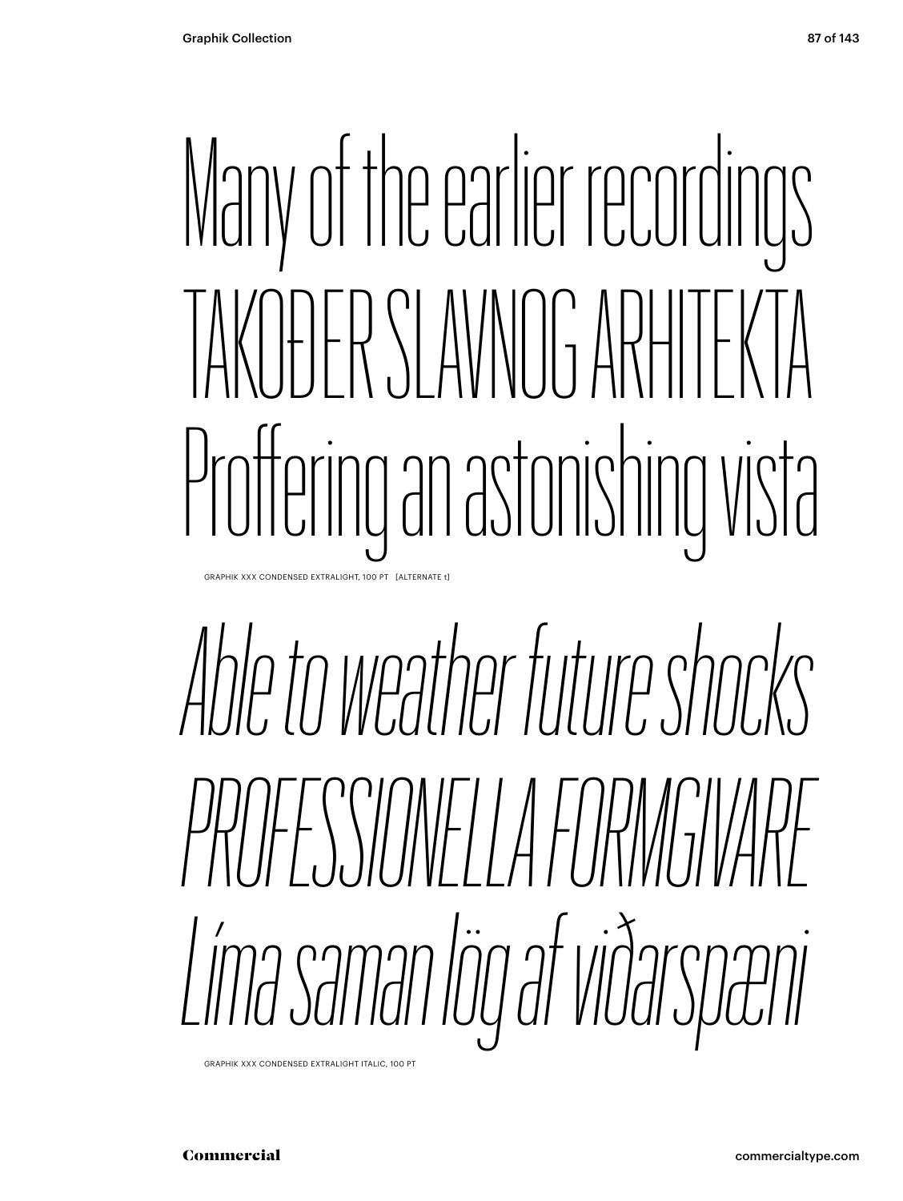Many of the earlier recordings
TAKOĐER SLAVNOG ARHITEKTA
Proffering an astonishing vista

GRAPHIK XXX CONDENSED EXTRALIGHT, 100 PT [ALTERNATE t]

*Able to weather future shocks*
*PROFESSIONELLA FORMGIVARE*
*Líma saman lög af viðarspæni*

GRAPHIK XXX CONDENSED EXTRALIGHT ITALIC, 100 PT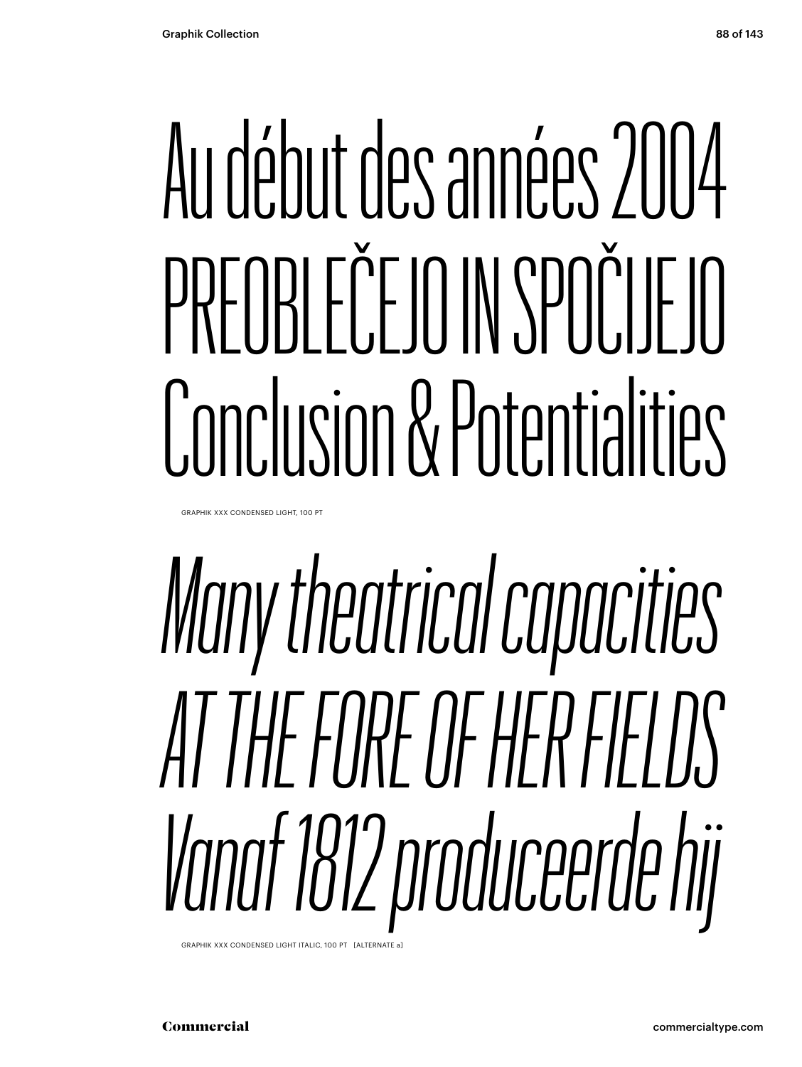Au début des années 2004
PREOBLEČEJO IN SPOČIJEJO
Conclusion & Potentialities

GRAPHIK XXX CONDENSED LIGHT, 100 PT

*Many theatrical capacities*
*AT THE FORE OF HER FIELDS*
*Vanaf 1812 produceerde hij*

GRAPHIK XXX CONDENSED LIGHT ITALIC, 100 PT [ALTERNATE a]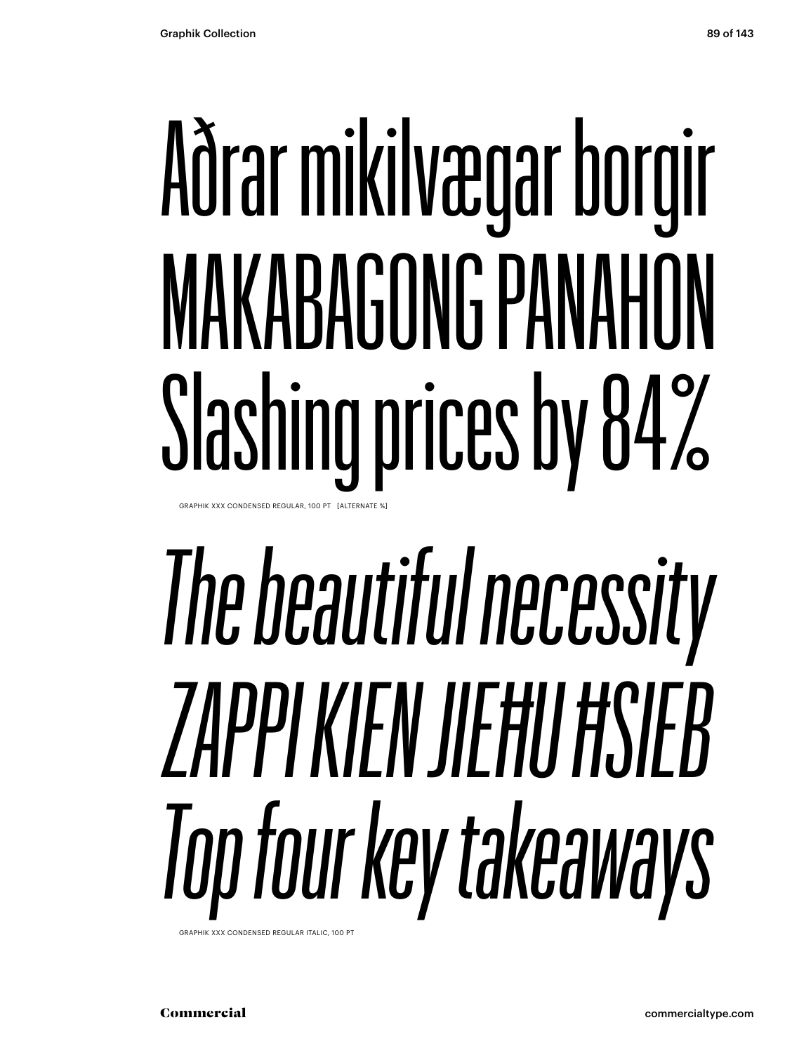Aðrar mikilvægar borgir
MAKABAGONG PANAHON
Slashing prices by 84%

GRAPHIK XXX CONDENSED REGULAR, 100 PT [ALTERNATE %]

*The beautiful necessity*
*ZAPPI KIEN JIEĦU ĦSIEB*
*Top four key takeaways*

GRAPHIK XXX CONDENSED REGULAR ITALIC, 100 PT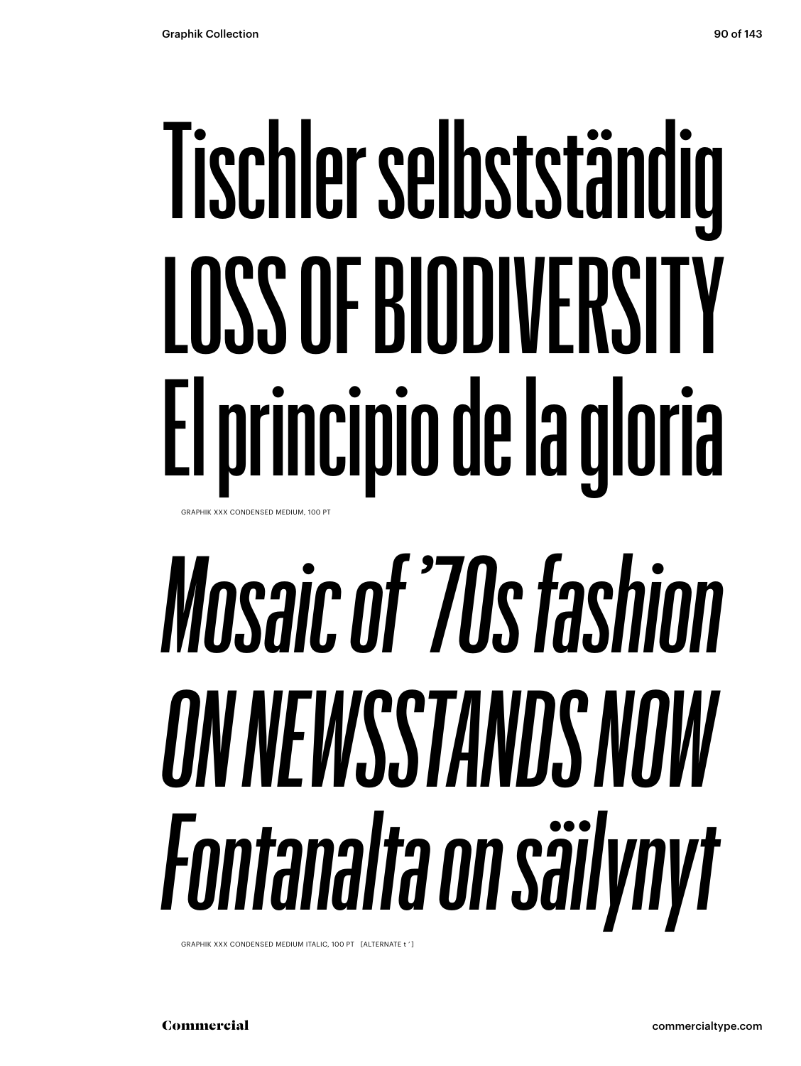# Tischler selbstständig
# LOSS OF BIODIVERSITY
# El principio de la gloria

GRAPHIK XXX CONDENSED MEDIUM, 100 PT

# *Mosaic of ’70s fashion*
# *ON NEWSSTANDS NOW*
# *Fontanalta on säilynyt*

GRAPHIK XXX CONDENSED MEDIUM ITALIC, 100 PT [ALTERNATE t ʹ ]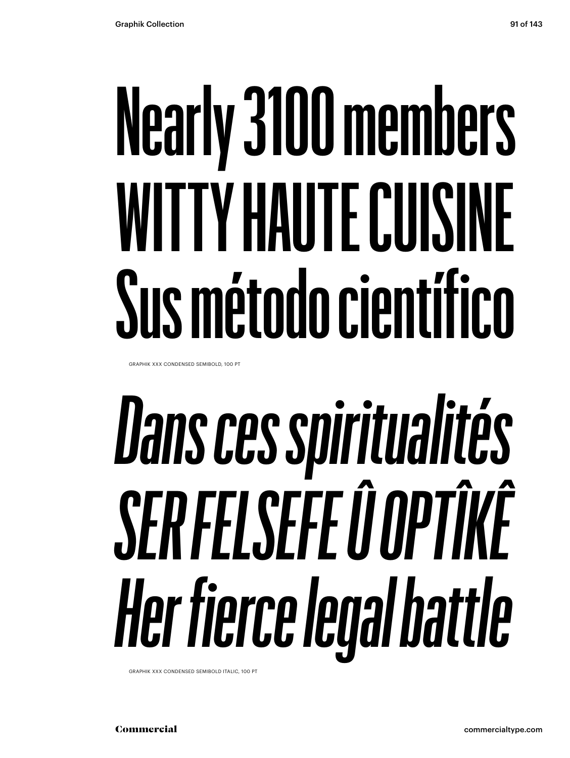Nearly 3100 members
WITTY HAUTE CUISINE
Sus método científico

GRAPHIK XXX CONDENSED SEMIBOLD, 100 PT

*Dans ces spiritualités*
*SER FELSEFE Û OPTÎKÊ*
*Her fierce legal battle*

GRAPHIK XXX CONDENSED SEMIBOLD ITALIC, 100 PT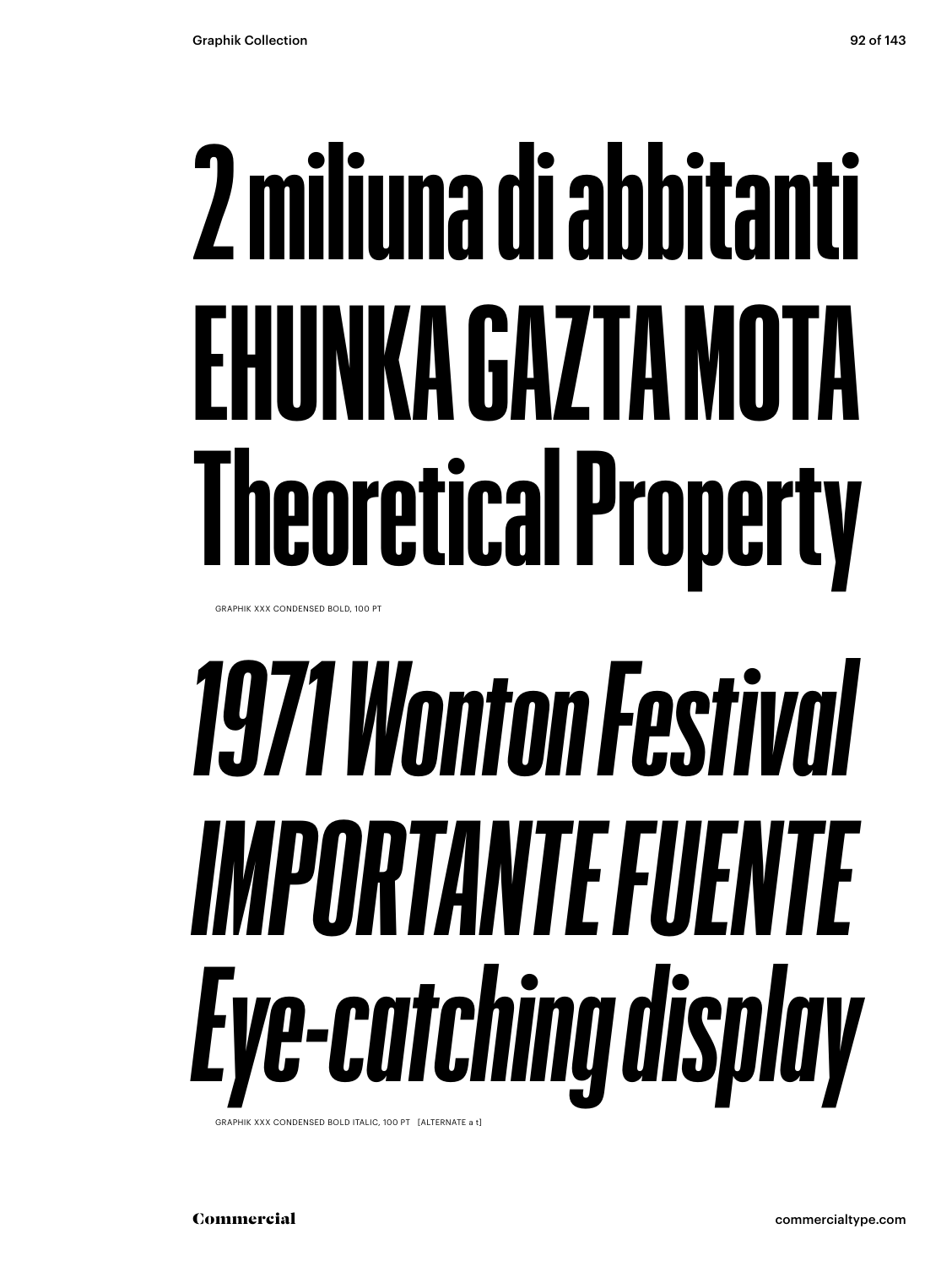2 miliuna di abbitanti
EHUNKA GAZTA MOTA
Theoretical Property

GRAPHIK XXX CONDENSED BOLD, 100 PT

*1971 Wonton Festival*
*IMPORTANTE FUENTE*
*Eye-catching display*

GRAPHIK XXX CONDENSED BOLD ITALIC, 100 PT [ALTERNATE a t]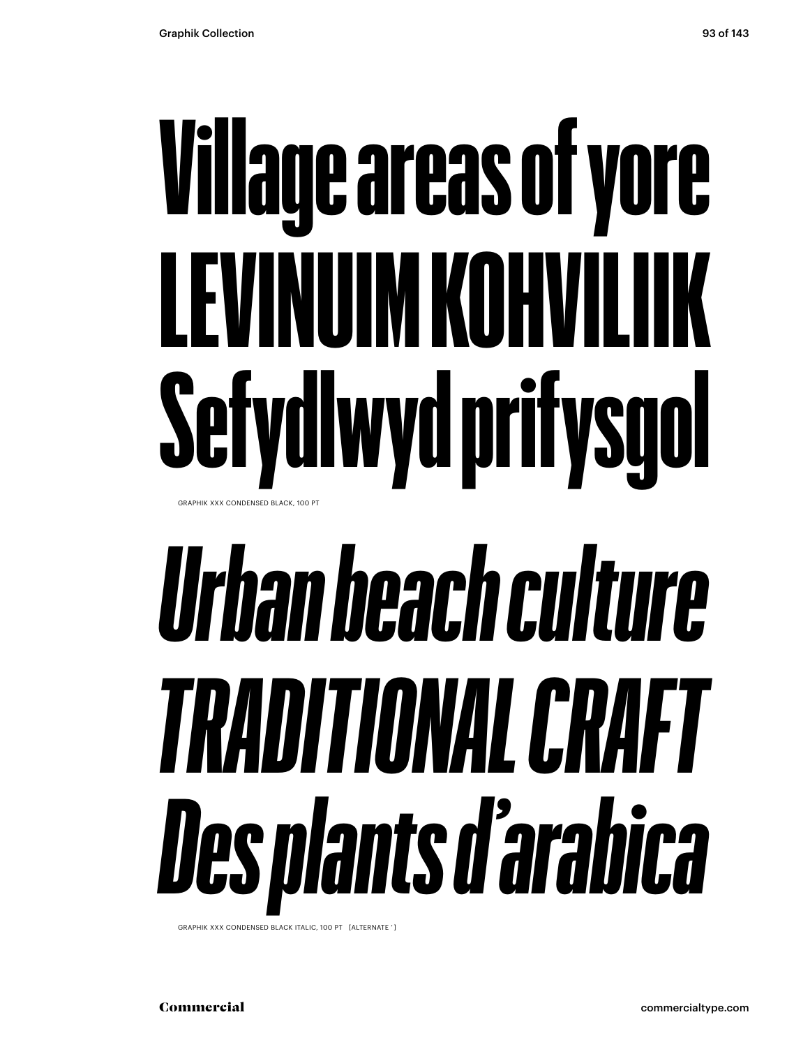# Village areas of yore
# LEVINUIM KOHVILIIK
# Sefydlwyd prifysgol

GRAPHIK XXX CONDENSED BLACK, 100 PT

# *Urban beach culture*
# *TRADITIONAL CRAFT*
# *Des plants d'arabica*

GRAPHIK XXX CONDENSED BLACK ITALIC, 100 PT [ALTERNATE ' ]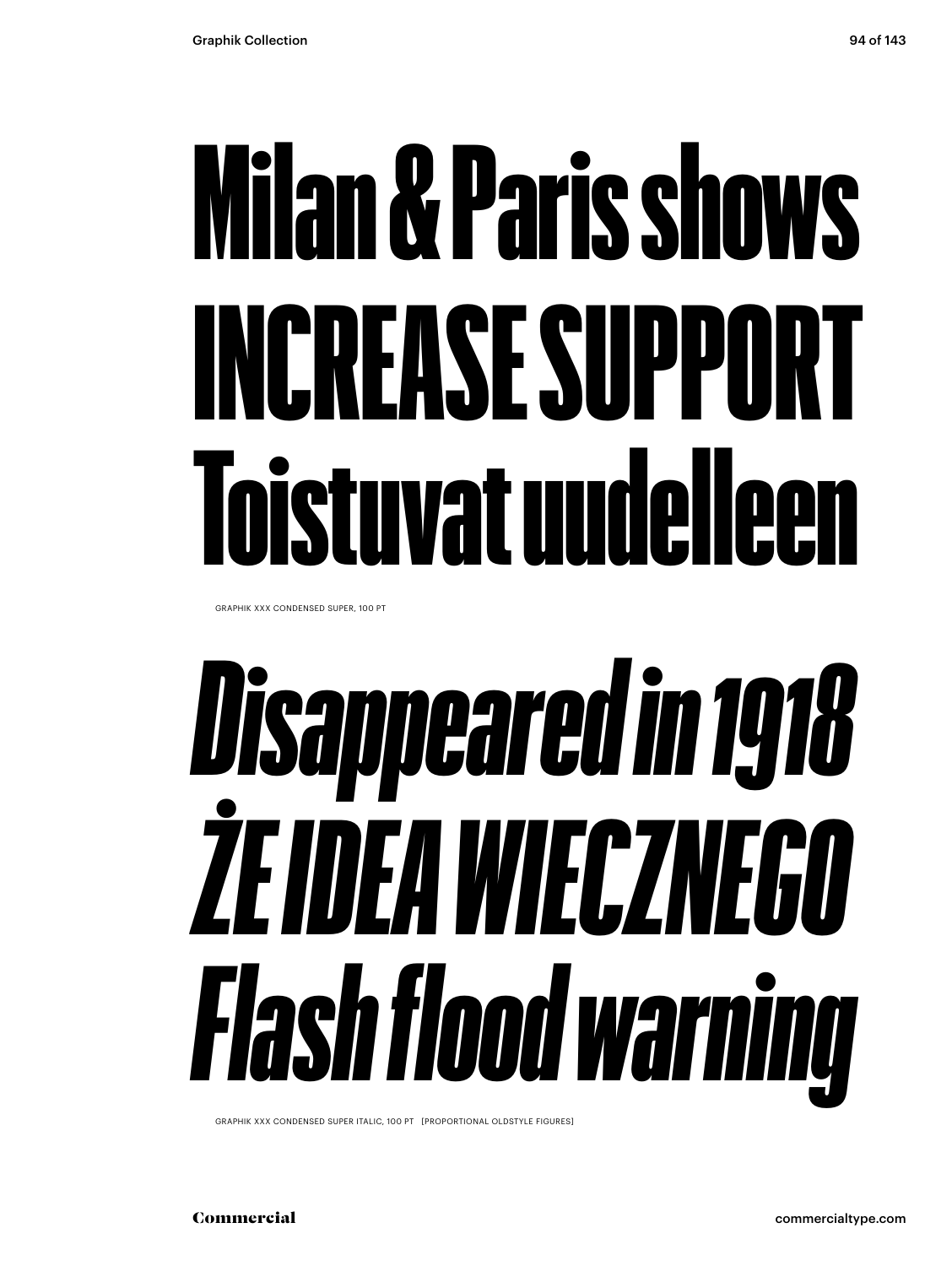Milan & Paris shows
INCREASE SUPPORT
Toistuvat uudelleen

GRAPHIK XXX CONDENSED SUPER, 100 PT

*Disappeared in 1918*
*ŻE IDEA WIECZNEGO*
*Flash flood warning*

GRAPHIK XXX CONDENSED SUPER ITALIC, 100 PT [PROPORTIONAL OLDSTYLE FIGURES]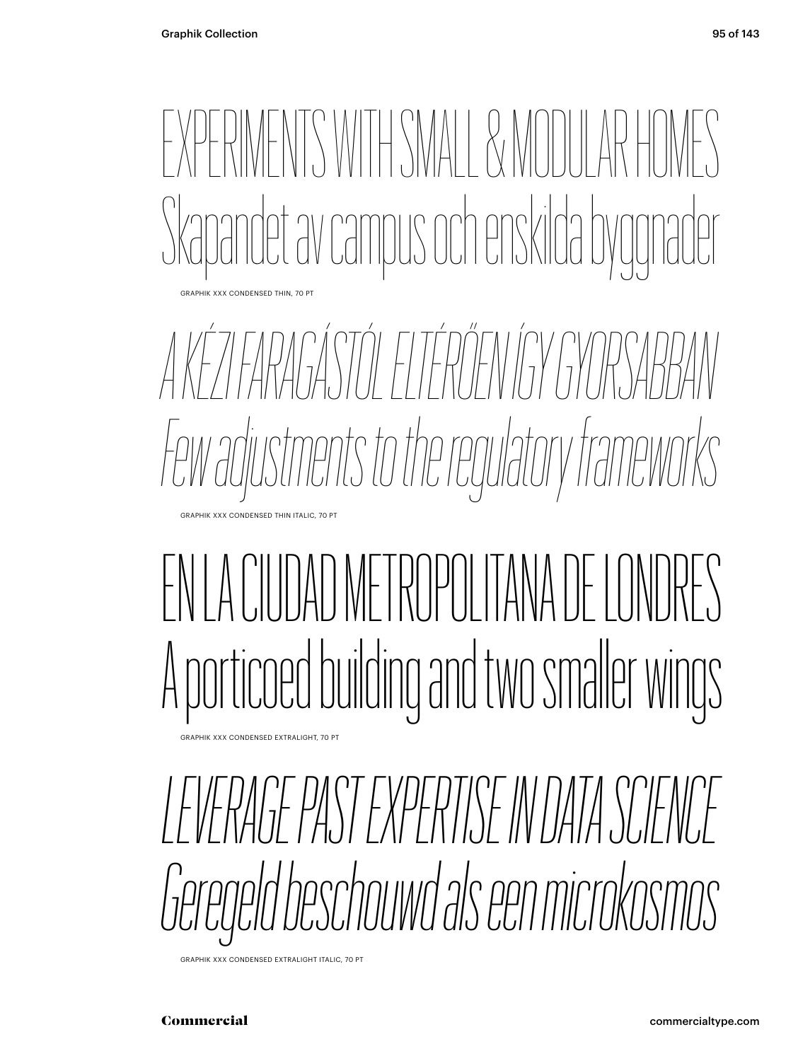EXPERIMENTS WITH SMALL & MODULAR HOMES
Skapandet av campus och enskilda byggnader

GRAPHIK XXX CONDENSED THIN, 70 PT

*A KÉZI FARAGÁSTÓL ELTÉRŐEN ÍGY GYORSABBAN*
*Few adjustments to the regulatory frameworks*

GRAPHIK XXX CONDENSED THIN ITALIC, 70 PT

EN LA CIUDAD METROPOLITANA DE LONDRES
A porticoed building and two smaller wings

GRAPHIK XXX CONDENSED EXTRALIGHT, 70 PT

*LEVERAGE PAST EXPERTISE IN DATA SCIENCE*
*Geregeld beschouwd als een microkosmos*

GRAPHIK XXX CONDENSED EXTRALIGHT ITALIC, 70 PT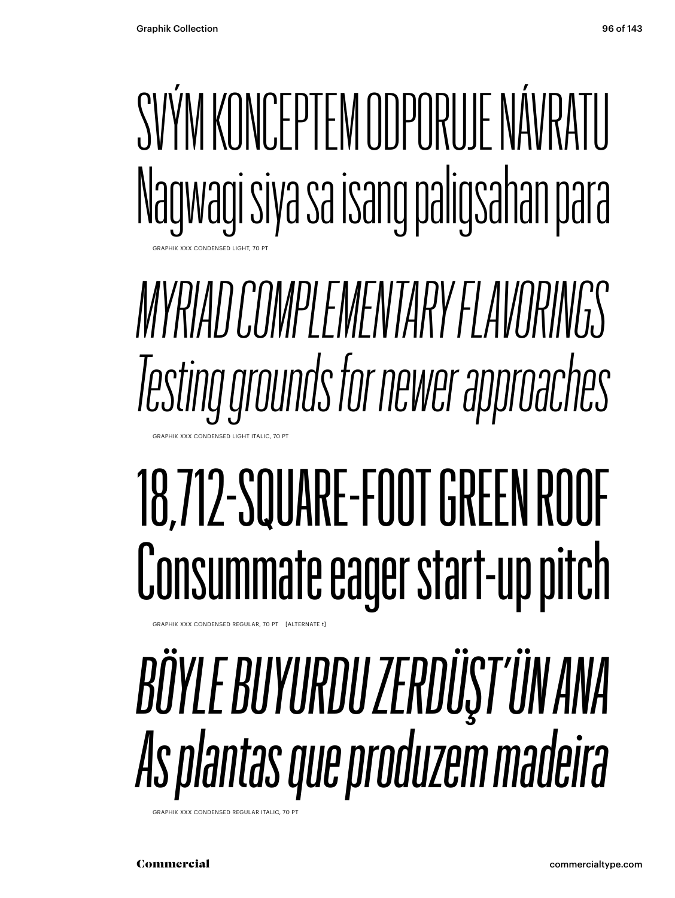SVÝM KONCEPTEM ODPORUJE NÁVRATU
Nagwagi siya sa isang paligsahan para

GRAPHIK XXX CONDENSED LIGHT, 70 PT

*MYRIAD COMPLEMENTARY FLAVORINGS*
*Testing grounds for newer approaches*

GRAPHIK XXX CONDENSED LIGHT ITALIC, 70 PT

18,712-SQUARE-FOOT GREEN ROOF
Consummate eager start-up pitch

GRAPHIK XXX CONDENSED REGULAR, 70 PT [ALTERNATE t]

*BÖYLE BUYURDU ZERDÜŞT'ÜN ANA*
*As plantas que produzem madeira*

GRAPHIK XXX CONDENSED REGULAR ITALIC, 70 PT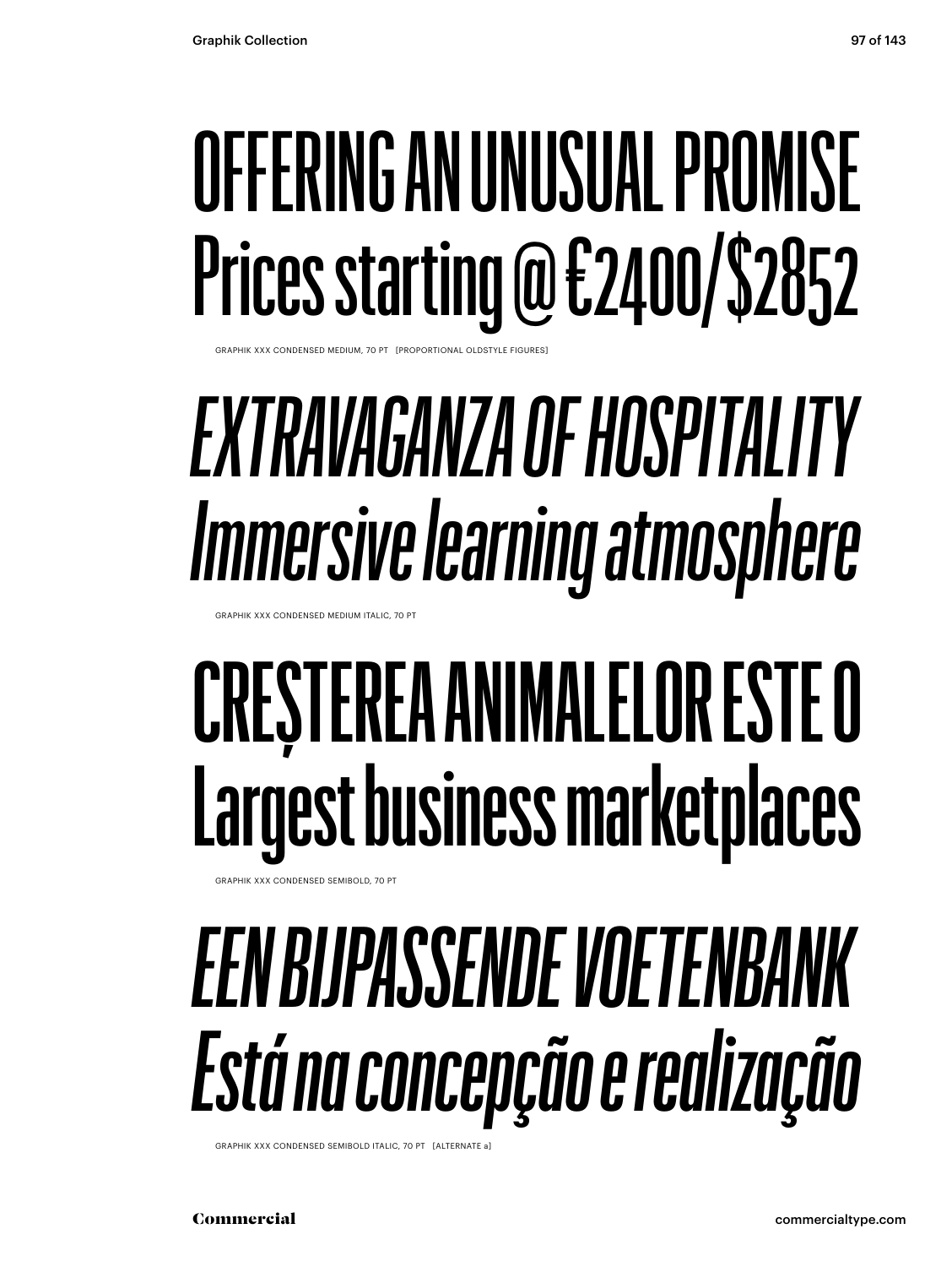OFFERING AN UNUSUAL PROMISE
Prices starting @ €2400/$2852

GRAPHIK XXX CONDENSED MEDIUM, 70 PT [PROPORTIONAL OLDSTYLE FIGURES]

*EXTRAVAGANZA OF HOSPITALITY*
*Immersive learning atmosphere*

GRAPHIK XXX CONDENSED MEDIUM ITALIC, 70 PT

CREȘTEREA ANIMALELOR ESTE O
Largest business marketplaces

GRAPHIK XXX CONDENSED SEMIBOLD, 70 PT

*EEN BIJPASSENDE VOETENBANK*
*Está na concepção e realização*

GRAPHIK XXX CONDENSED SEMIBOLD ITALIC, 70 PT [ALTERNATE a]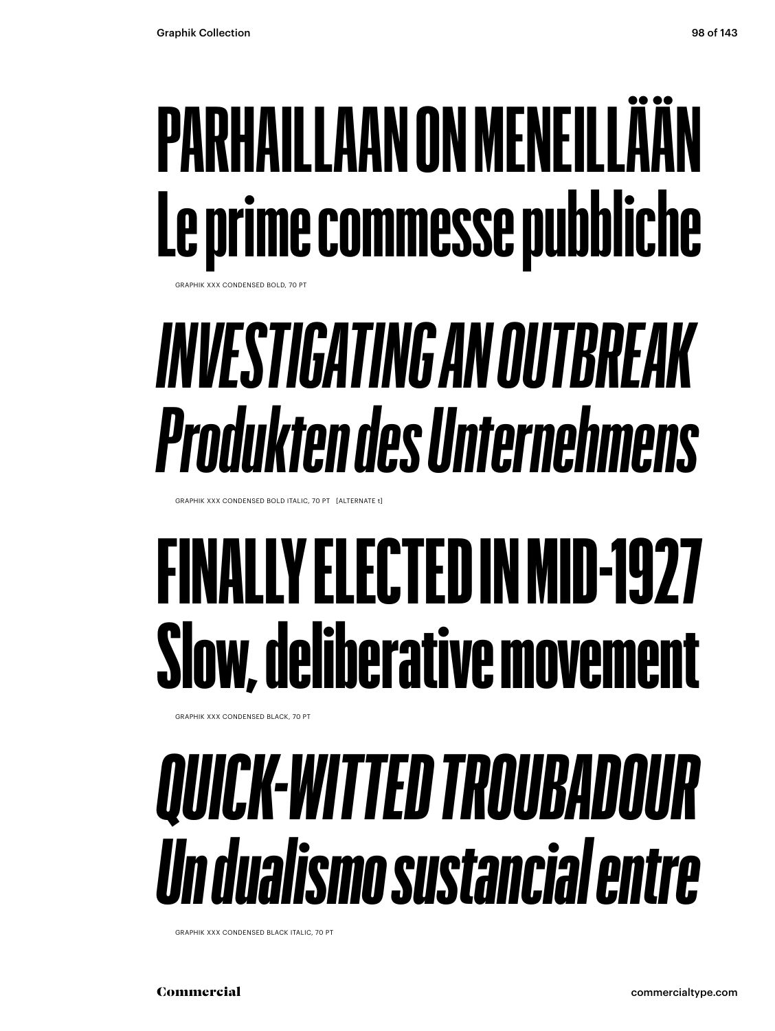PARHAILLAAN ON MENEILLÄÄN
Le prime commesse pubbliche

GRAPHIK XXX CONDENSED BOLD, 70 PT

*INVESTIGATING AN OUTBREAK*
*Produkten des Unternehmens*

GRAPHIK XXX CONDENSED BOLD ITALIC, 70 PT [ALTERNATE t]

FINALLY ELECTED IN MID-1927
Slow, deliberative movement

GRAPHIK XXX CONDENSED BLACK, 70 PT

*QUICK-WITTED TROUBADOUR*
*Un dualismo sustancial entre*

GRAPHIK XXX CONDENSED BLACK ITALIC, 70 PT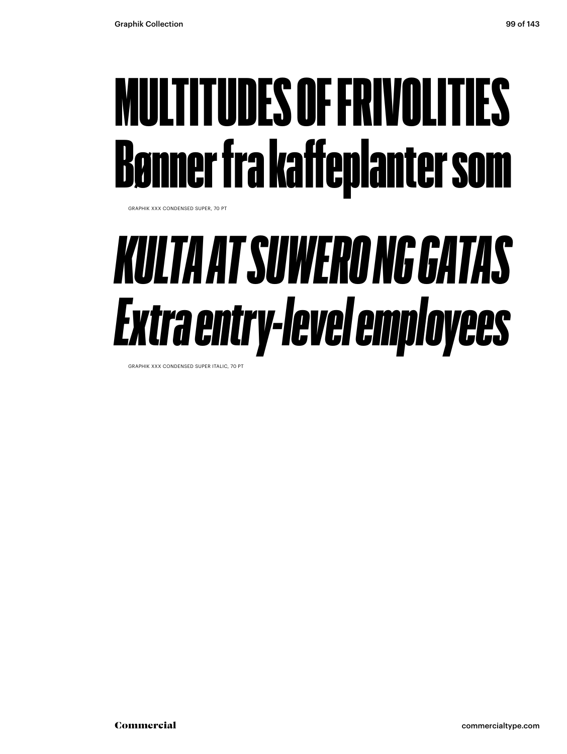MULTITUDES OF FRIVOLITIES
Bønner fra kaffeplanter som

GRAPHIK XXX CONDENSED SUPER, 70 PT

*KULTA AT SUWERO NG GATAS*
*Extra entry-level employees*

GRAPHIK XXX CONDENSED SUPER ITALIC, 70 PT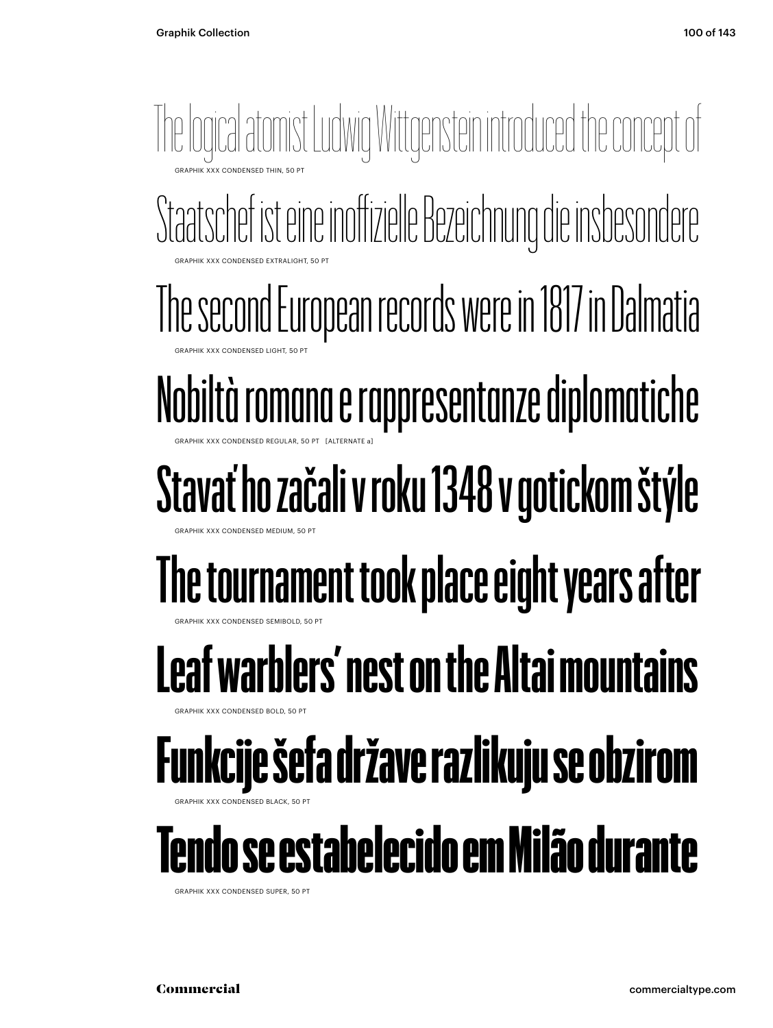The logical atomist Ludwig Wittgenstein introduced the concept of

GRAPHIK XXX CONDENSED THIN, 50 PT

Staatschef ist eine inoffizielle Bezeichnung die insbesondere

GRAPHIK XXX CONDENSED EXTRALIGHT, 50 PT

The second European records were in 1817 in Dalmatia

GRAPHIK XXX CONDENSED LIGHT, 50 PT

Nobiltà romana e rappresentanze diplomatiche

GRAPHIK XXX CONDENSED REGULAR, 50 PT [ALTERNATE a]

Stavať ho začali v roku 1348 v gotickom štýle

GRAPHIK XXX CONDENSED MEDIUM, 50 PT

The tournament took place eight years after

GRAPHIK XXX CONDENSED SEMIBOLD, 50 PT

Leaf warblers' nest on the Altai mountains

GRAPHIK XXX CONDENSED BOLD, 50 PT

Funkcije šefa države razlikuju se obzirom

GRAPHIK XXX CONDENSED BLACK, 50 PT

Tendo se estabelecido em Milão durante

GRAPHIK XXX CONDENSED SUPER, 50 PT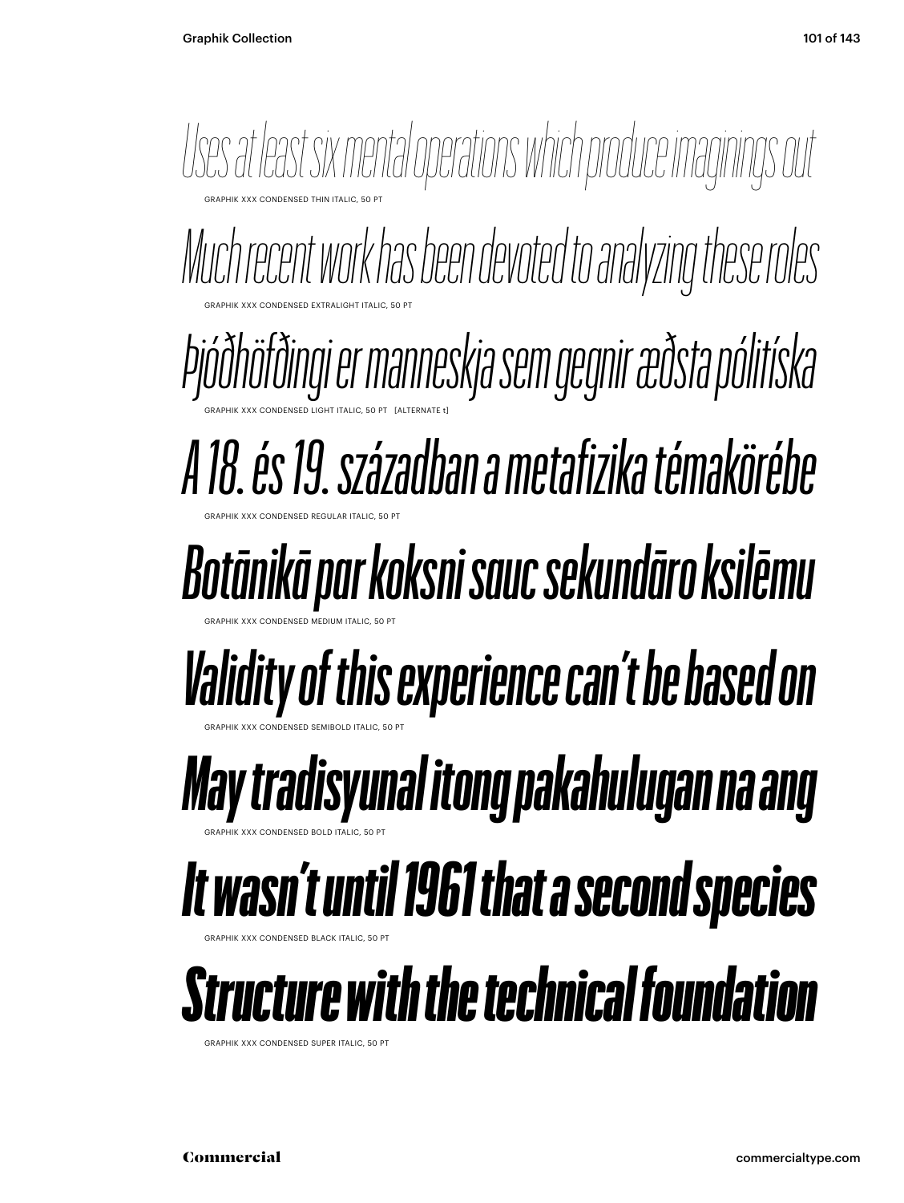*Uses at least six mental operations which produce imaginings out*

GRAPHIK XXX CONDENSED THIN ITALIC, 50 PT

*Much recent work has been devoted to analyzing these roles*

GRAPHIK XXX CONDENSED EXTRALIGHT ITALIC, 50 PT

*Þjóðhöfðingi er manneskja sem gegnir æðsta pólitíska*

GRAPHIK XXX CONDENSED LIGHT ITALIC, 50 PT [ALTERNATE t]

*A 18. és 19. században a metafizika témakörébe*

GRAPHIK XXX CONDENSED REGULAR ITALIC, 50 PT

*Botānikā par koksni sauc sekundāro ksilēmu*

GRAPHIK XXX CONDENSED MEDIUM ITALIC, 50 PT

*Validity of this experience can't be based on*

GRAPHIK XXX CONDENSED SEMIBOLD ITALIC, 50 PT

***May tradisyunal itong pakahulugan na ang***

GRAPHIK XXX CONDENSED BOLD ITALIC, 50 PT

***It wasn't until 1961 that a second species***

GRAPHIK XXX CONDENSED BLACK ITALIC, 50 PT

***Structure with the technical foundation***

GRAPHIK XXX CONDENSED SUPER ITALIC, 50 PT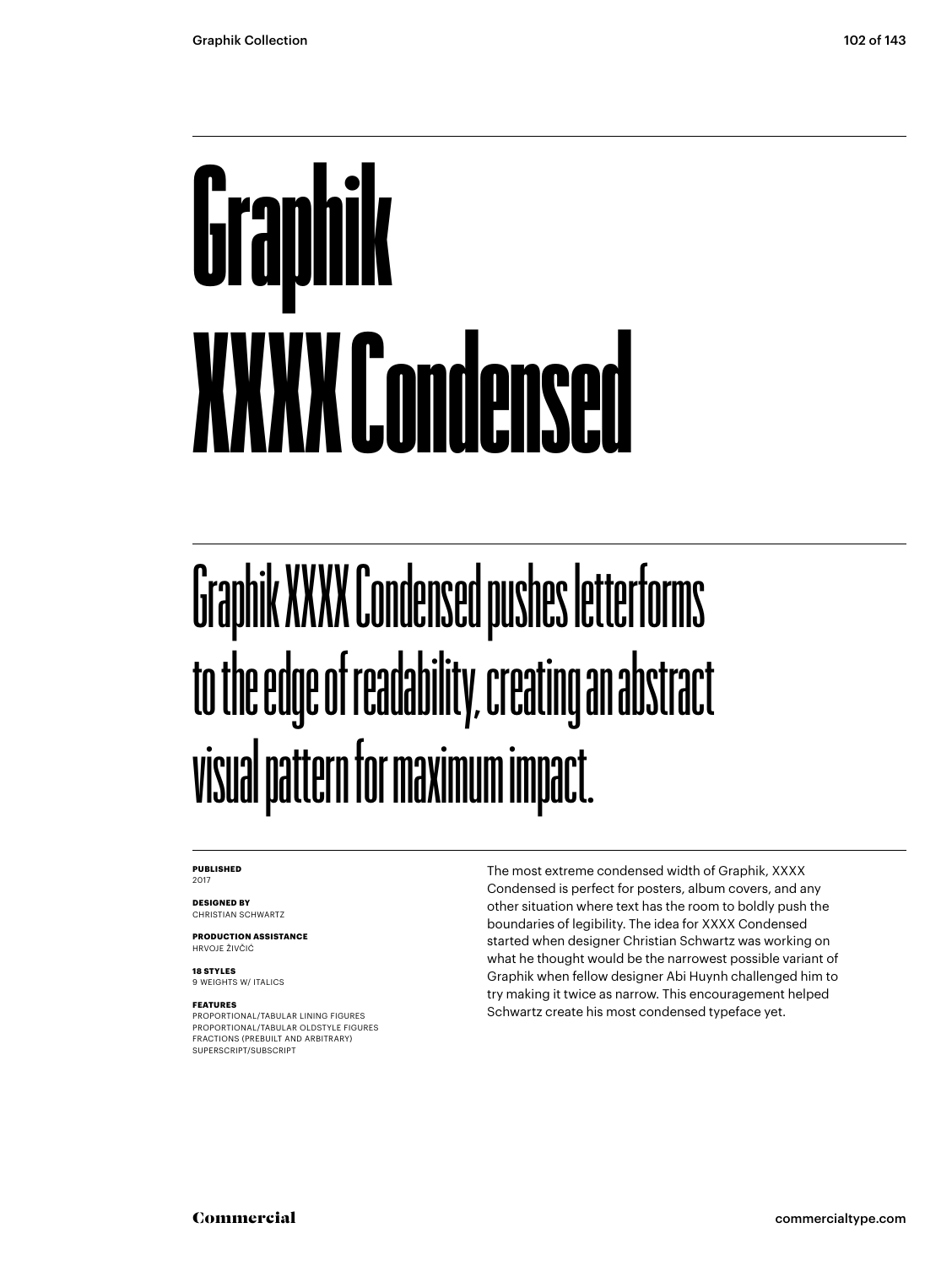# Graphik XXXX Condensed

Graphik XXXX Condensed pushes letterforms to the edge of readability, creating an abstract visual pattern for maximum impact.

**PUBLISHED**
2017

**DESIGNED BY**
CHRISTIAN SCHWARTZ

**PRODUCTION ASSISTANCE**
HRVOJE ŽIVČIĆ

**18 STYLES**
9 WEIGHTS W/ ITALICS

**FEATURES**
PROPORTIONAL/TABULAR LINING FIGURES
PROPORTIONAL/TABULAR OLDSTYLE FIGURES
FRACTIONS (PREBUILT AND ARBITRARY)
SUPERSCRIPT/SUBSCRIPT

The most extreme condensed width of Graphik, XXXX Condensed is perfect for posters, album covers, and any other situation where text has the room to boldly push the boundaries of legibility. The idea for XXXX Condensed started when designer Christian Schwartz was working on what he thought would be the narrowest possible variant of Graphik when fellow designer Abi Huynh challenged him to try making it twice as narrow. This encouragement helped Schwartz create his most condensed typeface yet.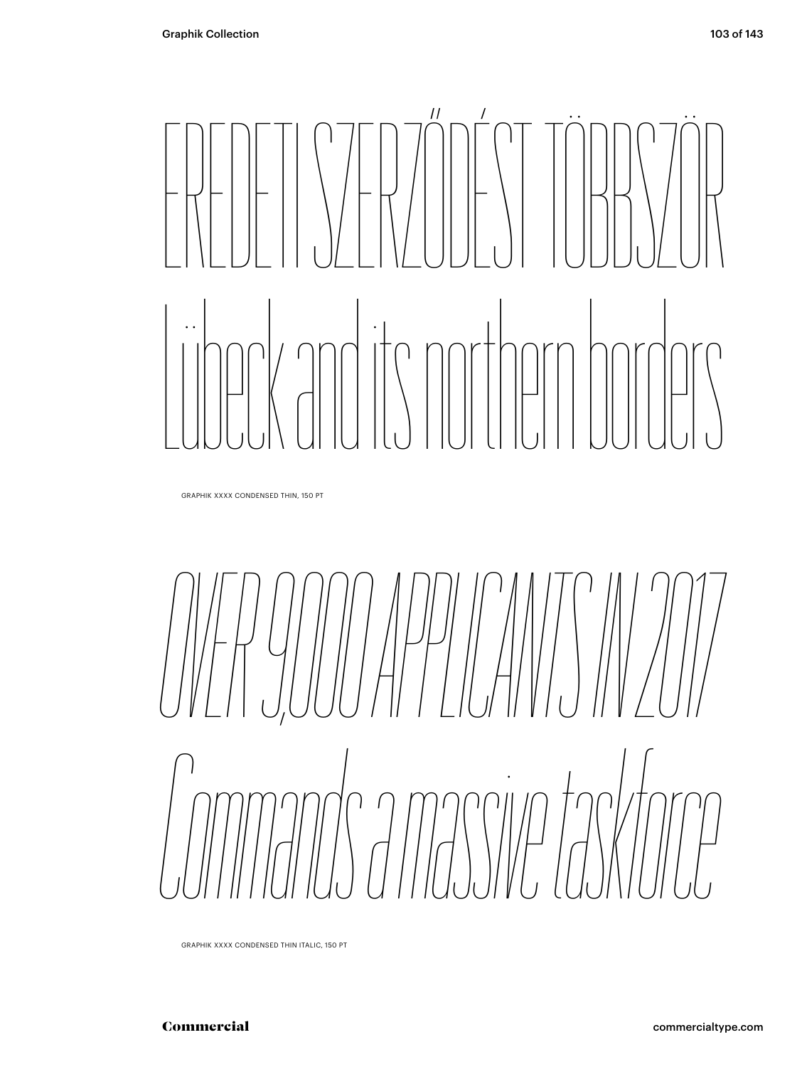EREDETI SZERZŐDÉST TÖBBSZÖR
Lübeck and its northern borders

GRAPHIK XXXX CONDENSED THIN, 150 PT

*OVER 9,000 APPLICANTS IN 2017*
*Commands a massive taskforce*

GRAPHIK XXXX CONDENSED THIN ITALIC, 150 PT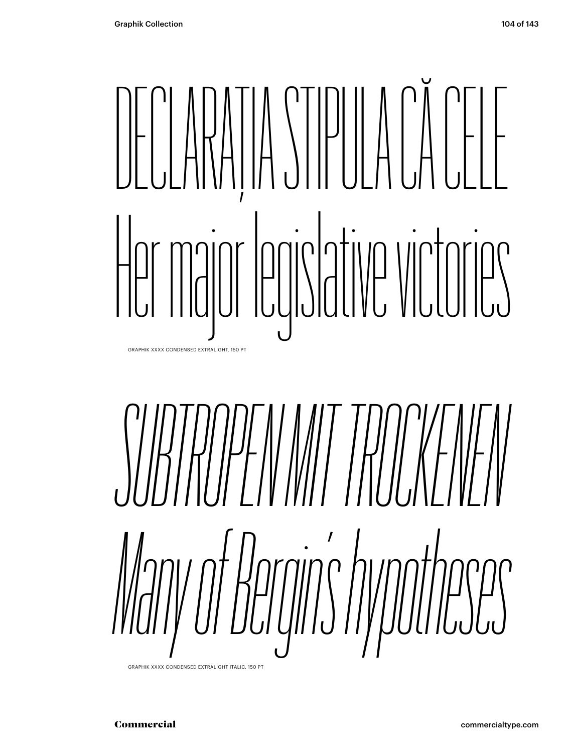DECLARAȚIA STIPULA CĂ CELE
Her major legislative victories

GRAPHIK XXXX CONDENSED EXTRALIGHT, 150 PT

*SUBTROPEN MIT TROCKENEN*
*Many of Bergin's hypotheses*

GRAPHIK XXXX CONDENSED EXTRALIGHT ITALIC, 150 PT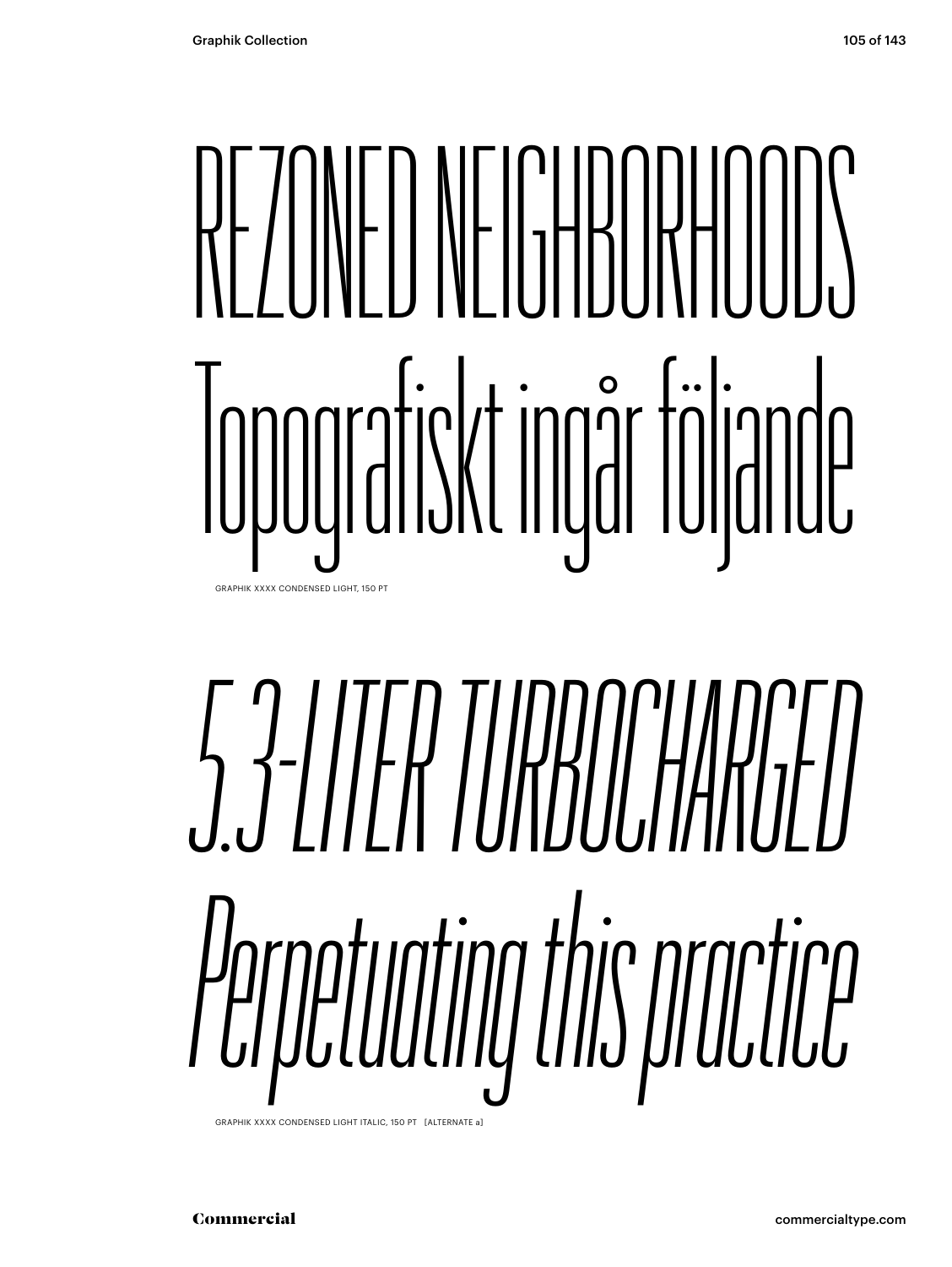REZONED NEIGHBORHOODS
Topografiskt ingår följande

GRAPHIK XXXX CONDENSED LIGHT, 150 PT

*5.3-LITER TURBOCHARGED*
*Perpetuating this practice*

GRAPHIK XXXX CONDENSED LIGHT ITALIC, 150 PT [ALTERNATE a]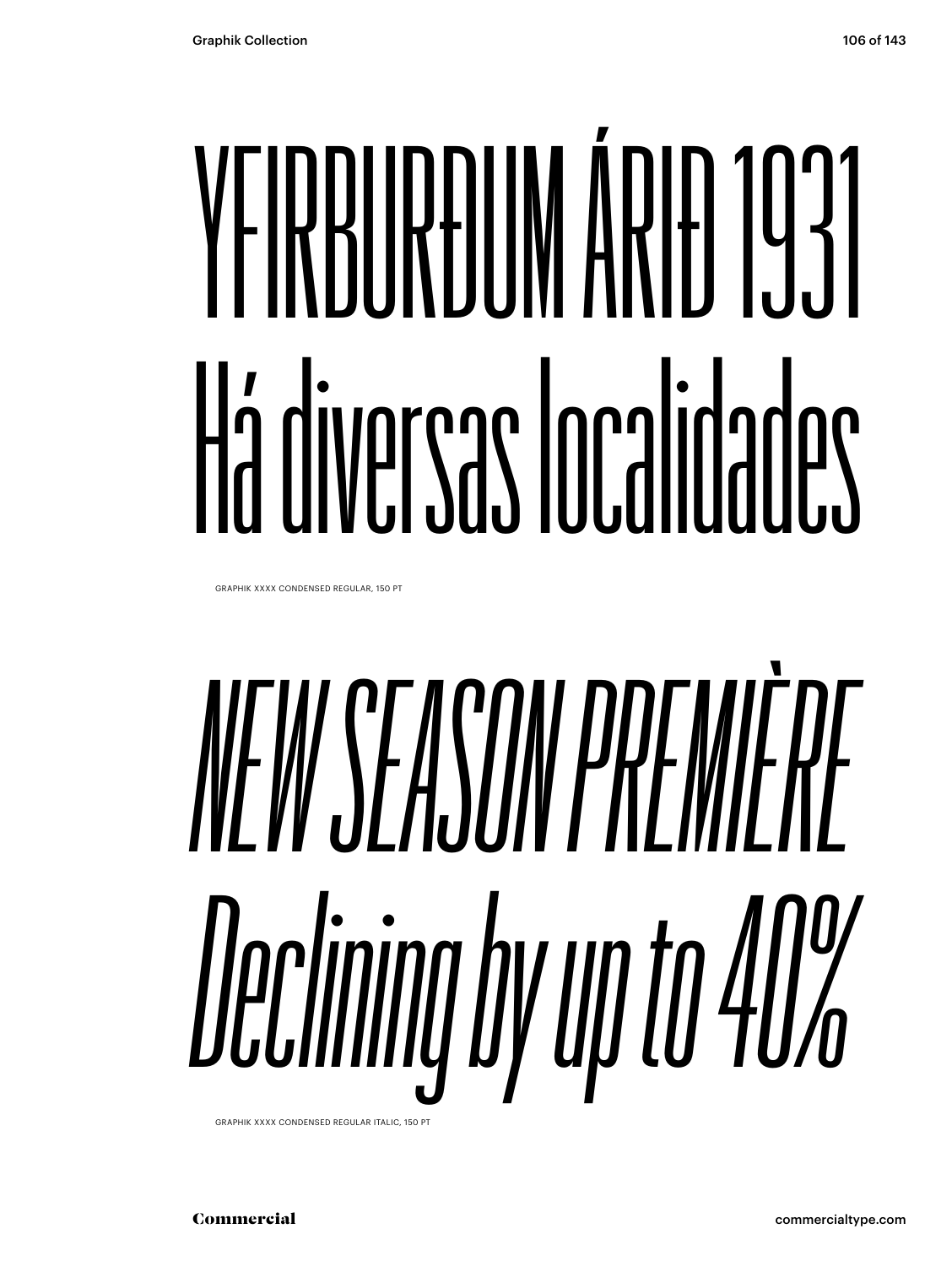YFIRBURÐUM ÁRIÐ 1931
Há diversas localidades

GRAPHIK XXXX CONDENSED REGULAR, 150 PT

*NEW SEASON PREMIÈRE*
*Declining by up to 40%*

GRAPHIK XXXX CONDENSED REGULAR ITALIC, 150 PT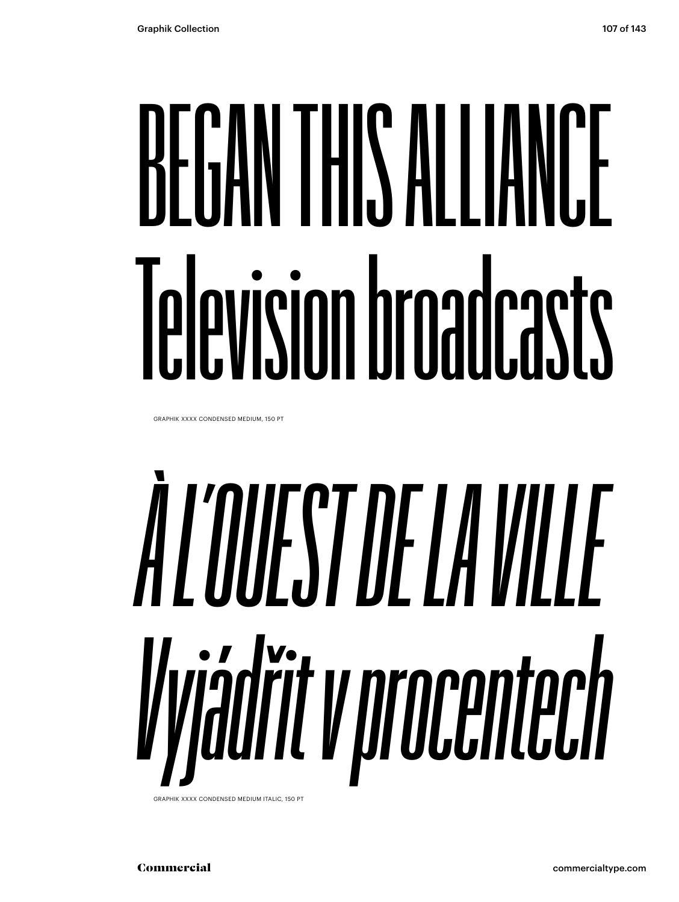BEGAN THIS ALLIANCE
Television broadcasts

GRAPHIK XXXX CONDENSED MEDIUM, 150 PT

*À L'OUEST DE LA VILLE*
*Vyjádřit v procentech*

GRAPHIK XXXX CONDENSED MEDIUM ITALIC, 150 PT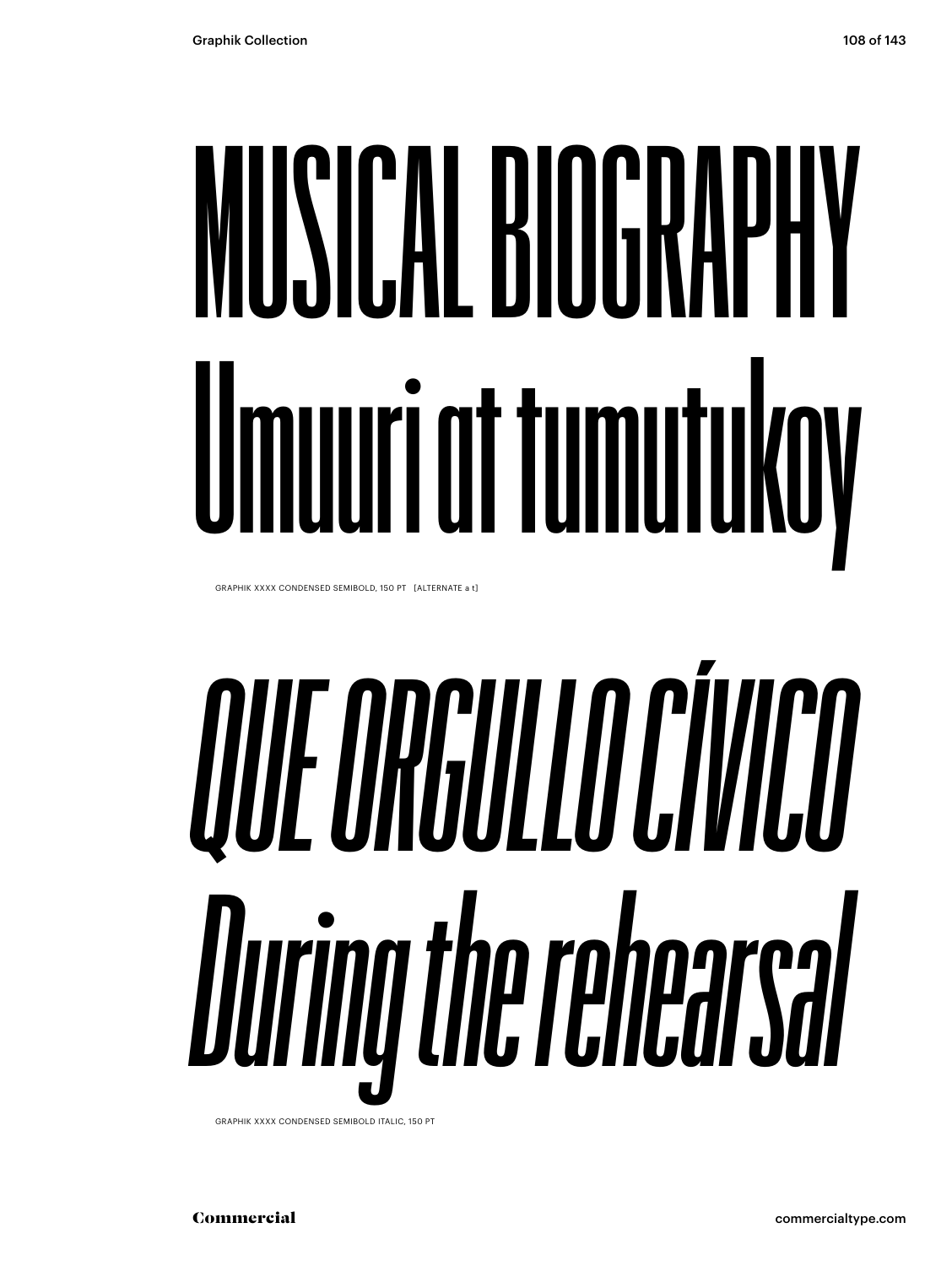# MUSICAL BIOGRAPHY
# Umuuri at tumutukoy

GRAPHIK XXXX CONDENSED SEMIBOLD, 150 PT [ALTERNATE a t]

# *QUE ORGULLO CÍVICO*
# *During the rehearsal*

GRAPHIK XXXX CONDENSED SEMIBOLD ITALIC, 150 PT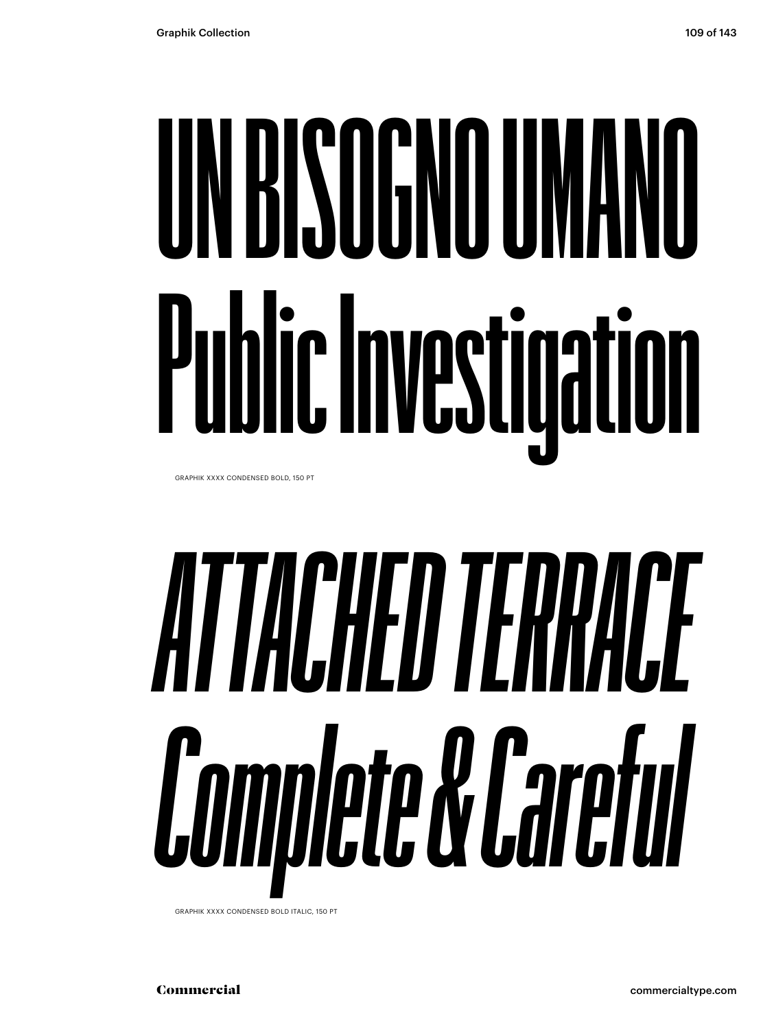# UN BISOGNO UMANO Public Investigation

GRAPHIK XXXX CONDENSED BOLD, 150 PT

# *ATTACHED TERRACE Complete & Careful*

GRAPHIK XXXX CONDENSED BOLD ITALIC, 150 PT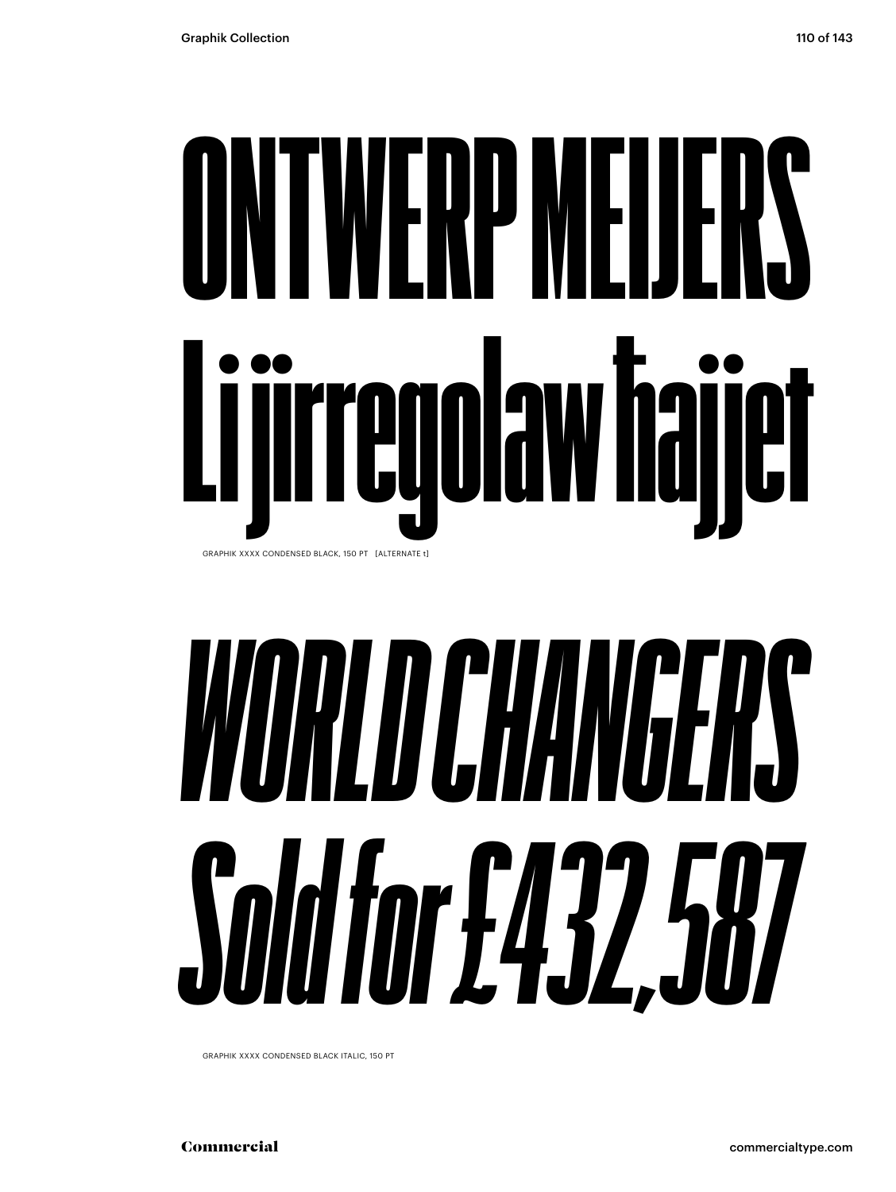# ONTWERP MEIJERS
# Li jirregolaw ħajjet

GRAPHIK XXXX CONDENSED BLACK, 150 PT [ALTERNATE t]

# *WORLD CHANGERS*
# *Sold for £432,587*

GRAPHIK XXXX CONDENSED BLACK ITALIC, 150 PT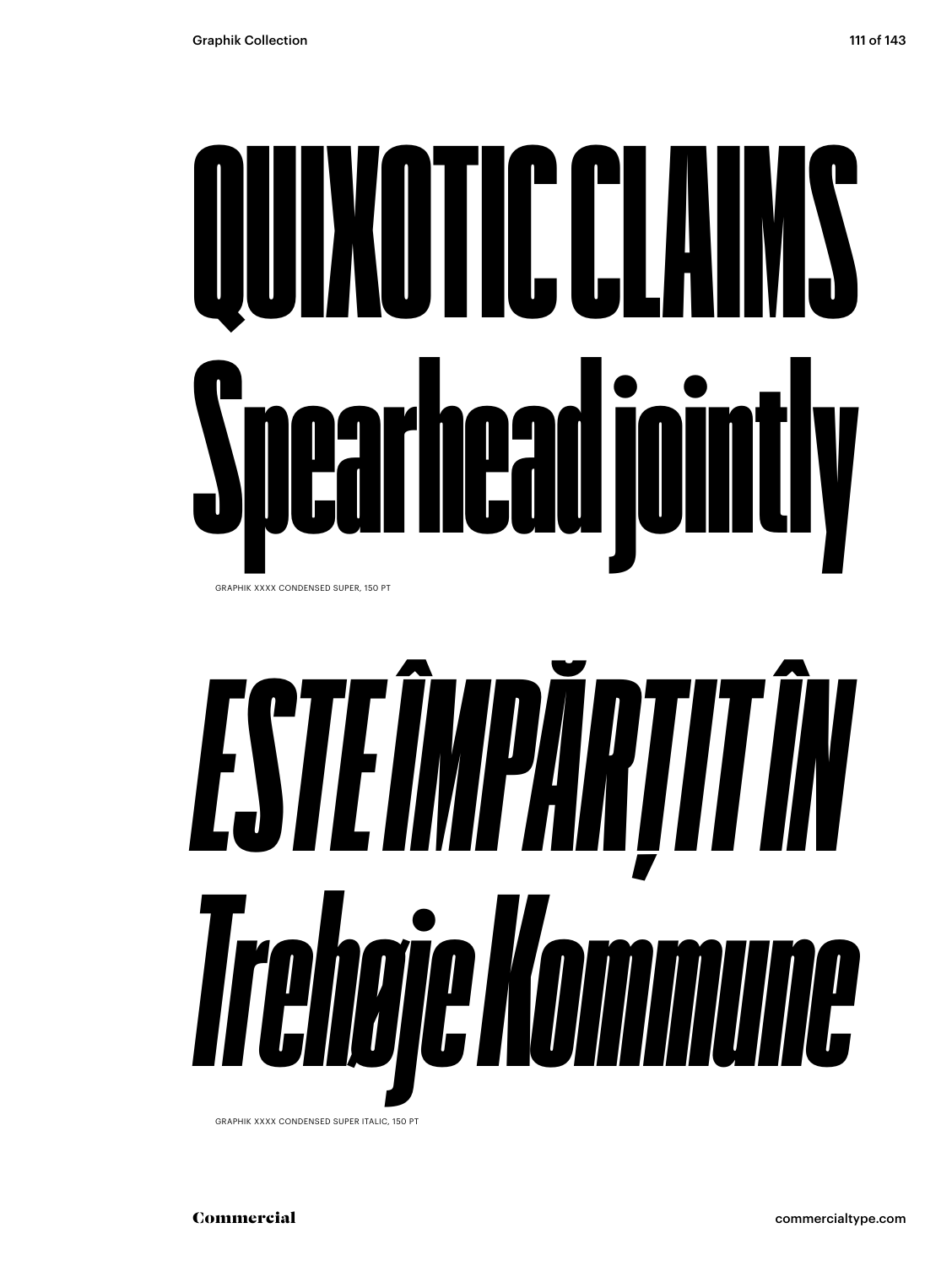QUIXOTIC CLAIMS
Spearhead jointly

GRAPHIK XXXX CONDENSED SUPER, 150 PT

*ESTE ÎMPĂRȚIT ÎN*
*Trehøje Kommune*

GRAPHIK XXXX CONDENSED SUPER ITALIC, 150 PT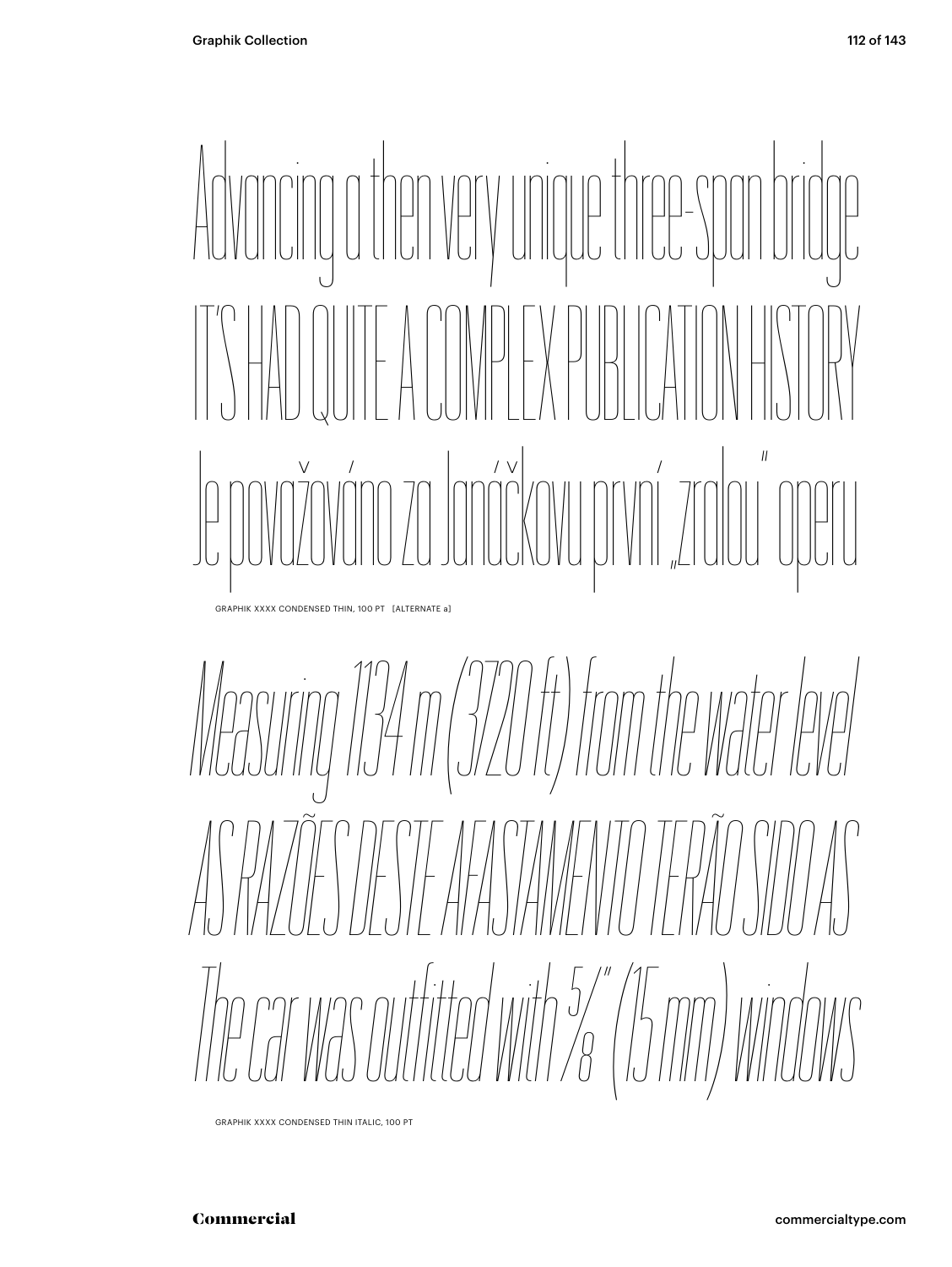Advancing a then very unique three-span bridge

IT'S HAD QUITE A COMPLEX PUBLICATION HISTORY

Je považováno za Janáčkovu první „zralou" operu

GRAPHIK XXXX CONDENSED THIN, 100 PT [ALTERNATE a]

*Measuring 1134 m (3720 ft) from the water level*

*AS RAZÕES DESTE AFASTAMENTO TERÃO SIDO AS*

*The car was outfitted with ⅝" (15 mm) windows*

GRAPHIK XXXX CONDENSED THIN ITALIC, 100 PT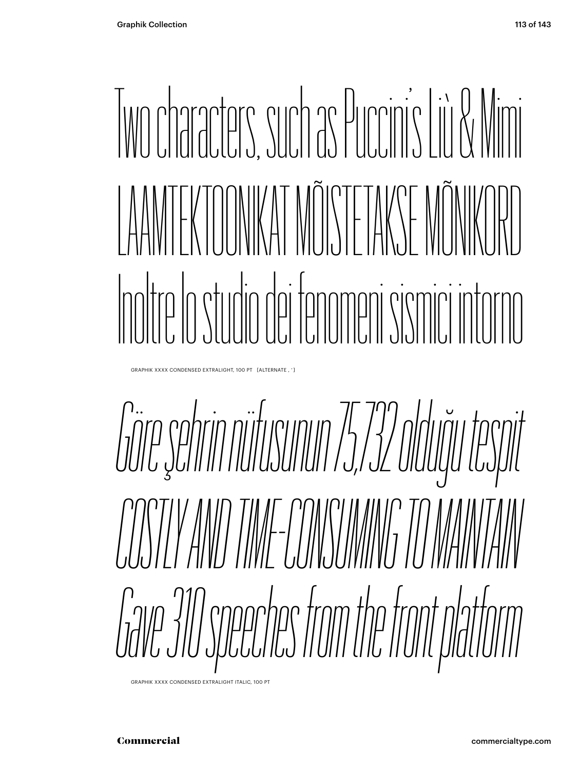Two characters, such as Puccini's Liù & Mimi

LAAMTEKTOONIKAT MÕISTETAKSE MÕNIKORD

Inoltre lo studio dei fenomeni sismici intorno

GRAPHIK XXXX CONDENSED EXTRALIGHT, 100 PT [ALTERNATE , ' ]

*Göre şehrin nüfusunun 75,732 olduğu tespit*

*COSTLY AND TIME-CONSUMING TO MAINTAIN*

*Gave 310 speeches from the front platform*

GRAPHIK XXXX CONDENSED EXTRALIGHT ITALIC, 100 PT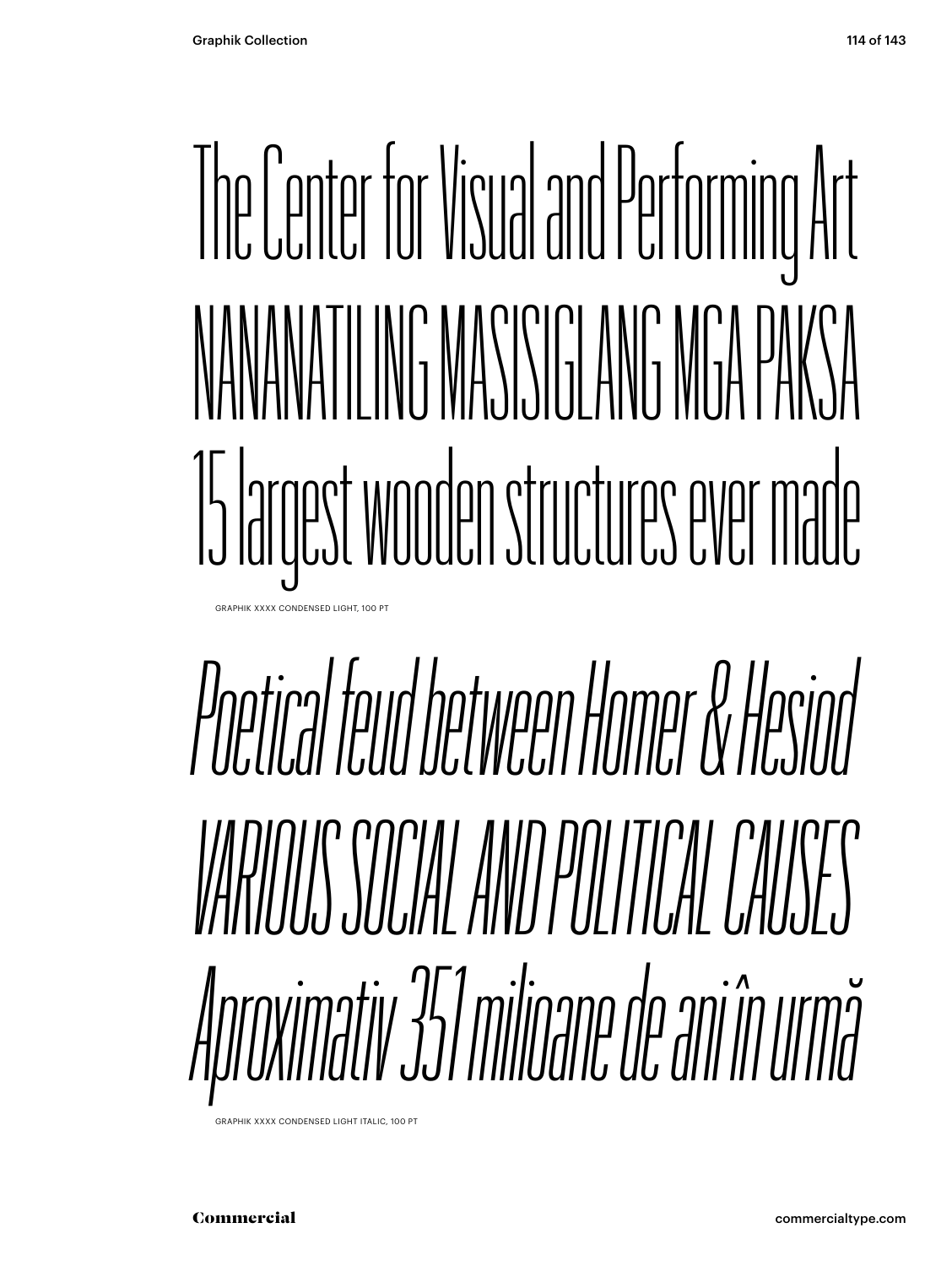The Center for Visual and Performing Art

NANANATILING MASISIGLANG MGA PAKSA

15 largest wooden structures ever made

GRAPHIK XXXX CONDENSED LIGHT, 100 PT

*Poetical feud between Homer & Hesiod*

*VARIOUS SOCIAL AND POLITICAL CAUSES*

*Aproximativ 351 milioane de ani în urmă*

GRAPHIK XXXX CONDENSED LIGHT ITALIC, 100 PT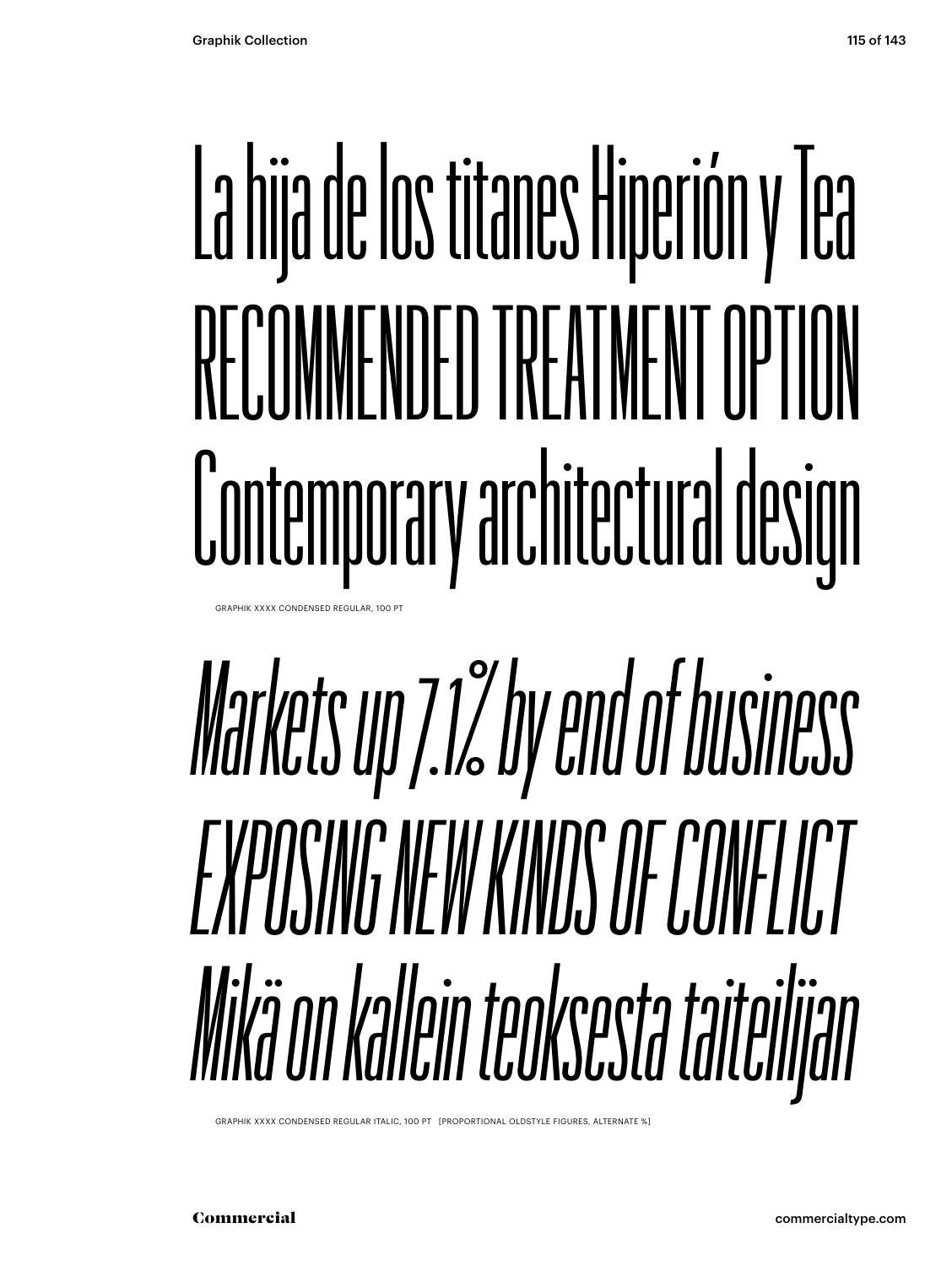La hija de los titanes Hiperión y Tea
RECOMMENDED TREATMENT OPTION
Contemporary architectural design

GRAPHIK XXXX CONDENSED REGULAR, 100 PT

*Markets up 7.1% by end of business*
*EXPOSING NEW KINDS OF CONFLICT*
*Mikä on kallein teoksesta taiteilijan*

GRAPHIK XXXX CONDENSED REGULAR ITALIC, 100 PT [PROPORTIONAL OLDSTYLE FIGURES, ALTERNATE %]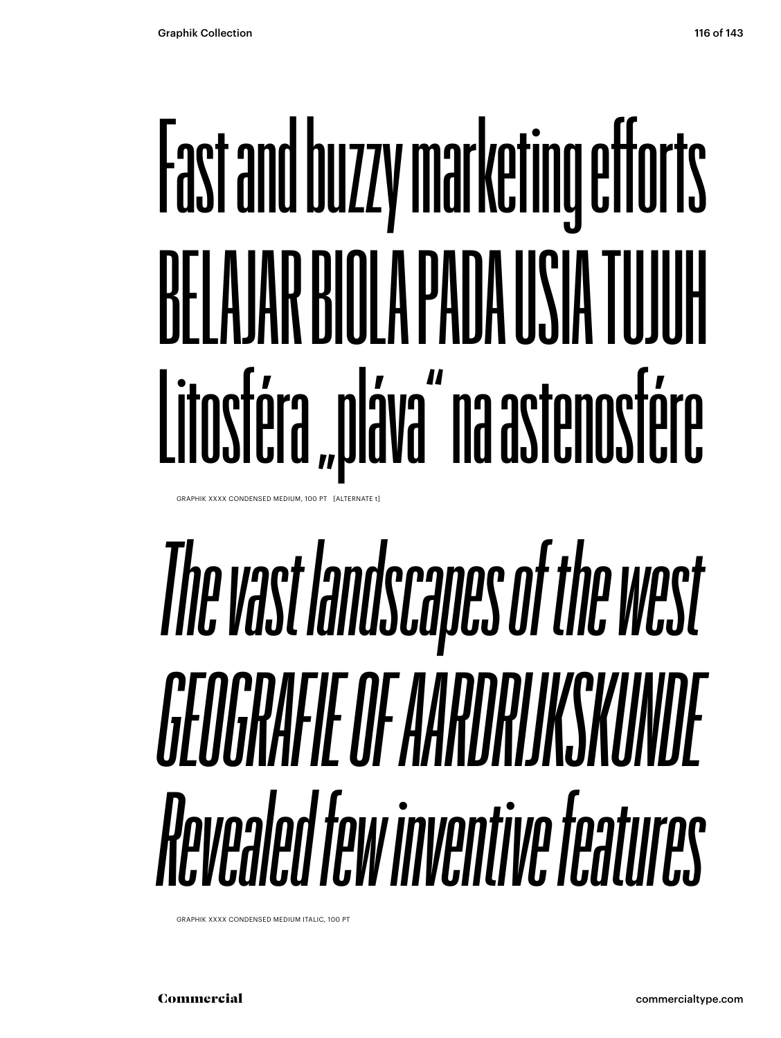Fast and buzzy marketing efforts
BELAJAR BIOLA PADA USIA TUJUH
Litosféra „pláva“ na astenosfére

GRAPHIK XXXX CONDENSED MEDIUM, 100 PT [ALTERNATE t]

*The vast landscapes of the west*
*GEOGRAFIE OF AARDRIJKSKUNDE*
*Revealed few inventive features*

GRAPHIK XXXX CONDENSED MEDIUM ITALIC, 100 PT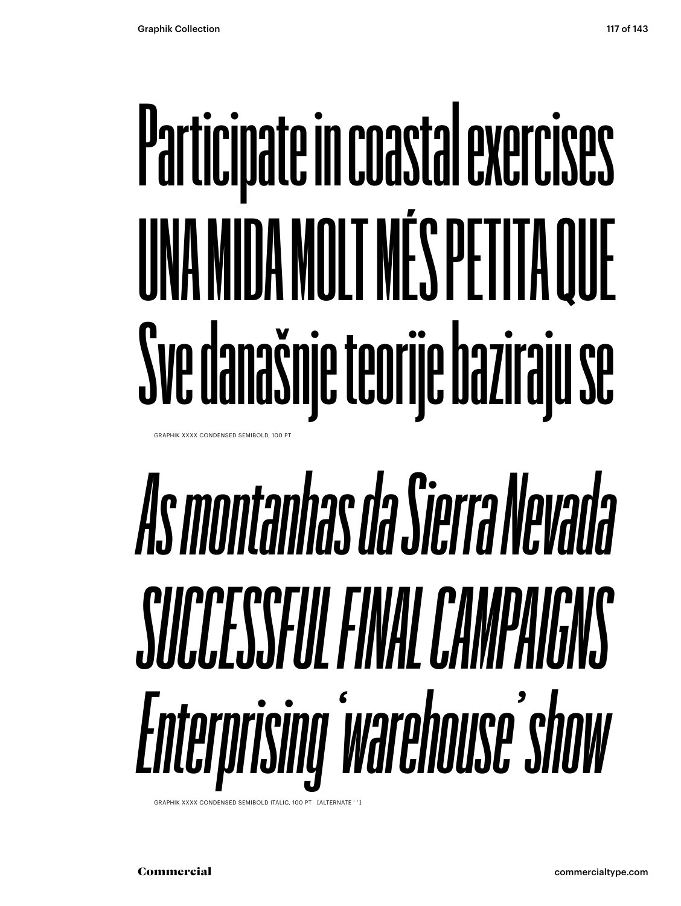Participate in coastal exercises
UNA MIDA MOLT MÉS PETITA QUE
Sve današnje teorije baziraju se

GRAPHIK XXXX CONDENSED SEMIBOLD, 100 PT

*As montanhas da Sierra Nevada*
*SUCCESSFUL FINAL CAMPAIGNS*
*Enterprising ‘warehouse’ show*

GRAPHIK XXXX CONDENSED SEMIBOLD ITALIC, 100 PT [ALTERNATE ‘ ’]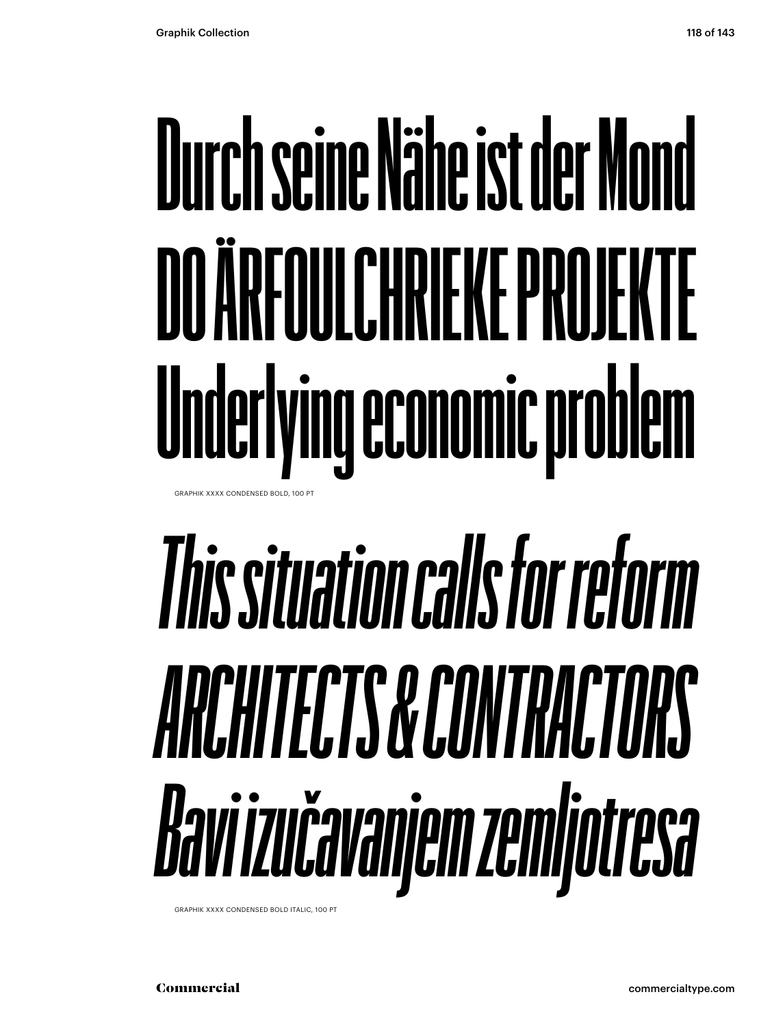Durch seine Nähe ist der Mond
DO ÄRFOULCHRIEKE PROJEKTE
Underlying economic problem

GRAPHIK XXXX CONDENSED BOLD, 100 PT

*This situation calls for reform*
*ARCHITECTS & CONTRACTORS*
*Bavi izučavanjem zemljotresa*

GRAPHIK XXXX CONDENSED BOLD ITALIC, 100 PT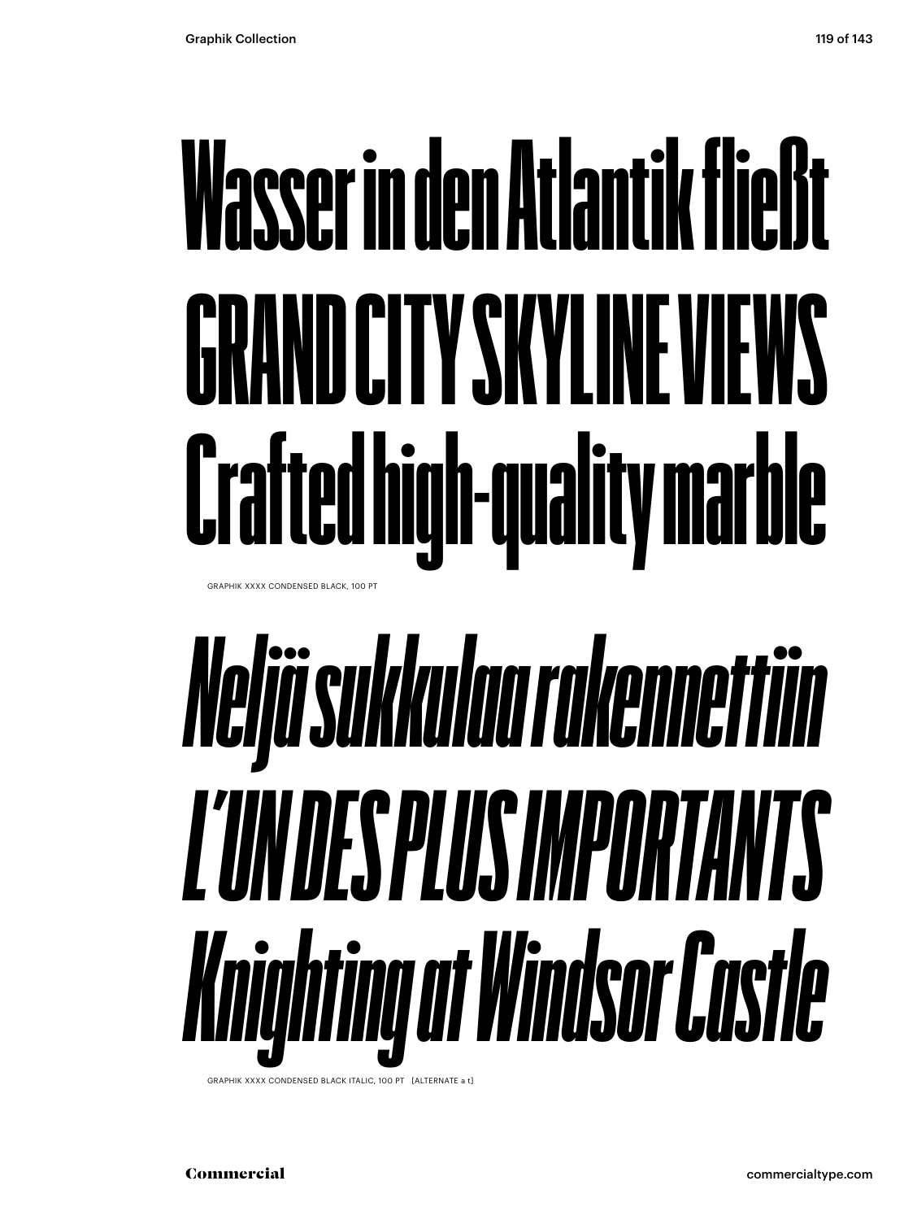# Wasser in den Atlantik fließt
# GRAND CITY SKYLINE VIEWS
# Crafted high-quality marble

GRAPHIK XXXX CONDENSED BLACK, 100 PT

# *Neljä sukkulaa rakennettiin*
# *L'UN DES PLUS IMPORTANTS*
# *Knighting at Windsor Castle*

GRAPHIK XXXX CONDENSED BLACK ITALIC, 100 PT [ALTERNATE a t]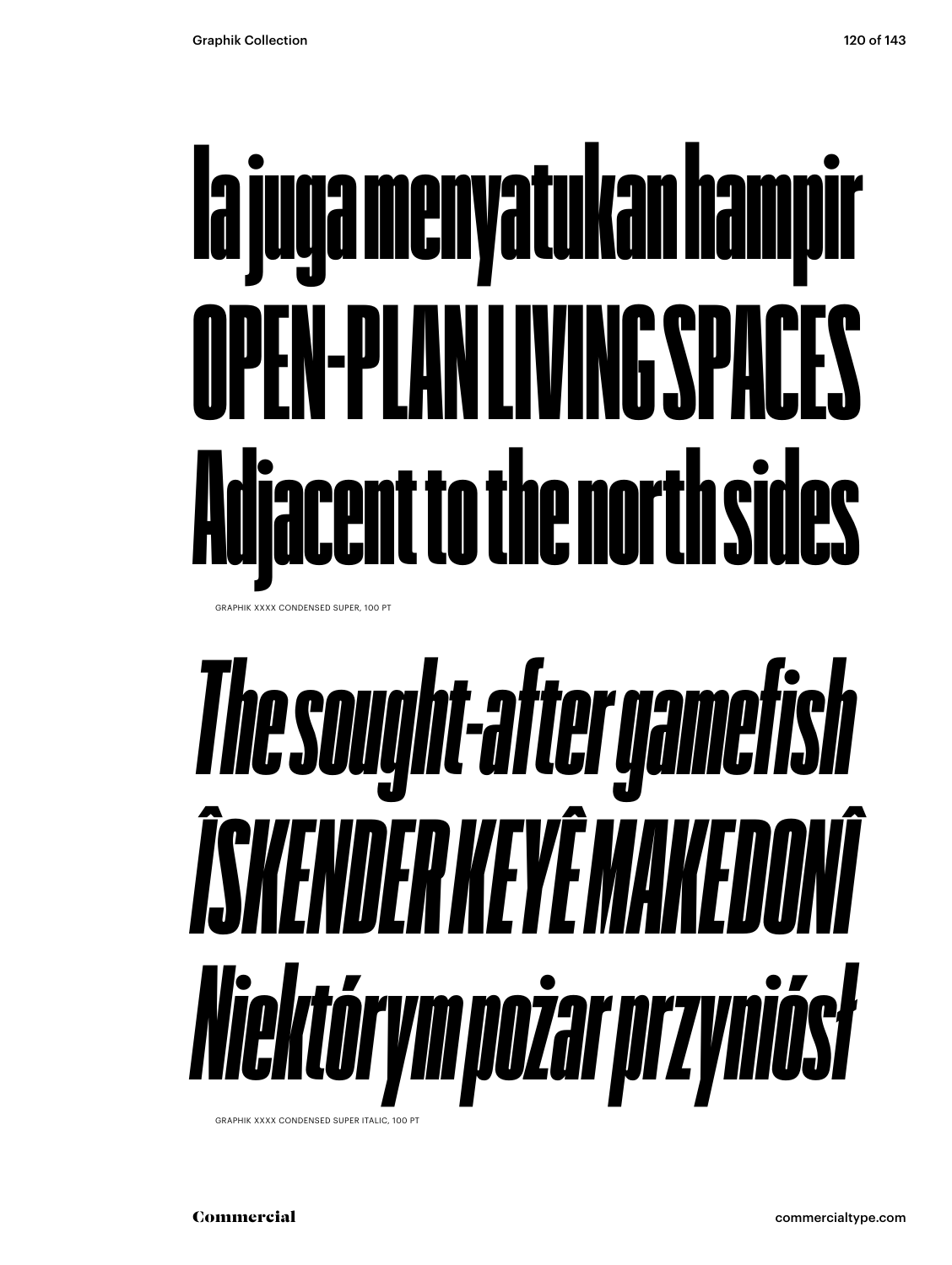Ia juga menyatukan hampir
OPEN-PLAN LIVING SPACES
Adjacent to the north sides

GRAPHIK XXXX CONDENSED SUPER, 100 PT

*The sought-after gamefish*
*ÎSKENDER KEYÊ MAKEDONÎ*
*Niektórym pożar przyniósł*

GRAPHIK XXXX CONDENSED SUPER ITALIC, 100 PT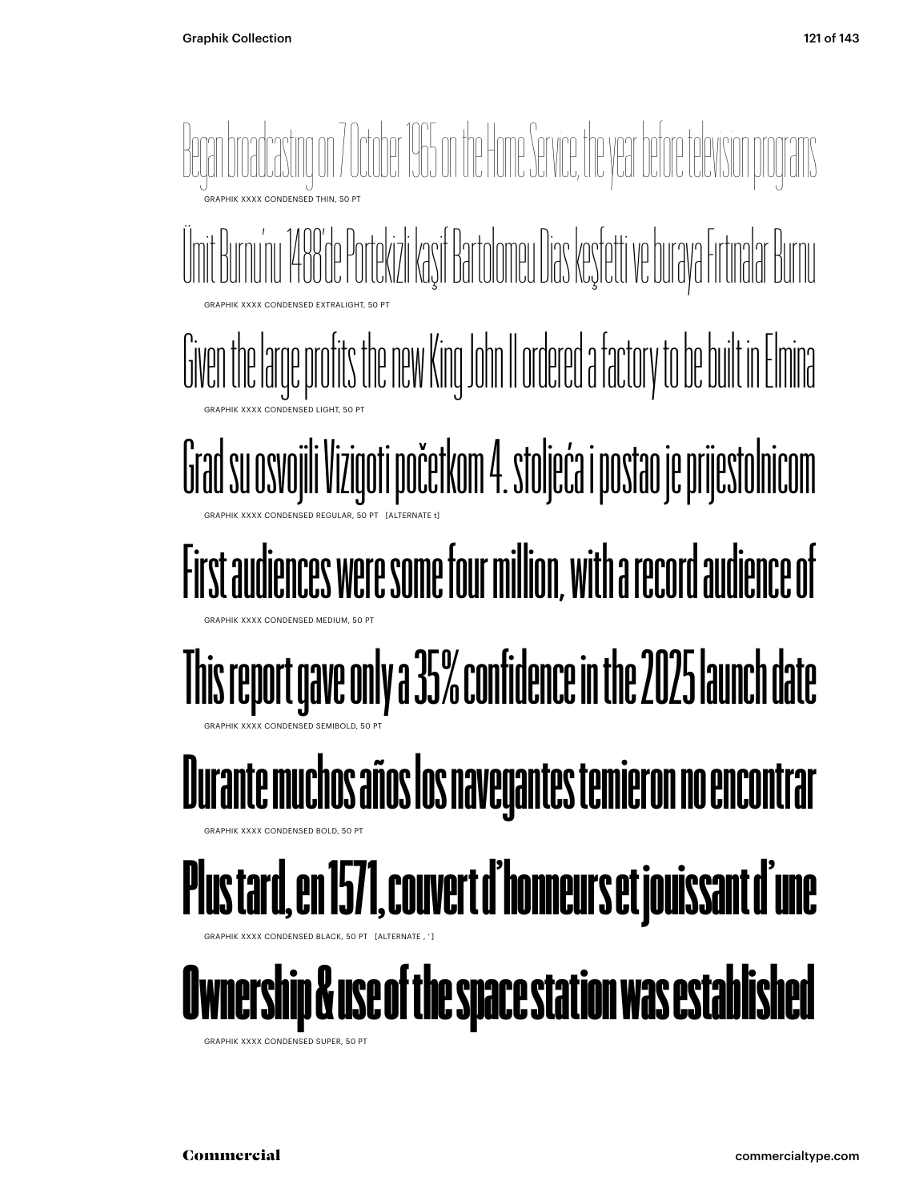Began broadcasting on 7 October 1965 on the Home Service, the year before television programs

GRAPHIK XXXX CONDENSED THIN, 50 PT

Ümit Burnu'nu 1488'de Portekizli kaşif Bartolomeu Dias keşfetti ve buraya Fırtınalar Burnu

GRAPHIK XXXX CONDENSED EXTRALIGHT, 50 PT

Given the large profits the new King John II ordered a factory to be built in Elmina

GRAPHIK XXXX CONDENSED LIGHT, 50 PT

Grad su osvojili Vizigoti početkom 4. stoljeća i postao je prijestolnicom

GRAPHIK XXXX CONDENSED REGULAR, 50 PT [ALTERNATE t]

First audiences were some four million, with a record audience of

GRAPHIK XXXX CONDENSED MEDIUM, 50 PT

This report gave only a 35% confidence in the 2025 launch date

GRAPHIK XXXX CONDENSED SEMIBOLD, 50 PT

Durante muchos años los navegantes temieron no encontrar

GRAPHIK XXXX CONDENSED BOLD, 50 PT

Plus tard, en 1571, couvert d'honneurs et jouissant d'une

GRAPHIK XXXX CONDENSED BLACK, 50 PT [ALTERNATE , ' ]

Ownership & use of the space station was established

GRAPHIK XXXX CONDENSED SUPER, 50 PT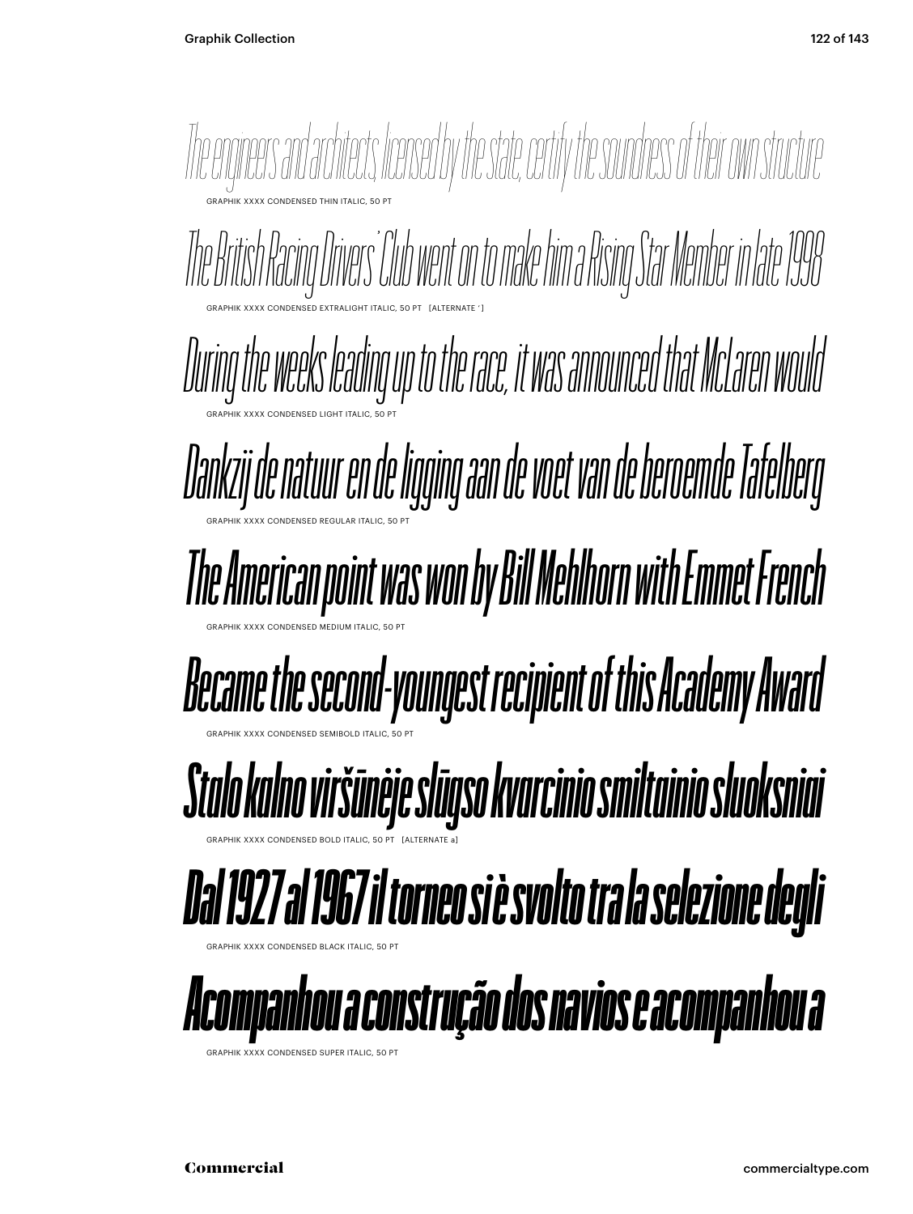*The engineers and architects, licensed by the state, certify the soundness of their own structure*

GRAPHIK XXXX CONDENSED THIN ITALIC, 50 PT

*The British Racing Drivers' Club went on to make him a Rising Star Member in late 1998*

GRAPHIK XXXX CONDENSED EXTRALIGHT ITALIC, 50 PT [ALTERNATE ']

*During the weeks leading up to the race, it was announced that McLaren would*

GRAPHIK XXXX CONDENSED LIGHT ITALIC, 50 PT

*Dankzij de natuur en de ligging aan de voet van de beroemde Tafelberg*

GRAPHIK XXXX CONDENSED REGULAR ITALIC, 50 PT

*The American point was won by Bill Mehlhorn with Emmet French*

GRAPHIK XXXX CONDENSED MEDIUM ITALIC, 50 PT

*Became the second-youngest recipient of this Academy Award*

GRAPHIK XXXX CONDENSED SEMIBOLD ITALIC, 50 PT

*Stalo kalno viršūnėje slūgso kvarcinio smiltainio sluoksniai*

GRAPHIK XXXX CONDENSED BOLD ITALIC, 50 PT [ALTERNATE a]

*Dal 1927 al 1967 il torneo si è svolto tra la selezione degli*

GRAPHIK XXXX CONDENSED BLACK ITALIC, 50 PT

*Acompanhou a construção dos navios e acompanhou a*

GRAPHIK XXXX CONDENSED SUPER ITALIC, 50 PT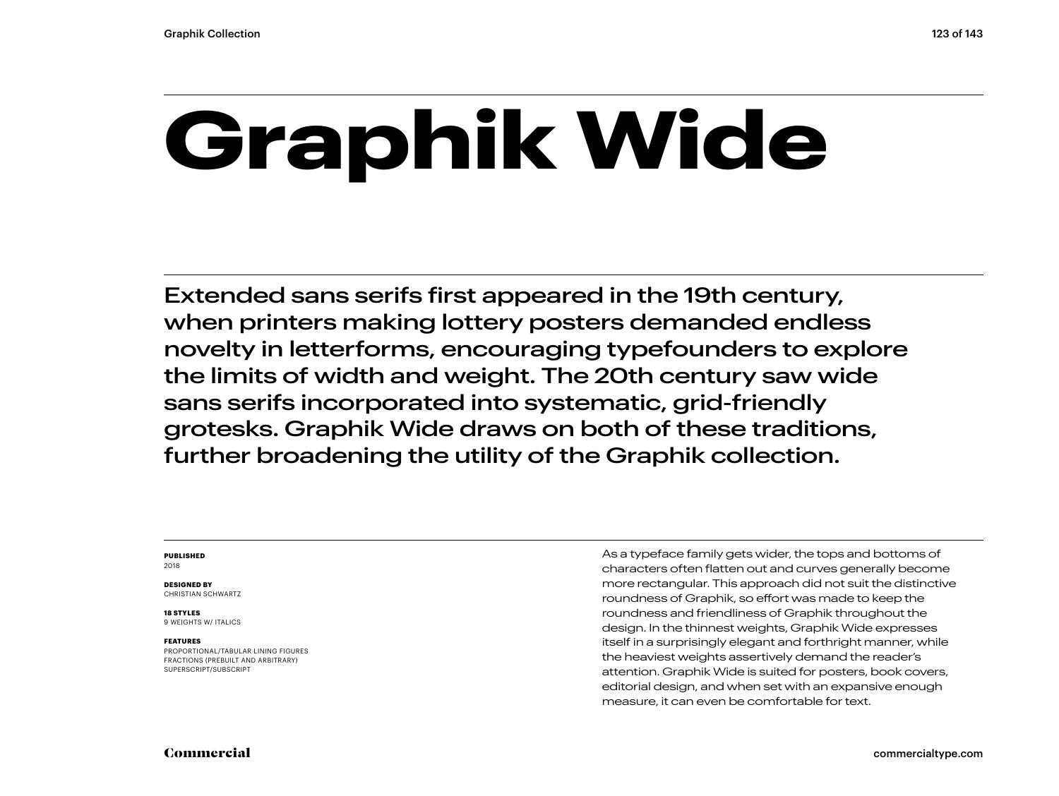# Graphik Wide

Extended sans serifs first appeared in the 19th century, when printers making lottery posters demanded endless novelty in letterforms, encouraging typefounders to explore the limits of width and weight. The 20th century saw wide sans serifs incorporated into systematic, grid-friendly grotesks. Graphik Wide draws on both of these traditions, further broadening the utility of the Graphik collection.

**PUBLISHED**
2018

**DESIGNED BY**
CHRISTIAN SCHWARTZ

**18 STYLES**
9 WEIGHTS W/ ITALICS

**FEATURES**
PROPORTIONAL/TABULAR LINING FIGURES
FRACTIONS (PREBUILT AND ARBITRARY)
SUPERSCRIPT/SUBSCRIPT

As a typeface family gets wider, the tops and bottoms of characters often flatten out and curves generally become more rectangular. This approach did not suit the distinctive roundness of Graphik, so effort was made to keep the roundness and friendliness of Graphik throughout the design. In the thinnest weights, Graphik Wide expresses itself in a surprisingly elegant and forthright manner, while the heaviest weights assertively demand the reader's attention. Graphik Wide is suited for posters, book covers, editorial design, and when set with an expansive enough measure, it can even be comfortable for text.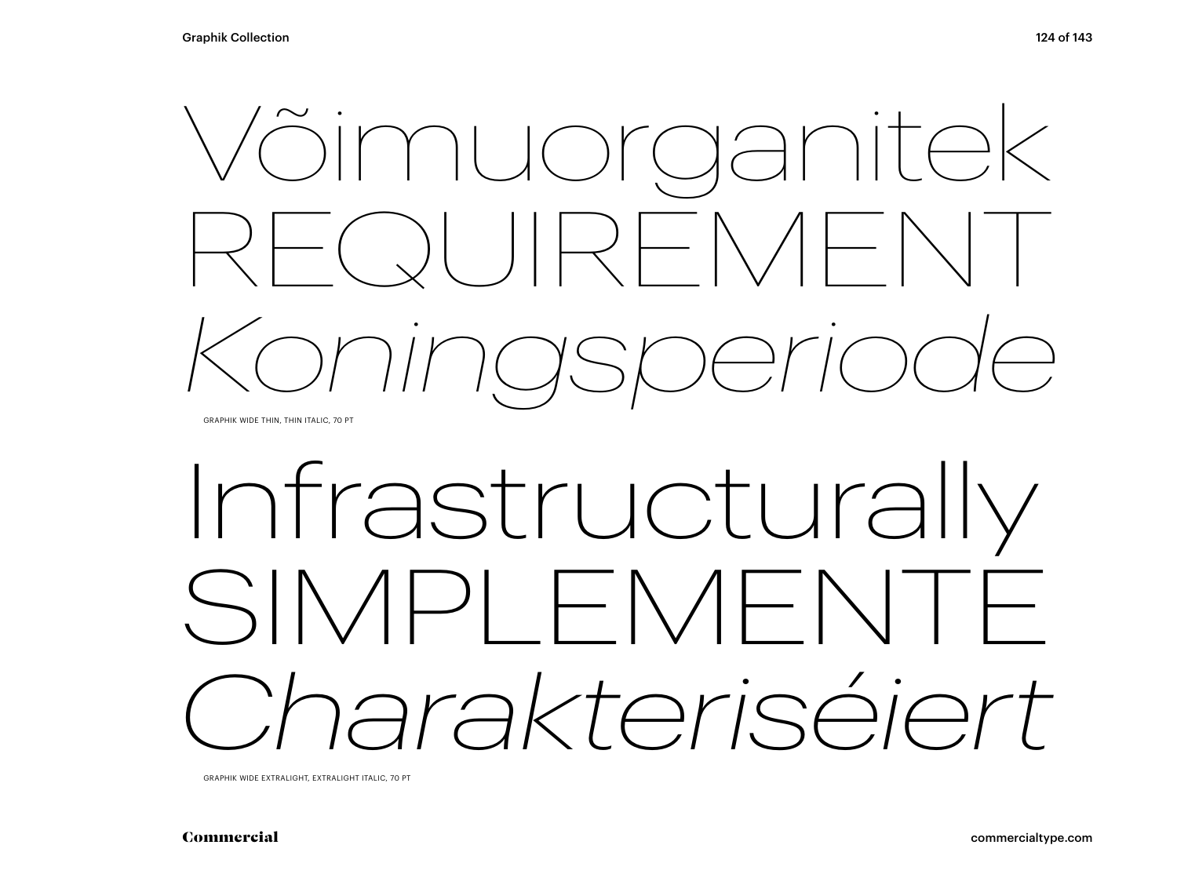Võimuorganitek
REQUIREMENT
*Koningsperiode*

GRAPHIK WIDE THIN, THIN ITALIC, 70 PT

Infrastructurally
SIMPLEMENTE
*Charakteriséiert*

GRAPHIK WIDE EXTRALIGHT, EXTRALIGHT ITALIC, 70 PT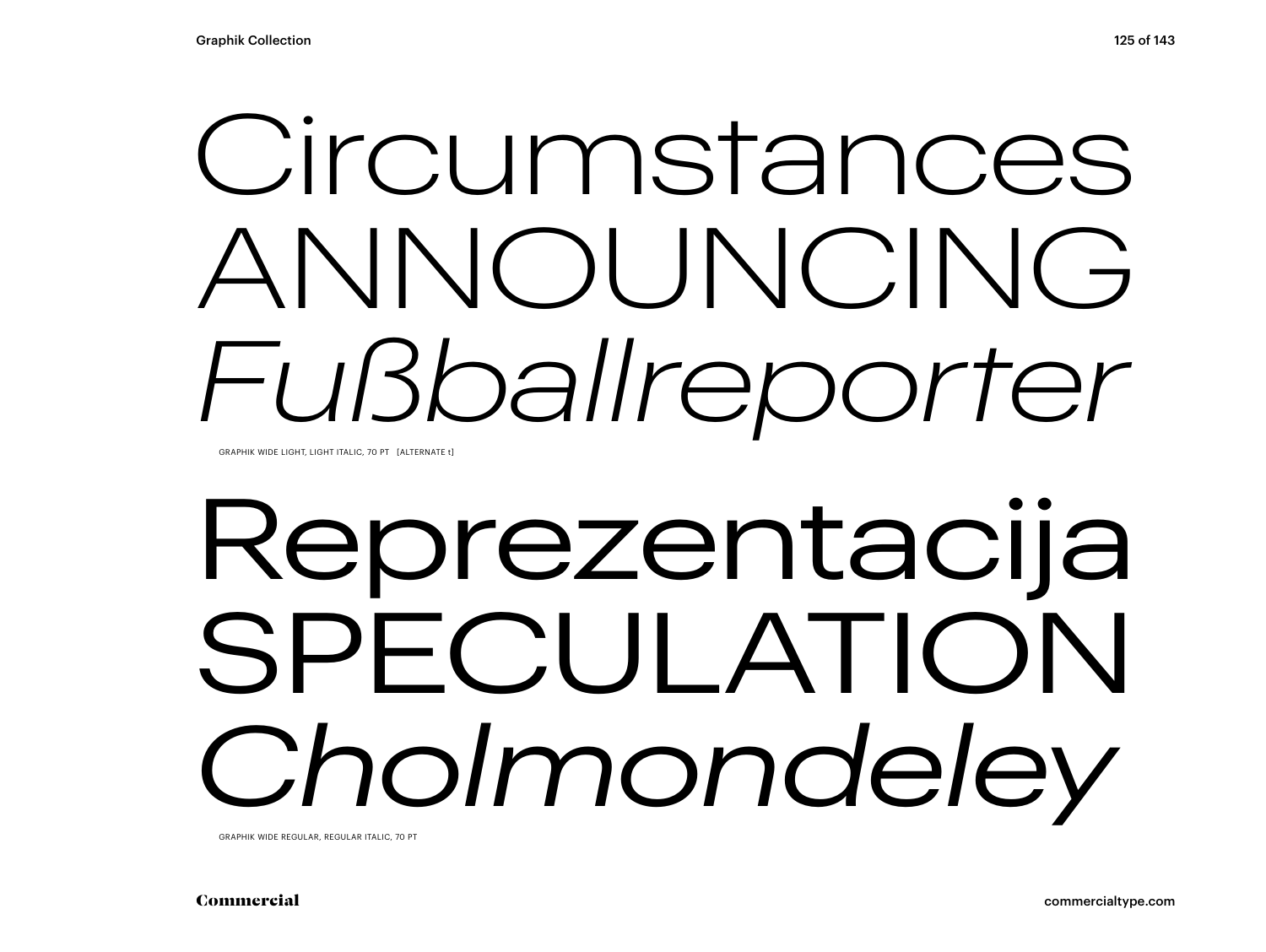Circumstances
ANNOUNCING
*Fußballreporter*

GRAPHIK WIDE LIGHT, LIGHT ITALIC, 70 PT [ALTERNATE t]

Reprezentacija
SPECULATION
*Cholmondeley*

GRAPHIK WIDE REGULAR, REGULAR ITALIC, 70 PT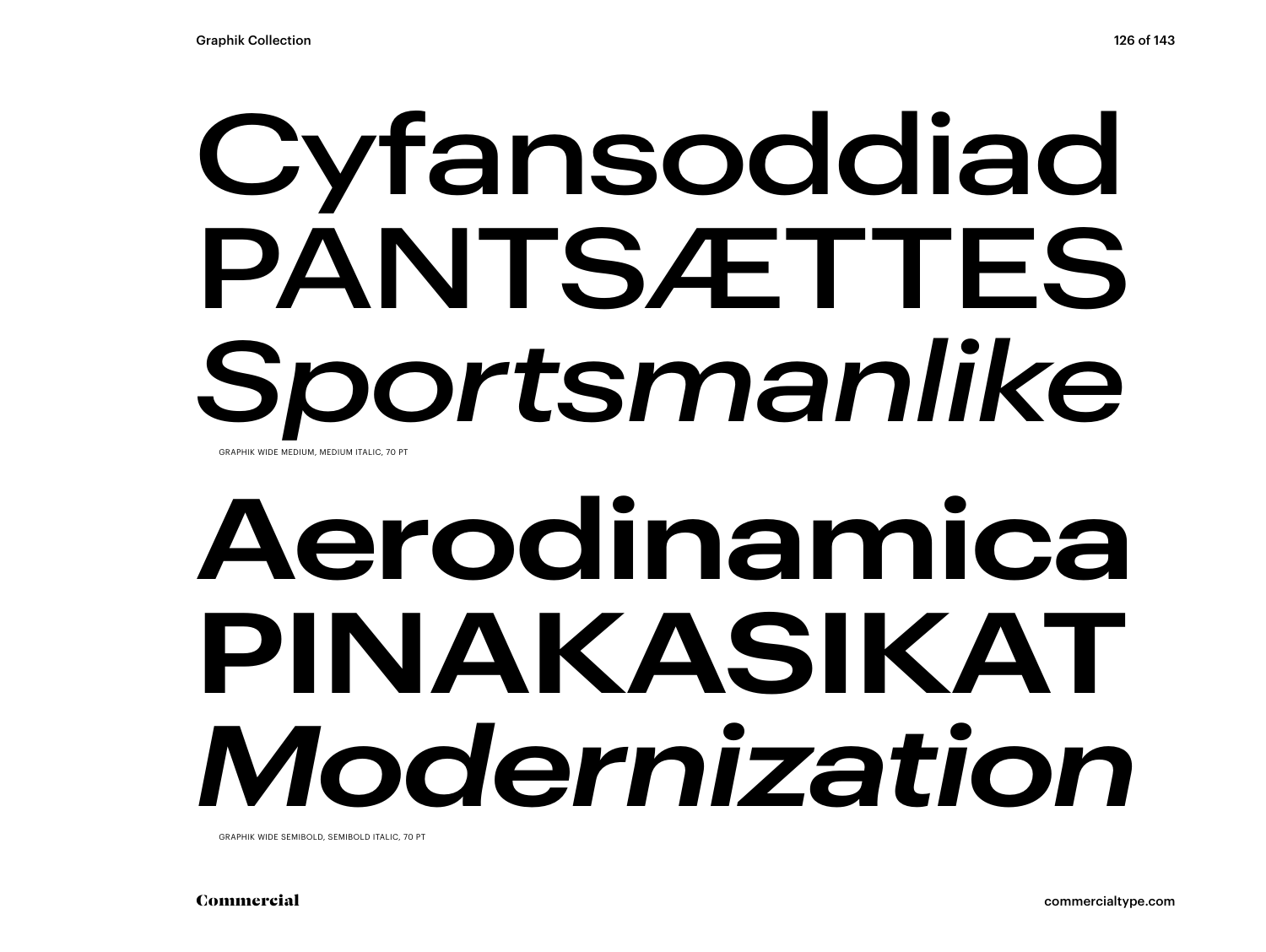Cyfansoddiad

PANTSÆTTES

*Sportsmanlike*

GRAPHIK WIDE MEDIUM, MEDIUM ITALIC, 70 PT

**Aerodinamica**

**PINAKASIKAT**

***Modernization***

GRAPHIK WIDE SEMIBOLD, SEMIBOLD ITALIC, 70 PT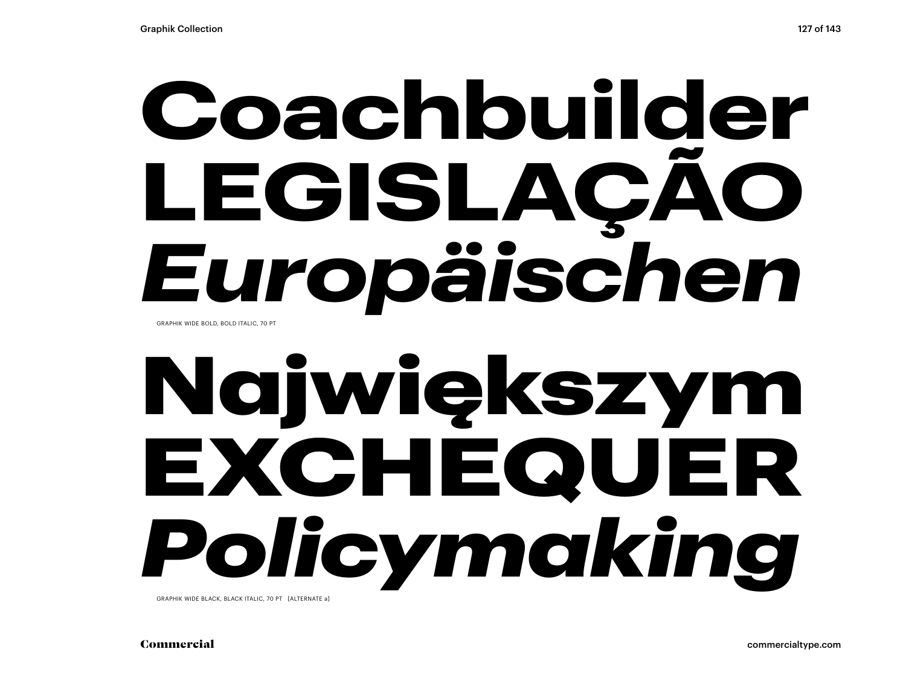**Coachbuilder**
**LEGISLAÇÃO**
***Europäischen***

GRAPHIK WIDE BOLD, BOLD ITALIC, 70 PT

**Największym**
**EXCHEQUER**
***Policymaking***

GRAPHIK WIDE BLACK, BLACK ITALIC, 70 PT [ALTERNATE a]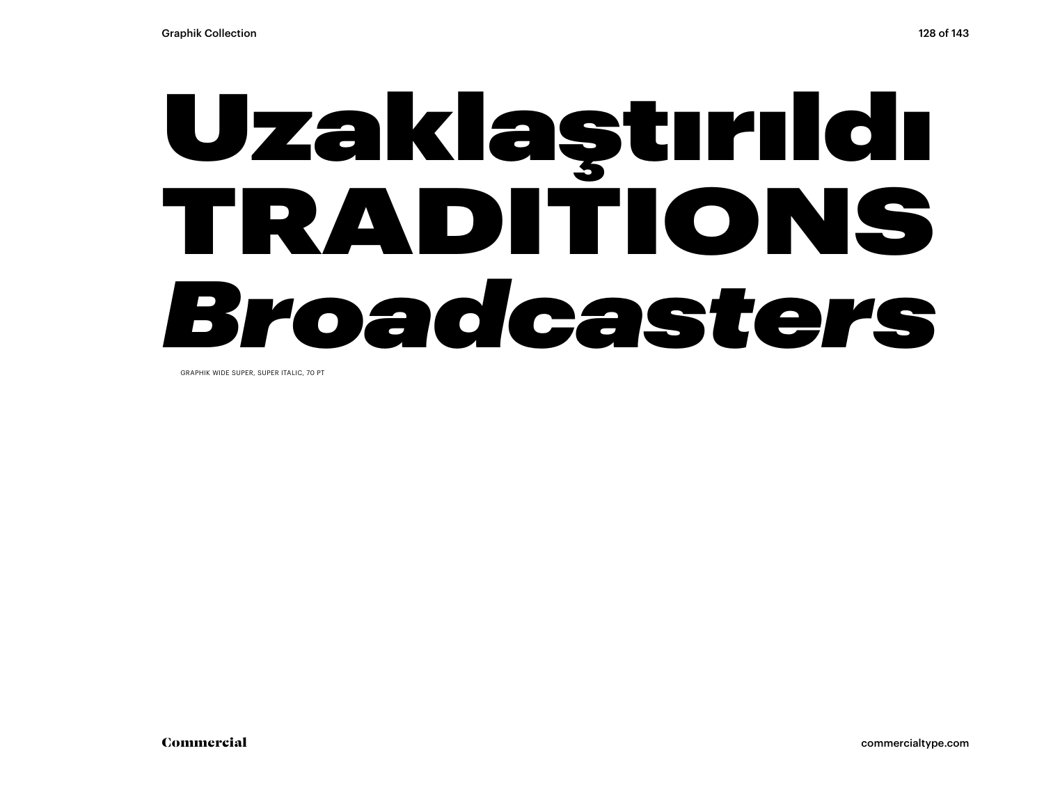Uzaklaştırıldı

TRADITIONS

*Broadcasters*

GRAPHIK WIDE SUPER, SUPER ITALIC, 70 PT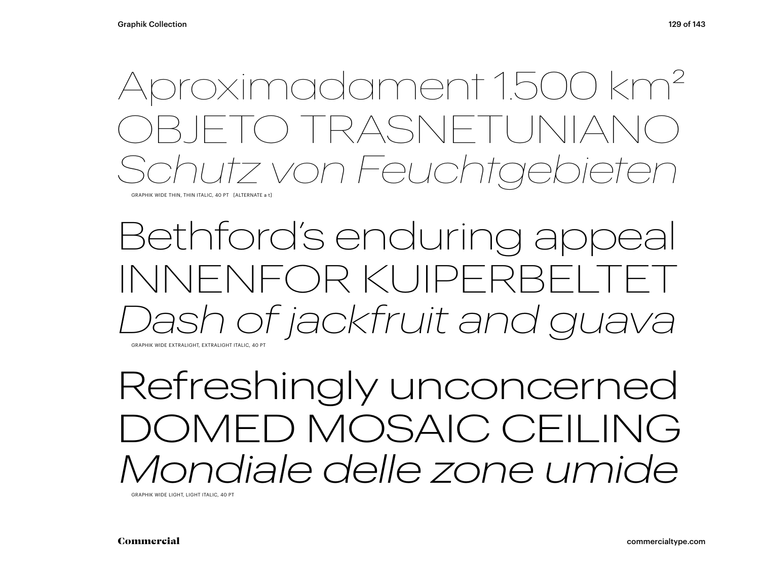Aproximadament 1.500 km²
OBJETO TRASNETUNIANO
*Schutz von Feuchtgebieten*

GRAPHIK WIDE THIN, THIN ITALIC, 40 PT [ALTERNATE a t]

Bethford's enduring appeal
INNENFOR KUIPERBELTET
*Dash of jackfruit and guava*

GRAPHIK WIDE EXTRALIGHT, EXTRALIGHT ITALIC, 40 PT

Refreshingly unconcerned
DOMED MOSAIC CEILING
*Mondiale delle zone umide*

GRAPHIK WIDE LIGHT, LIGHT ITALIC, 40 PT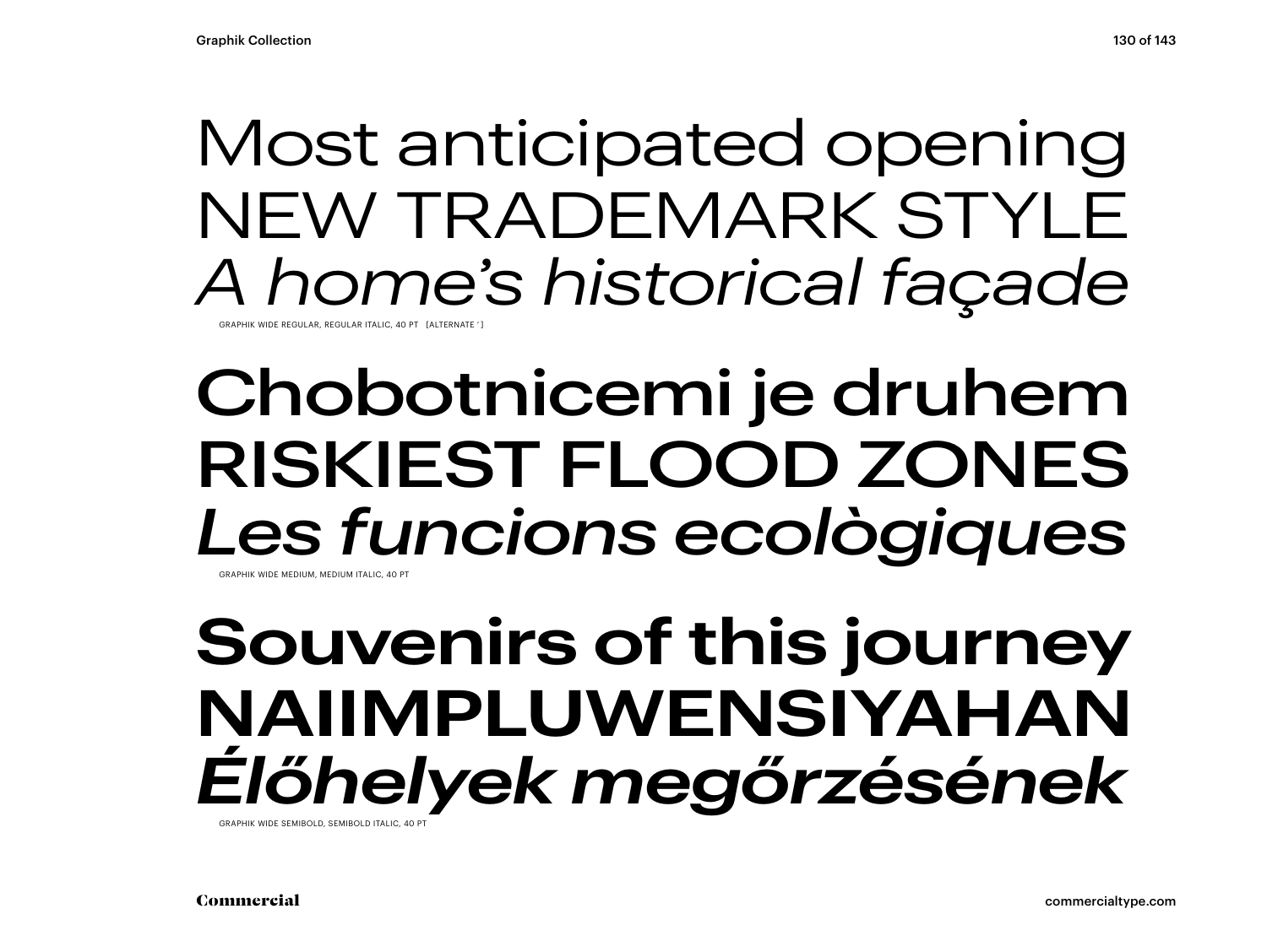Most anticipated opening
NEW TRADEMARK STYLE
*A home’s historical façade*

GRAPHIK WIDE REGULAR, REGULAR ITALIC, 40 PT [ALTERNATE ’ ]

Chobotnicemi je druhem
RISKIEST FLOOD ZONES
*Les funcions ecològiques*

GRAPHIK WIDE MEDIUM, MEDIUM ITALIC, 40 PT

**Souvenirs of this journey**
**NAIIMPLUWENSIYAHAN**
***Élőhelyek megőrzésének***

GRAPHIK WIDE SEMIBOLD, SEMIBOLD ITALIC, 40 PT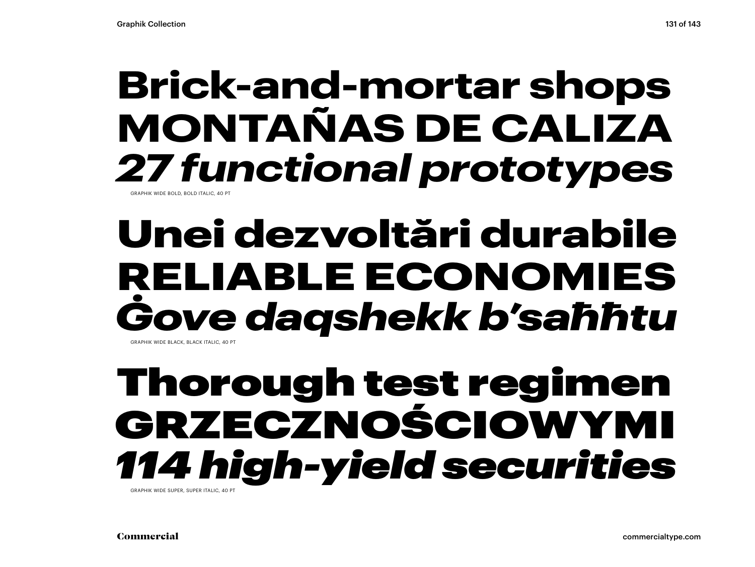**Brick-and-mortar shops**
**MONTAÑAS DE CALIZA**
***27 functional prototypes***

GRAPHIK WIDE BOLD, BOLD ITALIC, 40 PT

**Unei dezvoltări durabile**
**RELIABLE ECONOMIES**
***Ġove daqshekk b'saħħtu***

GRAPHIK WIDE BLACK, BLACK ITALIC, 40 PT

**Thorough test regimen**
**GRZECZNOŚCIOWYMI**
***114 high-yield securities***

GRAPHIK WIDE SUPER, SUPER ITALIC, 40 PT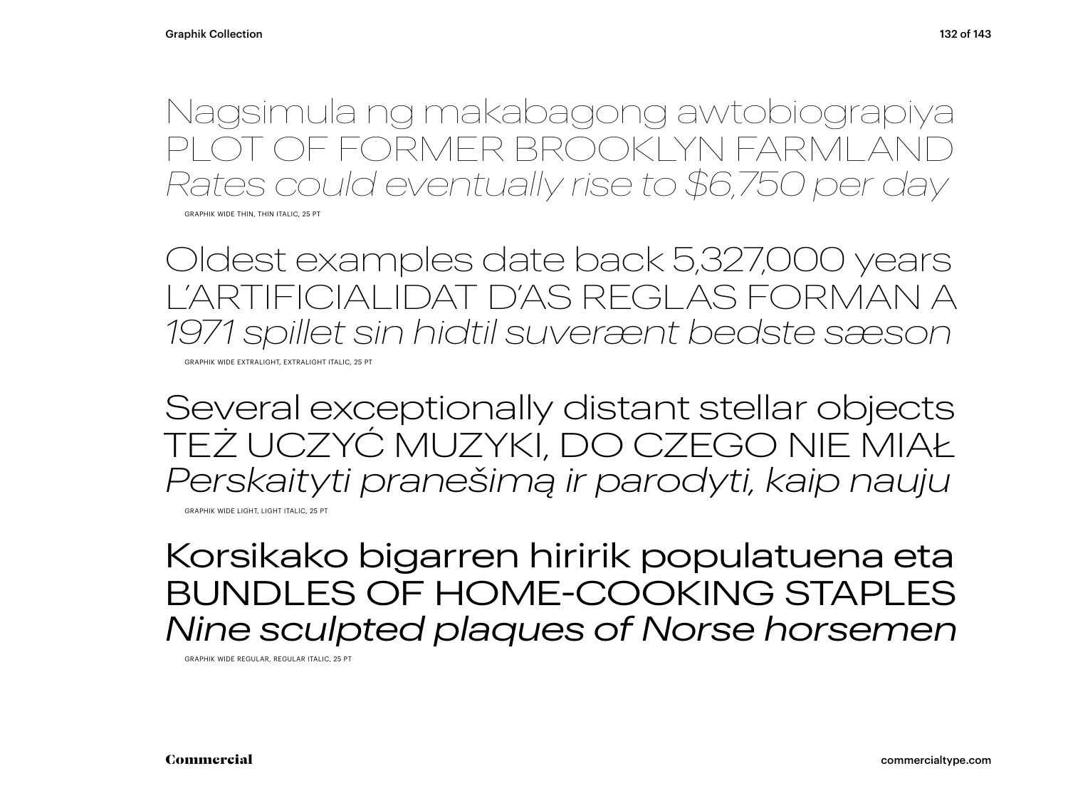Nagsimula ng makabagong awtobiograpiya
PLOT OF FORMER BROOKLYN FARMLAND
*Rates could eventually rise to $6,750 per day*

GRAPHIK WIDE THIN, THIN ITALIC, 25 PT

Oldest examples date back 5,327,000 years
L'ARTIFICIALIDAT D'AS REGLAS FORMAN A
*1971 spillet sin hidtil suverænt bedste sæson*

GRAPHIK WIDE EXTRALIGHT, EXTRALIGHT ITALIC, 25 PT

Several exceptionally distant stellar objects
TEŻ UCZYĆ MUZYKI, DO CZEGO NIE MIAŁ
*Perskaityti pranešimą ir parodyti, kaip nauju*

GRAPHIK WIDE LIGHT, LIGHT ITALIC, 25 PT

Korsikako bigarren hiririk populatuena eta
BUNDLES OF HOME-COOKING STAPLES
*Nine sculpted plaques of Norse horsemen*

GRAPHIK WIDE REGULAR, REGULAR ITALIC, 25 PT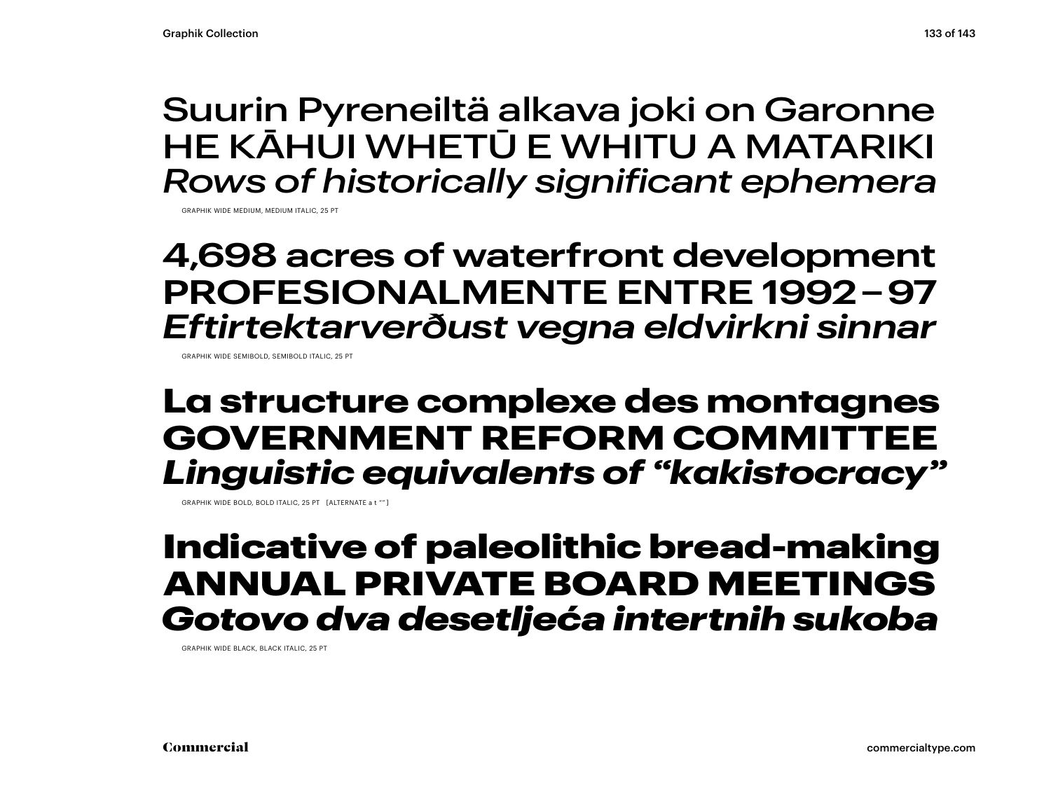Suurin Pyreneiltä alkava joki on Garonne
HE KĀHUI WHETŪ E WHITU A MATARIKI
*Rows of historically significant ephemera*

GRAPHIK WIDE MEDIUM, MEDIUM ITALIC, 25 PT

**4,698 acres of waterfront development**
**PROFESIONALMENTE ENTRE 1992 – 97**
***Eftirtektarverðust vegna eldvirkni sinnar***

GRAPHIK WIDE SEMIBOLD, SEMIBOLD ITALIC, 25 PT

**La structure complexe des montagnes**
**GOVERNMENT REFORM COMMITTEE**
***Linguistic equivalents of “kakistocracy”***

GRAPHIK WIDE BOLD, BOLD ITALIC, 25 PT [ALTERNATE a t “ ” ]

**Indicative of paleolithic bread-making**
**ANNUAL PRIVATE BOARD MEETINGS**
***Gotovo dva desetljeća intertnih sukoba***

GRAPHIK WIDE BLACK, BLACK ITALIC, 25 PT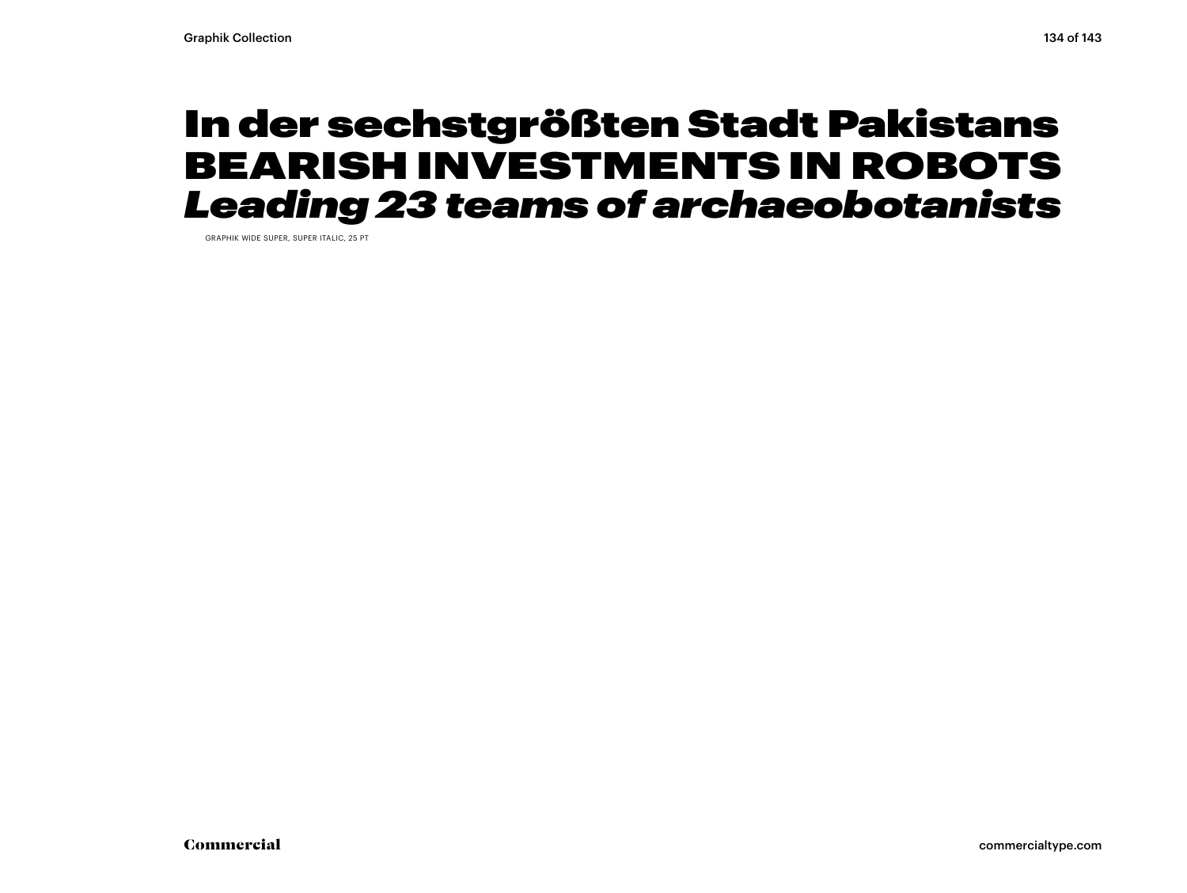In der sechstgrößten Stadt Pakistans
BEARISH INVESTMENTS IN ROBOTS
*Leading 23 teams of archaeobotanists*

GRAPHIK WIDE SUPER, SUPER ITALIC, 25 PT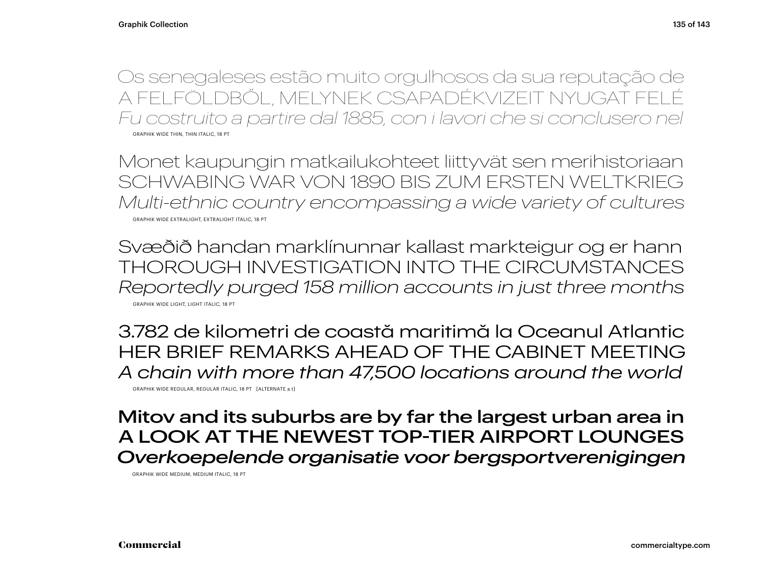Os senegaleses estão muito orgulhosos da sua reputação de
A FELFÖLDBŐL, MELYNEK CSAPADÉKVIZEIT NYUGAT FELÉ
*Fu costruito a partire dal 1885, con i lavori che si conclusero nel*

GRAPHIK WIDE THIN, THIN ITALIC, 18 PT

Monet kaupungin matkailukohteet liittyvät sen merihistoriaan
SCHWABING WAR VON 1890 BIS ZUM ERSTEN WELTKRIEG
*Multi-ethnic country encompassing a wide variety of cultures*

GRAPHIK WIDE EXTRALIGHT, EXTRALIGHT ITALIC, 18 PT

Svæðið handan marklínunnar kallast markteigur og er hann
THOROUGH INVESTIGATION INTO THE CIRCUMSTANCES
*Reportedly purged 158 million accounts in just three months*

GRAPHIK WIDE LIGHT, LIGHT ITALIC, 18 PT

3.782 de kilometri de coastă maritimă la Oceanul Atlantic
HER BRIEF REMARKS AHEAD OF THE CABINET MEETING
*A chain with more than 47,500 locations around the world*

GRAPHIK WIDE REGULAR, REGULAR ITALIC, 18 PT [ALTERNATE a t]

**Mitov and its suburbs are by far the largest urban area in**
**A LOOK AT THE NEWEST TOP-TIER AIRPORT LOUNGES**
***Overkoepelende organisatie voor bergsportverenigingen***

GRAPHIK WIDE MEDIUM, MEDIUM ITALIC, 18 PT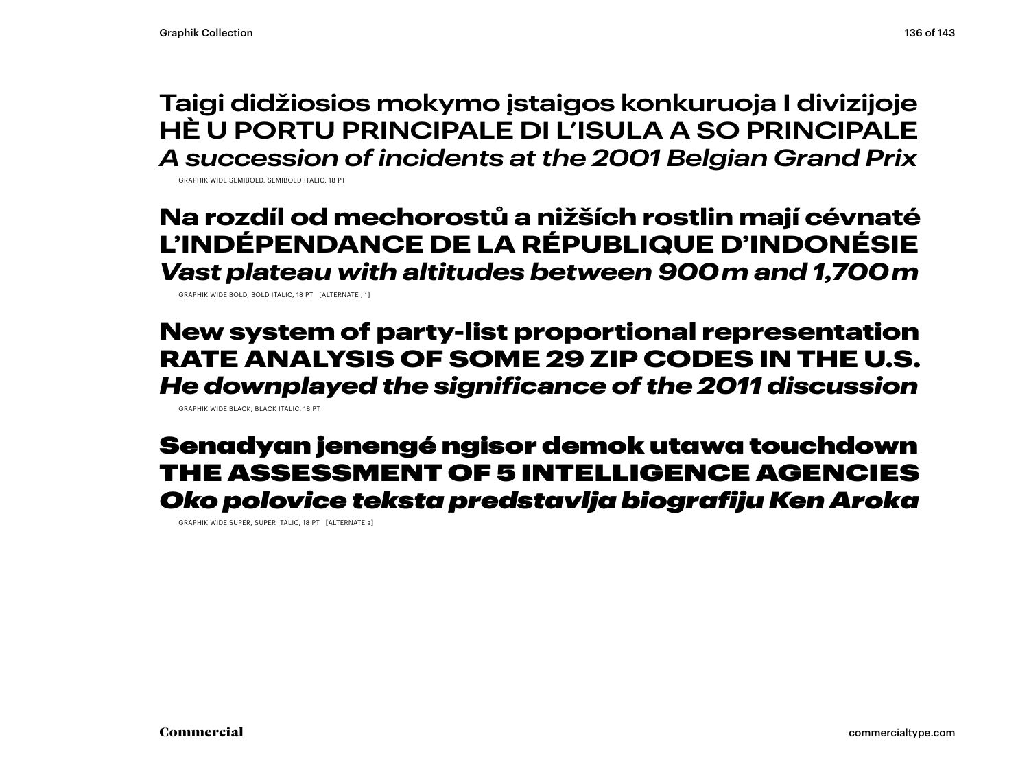**Taigi didžiosios mokymo įstaigos konkuruoja I divizijoje**
**HÈ U PORTU PRINCIPALE DI L'ISULA A SO PRINCIPALE**
***A succession of incidents at the 2001 Belgian Grand Prix***

GRAPHIK WIDE SEMIBOLD, SEMIBOLD ITALIC, 18 PT

**Na rozdíl od mechorostů a nižších rostlin mají cévnaté**
**L'INDÉPENDANCE DE LA RÉPUBLIQUE D'INDONÉSIE**
***Vast plateau with altitudes between 900 m and 1,700 m***

GRAPHIK WIDE BOLD, BOLD ITALIC, 18 PT [ALTERNATE , ' ]

**New system of party-list proportional representation**
**RATE ANALYSIS OF SOME 29 ZIP CODES IN THE U.S.**
***He downplayed the significance of the 2011 discussion***

GRAPHIK WIDE BLACK, BLACK ITALIC, 18 PT

**Senadyan jenengé ngisor demok utawa touchdown**
**THE ASSESSMENT OF 5 INTELLIGENCE AGENCIES**
***Oko polovice teksta predstavlja biografiju Ken Aroka***

GRAPHIK WIDE SUPER, SUPER ITALIC, 18 PT [ALTERNATE a]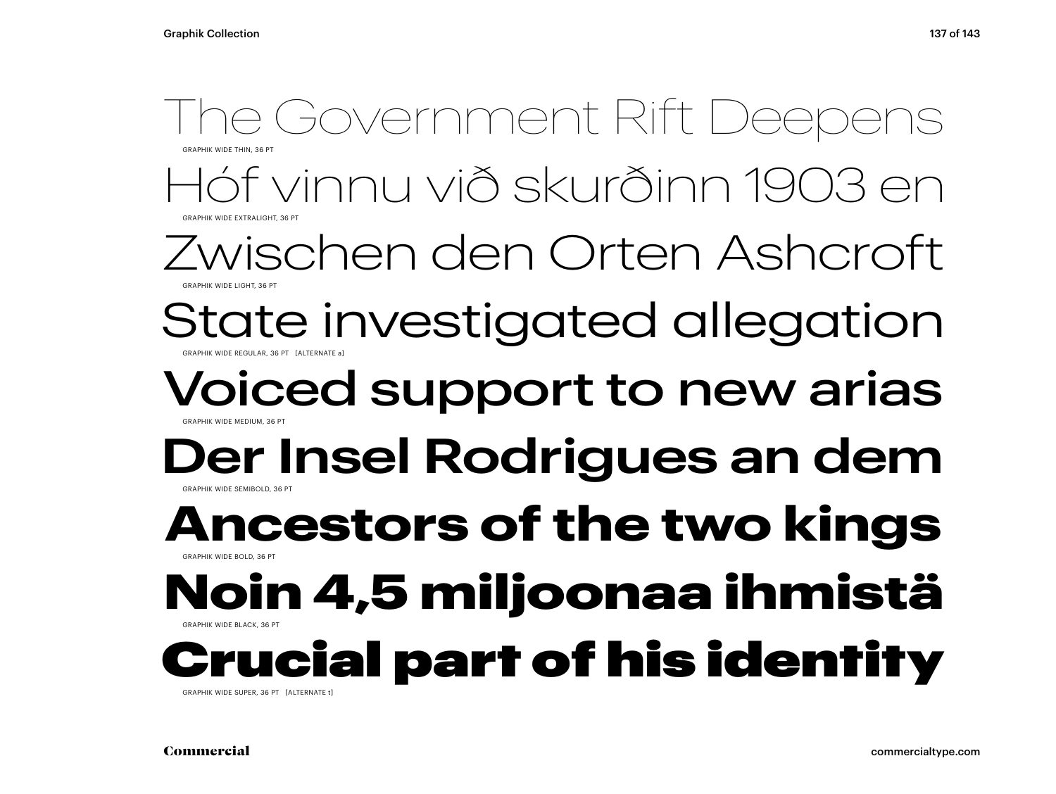The Government Rift Deepens

GRAPHIK WIDE THIN, 36 PT

Hóf vinnu við skurðinn 1903 en

GRAPHIK WIDE EXTRALIGHT, 36 PT

Zwischen den Orten Ashcroft

GRAPHIK WIDE LIGHT, 36 PT

State investigated allegation

GRAPHIK WIDE REGULAR, 36 PT [ALTERNATE a]

Voiced support to new arias

GRAPHIK WIDE MEDIUM, 36 PT

**Der Insel Rodrigues an dem**

GRAPHIK WIDE SEMIBOLD, 36 PT

**Ancestors of the two kings**

GRAPHIK WIDE BOLD, 36 PT

**Noin 4,5 miljoonaa ihmistä**

GRAPHIK WIDE BLACK, 36 PT

**Crucial part of his identity**

GRAPHIK WIDE SUPER, 36 PT [ALTERNATE t]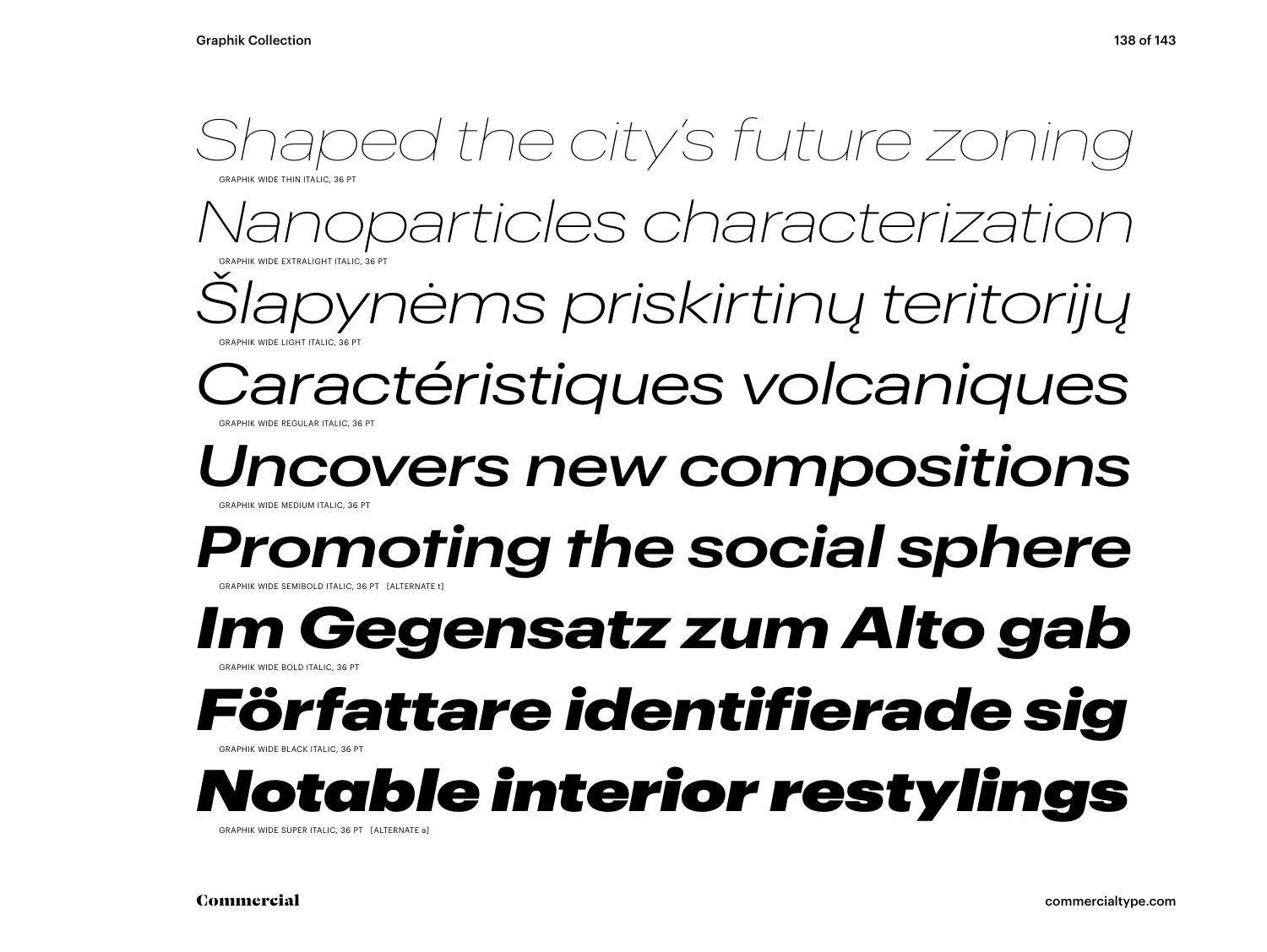*Shaped the city's future zoning*

GRAPHIK WIDE THIN ITALIC, 36 PT

*Nanoparticles characterization*

GRAPHIK WIDE EXTRALIGHT ITALIC, 36 PT

*Šlapynėms priskirtinų teritorijų*

GRAPHIK WIDE LIGHT ITALIC, 36 PT

*Caractéristiques volcaniques*

GRAPHIK WIDE REGULAR ITALIC, 36 PT

*Uncovers new compositions*

GRAPHIK WIDE MEDIUM ITALIC, 36 PT

***Promoting the social sphere***

GRAPHIK WIDE SEMIBOLD ITALIC, 36 PT [ALTERNATE t]

***Im Gegensatz zum Alto gab***

GRAPHIK WIDE BOLD ITALIC, 36 PT

***Författare identifierade sig***

GRAPHIK WIDE BLACK ITALIC, 36 PT

***Notable interior restylings***

GRAPHIK WIDE SUPER ITALIC, 36 PT [ALTERNATE a]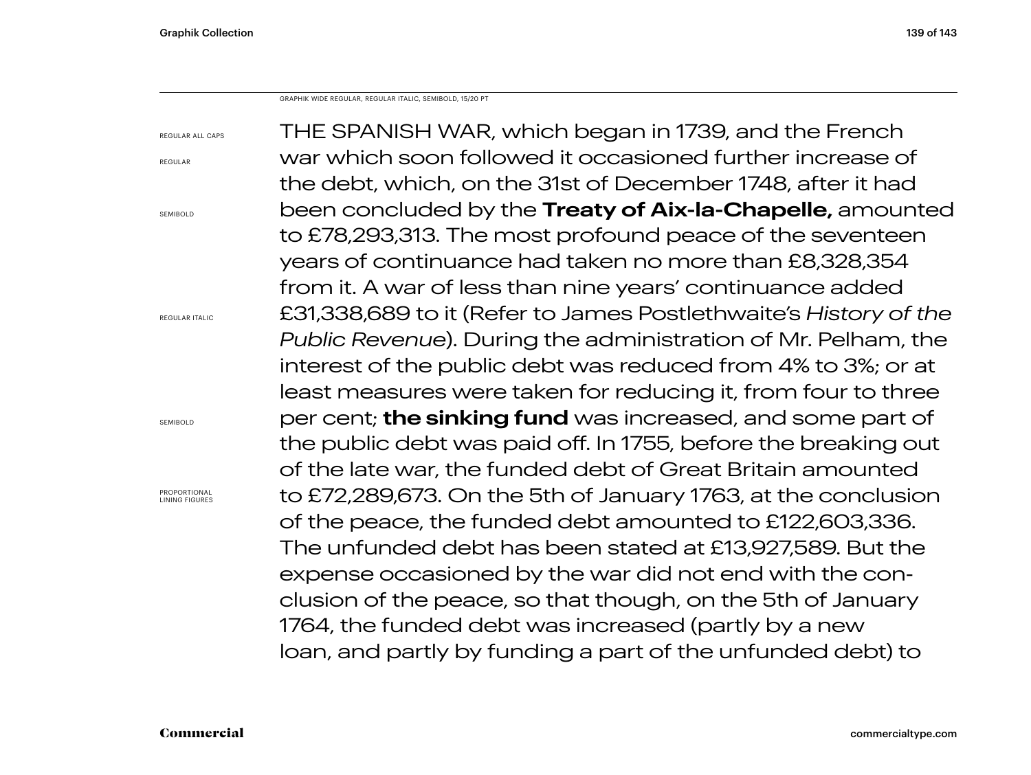GRAPHIK WIDE REGULAR, REGULAR ITALIC, SEMIBOLD, 15/20 PT

REGULAR ALL CAPS

REGULAR

SEMIBOLD

REGULAR ITALIC

SEMIBOLD

PROPORTIONAL LINING FIGURES

THE SPANISH WAR, which began in 1739, and the French war which soon followed it occasioned further increase of the debt, which, on the 31st of December 1748, after it had been concluded by the **Treaty of Aix-la-Chapelle,** amounted to £78,293,313. The most profound peace of the seventeen years of continuance had taken no more than £8,328,354 from it. A war of less than nine years' continuance added £31,338,689 to it (Refer to James Postlethwaite's *History of the Public Revenue*). During the administration of Mr. Pelham, the interest of the public debt was reduced from 4% to 3%; or at least measures were taken for reducing it, from four to three per cent; **the sinking fund** was increased, and some part of the public debt was paid off. In 1755, before the breaking out of the late war, the funded debt of Great Britain amounted to £72,289,673. On the 5th of January 1763, at the conclusion of the peace, the funded debt amounted to £122,603,336. The unfunded debt has been stated at £13,927,589. But the expense occasioned by the war did not end with the conclusion of the peace, so that though, on the 5th of January 1764, the funded debt was increased (partly by a new loan, and partly by funding a part of the unfunded debt) to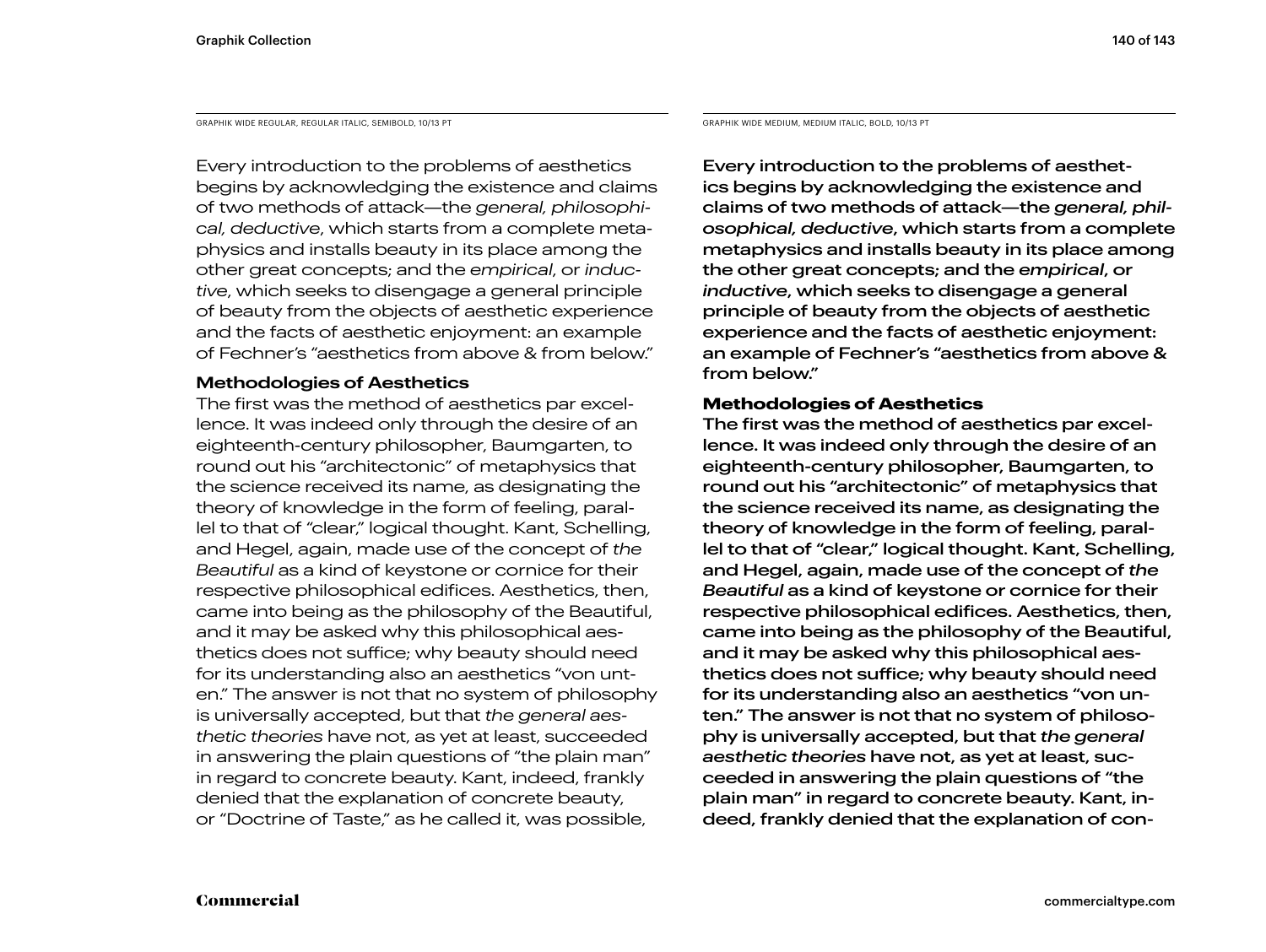GRAPHIK WIDE REGULAR, REGULAR ITALIC, SEMIBOLD, 10/13 PT

Every introduction to the problems of aesthetics begins by acknowledging the existence and claims of two methods of attack—the *general, philosophical, deductive*, which starts from a complete metaphysics and installs beauty in its place among the other great concepts; and the *empirical*, or *inductive*, which seeks to disengage a general principle of beauty from the objects of aesthetic experience and the facts of aesthetic enjoyment: an example of Fechner's "aesthetics from above & from below."

**Methodologies of Aesthetics**

The first was the method of aesthetics par excellence. It was indeed only through the desire of an eighteenth-century philosopher, Baumgarten, to round out his "architectonic" of metaphysics that the science received its name, as designating the theory of knowledge in the form of feeling, parallel to that of "clear," logical thought. Kant, Schelling, and Hegel, again, made use of the concept of *the Beautiful* as a kind of keystone or cornice for their respective philosophical edifices. Aesthetics, then, came into being as the philosophy of the Beautiful, and it may be asked why this philosophical aesthetics does not suffice; why beauty should need for its understanding also an aesthetics "von unten." The answer is not that no system of philosophy is universally accepted, but that *the general aesthetic theories* have not, as yet at least, succeeded in answering the plain questions of "the plain man" in regard to concrete beauty. Kant, indeed, frankly denied that the explanation of concrete beauty, or "Doctrine of Taste," as he called it, was possible,

GRAPHIK WIDE MEDIUM, MEDIUM ITALIC, BOLD, 10/13 PT

Every introduction to the problems of aesthetics begins by acknowledging the existence and claims of two methods of attack—the *general, philosophical, deductive*, which starts from a complete metaphysics and installs beauty in its place among the other great concepts; and the *empirical*, or *inductive*, which seeks to disengage a general principle of beauty from the objects of aesthetic experience and the facts of aesthetic enjoyment: an example of Fechner's "aesthetics from above & from below."

**Methodologies of Aesthetics**

The first was the method of aesthetics par excellence. It was indeed only through the desire of an eighteenth-century philosopher, Baumgarten, to round out his "architectonic" of metaphysics that the science received its name, as designating the theory of knowledge in the form of feeling, parallel to that of "clear," logical thought. Kant, Schelling, and Hegel, again, made use of the concept of *the Beautiful* as a kind of keystone or cornice for their respective philosophical edifices. Aesthetics, then, came into being as the philosophy of the Beautiful, and it may be asked why this philosophical aesthetics does not suffice; why beauty should need for its understanding also an aesthetics "von unten." The answer is not that no system of philosophy is universally accepted, but that *the general aesthetic theories* have not, as yet at least, succeeded in answering the plain questions of "the plain man" in regard to concrete beauty. Kant, indeed, frankly denied that the explanation of con-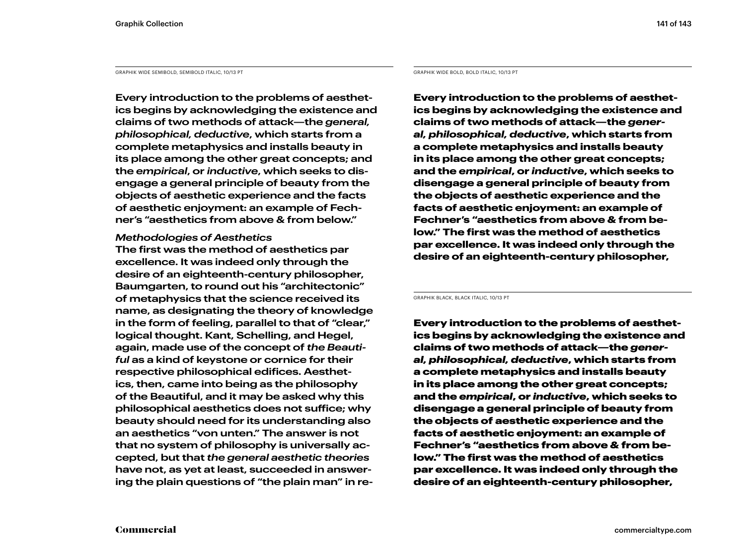GRAPHIK WIDE SEMIBOLD, SEMIBOLD ITALIC, 10/13 PT

Every introduction to the problems of aesthetics begins by acknowledging the existence and claims of two methods of attack—the *general, philosophical, deductive*, which starts from a complete metaphysics and installs beauty in its place among the other great concepts; and the *empirical*, or *inductive*, which seeks to disengage a general principle of beauty from the objects of aesthetic experience and the facts of aesthetic enjoyment: an example of Fechner's "aesthetics from above & from below."

*Methodologies of Aesthetics*

The first was the method of aesthetics par excellence. It was indeed only through the desire of an eighteenth-century philosopher, Baumgarten, to round out his "architectonic" of metaphysics that the science received its name, as designating the theory of knowledge in the form of feeling, parallel to that of "clear," logical thought. Kant, Schelling, and Hegel, again, made use of the concept of *the Beautiful* as a kind of keystone or cornice for their respective philosophical edifices. Aesthetics, then, came into being as the philosophy of the Beautiful, and it may be asked why this philosophical aesthetics does not suffice; why beauty should need for its understanding also an aesthetics "von unten." The answer is not that no system of philosophy is universally accepted, but that *the general aesthetic theories* have not, as yet at least, succeeded in answering the plain questions of "the plain man" in re-

GRAPHIK WIDE BOLD, BOLD ITALIC, 10/13 PT

**Every introduction to the problems of aesthetics begins by acknowledging the existence and claims of two methods of attack—the *general, philosophical, deductive*, which starts from a complete metaphysics and installs beauty in its place among the other great concepts; and the *empirical*, or *inductive*, which seeks to disengage a general principle of beauty from the objects of aesthetic experience and the facts of aesthetic enjoyment: an example of Fechner's "aesthetics from above & from below." The first was the method of aesthetics par excellence. It was indeed only through the desire of an eighteenth-century philosopher,**

GRAPHIK BLACK, BLACK ITALIC, 10/13 PT

**Every introduction to the problems of aesthetics begins by acknowledging the existence and claims of two methods of attack—the *general, philosophical, deductive*, which starts from a complete metaphysics and installs beauty in its place among the other great concepts; and the *empirical*, or *inductive*, which seeks to disengage a general principle of beauty from the objects of aesthetic experience and the facts of aesthetic enjoyment: an example of Fechner's "aesthetics from above & from below." The first was the method of aesthetics par excellence. It was indeed only through the desire of an eighteenth-century philosopher,**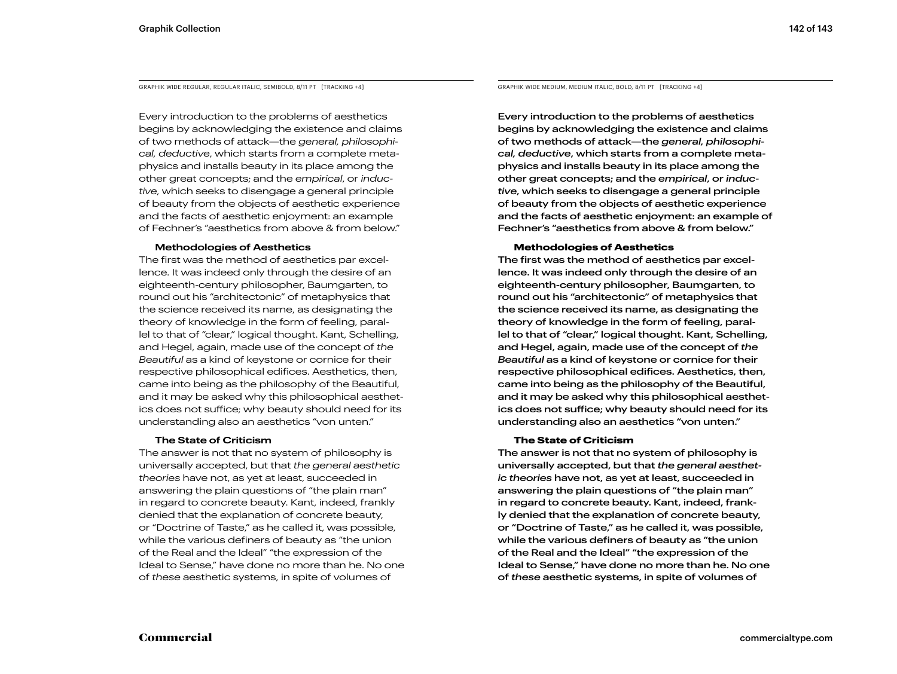GRAPHIK WIDE REGULAR, REGULAR ITALIC, SEMIBOLD, 8/11 PT [TRACKING +4]

Every introduction to the problems of aesthetics begins by acknowledging the existence and claims of two methods of attack—the *general, philosophical, deductive*, which starts from a complete metaphysics and installs beauty in its place among the other great concepts; and the *empirical*, or *inductive*, which seeks to disengage a general principle of beauty from the objects of aesthetic experience and the facts of aesthetic enjoyment: an example of Fechner's "aesthetics from above & from below."

**Methodologies of Aesthetics**

The first was the method of aesthetics par excellence. It was indeed only through the desire of an eighteenth-century philosopher, Baumgarten, to round out his "architectonic" of metaphysics that the science received its name, as designating the theory of knowledge in the form of feeling, parallel to that of "clear," logical thought. Kant, Schelling, and Hegel, again, made use of the concept of *the Beautiful* as a kind of keystone or cornice for their respective philosophical edifices. Aesthetics, then, came into being as the philosophy of the Beautiful, and it may be asked why this philosophical aesthetics does not suffice; why beauty should need for its understanding also an aesthetics "von unten."

**The State of Criticism**

The answer is not that no system of philosophy is universally accepted, but that *the general aesthetic theories* have not, as yet at least, succeeded in answering the plain questions of "the plain man" in regard to concrete beauty. Kant, indeed, frankly denied that the explanation of concrete beauty, or "Doctrine of Taste," as he called it, was possible, while the various definers of beauty as "the union of the Real and the Ideal" "the expression of the Ideal to Sense," have done no more than he. No one of *these* aesthetic systems, in spite of volumes of

GRAPHIK WIDE MEDIUM, MEDIUM ITALIC, BOLD, 8/11 PT [TRACKING +4]

Every introduction to the problems of aesthetics begins by acknowledging the existence and claims of two methods of attack—the *general, philosophical, deductive*, which starts from a complete metaphysics and installs beauty in its place among the other great concepts; and the *empirical*, or *inductive*, which seeks to disengage a general principle of beauty from the objects of aesthetic experience and the facts of aesthetic enjoyment: an example of Fechner's "aesthetics from above & from below."

**Methodologies of Aesthetics**

The first was the method of aesthetics par excellence. It was indeed only through the desire of an eighteenth-century philosopher, Baumgarten, to round out his "architectonic" of metaphysics that the science received its name, as designating the theory of knowledge in the form of feeling, parallel to that of "clear," logical thought. Kant, Schelling, and Hegel, again, made use of the concept of *the Beautiful* as a kind of keystone or cornice for their respective philosophical edifices. Aesthetics, then, came into being as the philosophy of the Beautiful, and it may be asked why this philosophical aesthetics does not suffice; why beauty should need for its understanding also an aesthetics "von unten."

**The State of Criticism**

The answer is not that no system of philosophy is universally accepted, but that *the general aesthetic theories* have not, as yet at least, succeeded in answering the plain questions of "the plain man" in regard to concrete beauty. Kant, indeed, frankly denied that the explanation of concrete beauty, or "Doctrine of Taste," as he called it, was possible, while the various definers of beauty as "the union of the Real and the Ideal" "the expression of the Ideal to Sense," have done no more than he. No one of *these* aesthetic systems, in spite of volumes of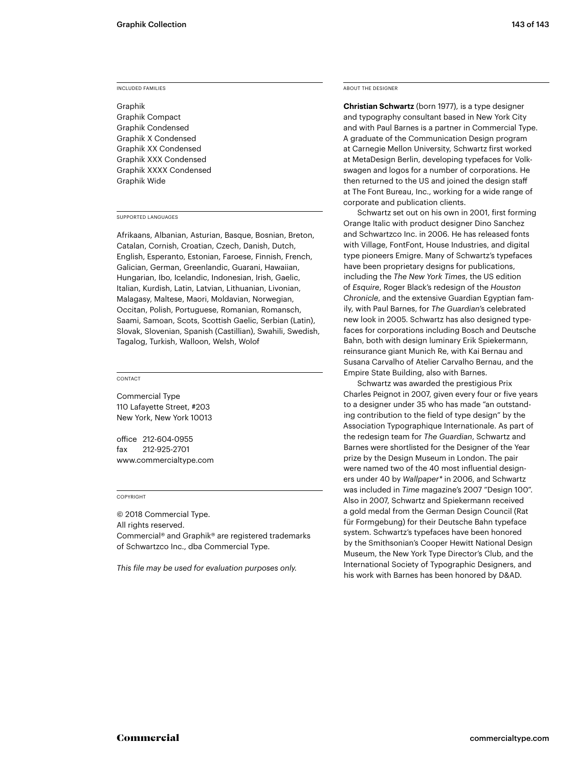## INCLUDED FAMILIES

Graphik
Graphik Compact
Graphik Condensed
Graphik X Condensed
Graphik XX Condensed
Graphik XXX Condensed
Graphik XXXX Condensed
Graphik Wide

## SUPPORTED LANGUAGES

Afrikaans, Albanian, Asturian, Basque, Bosnian, Breton, Catalan, Cornish, Croatian, Czech, Danish, Dutch, English, Esperanto, Estonian, Faroese, Finnish, French, Galician, German, Greenlandic, Guarani, Hawaiian, Hungarian, Ibo, Icelandic, Indonesian, Irish, Gaelic, Italian, Kurdish, Latin, Latvian, Lithuanian, Livonian, Malagasy, Maltese, Maori, Moldavian, Norwegian, Occitan, Polish, Portuguese, Romanian, Romansch, Saami, Samoan, Scots, Scottish Gaelic, Serbian (Latin), Slovak, Slovenian, Spanish (Castillian), Swahili, Swedish, Tagalog, Turkish, Walloon, Welsh, Wolof

## CONTACT

Commercial Type
110 Lafayette Street, #203
New York, New York 10013

office 212-604-0955
fax 212-925-2701
www.commercialtype.com

## COPYRIGHT

© 2018 Commercial Type.
All rights reserved.
Commercial® and Graphik® are registered trademarks of Schwartzco Inc., dba Commercial Type.

*This file may be used for evaluation purposes only.*

## ABOUT THE DESIGNER

**Christian Schwartz** (born 1977), is a type designer and typography consultant based in New York City and with Paul Barnes is a partner in Commercial Type. A graduate of the Communication Design program at Carnegie Mellon University, Schwartz first worked at MetaDesign Berlin, developing typefaces for Volkswagen and logos for a number of corporations. He then returned to the US and joined the design staff at The Font Bureau, Inc., working for a wide range of corporate and publication clients.

Schwartz set out on his own in 2001, first forming Orange Italic with product designer Dino Sanchez and Schwartzco Inc. in 2006. He has released fonts with Village, FontFont, House Industries, and digital type pioneers Emigre. Many of Schwartz's typefaces have been proprietary designs for publications, including the *The New York Times*, the US edition of *Esquire*, Roger Black's redesign of the *Houston Chronicle*, and the extensive Guardian Egyptian family, with Paul Barnes, for *The Guardian*'s celebrated new look in 2005. Schwartz has also designed typefaces for corporations including Bosch and Deutsche Bahn, both with design luminary Erik Spiekermann, reinsurance giant Munich Re, with Kai Bernau and Susana Carvalho of Atelier Carvalho Bernau, and the Empire State Building, also with Barnes.

Schwartz was awarded the prestigious Prix Charles Peignot in 2007, given every four or five years to a designer under 35 who has made "an outstanding contribution to the field of type design" by the Association Typographique Internationale. As part of the redesign team for *The Guardian*, Schwartz and Barnes were shortlisted for the Designer of the Year prize by the Design Museum in London. The pair were named two of the 40 most influential designers under 40 by *Wallpaper** in 2006, and Schwartz was included in *Time* magazine's 2007 "Design 100". Also in 2007, Schwartz and Spiekermann received a gold medal from the German Design Council (Rat für Formgebung) for their Deutsche Bahn typeface system. Schwartz's typefaces have been honored by the Smithsonian's Cooper Hewitt National Design Museum, the New York Type Director's Club, and the International Society of Typographic Designers, and his work with Barnes has been honored by D&AD.